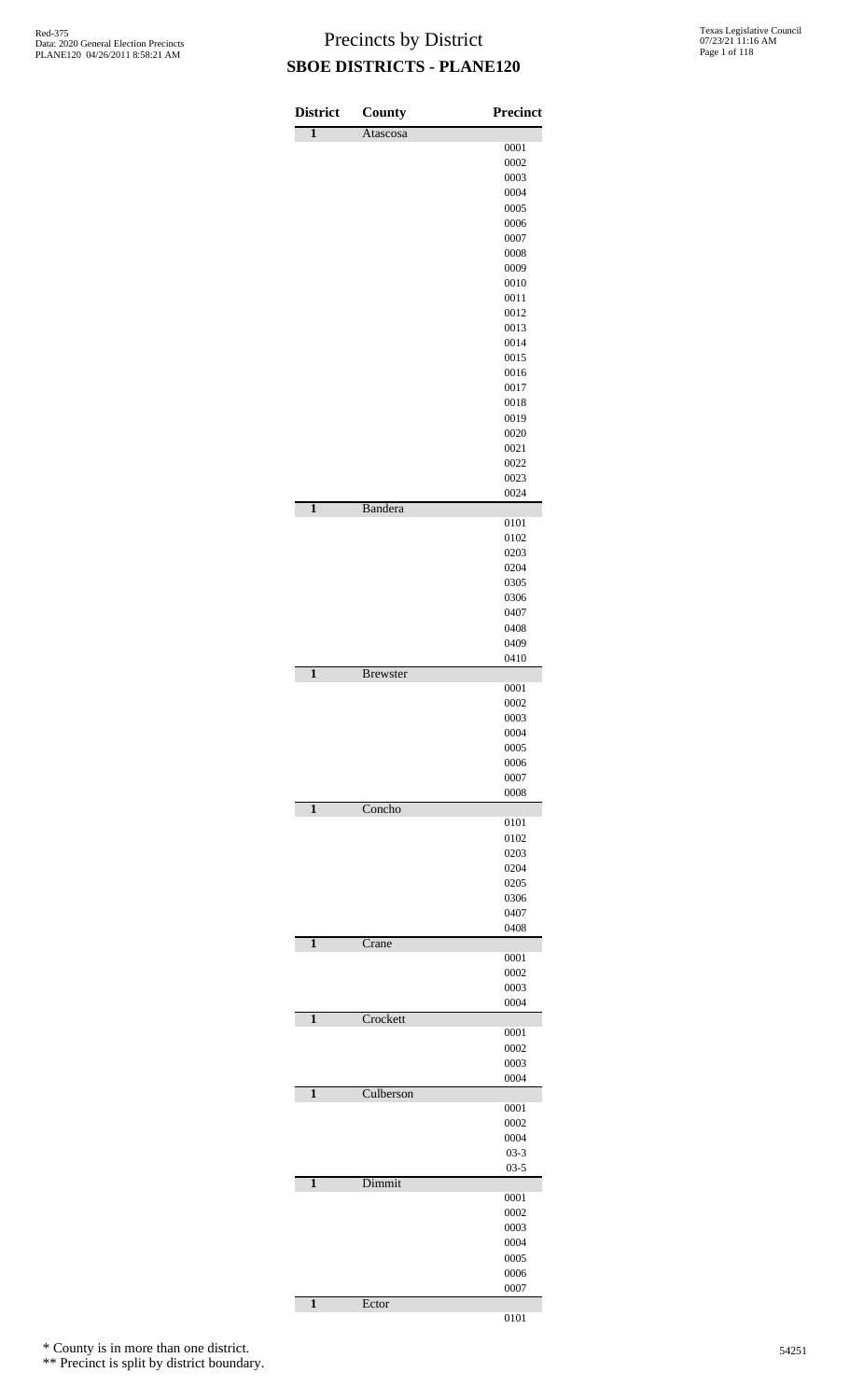Red-375
Data: 2020 General Election Precincts
PLANE120 04/26/2011 8:58:21 AM

# Precincts by District

## SBOE DISTRICTS - PLANE120

Texas Legislative Council
07/23/21 11:16 AM

| District | County | Precinct |
|---|---|---|
| 1 | Atascosa | |
| | | 0001 |
| | | 0002 |
| | | 0003 |
| | | 0004 |
| | | 0005 |
| | | 0006 |
| | | 0007 |
| | | 0008 |
| | | 0009 |
| | | 0010 |
| | | 0011 |
| | | 0012 |
| | | 0013 |
| | | 0014 |
| | | 0015 |
| | | 0016 |
| | | 0017 |
| | | 0018 |
| | | 0019 |
| | | 0020 |
| | | 0021 |
| | | 0022 |
| | | 0023 |
| | | 0024 |
| 1 | Bandera | |
| | | 0101 |
| | | 0102 |
| | | 0203 |
| | | 0204 |
| | | 0305 |
| | | 0306 |
| | | 0407 |
| | | 0408 |
| | | 0409 |
| | | 0410 |
| 1 | Brewster | |
| | | 0001 |
| | | 0002 |
| | | 0003 |
| | | 0004 |
| | | 0005 |
| | | 0006 |
| | | 0007 |
| | | 0008 |
| 1 | Concho | |
| | | 0101 |
| | | 0102 |
| | | 0203 |
| | | 0204 |
| | | 0205 |
| | | 0306 |
| | | 0407 |
| | | 0408 |
| 1 | Crane | |
| | | 0001 |
| | | 0002 |
| | | 0003 |
| | | 0004 |
| 1 | Crockett | |
| | | 0001 |
| | | 0002 |
| | | 0003 |
| | | 0004 |
| 1 | Culberson | |
| | | 0001 |
| | | 0002 |
| | | 0004 |
| | | 03-3 |
| | | 03-5 |
| 1 | Dimmit | |
| | | 0001 |
| | | 0002 |
| | | 0003 |
| | | 0004 |
| | | 0005 |
| | | 0006 |
| | | 0007 |
| 1 | Ector | |
| | | 0101 |

* County is in more than one district.

** Precinct is split by district boundary.

54251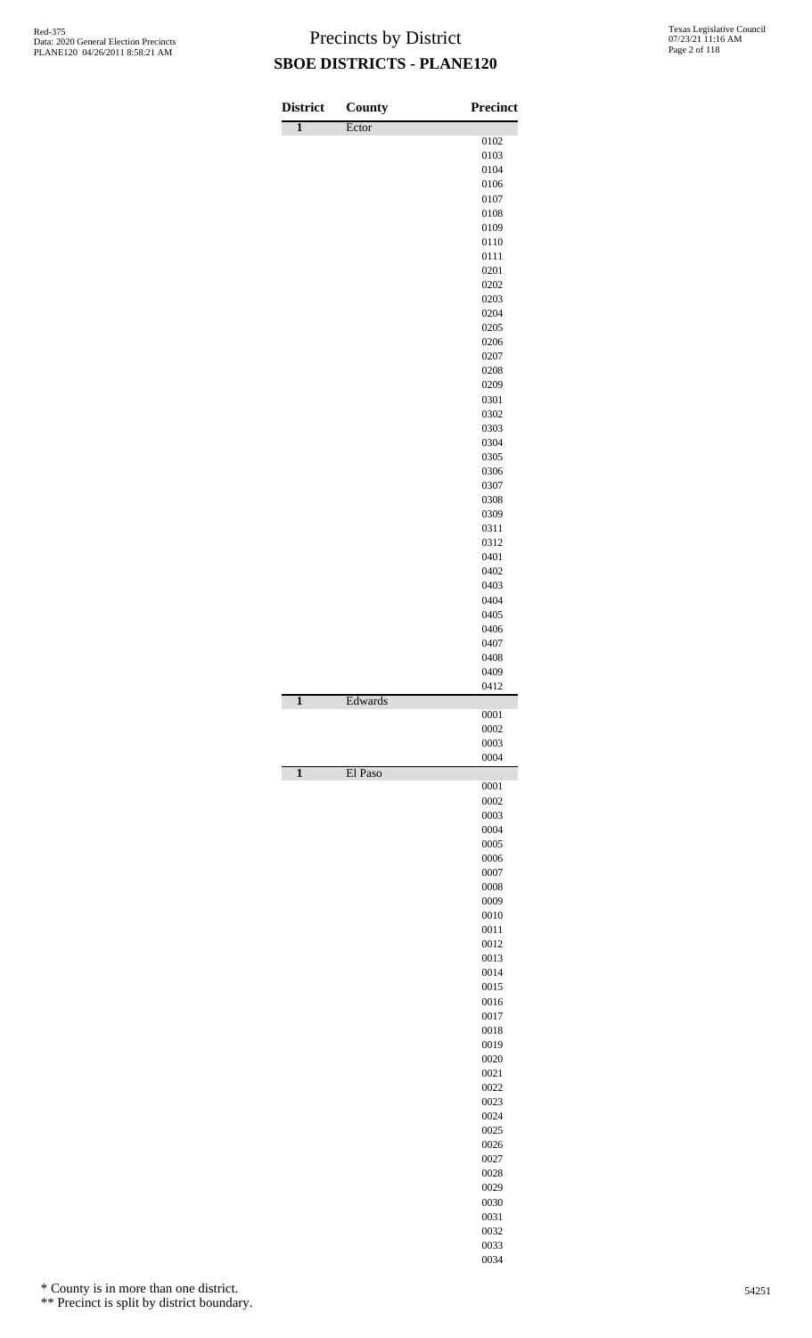# Precincts by District

## SBOE DISTRICTS - PLANE120

| District | County | Precinct |
|---|---|---|
| 1 | Ector | |
| | | 0102 |
| | | 0103 |
| | | 0104 |
| | | 0106 |
| | | 0107 |
| | | 0108 |
| | | 0109 |
| | | 0110 |
| | | 0111 |
| | | 0201 |
| | | 0202 |
| | | 0203 |
| | | 0204 |
| | | 0205 |
| | | 0206 |
| | | 0207 |
| | | 0208 |
| | | 0209 |
| | | 0301 |
| | | 0302 |
| | | 0303 |
| | | 0304 |
| | | 0305 |
| | | 0306 |
| | | 0307 |
| | | 0308 |
| | | 0309 |
| | | 0311 |
| | | 0312 |
| | | 0401 |
| | | 0402 |
| | | 0403 |
| | | 0404 |
| | | 0405 |
| | | 0406 |
| | | 0407 |
| | | 0408 |
| | | 0409 |
| | | 0412 |
| 1 | Edwards | |
| | | 0001 |
| | | 0002 |
| | | 0003 |
| | | 0004 |
| 1 | El Paso | |
| | | 0001 |
| | | 0002 |
| | | 0003 |
| | | 0004 |
| | | 0005 |
| | | 0006 |
| | | 0007 |
| | | 0008 |
| | | 0009 |
| | | 0010 |
| | | 0011 |
| | | 0012 |
| | | 0013 |
| | | 0014 |
| | | 0015 |
| | | 0016 |
| | | 0017 |
| | | 0018 |
| | | 0019 |
| | | 0020 |
| | | 0021 |
| | | 0022 |
| | | 0023 |
| | | 0024 |
| | | 0025 |
| | | 0026 |
| | | 0027 |
| | | 0028 |
| | | 0029 |
| | | 0030 |
| | | 0031 |
| | | 0032 |
| | | 0033 |
| | | 0034 |

\* County is in more than one district.

\*\* Precinct is split by district boundary.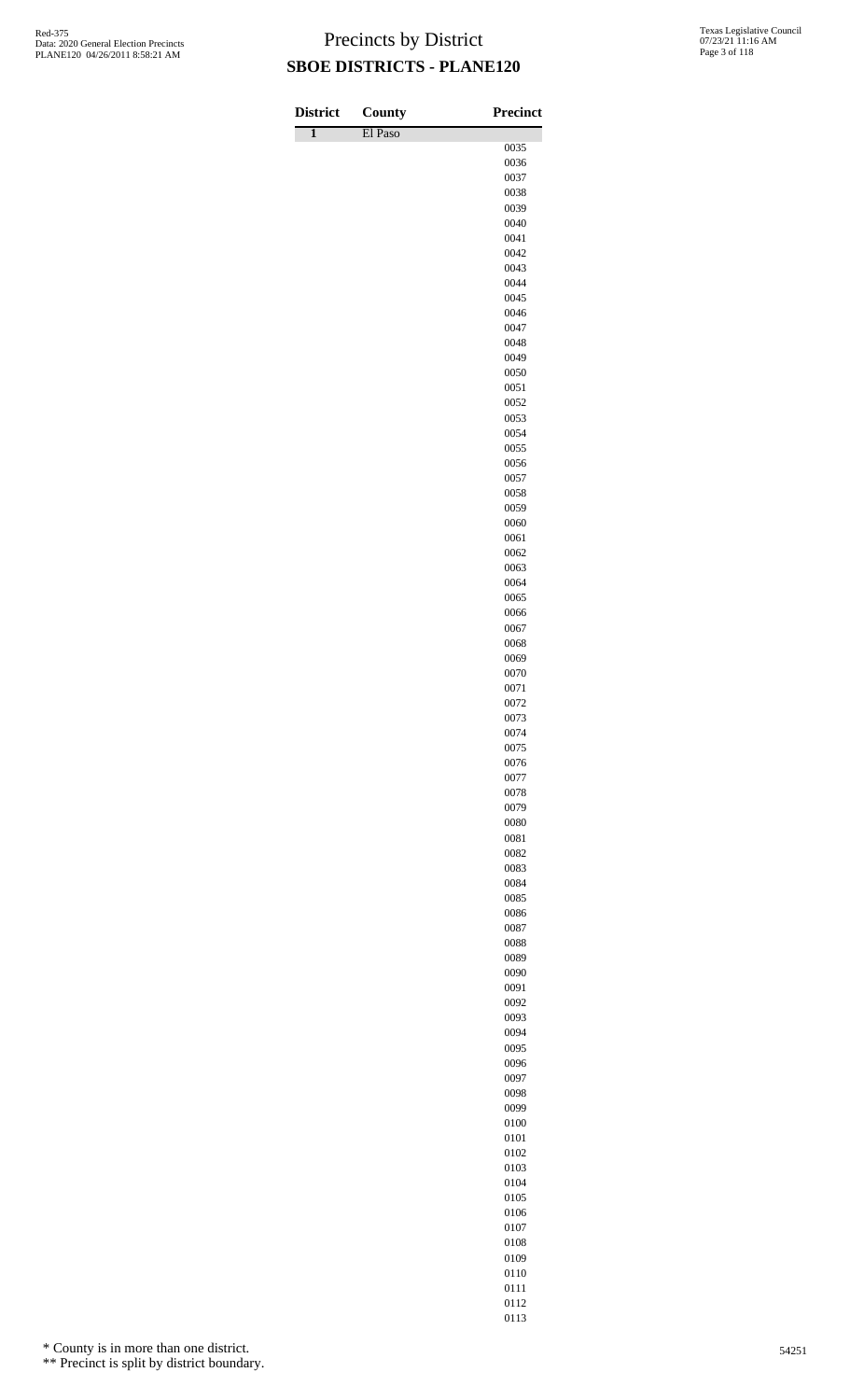# Precincts by District

## SBOE DISTRICTS - PLANE120

| District | County | Precinct |
|---|---|---|
| 1 | El Paso | |
| | | 0035 |
| | | 0036 |
| | | 0037 |
| | | 0038 |
| | | 0039 |
| | | 0040 |
| | | 0041 |
| | | 0042 |
| | | 0043 |
| | | 0044 |
| | | 0045 |
| | | 0046 |
| | | 0047 |
| | | 0048 |
| | | 0049 |
| | | 0050 |
| | | 0051 |
| | | 0052 |
| | | 0053 |
| | | 0054 |
| | | 0055 |
| | | 0056 |
| | | 0057 |
| | | 0058 |
| | | 0059 |
| | | 0060 |
| | | 0061 |
| | | 0062 |
| | | 0063 |
| | | 0064 |
| | | 0065 |
| | | 0066 |
| | | 0067 |
| | | 0068 |
| | | 0069 |
| | | 0070 |
| | | 0071 |
| | | 0072 |
| | | 0073 |
| | | 0074 |
| | | 0075 |
| | | 0076 |
| | | 0077 |
| | | 0078 |
| | | 0079 |
| | | 0080 |
| | | 0081 |
| | | 0082 |
| | | 0083 |
| | | 0084 |
| | | 0085 |
| | | 0086 |
| | | 0087 |
| | | 0088 |
| | | 0089 |
| | | 0090 |
| | | 0091 |
| | | 0092 |
| | | 0093 |
| | | 0094 |
| | | 0095 |
| | | 0096 |
| | | 0097 |
| | | 0098 |
| | | 0099 |
| | | 0100 |
| | | 0101 |
| | | 0102 |
| | | 0103 |
| | | 0104 |
| | | 0105 |
| | | 0106 |
| | | 0107 |
| | | 0108 |
| | | 0109 |
| | | 0110 |
| | | 0111 |
| | | 0112 |
| | | 0113 |

\* County is in more than one district.

\*\* Precinct is split by district boundary.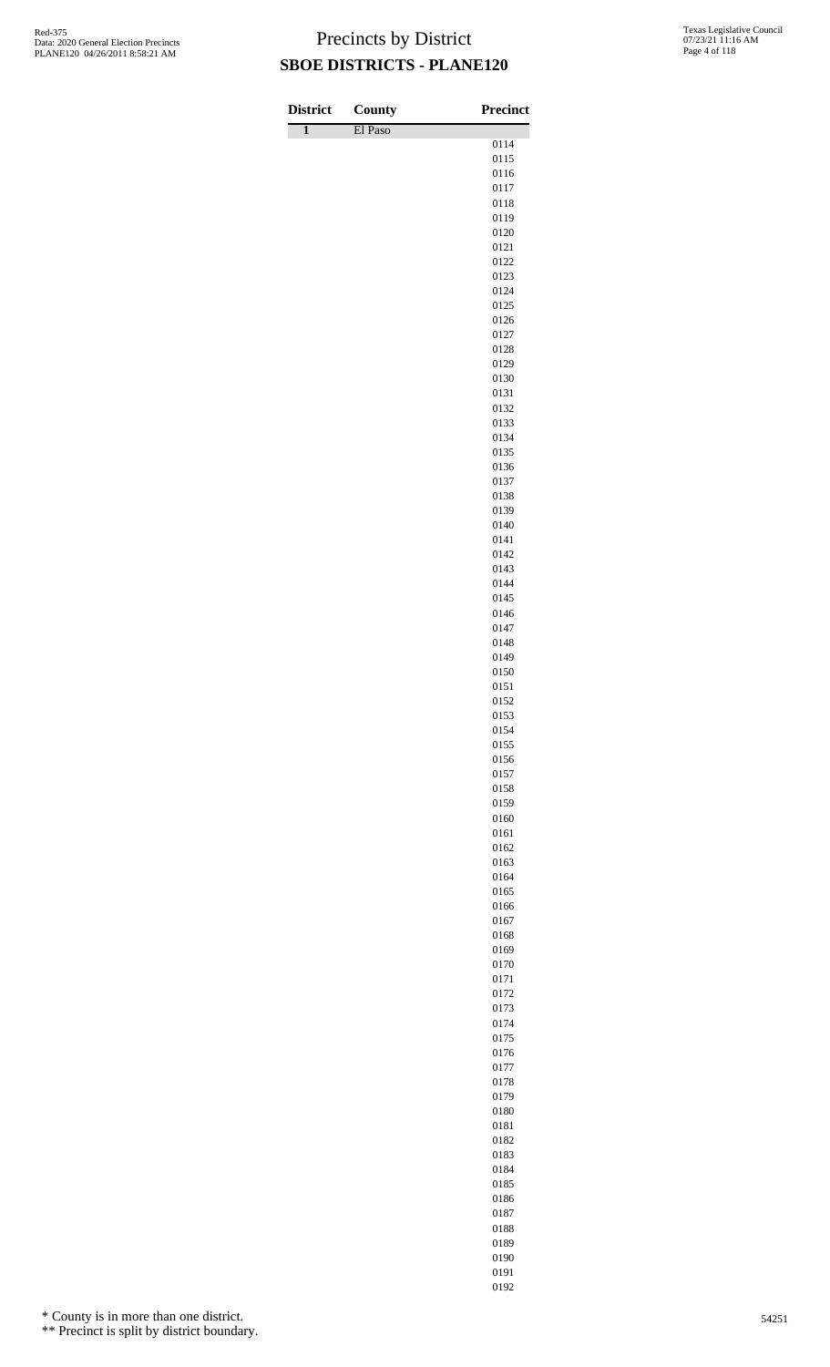# Precincts by District

## SBOE DISTRICTS - PLANE120

| District | County | Precinct |
|---|---|---|
| 1 | El Paso | |
| | | 0114 |
| | | 0115 |
| | | 0116 |
| | | 0117 |
| | | 0118 |
| | | 0119 |
| | | 0120 |
| | | 0121 |
| | | 0122 |
| | | 0123 |
| | | 0124 |
| | | 0125 |
| | | 0126 |
| | | 0127 |
| | | 0128 |
| | | 0129 |
| | | 0130 |
| | | 0131 |
| | | 0132 |
| | | 0133 |
| | | 0134 |
| | | 0135 |
| | | 0136 |
| | | 0137 |
| | | 0138 |
| | | 0139 |
| | | 0140 |
| | | 0141 |
| | | 0142 |
| | | 0143 |
| | | 0144 |
| | | 0145 |
| | | 0146 |
| | | 0147 |
| | | 0148 |
| | | 0149 |
| | | 0150 |
| | | 0151 |
| | | 0152 |
| | | 0153 |
| | | 0154 |
| | | 0155 |
| | | 0156 |
| | | 0157 |
| | | 0158 |
| | | 0159 |
| | | 0160 |
| | | 0161 |
| | | 0162 |
| | | 0163 |
| | | 0164 |
| | | 0165 |
| | | 0166 |
| | | 0167 |
| | | 0168 |
| | | 0169 |
| | | 0170 |
| | | 0171 |
| | | 0172 |
| | | 0173 |
| | | 0174 |
| | | 0175 |
| | | 0176 |
| | | 0177 |
| | | 0178 |
| | | 0179 |
| | | 0180 |
| | | 0181 |
| | | 0182 |
| | | 0183 |
| | | 0184 |
| | | 0185 |
| | | 0186 |
| | | 0187 |
| | | 0188 |
| | | 0189 |
| | | 0190 |
| | | 0191 |
| | | 0192 |

\* County is in more than one district.

\*\* Precinct is split by district boundary.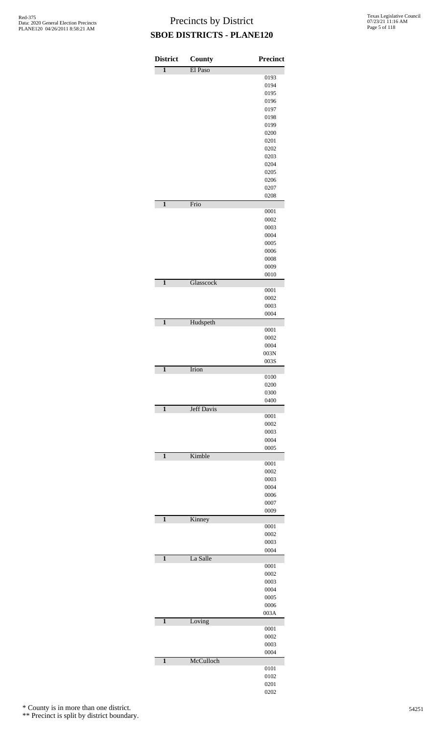# Precincts by District

## SBOE DISTRICTS - PLANE120

| District | County | Precinct |
|---|---|---|
| 1 | El Paso | |
| | | 0193 |
| | | 0194 |
| | | 0195 |
| | | 0196 |
| | | 0197 |
| | | 0198 |
| | | 0199 |
| | | 0200 |
| | | 0201 |
| | | 0202 |
| | | 0203 |
| | | 0204 |
| | | 0205 |
| | | 0206 |
| | | 0207 |
| | | 0208 |
| 1 | Frio | |
| | | 0001 |
| | | 0002 |
| | | 0003 |
| | | 0004 |
| | | 0005 |
| | | 0006 |
| | | 0008 |
| | | 0009 |
| | | 0010 |
| 1 | Glasscock | |
| | | 0001 |
| | | 0002 |
| | | 0003 |
| | | 0004 |
| 1 | Hudspeth | |
| | | 0001 |
| | | 0002 |
| | | 0004 |
| | | 003N |
| | | 003S |
| 1 | Irion | |
| | | 0100 |
| | | 0200 |
| | | 0300 |
| | | 0400 |
| 1 | Jeff Davis | |
| | | 0001 |
| | | 0002 |
| | | 0003 |
| | | 0004 |
| | | 0005 |
| 1 | Kimble | |
| | | 0001 |
| | | 0002 |
| | | 0003 |
| | | 0004 |
| | | 0006 |
| | | 0007 |
| | | 0009 |
| 1 | Kinney | |
| | | 0001 |
| | | 0002 |
| | | 0003 |
| | | 0004 |
| 1 | La Salle | |
| | | 0001 |
| | | 0002 |
| | | 0003 |
| | | 0004 |
| | | 0005 |
| | | 0006 |
| | | 003A |
| 1 | Loving | |
| | | 0001 |
| | | 0002 |
| | | 0003 |
| | | 0004 |
| 1 | McCulloch | |
| | | 0101 |
| | | 0102 |
| | | 0201 |
| | | 0202 |

\* County is in more than one district.

\*\* Precinct is split by district boundary.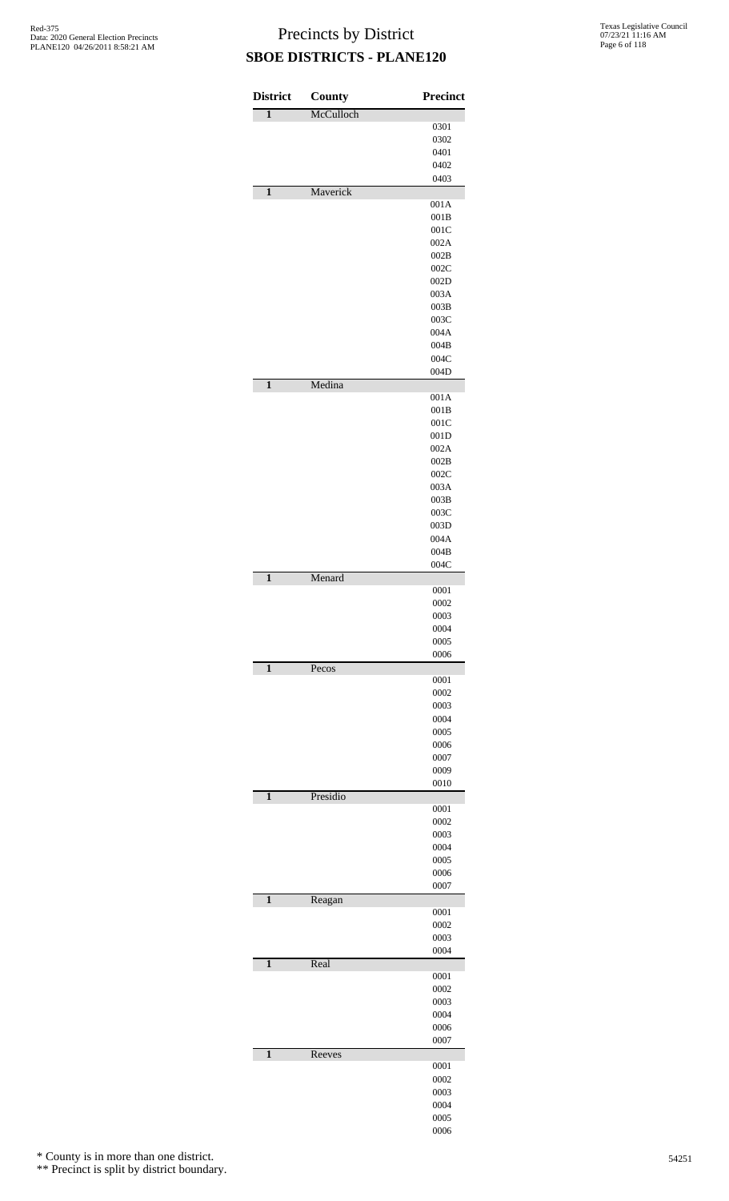# Precincts by District
## SBOE DISTRICTS - PLANE120

| District | County | Precinct |
|---|---|---|
| 1 | McCulloch | |
| | | 0301 |
| | | 0302 |
| | | 0401 |
| | | 0402 |
| | | 0403 |
| 1 | Maverick | |
| | | 001A |
| | | 001B |
| | | 001C |
| | | 002A |
| | | 002B |
| | | 002C |
| | | 002D |
| | | 003A |
| | | 003B |
| | | 003C |
| | | 004A |
| | | 004B |
| | | 004C |
| | | 004D |
| 1 | Medina | |
| | | 001A |
| | | 001B |
| | | 001C |
| | | 001D |
| | | 002A |
| | | 002B |
| | | 002C |
| | | 003A |
| | | 003B |
| | | 003C |
| | | 003D |
| | | 004A |
| | | 004B |
| | | 004C |
| 1 | Menard | |
| | | 0001 |
| | | 0002 |
| | | 0003 |
| | | 0004 |
| | | 0005 |
| | | 0006 |
| 1 | Pecos | |
| | | 0001 |
| | | 0002 |
| | | 0003 |
| | | 0004 |
| | | 0005 |
| | | 0006 |
| | | 0007 |
| | | 0009 |
| | | 0010 |
| 1 | Presidio | |
| | | 0001 |
| | | 0002 |
| | | 0003 |
| | | 0004 |
| | | 0005 |
| | | 0006 |
| | | 0007 |
| 1 | Reagan | |
| | | 0001 |
| | | 0002 |
| | | 0003 |
| | | 0004 |
| 1 | Real | |
| | | 0001 |
| | | 0002 |
| | | 0003 |
| | | 0004 |
| | | 0006 |
| | | 0007 |
| 1 | Reeves | |
| | | 0001 |
| | | 0002 |
| | | 0003 |
| | | 0004 |
| | | 0005 |
| | | 0006 |

* County is in more than one district.

** Precinct is split by district boundary.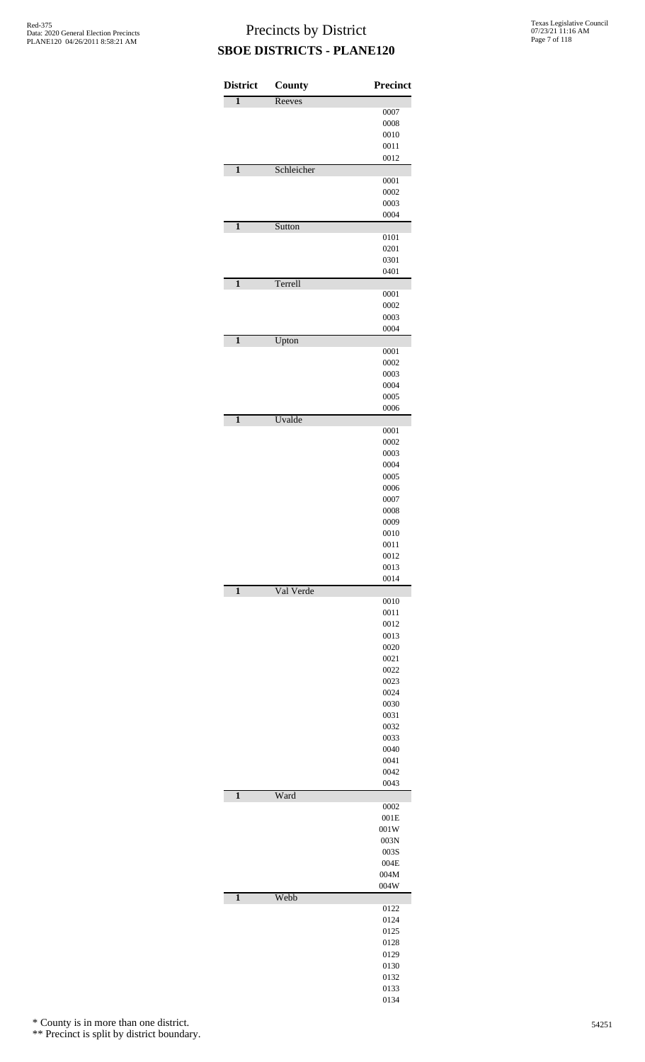# Precincts by District
## SBOE DISTRICTS - PLANE120

| District | County | Precinct |
|---|---|---|
| 1 | Reeves | |
| | | 0007 |
| | | 0008 |
| | | 0010 |
| | | 0011 |
| | | 0012 |
| 1 | Schleicher | |
| | | 0001 |
| | | 0002 |
| | | 0003 |
| | | 0004 |
| 1 | Sutton | |
| | | 0101 |
| | | 0201 |
| | | 0301 |
| | | 0401 |
| 1 | Terrell | |
| | | 0001 |
| | | 0002 |
| | | 0003 |
| | | 0004 |
| 1 | Upton | |
| | | 0001 |
| | | 0002 |
| | | 0003 |
| | | 0004 |
| | | 0005 |
| | | 0006 |
| 1 | Uvalde | |
| | | 0001 |
| | | 0002 |
| | | 0003 |
| | | 0004 |
| | | 0005 |
| | | 0006 |
| | | 0007 |
| | | 0008 |
| | | 0009 |
| | | 0010 |
| | | 0011 |
| | | 0012 |
| | | 0013 |
| | | 0014 |
| 1 | Val Verde | |
| | | 0010 |
| | | 0011 |
| | | 0012 |
| | | 0013 |
| | | 0020 |
| | | 0021 |
| | | 0022 |
| | | 0023 |
| | | 0024 |
| | | 0030 |
| | | 0031 |
| | | 0032 |
| | | 0033 |
| | | 0040 |
| | | 0041 |
| | | 0042 |
| | | 0043 |
| 1 | Ward | |
| | | 0002 |
| | | 001E |
| | | 001W |
| | | 003N |
| | | 003S |
| | | 004E |
| | | 004M |
| | | 004W |
| 1 | Webb | |
| | | 0122 |
| | | 0124 |
| | | 0125 |
| | | 0128 |
| | | 0129 |
| | | 0130 |
| | | 0132 |
| | | 0133 |
| | | 0134 |

\* County is in more than one district.

\*\* Precinct is split by district boundary.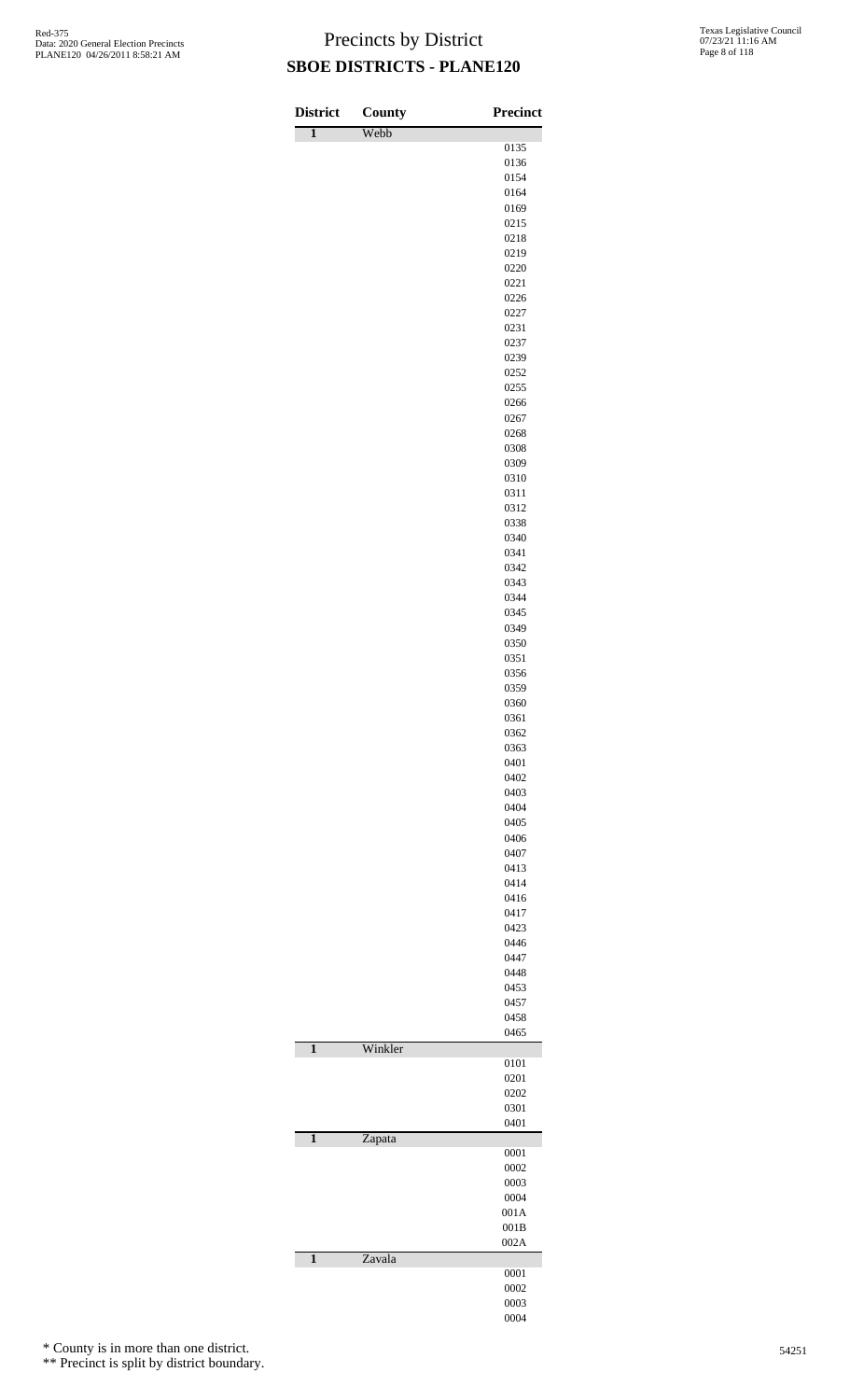# Precincts by District
## SBOE DISTRICTS - PLANE120

Red-375
Data: 2020 General Election Precincts
PLANE120 04/26/2011 8:58:21 AM

Texas Legislative Council
07/23/21 11:16 AM

| District | County | Precinct |
|---|---|---|
| 1 | Webb | |
| | | 0135 |
| | | 0136 |
| | | 0154 |
| | | 0164 |
| | | 0169 |
| | | 0215 |
| | | 0218 |
| | | 0219 |
| | | 0220 |
| | | 0221 |
| | | 0226 |
| | | 0227 |
| | | 0231 |
| | | 0237 |
| | | 0239 |
| | | 0252 |
| | | 0255 |
| | | 0266 |
| | | 0267 |
| | | 0268 |
| | | 0308 |
| | | 0309 |
| | | 0310 |
| | | 0311 |
| | | 0312 |
| | | 0338 |
| | | 0340 |
| | | 0341 |
| | | 0342 |
| | | 0343 |
| | | 0344 |
| | | 0345 |
| | | 0349 |
| | | 0350 |
| | | 0351 |
| | | 0356 |
| | | 0359 |
| | | 0360 |
| | | 0361 |
| | | 0362 |
| | | 0363 |
| | | 0401 |
| | | 0402 |
| | | 0403 |
| | | 0404 |
| | | 0405 |
| | | 0406 |
| | | 0407 |
| | | 0413 |
| | | 0414 |
| | | 0416 |
| | | 0417 |
| | | 0423 |
| | | 0446 |
| | | 0447 |
| | | 0448 |
| | | 0453 |
| | | 0457 |
| | | 0458 |
| | | 0465 |
| 1 | Winkler | |
| | | 0101 |
| | | 0201 |
| | | 0202 |
| | | 0301 |
| | | 0401 |
| 1 | Zapata | |
| | | 0001 |
| | | 0002 |
| | | 0003 |
| | | 0004 |
| | | 001A |
| | | 001B |
| | | 002A |
| 1 | Zavala | |
| | | 0001 |
| | | 0002 |
| | | 0003 |
| | | 0004 |

\* County is in more than one district.

\*\* Precinct is split by district boundary.

54251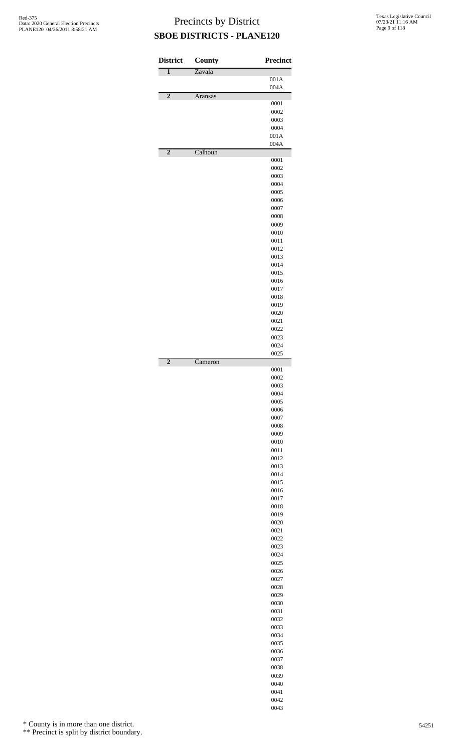# Precincts by District

## SBOE DISTRICTS - PLANE120

| District | County | Precinct |
|---|---|---|
| 1 | Zavala | |
| | | 001A |
| | | 004A |
| 2 | Aransas | |
| | | 0001 |
| | | 0002 |
| | | 0003 |
| | | 0004 |
| | | 001A |
| | | 004A |
| 2 | Calhoun | |
| | | 0001 |
| | | 0002 |
| | | 0003 |
| | | 0004 |
| | | 0005 |
| | | 0006 |
| | | 0007 |
| | | 0008 |
| | | 0009 |
| | | 0010 |
| | | 0011 |
| | | 0012 |
| | | 0013 |
| | | 0014 |
| | | 0015 |
| | | 0016 |
| | | 0017 |
| | | 0018 |
| | | 0019 |
| | | 0020 |
| | | 0021 |
| | | 0022 |
| | | 0023 |
| | | 0024 |
| | | 0025 |
| 2 | Cameron | |
| | | 0001 |
| | | 0002 |
| | | 0003 |
| | | 0004 |
| | | 0005 |
| | | 0006 |
| | | 0007 |
| | | 0008 |
| | | 0009 |
| | | 0010 |
| | | 0011 |
| | | 0012 |
| | | 0013 |
| | | 0014 |
| | | 0015 |
| | | 0016 |
| | | 0017 |
| | | 0018 |
| | | 0019 |
| | | 0020 |
| | | 0021 |
| | | 0022 |
| | | 0023 |
| | | 0024 |
| | | 0025 |
| | | 0026 |
| | | 0027 |
| | | 0028 |
| | | 0029 |
| | | 0030 |
| | | 0031 |
| | | 0032 |
| | | 0033 |
| | | 0034 |
| | | 0035 |
| | | 0036 |
| | | 0037 |
| | | 0038 |
| | | 0039 |
| | | 0040 |
| | | 0041 |
| | | 0042 |
| | | 0043 |

\* County is in more than one district.

\*\* Precinct is split by district boundary.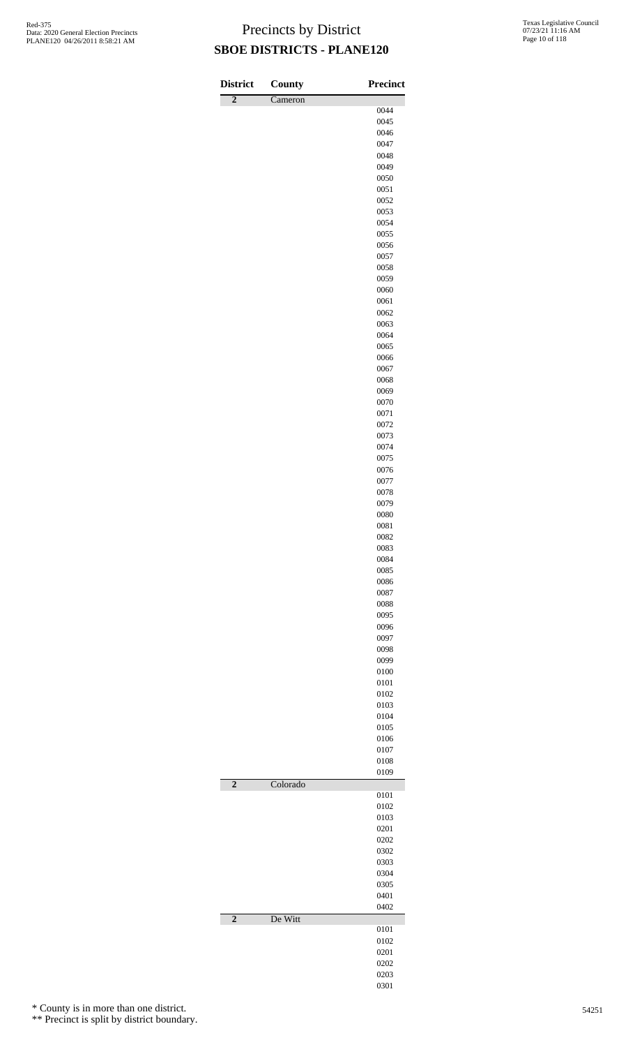# Precincts by District

## SBOE DISTRICTS - PLANE120

| District | County | Precinct |
|---|---|---|
| 2 | Cameron | |
| | | 0044 |
| | | 0045 |
| | | 0046 |
| | | 0047 |
| | | 0048 |
| | | 0049 |
| | | 0050 |
| | | 0051 |
| | | 0052 |
| | | 0053 |
| | | 0054 |
| | | 0055 |
| | | 0056 |
| | | 0057 |
| | | 0058 |
| | | 0059 |
| | | 0060 |
| | | 0061 |
| | | 0062 |
| | | 0063 |
| | | 0064 |
| | | 0065 |
| | | 0066 |
| | | 0067 |
| | | 0068 |
| | | 0069 |
| | | 0070 |
| | | 0071 |
| | | 0072 |
| | | 0073 |
| | | 0074 |
| | | 0075 |
| | | 0076 |
| | | 0077 |
| | | 0078 |
| | | 0079 |
| | | 0080 |
| | | 0081 |
| | | 0082 |
| | | 0083 |
| | | 0084 |
| | | 0085 |
| | | 0086 |
| | | 0087 |
| | | 0088 |
| | | 0095 |
| | | 0096 |
| | | 0097 |
| | | 0098 |
| | | 0099 |
| | | 0100 |
| | | 0101 |
| | | 0102 |
| | | 0103 |
| | | 0104 |
| | | 0105 |
| | | 0106 |
| | | 0107 |
| | | 0108 |
| | | 0109 |
| 2 | Colorado | |
| | | 0101 |
| | | 0102 |
| | | 0103 |
| | | 0201 |
| | | 0202 |
| | | 0302 |
| | | 0303 |
| | | 0304 |
| | | 0305 |
| | | 0401 |
| | | 0402 |
| 2 | De Witt | |
| | | 0101 |
| | | 0102 |
| | | 0201 |
| | | 0202 |
| | | 0203 |
| | | 0301 |

\* County is in more than one district.

\*\* Precinct is split by district boundary.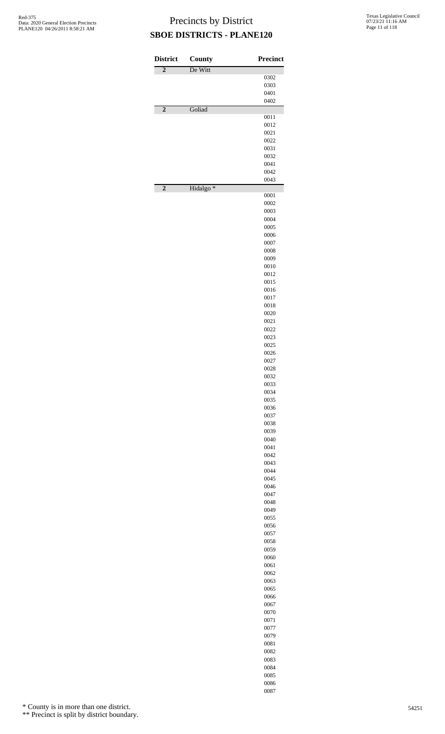# Precincts by District

## SBOE DISTRICTS - PLANE120

| District | County | Precinct |
|---|---|---|
| **2** | De Witt | |
| | | 0302 |
| | | 0303 |
| | | 0401 |
| | | 0402 |
| **2** | Goliad | |
| | | 0011 |
| | | 0012 |
| | | 0021 |
| | | 0022 |
| | | 0031 |
| | | 0032 |
| | | 0041 |
| | | 0042 |
| | | 0043 |
| **2** | Hidalgo * | |
| | | 0001 |
| | | 0002 |
| | | 0003 |
| | | 0004 |
| | | 0005 |
| | | 0006 |
| | | 0007 |
| | | 0008 |
| | | 0009 |
| | | 0010 |
| | | 0012 |
| | | 0015 |
| | | 0016 |
| | | 0017 |
| | | 0018 |
| | | 0020 |
| | | 0021 |
| | | 0022 |
| | | 0023 |
| | | 0025 |
| | | 0026 |
| | | 0027 |
| | | 0028 |
| | | 0032 |
| | | 0033 |
| | | 0034 |
| | | 0035 |
| | | 0036 |
| | | 0037 |
| | | 0038 |
| | | 0039 |
| | | 0040 |
| | | 0041 |
| | | 0042 |
| | | 0043 |
| | | 0044 |
| | | 0045 |
| | | 0046 |
| | | 0047 |
| | | 0048 |
| | | 0049 |
| | | 0055 |
| | | 0056 |
| | | 0057 |
| | | 0058 |
| | | 0059 |
| | | 0060 |
| | | 0061 |
| | | 0062 |
| | | 0063 |
| | | 0065 |
| | | 0066 |
| | | 0067 |
| | | 0070 |
| | | 0071 |
| | | 0077 |
| | | 0079 |
| | | 0081 |
| | | 0082 |
| | | 0083 |
| | | 0084 |
| | | 0085 |
| | | 0086 |
| | | 0087 |

\* County is in more than one district.

\*\* Precinct is split by district boundary.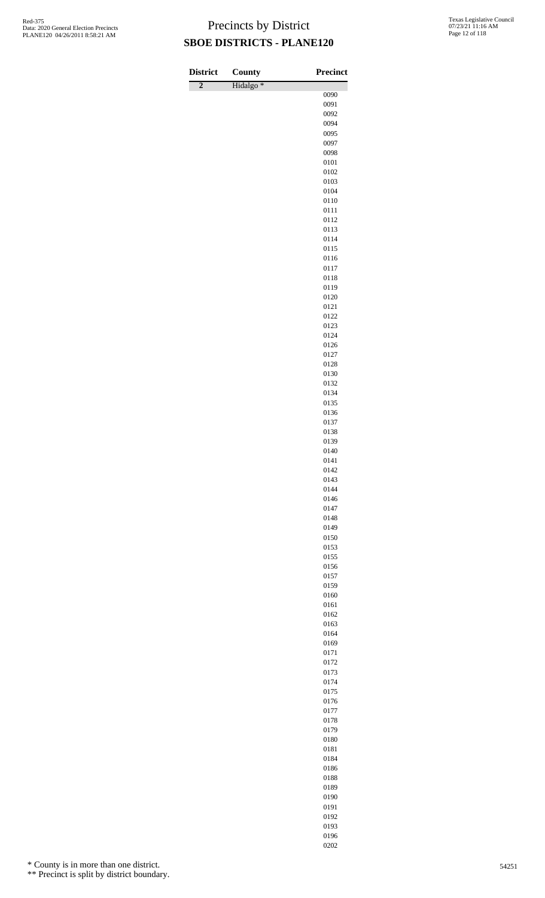# Precincts by District

## SBOE DISTRICTS - PLANE120

| District | County | Precinct |
|---|---|---|
| 2 | Hidalgo * | |
| | | 0090 |
| | | 0091 |
| | | 0092 |
| | | 0094 |
| | | 0095 |
| | | 0097 |
| | | 0098 |
| | | 0101 |
| | | 0102 |
| | | 0103 |
| | | 0104 |
| | | 0110 |
| | | 0111 |
| | | 0112 |
| | | 0113 |
| | | 0114 |
| | | 0115 |
| | | 0116 |
| | | 0117 |
| | | 0118 |
| | | 0119 |
| | | 0120 |
| | | 0121 |
| | | 0122 |
| | | 0123 |
| | | 0124 |
| | | 0126 |
| | | 0127 |
| | | 0128 |
| | | 0130 |
| | | 0132 |
| | | 0134 |
| | | 0135 |
| | | 0136 |
| | | 0137 |
| | | 0138 |
| | | 0139 |
| | | 0140 |
| | | 0141 |
| | | 0142 |
| | | 0143 |
| | | 0144 |
| | | 0146 |
| | | 0147 |
| | | 0148 |
| | | 0149 |
| | | 0150 |
| | | 0153 |
| | | 0155 |
| | | 0156 |
| | | 0157 |
| | | 0159 |
| | | 0160 |
| | | 0161 |
| | | 0162 |
| | | 0163 |
| | | 0164 |
| | | 0169 |
| | | 0171 |
| | | 0172 |
| | | 0173 |
| | | 0174 |
| | | 0175 |
| | | 0176 |
| | | 0177 |
| | | 0178 |
| | | 0179 |
| | | 0180 |
| | | 0181 |
| | | 0184 |
| | | 0186 |
| | | 0188 |
| | | 0189 |
| | | 0190 |
| | | 0191 |
| | | 0192 |
| | | 0193 |
| | | 0196 |
| | | 0202 |

\* County is in more than one district.

\*\* Precinct is split by district boundary.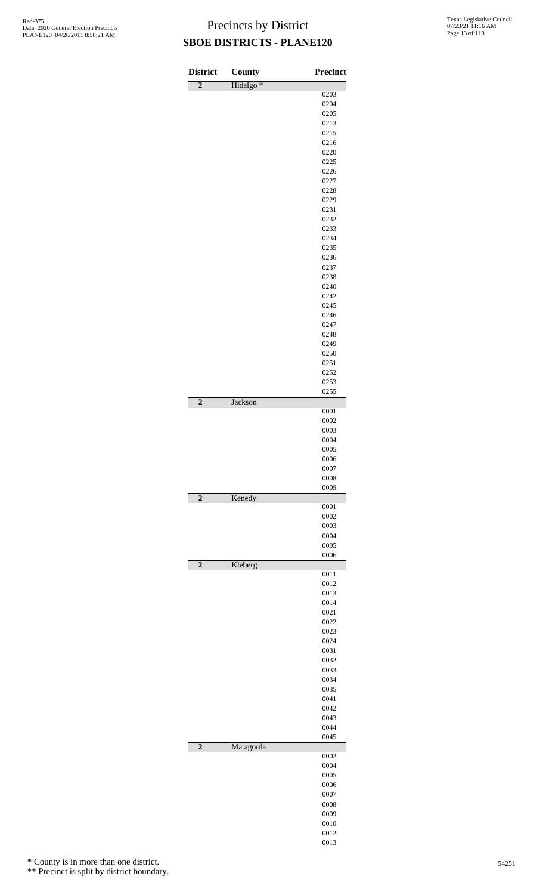# Precincts by District
## SBOE DISTRICTS - PLANE120

| District | County | Precinct |
|---|---|---|
| 2 | Hidalgo * | |
| | | 0203 |
| | | 0204 |
| | | 0205 |
| | | 0213 |
| | | 0215 |
| | | 0216 |
| | | 0220 |
| | | 0225 |
| | | 0226 |
| | | 0227 |
| | | 0228 |
| | | 0229 |
| | | 0231 |
| | | 0232 |
| | | 0233 |
| | | 0234 |
| | | 0235 |
| | | 0236 |
| | | 0237 |
| | | 0238 |
| | | 0240 |
| | | 0242 |
| | | 0245 |
| | | 0246 |
| | | 0247 |
| | | 0248 |
| | | 0249 |
| | | 0250 |
| | | 0251 |
| | | 0252 |
| | | 0253 |
| | | 0255 |
| 2 | Jackson | |
| | | 0001 |
| | | 0002 |
| | | 0003 |
| | | 0004 |
| | | 0005 |
| | | 0006 |
| | | 0007 |
| | | 0008 |
| | | 0009 |
| 2 | Kenedy | |
| | | 0001 |
| | | 0002 |
| | | 0003 |
| | | 0004 |
| | | 0005 |
| | | 0006 |
| 2 | Kleberg | |
| | | 0011 |
| | | 0012 |
| | | 0013 |
| | | 0014 |
| | | 0021 |
| | | 0022 |
| | | 0023 |
| | | 0024 |
| | | 0031 |
| | | 0032 |
| | | 0033 |
| | | 0034 |
| | | 0035 |
| | | 0041 |
| | | 0042 |
| | | 0043 |
| | | 0044 |
| | | 0045 |
| 2 | Matagorda | |
| | | 0002 |
| | | 0004 |
| | | 0005 |
| | | 0006 |
| | | 0007 |
| | | 0008 |
| | | 0009 |
| | | 0010 |
| | | 0012 |
| | | 0013 |

\* County is in more than one district.

\*\* Precinct is split by district boundary.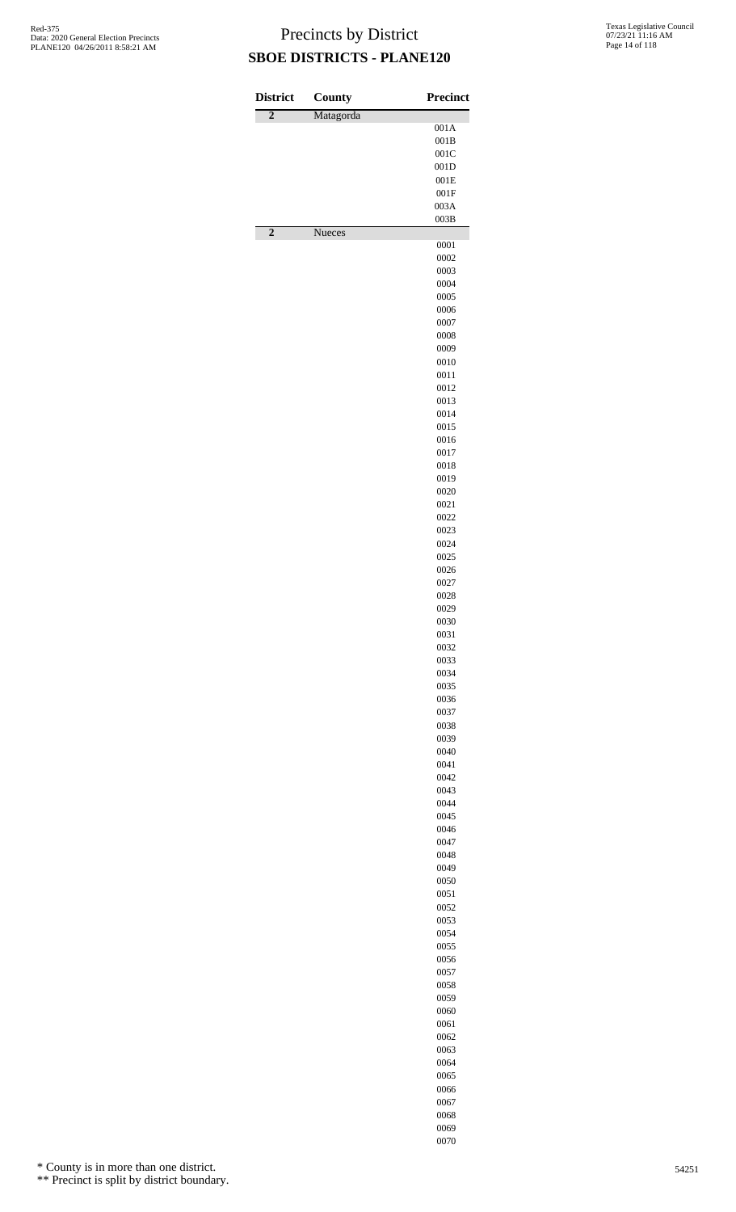# Precincts by District

## SBOE DISTRICTS - PLANE120

| District | County | Precinct |
|---|---|---|
| 2 | Matagorda | |
| | | 001A |
| | | 001B |
| | | 001C |
| | | 001D |
| | | 001E |
| | | 001F |
| | | 003A |
| | | 003B |
| 2 | Nueces | |
| | | 0001 |
| | | 0002 |
| | | 0003 |
| | | 0004 |
| | | 0005 |
| | | 0006 |
| | | 0007 |
| | | 0008 |
| | | 0009 |
| | | 0010 |
| | | 0011 |
| | | 0012 |
| | | 0013 |
| | | 0014 |
| | | 0015 |
| | | 0016 |
| | | 0017 |
| | | 0018 |
| | | 0019 |
| | | 0020 |
| | | 0021 |
| | | 0022 |
| | | 0023 |
| | | 0024 |
| | | 0025 |
| | | 0026 |
| | | 0027 |
| | | 0028 |
| | | 0029 |
| | | 0030 |
| | | 0031 |
| | | 0032 |
| | | 0033 |
| | | 0034 |
| | | 0035 |
| | | 0036 |
| | | 0037 |
| | | 0038 |
| | | 0039 |
| | | 0040 |
| | | 0041 |
| | | 0042 |
| | | 0043 |
| | | 0044 |
| | | 0045 |
| | | 0046 |
| | | 0047 |
| | | 0048 |
| | | 0049 |
| | | 0050 |
| | | 0051 |
| | | 0052 |
| | | 0053 |
| | | 0054 |
| | | 0055 |
| | | 0056 |
| | | 0057 |
| | | 0058 |
| | | 0059 |
| | | 0060 |
| | | 0061 |
| | | 0062 |
| | | 0063 |
| | | 0064 |
| | | 0065 |
| | | 0066 |
| | | 0067 |
| | | 0068 |
| | | 0069 |
| | | 0070 |

\* County is in more than one district.

\*\* Precinct is split by district boundary.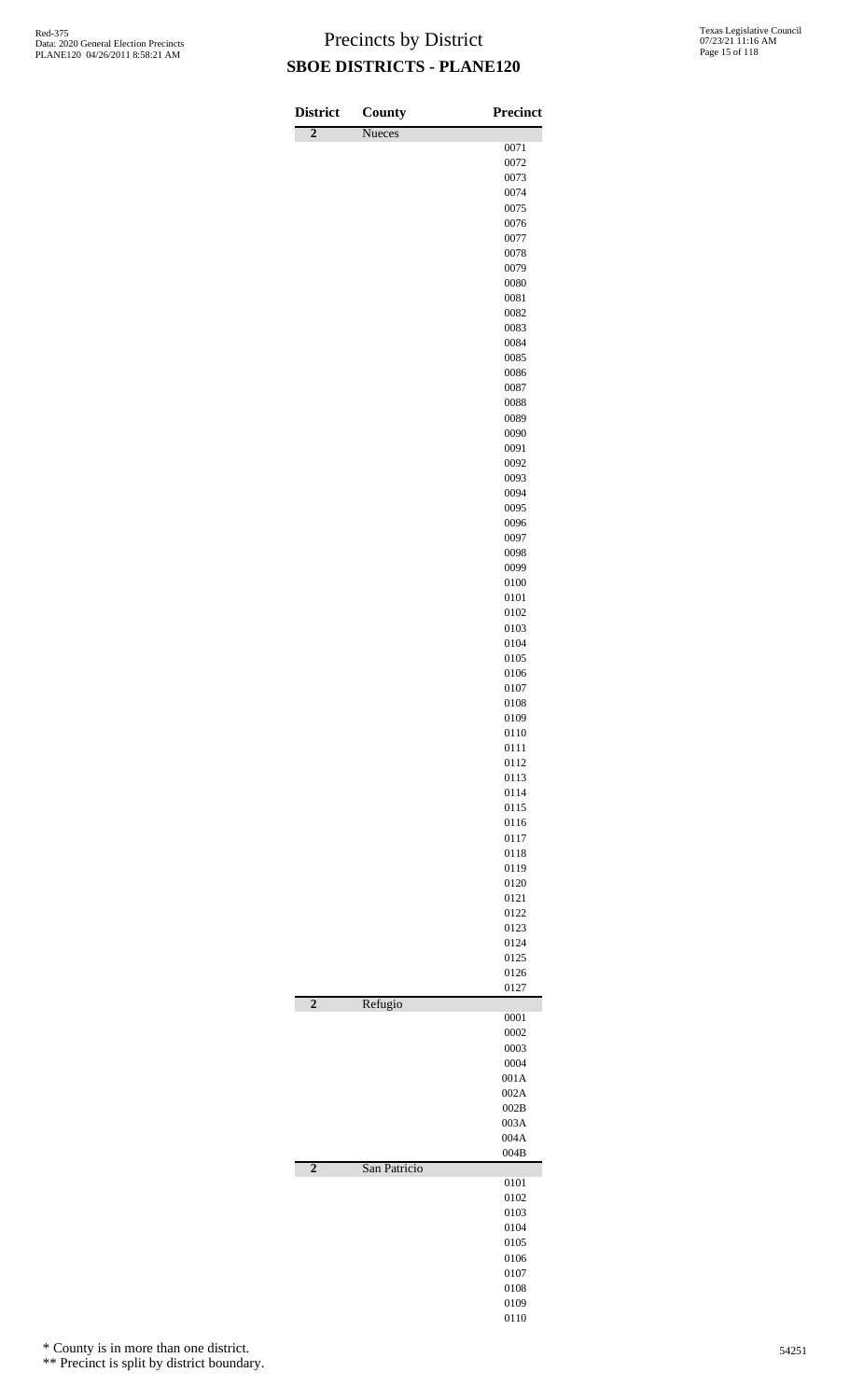# Precincts by District

## SBOE DISTRICTS - PLANE120

| District | County | Precinct |
|---|---|---|
| 2 | Nueces | |
| | | 0071 |
| | | 0072 |
| | | 0073 |
| | | 0074 |
| | | 0075 |
| | | 0076 |
| | | 0077 |
| | | 0078 |
| | | 0079 |
| | | 0080 |
| | | 0081 |
| | | 0082 |
| | | 0083 |
| | | 0084 |
| | | 0085 |
| | | 0086 |
| | | 0087 |
| | | 0088 |
| | | 0089 |
| | | 0090 |
| | | 0091 |
| | | 0092 |
| | | 0093 |
| | | 0094 |
| | | 0095 |
| | | 0096 |
| | | 0097 |
| | | 0098 |
| | | 0099 |
| | | 0100 |
| | | 0101 |
| | | 0102 |
| | | 0103 |
| | | 0104 |
| | | 0105 |
| | | 0106 |
| | | 0107 |
| | | 0108 |
| | | 0109 |
| | | 0110 |
| | | 0111 |
| | | 0112 |
| | | 0113 |
| | | 0114 |
| | | 0115 |
| | | 0116 |
| | | 0117 |
| | | 0118 |
| | | 0119 |
| | | 0120 |
| | | 0121 |
| | | 0122 |
| | | 0123 |
| | | 0124 |
| | | 0125 |
| | | 0126 |
| | | 0127 |
| 2 | Refugio | |
| | | 0001 |
| | | 0002 |
| | | 0003 |
| | | 0004 |
| | | 001A |
| | | 002A |
| | | 002B |
| | | 003A |
| | | 004A |
| | | 004B |
| 2 | San Patricio | |
| | | 0101 |
| | | 0102 |
| | | 0103 |
| | | 0104 |
| | | 0105 |
| | | 0106 |
| | | 0107 |
| | | 0108 |
| | | 0109 |
| | | 0110 |

\* County is in more than one district.

\*\* Precinct is split by district boundary.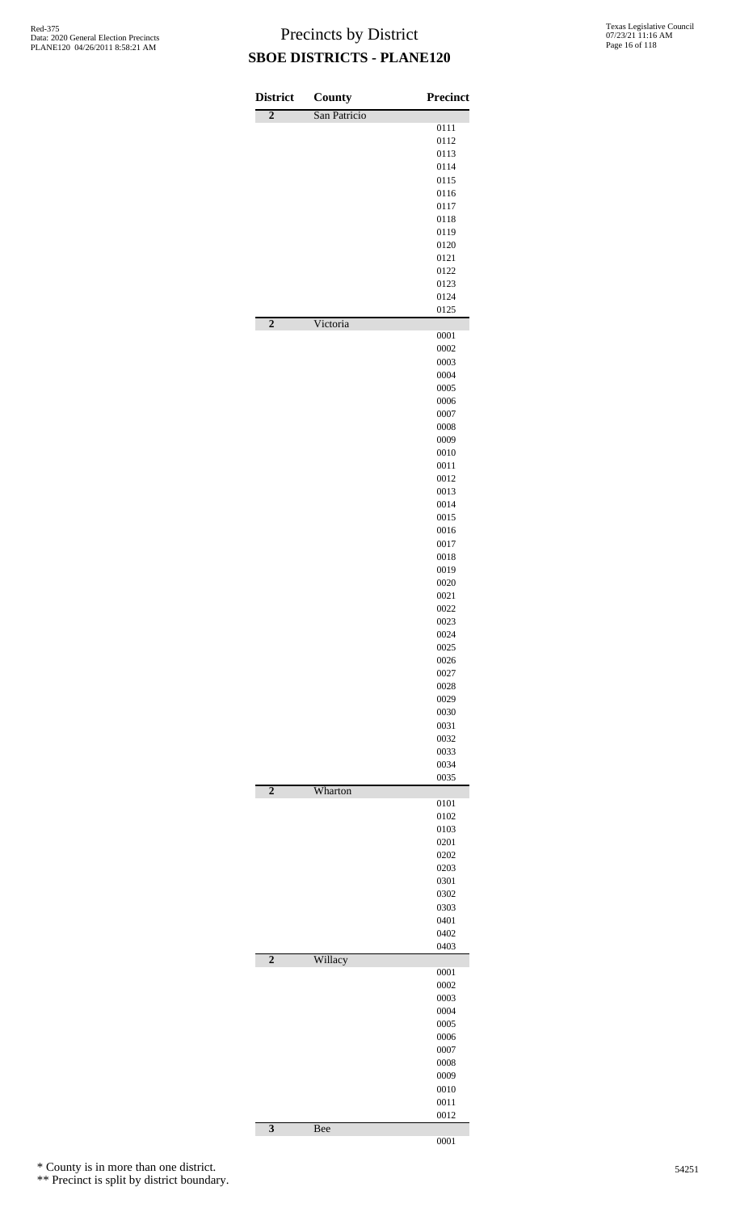# Precincts by District
## SBOE DISTRICTS - PLANE120

| District | County | Precinct |
|---|---|---|
| 2 | San Patricio | |
| | | 0111 |
| | | 0112 |
| | | 0113 |
| | | 0114 |
| | | 0115 |
| | | 0116 |
| | | 0117 |
| | | 0118 |
| | | 0119 |
| | | 0120 |
| | | 0121 |
| | | 0122 |
| | | 0123 |
| | | 0124 |
| | | 0125 |
| 2 | Victoria | |
| | | 0001 |
| | | 0002 |
| | | 0003 |
| | | 0004 |
| | | 0005 |
| | | 0006 |
| | | 0007 |
| | | 0008 |
| | | 0009 |
| | | 0010 |
| | | 0011 |
| | | 0012 |
| | | 0013 |
| | | 0014 |
| | | 0015 |
| | | 0016 |
| | | 0017 |
| | | 0018 |
| | | 0019 |
| | | 0020 |
| | | 0021 |
| | | 0022 |
| | | 0023 |
| | | 0024 |
| | | 0025 |
| | | 0026 |
| | | 0027 |
| | | 0028 |
| | | 0029 |
| | | 0030 |
| | | 0031 |
| | | 0032 |
| | | 0033 |
| | | 0034 |
| | | 0035 |
| 2 | Wharton | |
| | | 0101 |
| | | 0102 |
| | | 0103 |
| | | 0201 |
| | | 0202 |
| | | 0203 |
| | | 0301 |
| | | 0302 |
| | | 0303 |
| | | 0401 |
| | | 0402 |
| | | 0403 |
| 2 | Willacy | |
| | | 0001 |
| | | 0002 |
| | | 0003 |
| | | 0004 |
| | | 0005 |
| | | 0006 |
| | | 0007 |
| | | 0008 |
| | | 0009 |
| | | 0010 |
| | | 0011 |
| | | 0012 |
| 3 | Bee | |
| | | 0001 |

\* County is in more than one district.

\*\* Precinct is split by district boundary.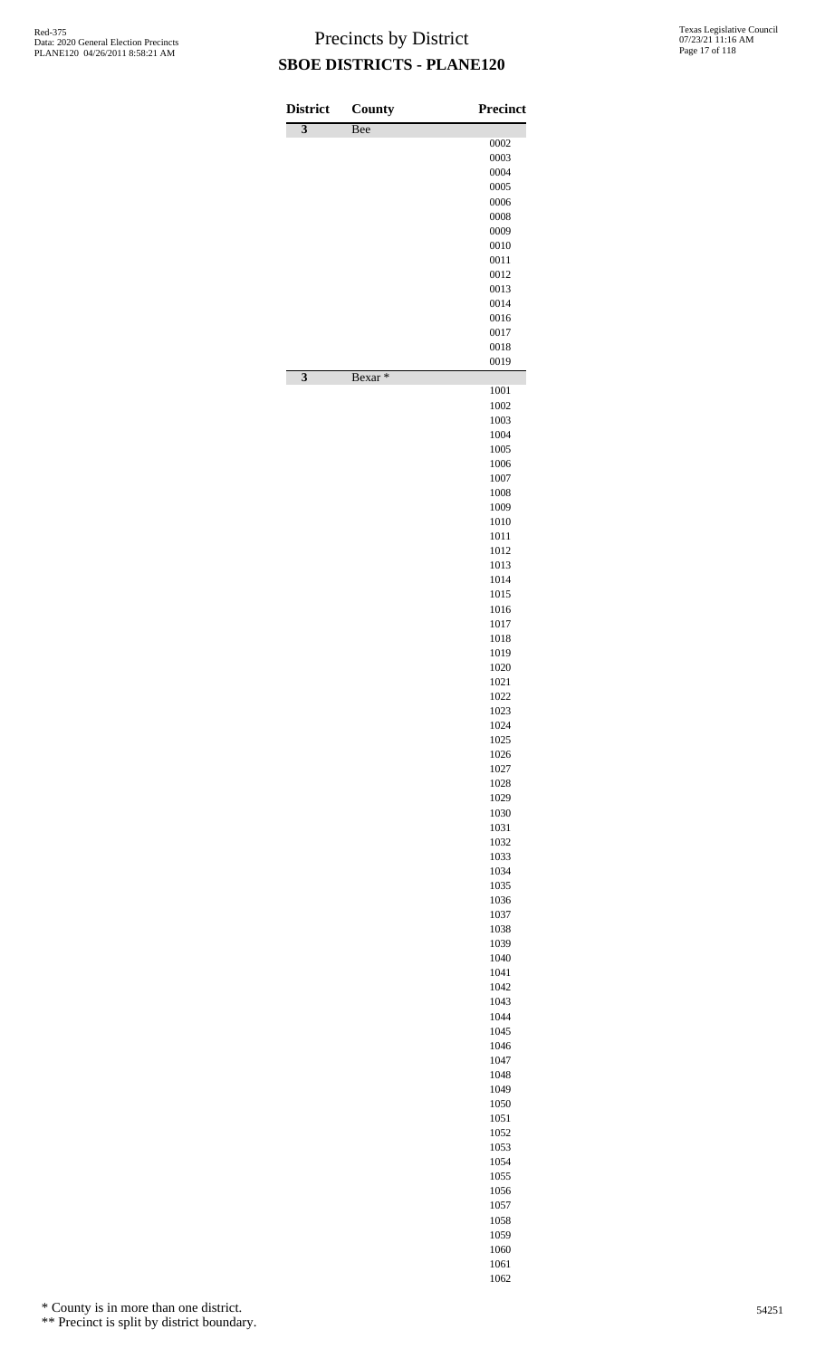# Precincts by District

## SBOE DISTRICTS - PLANE120

| District | County | Precinct |
|---|---|---|
| 3 | Bee | |
| | | 0002 |
| | | 0003 |
| | | 0004 |
| | | 0005 |
| | | 0006 |
| | | 0008 |
| | | 0009 |
| | | 0010 |
| | | 0011 |
| | | 0012 |
| | | 0013 |
| | | 0014 |
| | | 0016 |
| | | 0017 |
| | | 0018 |
| | | 0019 |
| 3 | Bexar * | |
| | | 1001 |
| | | 1002 |
| | | 1003 |
| | | 1004 |
| | | 1005 |
| | | 1006 |
| | | 1007 |
| | | 1008 |
| | | 1009 |
| | | 1010 |
| | | 1011 |
| | | 1012 |
| | | 1013 |
| | | 1014 |
| | | 1015 |
| | | 1016 |
| | | 1017 |
| | | 1018 |
| | | 1019 |
| | | 1020 |
| | | 1021 |
| | | 1022 |
| | | 1023 |
| | | 1024 |
| | | 1025 |
| | | 1026 |
| | | 1027 |
| | | 1028 |
| | | 1029 |
| | | 1030 |
| | | 1031 |
| | | 1032 |
| | | 1033 |
| | | 1034 |
| | | 1035 |
| | | 1036 |
| | | 1037 |
| | | 1038 |
| | | 1039 |
| | | 1040 |
| | | 1041 |
| | | 1042 |
| | | 1043 |
| | | 1044 |
| | | 1045 |
| | | 1046 |
| | | 1047 |
| | | 1048 |
| | | 1049 |
| | | 1050 |
| | | 1051 |
| | | 1052 |
| | | 1053 |
| | | 1054 |
| | | 1055 |
| | | 1056 |
| | | 1057 |
| | | 1058 |
| | | 1059 |
| | | 1060 |
| | | 1061 |
| | | 1062 |

\* County is in more than one district.

\*\* Precinct is split by district boundary.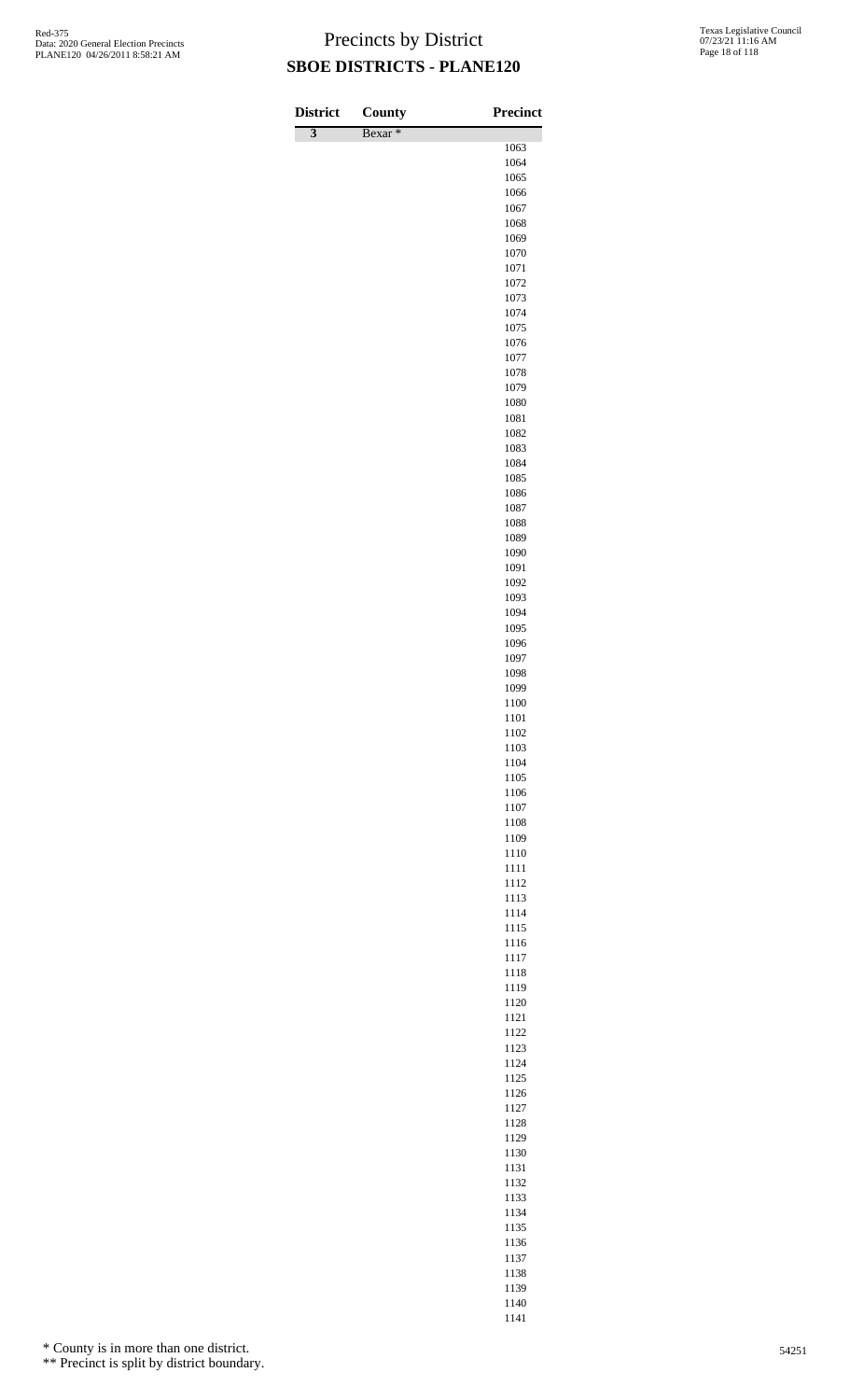# Precincts by District

## SBOE DISTRICTS - PLANE120

| District | County | Precinct |
|---|---|---|
| 3 | Bexar * | |
| | | 1063 |
| | | 1064 |
| | | 1065 |
| | | 1066 |
| | | 1067 |
| | | 1068 |
| | | 1069 |
| | | 1070 |
| | | 1071 |
| | | 1072 |
| | | 1073 |
| | | 1074 |
| | | 1075 |
| | | 1076 |
| | | 1077 |
| | | 1078 |
| | | 1079 |
| | | 1080 |
| | | 1081 |
| | | 1082 |
| | | 1083 |
| | | 1084 |
| | | 1085 |
| | | 1086 |
| | | 1087 |
| | | 1088 |
| | | 1089 |
| | | 1090 |
| | | 1091 |
| | | 1092 |
| | | 1093 |
| | | 1094 |
| | | 1095 |
| | | 1096 |
| | | 1097 |
| | | 1098 |
| | | 1099 |
| | | 1100 |
| | | 1101 |
| | | 1102 |
| | | 1103 |
| | | 1104 |
| | | 1105 |
| | | 1106 |
| | | 1107 |
| | | 1108 |
| | | 1109 |
| | | 1110 |
| | | 1111 |
| | | 1112 |
| | | 1113 |
| | | 1114 |
| | | 1115 |
| | | 1116 |
| | | 1117 |
| | | 1118 |
| | | 1119 |
| | | 1120 |
| | | 1121 |
| | | 1122 |
| | | 1123 |
| | | 1124 |
| | | 1125 |
| | | 1126 |
| | | 1127 |
| | | 1128 |
| | | 1129 |
| | | 1130 |
| | | 1131 |
| | | 1132 |
| | | 1133 |
| | | 1134 |
| | | 1135 |
| | | 1136 |
| | | 1137 |
| | | 1138 |
| | | 1139 |
| | | 1140 |
| | | 1141 |

\* County is in more than one district.

\*\* Precinct is split by district boundary.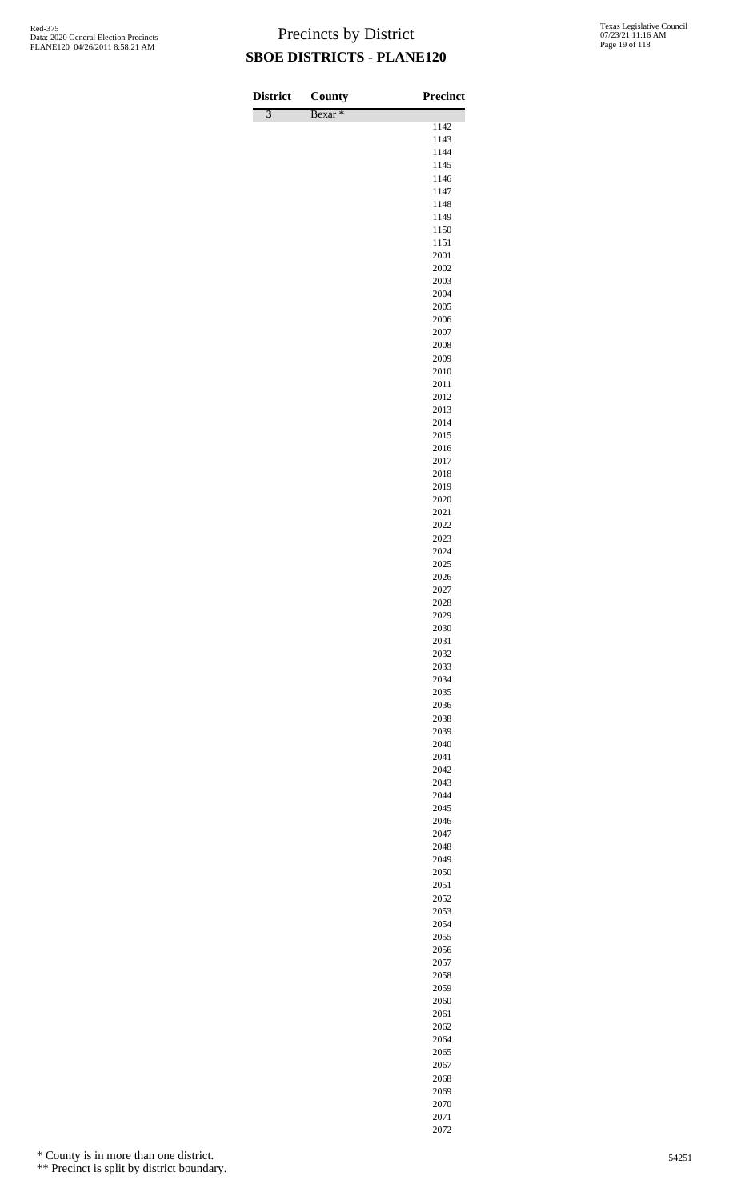# Precincts by District

## SBOE DISTRICTS - PLANE120

| District | County | Precinct |
|---|---|---|
| 3 | Bexar * | |
| | | 1142 |
| | | 1143 |
| | | 1144 |
| | | 1145 |
| | | 1146 |
| | | 1147 |
| | | 1148 |
| | | 1149 |
| | | 1150 |
| | | 1151 |
| | | 2001 |
| | | 2002 |
| | | 2003 |
| | | 2004 |
| | | 2005 |
| | | 2006 |
| | | 2007 |
| | | 2008 |
| | | 2009 |
| | | 2010 |
| | | 2011 |
| | | 2012 |
| | | 2013 |
| | | 2014 |
| | | 2015 |
| | | 2016 |
| | | 2017 |
| | | 2018 |
| | | 2019 |
| | | 2020 |
| | | 2021 |
| | | 2022 |
| | | 2023 |
| | | 2024 |
| | | 2025 |
| | | 2026 |
| | | 2027 |
| | | 2028 |
| | | 2029 |
| | | 2030 |
| | | 2031 |
| | | 2032 |
| | | 2033 |
| | | 2034 |
| | | 2035 |
| | | 2036 |
| | | 2038 |
| | | 2039 |
| | | 2040 |
| | | 2041 |
| | | 2042 |
| | | 2043 |
| | | 2044 |
| | | 2045 |
| | | 2046 |
| | | 2047 |
| | | 2048 |
| | | 2049 |
| | | 2050 |
| | | 2051 |
| | | 2052 |
| | | 2053 |
| | | 2054 |
| | | 2055 |
| | | 2056 |
| | | 2057 |
| | | 2058 |
| | | 2059 |
| | | 2060 |
| | | 2061 |
| | | 2062 |
| | | 2064 |
| | | 2065 |
| | | 2067 |
| | | 2068 |
| | | 2069 |
| | | 2070 |
| | | 2071 |
| | | 2072 |

\* County is in more than one district.

\*\* Precinct is split by district boundary.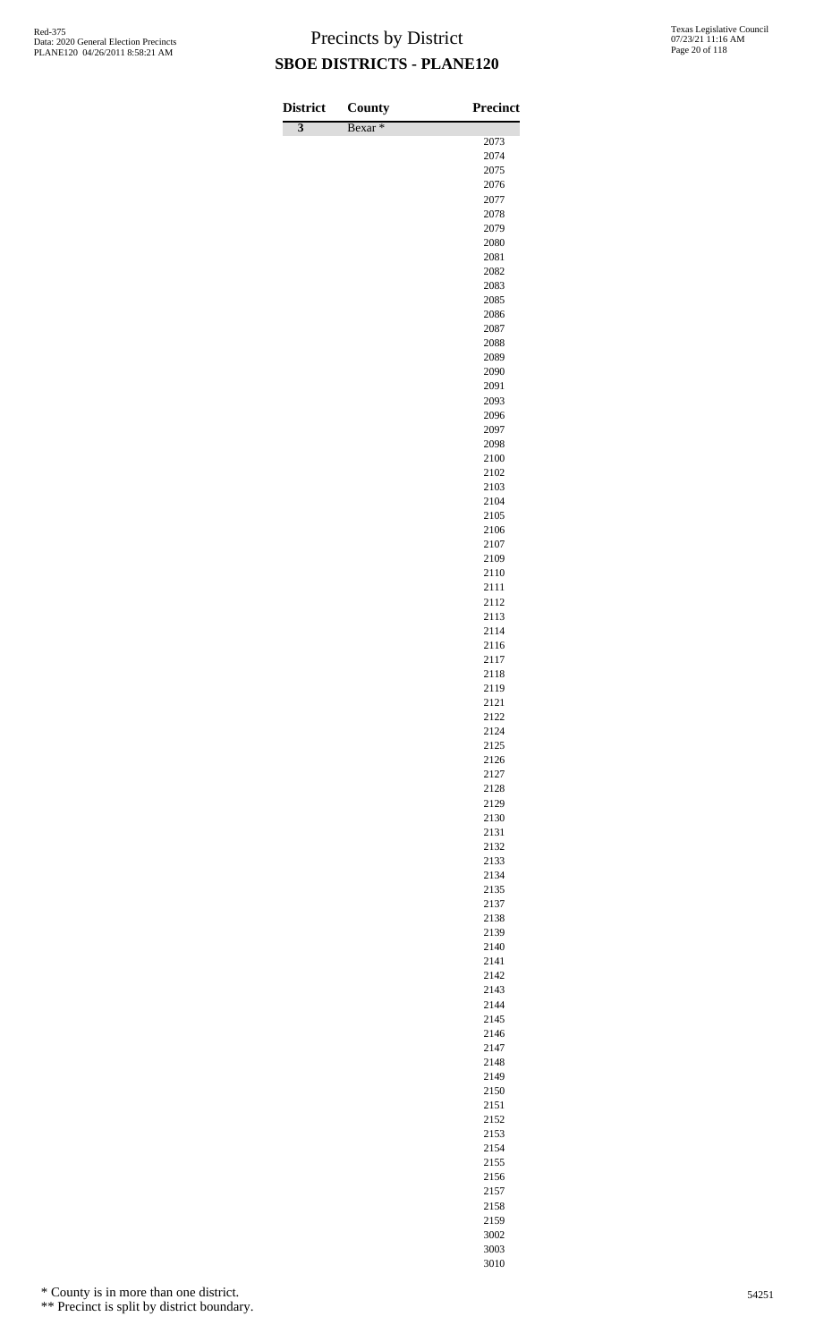# Precincts by District

## SBOE DISTRICTS - PLANE120

| District | County | Precinct |
|---|---|---|
| 3 | Bexar * | |
| | | 2073 |
| | | 2074 |
| | | 2075 |
| | | 2076 |
| | | 2077 |
| | | 2078 |
| | | 2079 |
| | | 2080 |
| | | 2081 |
| | | 2082 |
| | | 2083 |
| | | 2085 |
| | | 2086 |
| | | 2087 |
| | | 2088 |
| | | 2089 |
| | | 2090 |
| | | 2091 |
| | | 2093 |
| | | 2096 |
| | | 2097 |
| | | 2098 |
| | | 2100 |
| | | 2102 |
| | | 2103 |
| | | 2104 |
| | | 2105 |
| | | 2106 |
| | | 2107 |
| | | 2109 |
| | | 2110 |
| | | 2111 |
| | | 2112 |
| | | 2113 |
| | | 2114 |
| | | 2116 |
| | | 2117 |
| | | 2118 |
| | | 2119 |
| | | 2121 |
| | | 2122 |
| | | 2124 |
| | | 2125 |
| | | 2126 |
| | | 2127 |
| | | 2128 |
| | | 2129 |
| | | 2130 |
| | | 2131 |
| | | 2132 |
| | | 2133 |
| | | 2134 |
| | | 2135 |
| | | 2137 |
| | | 2138 |
| | | 2139 |
| | | 2140 |
| | | 2141 |
| | | 2142 |
| | | 2143 |
| | | 2144 |
| | | 2145 |
| | | 2146 |
| | | 2147 |
| | | 2148 |
| | | 2149 |
| | | 2150 |
| | | 2151 |
| | | 2152 |
| | | 2153 |
| | | 2154 |
| | | 2155 |
| | | 2156 |
| | | 2157 |
| | | 2158 |
| | | 2159 |
| | | 3002 |
| | | 3003 |
| | | 3010 |

\* County is in more than one district.

\*\* Precinct is split by district boundary.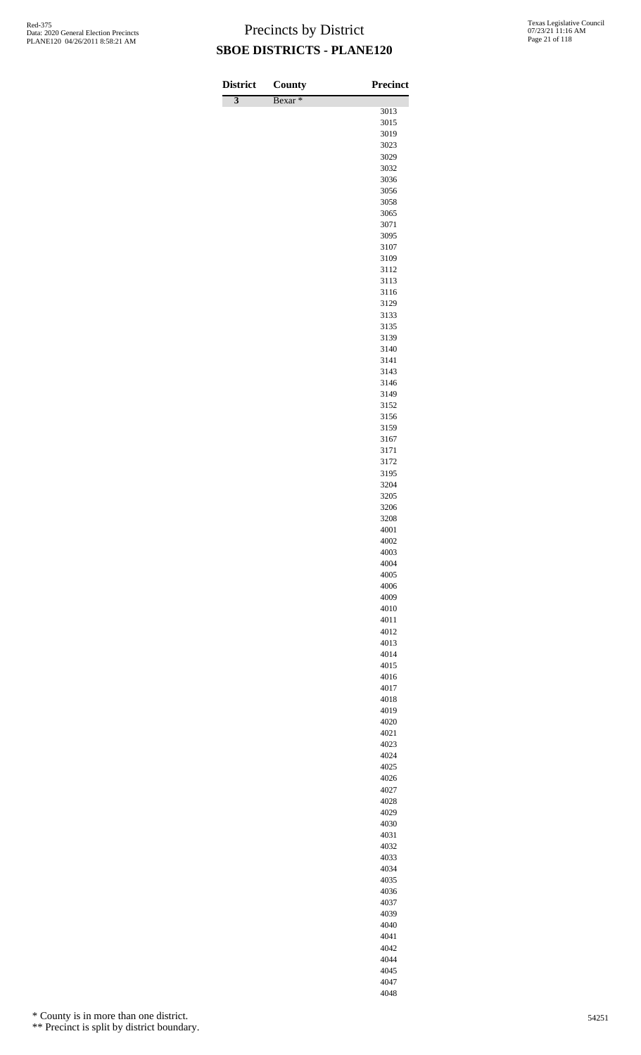# Precincts by District

## SBOE DISTRICTS - PLANE120

| District | County | Precinct |
|---|---|---|
| 3 | Bexar * | |
| | | 3013 |
| | | 3015 |
| | | 3019 |
| | | 3023 |
| | | 3029 |
| | | 3032 |
| | | 3036 |
| | | 3056 |
| | | 3058 |
| | | 3065 |
| | | 3071 |
| | | 3095 |
| | | 3107 |
| | | 3109 |
| | | 3112 |
| | | 3113 |
| | | 3116 |
| | | 3129 |
| | | 3133 |
| | | 3135 |
| | | 3139 |
| | | 3140 |
| | | 3141 |
| | | 3143 |
| | | 3146 |
| | | 3149 |
| | | 3152 |
| | | 3156 |
| | | 3159 |
| | | 3167 |
| | | 3171 |
| | | 3172 |
| | | 3195 |
| | | 3204 |
| | | 3205 |
| | | 3206 |
| | | 3208 |
| | | 4001 |
| | | 4002 |
| | | 4003 |
| | | 4004 |
| | | 4005 |
| | | 4006 |
| | | 4009 |
| | | 4010 |
| | | 4011 |
| | | 4012 |
| | | 4013 |
| | | 4014 |
| | | 4015 |
| | | 4016 |
| | | 4017 |
| | | 4018 |
| | | 4019 |
| | | 4020 |
| | | 4021 |
| | | 4023 |
| | | 4024 |
| | | 4025 |
| | | 4026 |
| | | 4027 |
| | | 4028 |
| | | 4029 |
| | | 4030 |
| | | 4031 |
| | | 4032 |
| | | 4033 |
| | | 4034 |
| | | 4035 |
| | | 4036 |
| | | 4037 |
| | | 4039 |
| | | 4040 |
| | | 4041 |
| | | 4042 |
| | | 4044 |
| | | 4045 |
| | | 4047 |
| | | 4048 |

\* County is in more than one district.

\*\* Precinct is split by district boundary.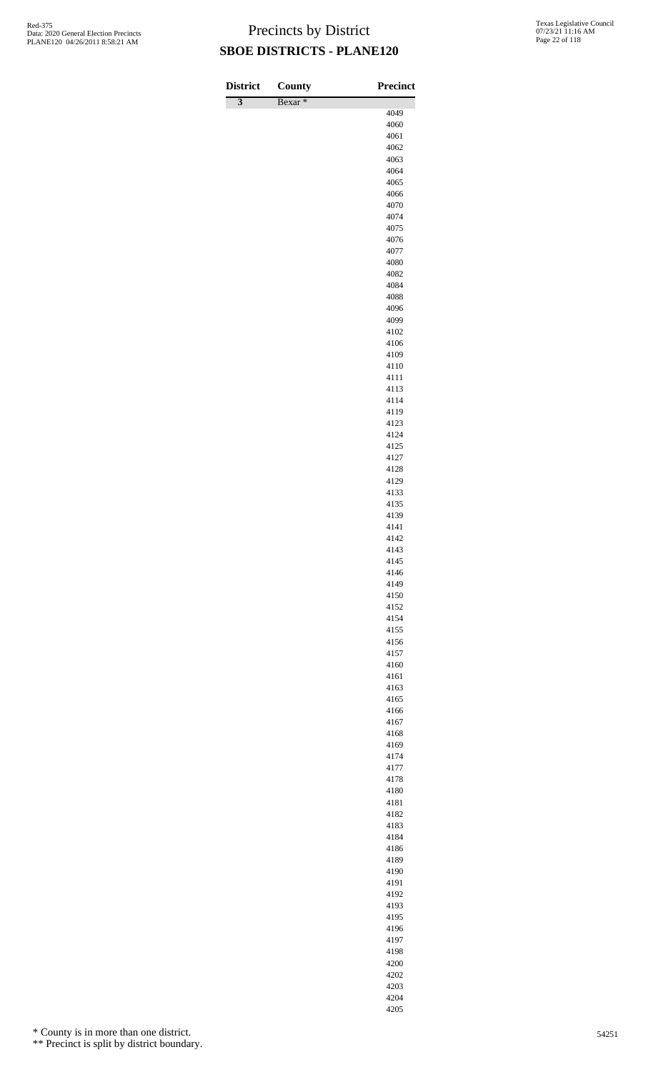# Precincts by District

## SBOE DISTRICTS - PLANE120

| District | County | Precinct |
|---|---|---|
| 3 | Bexar * | |
| | | 4049 |
| | | 4060 |
| | | 4061 |
| | | 4062 |
| | | 4063 |
| | | 4064 |
| | | 4065 |
| | | 4066 |
| | | 4070 |
| | | 4074 |
| | | 4075 |
| | | 4076 |
| | | 4077 |
| | | 4080 |
| | | 4082 |
| | | 4084 |
| | | 4088 |
| | | 4096 |
| | | 4099 |
| | | 4102 |
| | | 4106 |
| | | 4109 |
| | | 4110 |
| | | 4111 |
| | | 4113 |
| | | 4114 |
| | | 4119 |
| | | 4123 |
| | | 4124 |
| | | 4125 |
| | | 4127 |
| | | 4128 |
| | | 4129 |
| | | 4133 |
| | | 4135 |
| | | 4139 |
| | | 4141 |
| | | 4142 |
| | | 4143 |
| | | 4145 |
| | | 4146 |
| | | 4149 |
| | | 4150 |
| | | 4152 |
| | | 4154 |
| | | 4155 |
| | | 4156 |
| | | 4157 |
| | | 4160 |
| | | 4161 |
| | | 4163 |
| | | 4165 |
| | | 4166 |
| | | 4167 |
| | | 4168 |
| | | 4169 |
| | | 4174 |
| | | 4177 |
| | | 4178 |
| | | 4180 |
| | | 4181 |
| | | 4182 |
| | | 4183 |
| | | 4184 |
| | | 4186 |
| | | 4189 |
| | | 4190 |
| | | 4191 |
| | | 4192 |
| | | 4193 |
| | | 4195 |
| | | 4196 |
| | | 4197 |
| | | 4198 |
| | | 4200 |
| | | 4202 |
| | | 4203 |
| | | 4204 |
| | | 4205 |

* County is in more than one district.

** Precinct is split by district boundary.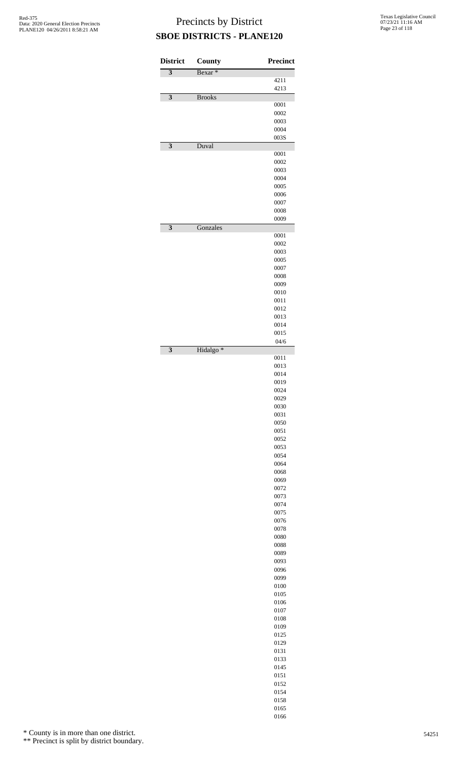# Precincts by District

## SBOE DISTRICTS - PLANE120

| District | County | Precinct |
|---|---|---|
| 3 | Bexar * | |
| | | 4211 |
| | | 4213 |
| 3 | Brooks | |
| | | 0001 |
| | | 0002 |
| | | 0003 |
| | | 0004 |
| | | 003S |
| 3 | Duval | |
| | | 0001 |
| | | 0002 |
| | | 0003 |
| | | 0004 |
| | | 0005 |
| | | 0006 |
| | | 0007 |
| | | 0008 |
| | | 0009 |
| 3 | Gonzales | |
| | | 0001 |
| | | 0002 |
| | | 0003 |
| | | 0005 |
| | | 0007 |
| | | 0008 |
| | | 0009 |
| | | 0010 |
| | | 0011 |
| | | 0012 |
| | | 0013 |
| | | 0014 |
| | | 0015 |
| | | 04/6 |
| 3 | Hidalgo * | |
| | | 0011 |
| | | 0013 |
| | | 0014 |
| | | 0019 |
| | | 0024 |
| | | 0029 |
| | | 0030 |
| | | 0031 |
| | | 0050 |
| | | 0051 |
| | | 0052 |
| | | 0053 |
| | | 0054 |
| | | 0064 |
| | | 0068 |
| | | 0069 |
| | | 0072 |
| | | 0073 |
| | | 0074 |
| | | 0075 |
| | | 0076 |
| | | 0078 |
| | | 0080 |
| | | 0088 |
| | | 0089 |
| | | 0093 |
| | | 0096 |
| | | 0099 |
| | | 0100 |
| | | 0105 |
| | | 0106 |
| | | 0107 |
| | | 0108 |
| | | 0109 |
| | | 0125 |
| | | 0129 |
| | | 0131 |
| | | 0133 |
| | | 0145 |
| | | 0151 |
| | | 0152 |
| | | 0154 |
| | | 0158 |
| | | 0165 |
| | | 0166 |

\* County is in more than one district.

\*\* Precinct is split by district boundary.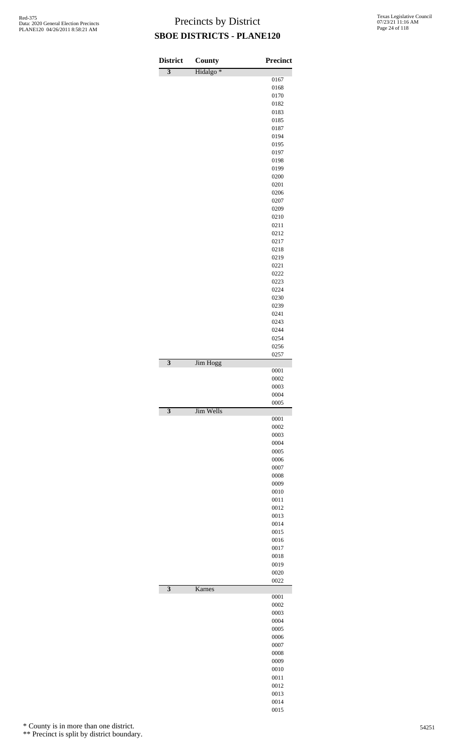# Precincts by District

## SBOE DISTRICTS - PLANE120

| District | County | Precinct |
|---|---|---|
| 3 | Hidalgo * | |
| | | 0167 |
| | | 0168 |
| | | 0170 |
| | | 0182 |
| | | 0183 |
| | | 0185 |
| | | 0187 |
| | | 0194 |
| | | 0195 |
| | | 0197 |
| | | 0198 |
| | | 0199 |
| | | 0200 |
| | | 0201 |
| | | 0206 |
| | | 0207 |
| | | 0209 |
| | | 0210 |
| | | 0211 |
| | | 0212 |
| | | 0217 |
| | | 0218 |
| | | 0219 |
| | | 0221 |
| | | 0222 |
| | | 0223 |
| | | 0224 |
| | | 0230 |
| | | 0239 |
| | | 0241 |
| | | 0243 |
| | | 0244 |
| | | 0254 |
| | | 0256 |
| | | 0257 |
| 3 | Jim Hogg | |
| | | 0001 |
| | | 0002 |
| | | 0003 |
| | | 0004 |
| | | 0005 |
| 3 | Jim Wells | |
| | | 0001 |
| | | 0002 |
| | | 0003 |
| | | 0004 |
| | | 0005 |
| | | 0006 |
| | | 0007 |
| | | 0008 |
| | | 0009 |
| | | 0010 |
| | | 0011 |
| | | 0012 |
| | | 0013 |
| | | 0014 |
| | | 0015 |
| | | 0016 |
| | | 0017 |
| | | 0018 |
| | | 0019 |
| | | 0020 |
| | | 0022 |
| 3 | Karnes | |
| | | 0001 |
| | | 0002 |
| | | 0003 |
| | | 0004 |
| | | 0005 |
| | | 0006 |
| | | 0007 |
| | | 0008 |
| | | 0009 |
| | | 0010 |
| | | 0011 |
| | | 0012 |
| | | 0013 |
| | | 0014 |
| | | 0015 |

\* County is in more than one district.

\*\* Precinct is split by district boundary.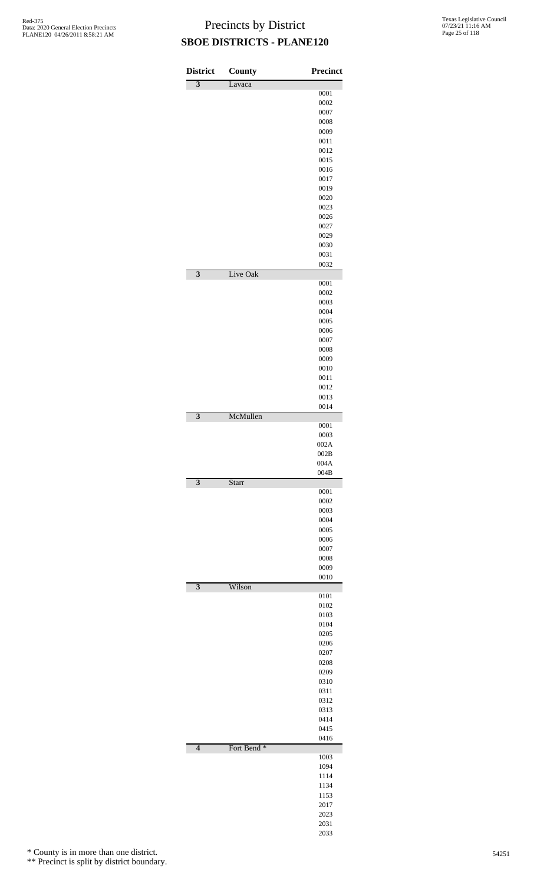# Precincts by District

## SBOE DISTRICTS - PLANE120

| District | County | Precinct |
|---|---|---|
| **3** | Lavaca | |
| | | 0001 |
| | | 0002 |
| | | 0007 |
| | | 0008 |
| | | 0009 |
| | | 0011 |
| | | 0012 |
| | | 0015 |
| | | 0016 |
| | | 0017 |
| | | 0019 |
| | | 0020 |
| | | 0023 |
| | | 0026 |
| | | 0027 |
| | | 0029 |
| | | 0030 |
| | | 0031 |
| | | 0032 |
| **3** | Live Oak | |
| | | 0001 |
| | | 0002 |
| | | 0003 |
| | | 0004 |
| | | 0005 |
| | | 0006 |
| | | 0007 |
| | | 0008 |
| | | 0009 |
| | | 0010 |
| | | 0011 |
| | | 0012 |
| | | 0013 |
| | | 0014 |
| **3** | McMullen | |
| | | 0001 |
| | | 0003 |
| | | 002A |
| | | 002B |
| | | 004A |
| | | 004B |
| **3** | Starr | |
| | | 0001 |
| | | 0002 |
| | | 0003 |
| | | 0004 |
| | | 0005 |
| | | 0006 |
| | | 0007 |
| | | 0008 |
| | | 0009 |
| | | 0010 |
| **3** | Wilson | |
| | | 0101 |
| | | 0102 |
| | | 0103 |
| | | 0104 |
| | | 0205 |
| | | 0206 |
| | | 0207 |
| | | 0208 |
| | | 0209 |
| | | 0310 |
| | | 0311 |
| | | 0312 |
| | | 0313 |
| | | 0414 |
| | | 0415 |
| | | 0416 |
| **4** | Fort Bend * | |
| | | 1003 |
| | | 1094 |
| | | 1114 |
| | | 1134 |
| | | 1153 |
| | | 2017 |
| | | 2023 |
| | | 2031 |
| | | 2033 |

\* County is in more than one district.

\*\* Precinct is split by district boundary.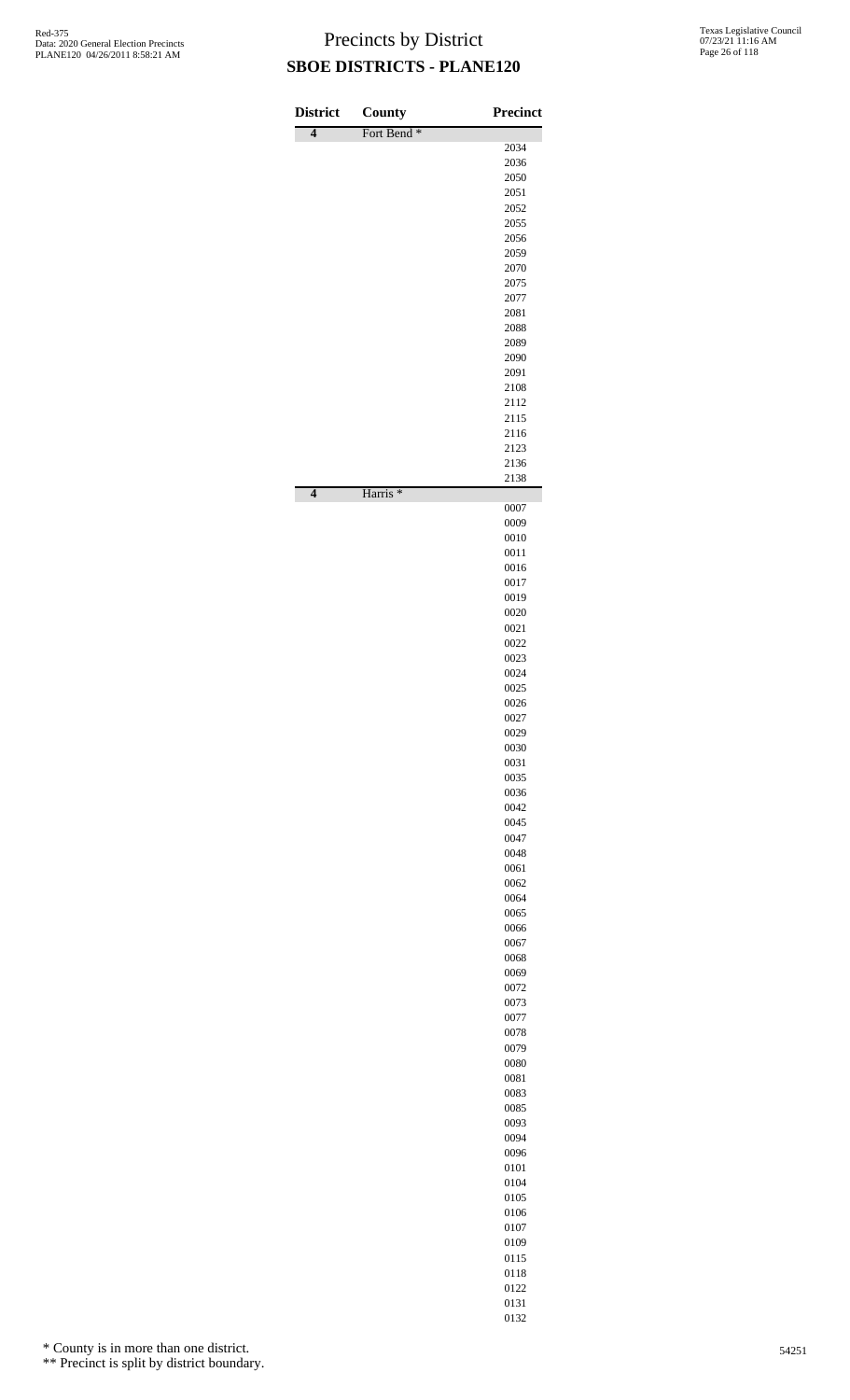# Precincts by District

## SBOE DISTRICTS - PLANE120

| District | County | Precinct |
|---|---|---|
| **4** | Fort Bend * | |
| | | 2034 |
| | | 2036 |
| | | 2050 |
| | | 2051 |
| | | 2052 |
| | | 2055 |
| | | 2056 |
| | | 2059 |
| | | 2070 |
| | | 2075 |
| | | 2077 |
| | | 2081 |
| | | 2088 |
| | | 2089 |
| | | 2090 |
| | | 2091 |
| | | 2108 |
| | | 2112 |
| | | 2115 |
| | | 2116 |
| | | 2123 |
| | | 2136 |
| | | 2138 |
| **4** | Harris * | |
| | | 0007 |
| | | 0009 |
| | | 0010 |
| | | 0011 |
| | | 0016 |
| | | 0017 |
| | | 0019 |
| | | 0020 |
| | | 0021 |
| | | 0022 |
| | | 0023 |
| | | 0024 |
| | | 0025 |
| | | 0026 |
| | | 0027 |
| | | 0029 |
| | | 0030 |
| | | 0031 |
| | | 0035 |
| | | 0036 |
| | | 0042 |
| | | 0045 |
| | | 0047 |
| | | 0048 |
| | | 0061 |
| | | 0062 |
| | | 0064 |
| | | 0065 |
| | | 0066 |
| | | 0067 |
| | | 0068 |
| | | 0069 |
| | | 0072 |
| | | 0073 |
| | | 0077 |
| | | 0078 |
| | | 0079 |
| | | 0080 |
| | | 0081 |
| | | 0083 |
| | | 0085 |
| | | 0093 |
| | | 0094 |
| | | 0096 |
| | | 0101 |
| | | 0104 |
| | | 0105 |
| | | 0106 |
| | | 0107 |
| | | 0109 |
| | | 0115 |
| | | 0118 |
| | | 0122 |
| | | 0131 |
| | | 0132 |

\* County is in more than one district.

\*\* Precinct is split by district boundary.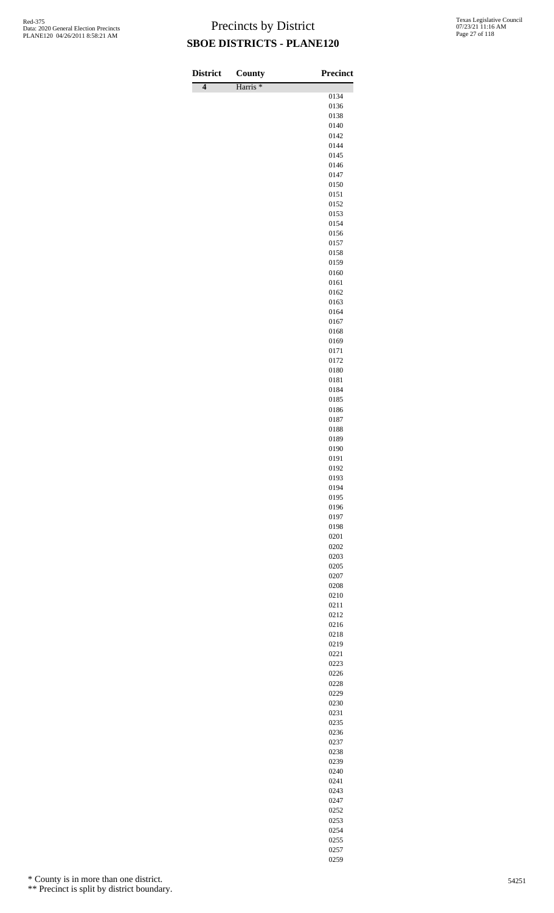# Precincts by District

## SBOE DISTRICTS - PLANE120

| District | County | Precinct |
|---|---|---|
| **4** | Harris * | |
| | | 0134 |
| | | 0136 |
| | | 0138 |
| | | 0140 |
| | | 0142 |
| | | 0144 |
| | | 0145 |
| | | 0146 |
| | | 0147 |
| | | 0150 |
| | | 0151 |
| | | 0152 |
| | | 0153 |
| | | 0154 |
| | | 0156 |
| | | 0157 |
| | | 0158 |
| | | 0159 |
| | | 0160 |
| | | 0161 |
| | | 0162 |
| | | 0163 |
| | | 0164 |
| | | 0167 |
| | | 0168 |
| | | 0169 |
| | | 0171 |
| | | 0172 |
| | | 0180 |
| | | 0181 |
| | | 0184 |
| | | 0185 |
| | | 0186 |
| | | 0187 |
| | | 0188 |
| | | 0189 |
| | | 0190 |
| | | 0191 |
| | | 0192 |
| | | 0193 |
| | | 0194 |
| | | 0195 |
| | | 0196 |
| | | 0197 |
| | | 0198 |
| | | 0201 |
| | | 0202 |
| | | 0203 |
| | | 0205 |
| | | 0207 |
| | | 0208 |
| | | 0210 |
| | | 0211 |
| | | 0212 |
| | | 0216 |
| | | 0218 |
| | | 0219 |
| | | 0221 |
| | | 0223 |
| | | 0226 |
| | | 0228 |
| | | 0229 |
| | | 0230 |
| | | 0231 |
| | | 0235 |
| | | 0236 |
| | | 0237 |
| | | 0238 |
| | | 0239 |
| | | 0240 |
| | | 0241 |
| | | 0243 |
| | | 0247 |
| | | 0252 |
| | | 0253 |
| | | 0254 |
| | | 0255 |
| | | 0257 |
| | | 0259 |

\* County is in more than one district.

\** Precinct is split by district boundary.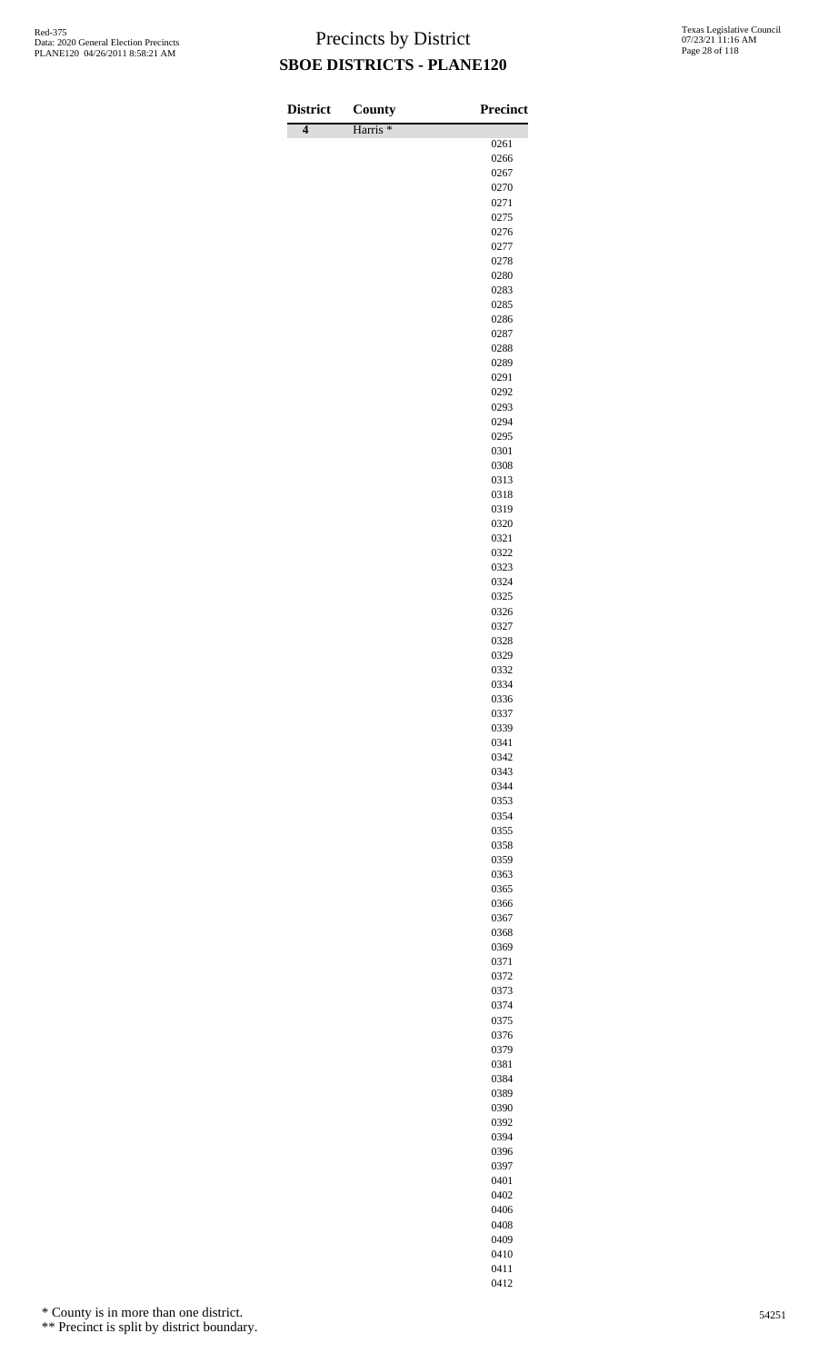# Precincts by District

## SBOE DISTRICTS - PLANE120

| District | County | Precinct |
|---|---|---|
| 4 | Harris * | |
| | | 0261 |
| | | 0266 |
| | | 0267 |
| | | 0270 |
| | | 0271 |
| | | 0275 |
| | | 0276 |
| | | 0277 |
| | | 0278 |
| | | 0280 |
| | | 0283 |
| | | 0285 |
| | | 0286 |
| | | 0287 |
| | | 0288 |
| | | 0289 |
| | | 0291 |
| | | 0292 |
| | | 0293 |
| | | 0294 |
| | | 0295 |
| | | 0301 |
| | | 0308 |
| | | 0313 |
| | | 0318 |
| | | 0319 |
| | | 0320 |
| | | 0321 |
| | | 0322 |
| | | 0323 |
| | | 0324 |
| | | 0325 |
| | | 0326 |
| | | 0327 |
| | | 0328 |
| | | 0329 |
| | | 0332 |
| | | 0334 |
| | | 0336 |
| | | 0337 |
| | | 0339 |
| | | 0341 |
| | | 0342 |
| | | 0343 |
| | | 0344 |
| | | 0353 |
| | | 0354 |
| | | 0355 |
| | | 0358 |
| | | 0359 |
| | | 0363 |
| | | 0365 |
| | | 0366 |
| | | 0367 |
| | | 0368 |
| | | 0369 |
| | | 0371 |
| | | 0372 |
| | | 0373 |
| | | 0374 |
| | | 0375 |
| | | 0376 |
| | | 0379 |
| | | 0381 |
| | | 0384 |
| | | 0389 |
| | | 0390 |
| | | 0392 |
| | | 0394 |
| | | 0396 |
| | | 0397 |
| | | 0401 |
| | | 0402 |
| | | 0406 |
| | | 0408 |
| | | 0409 |
| | | 0410 |
| | | 0411 |
| | | 0412 |

\* County is in more than one district.

\*\* Precinct is split by district boundary.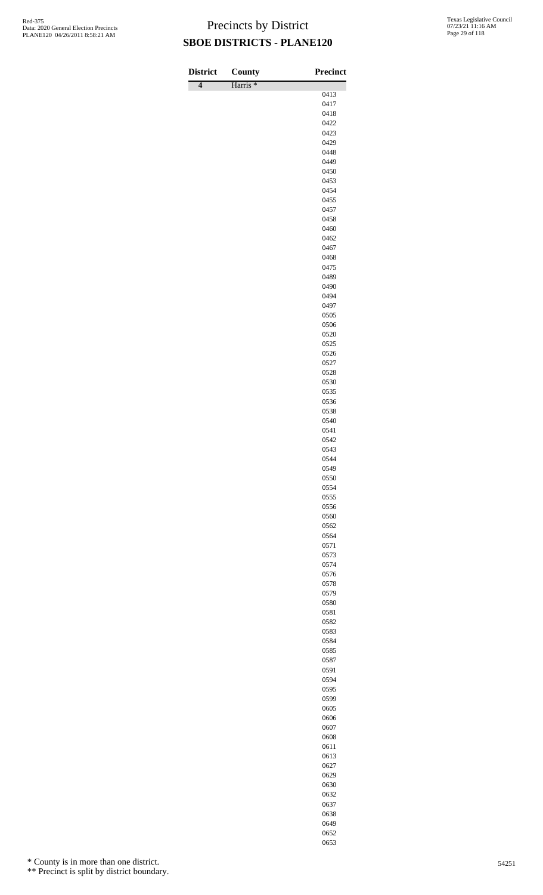# Precincts by District

## SBOE DISTRICTS - PLANE120

| District | County | Precinct |
|---|---|---|
| 4 | Harris * | |
| | | 0413 |
| | | 0417 |
| | | 0418 |
| | | 0422 |
| | | 0423 |
| | | 0429 |
| | | 0448 |
| | | 0449 |
| | | 0450 |
| | | 0453 |
| | | 0454 |
| | | 0455 |
| | | 0457 |
| | | 0458 |
| | | 0460 |
| | | 0462 |
| | | 0467 |
| | | 0468 |
| | | 0475 |
| | | 0489 |
| | | 0490 |
| | | 0494 |
| | | 0497 |
| | | 0505 |
| | | 0506 |
| | | 0520 |
| | | 0525 |
| | | 0526 |
| | | 0527 |
| | | 0528 |
| | | 0530 |
| | | 0535 |
| | | 0536 |
| | | 0538 |
| | | 0540 |
| | | 0541 |
| | | 0542 |
| | | 0543 |
| | | 0544 |
| | | 0549 |
| | | 0550 |
| | | 0554 |
| | | 0555 |
| | | 0556 |
| | | 0560 |
| | | 0562 |
| | | 0564 |
| | | 0571 |
| | | 0573 |
| | | 0574 |
| | | 0576 |
| | | 0578 |
| | | 0579 |
| | | 0580 |
| | | 0581 |
| | | 0582 |
| | | 0583 |
| | | 0584 |
| | | 0585 |
| | | 0587 |
| | | 0591 |
| | | 0594 |
| | | 0595 |
| | | 0599 |
| | | 0605 |
| | | 0606 |
| | | 0607 |
| | | 0608 |
| | | 0611 |
| | | 0613 |
| | | 0627 |
| | | 0629 |
| | | 0630 |
| | | 0632 |
| | | 0637 |
| | | 0638 |
| | | 0649 |
| | | 0652 |
| | | 0653 |

\* County is in more than one district.

\*\* Precinct is split by district boundary.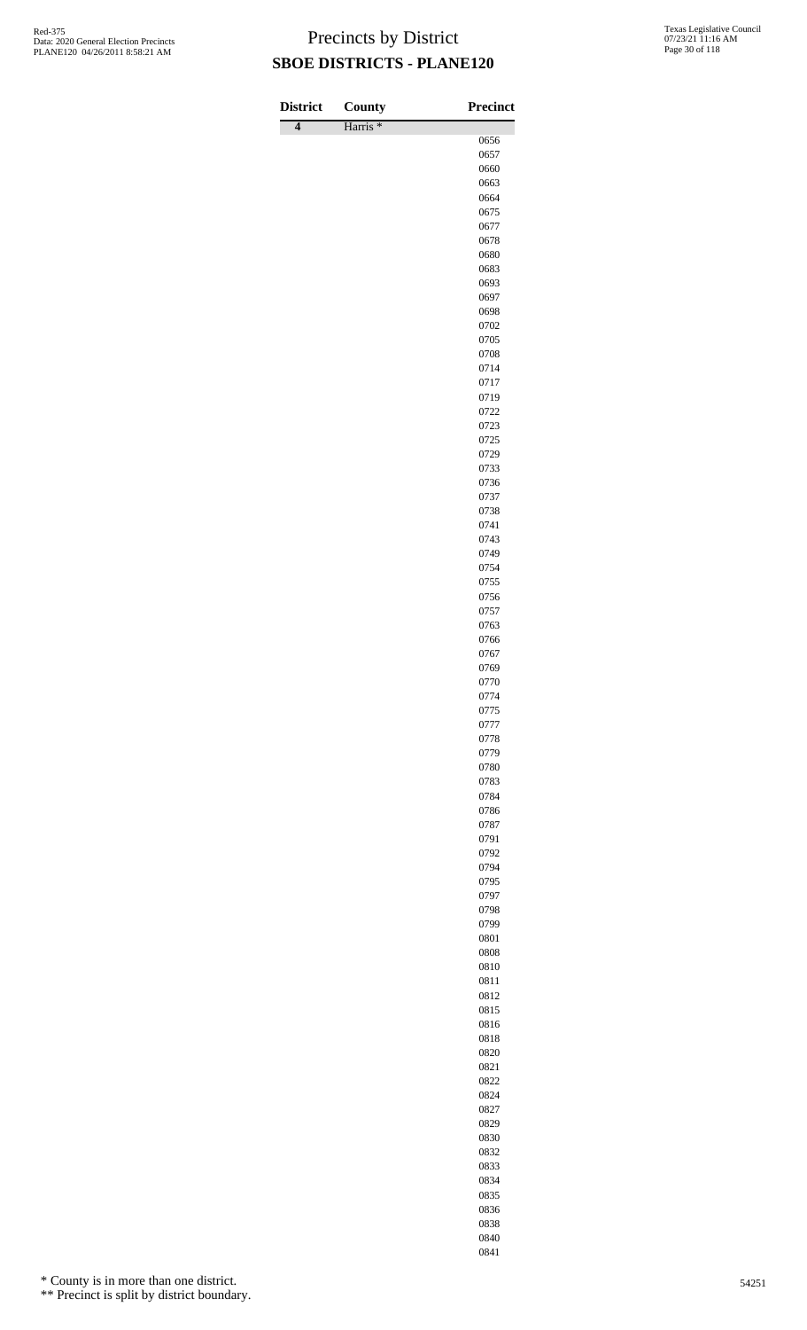# Precincts by District

## SBOE DISTRICTS - PLANE120

| District | County | Precinct |
|---|---|---|
| 4 | Harris * | |
| | | 0656 |
| | | 0657 |
| | | 0660 |
| | | 0663 |
| | | 0664 |
| | | 0675 |
| | | 0677 |
| | | 0678 |
| | | 0680 |
| | | 0683 |
| | | 0693 |
| | | 0697 |
| | | 0698 |
| | | 0702 |
| | | 0705 |
| | | 0708 |
| | | 0714 |
| | | 0717 |
| | | 0719 |
| | | 0722 |
| | | 0723 |
| | | 0725 |
| | | 0729 |
| | | 0733 |
| | | 0736 |
| | | 0737 |
| | | 0738 |
| | | 0741 |
| | | 0743 |
| | | 0749 |
| | | 0754 |
| | | 0755 |
| | | 0756 |
| | | 0757 |
| | | 0763 |
| | | 0766 |
| | | 0767 |
| | | 0769 |
| | | 0770 |
| | | 0774 |
| | | 0775 |
| | | 0777 |
| | | 0778 |
| | | 0779 |
| | | 0780 |
| | | 0783 |
| | | 0784 |
| | | 0786 |
| | | 0787 |
| | | 0791 |
| | | 0792 |
| | | 0794 |
| | | 0795 |
| | | 0797 |
| | | 0798 |
| | | 0799 |
| | | 0801 |
| | | 0808 |
| | | 0810 |
| | | 0811 |
| | | 0812 |
| | | 0815 |
| | | 0816 |
| | | 0818 |
| | | 0820 |
| | | 0821 |
| | | 0822 |
| | | 0824 |
| | | 0827 |
| | | 0829 |
| | | 0830 |
| | | 0832 |
| | | 0833 |
| | | 0834 |
| | | 0835 |
| | | 0836 |
| | | 0838 |
| | | 0840 |
| | | 0841 |

\* County is in more than one district.

\*\* Precinct is split by district boundary.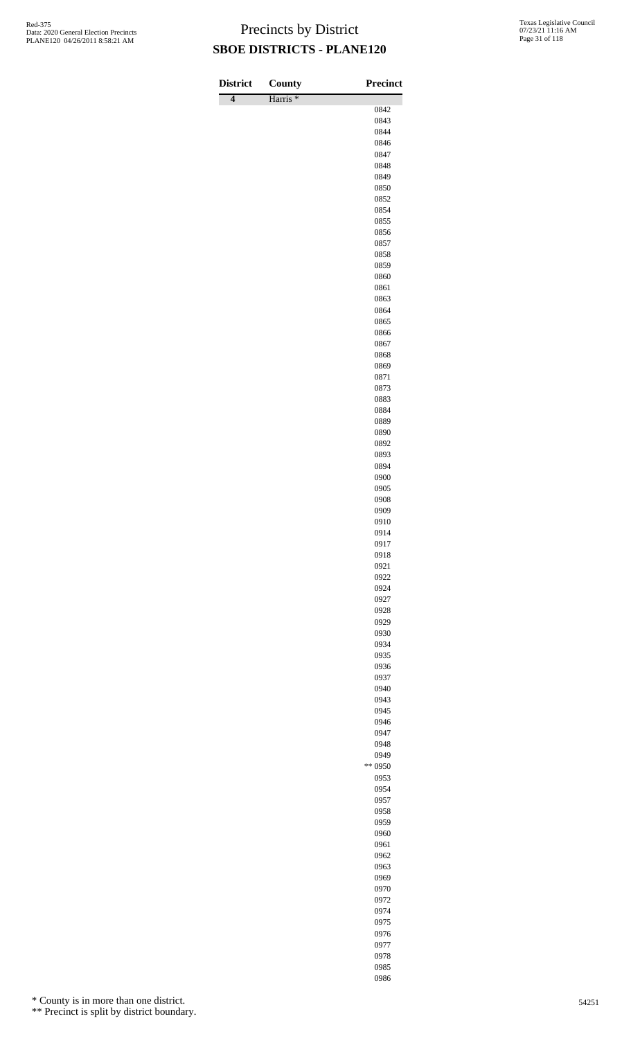# Precincts by District

## SBOE DISTRICTS - PLANE120

| District | County | Precinct |
|---|---|---|
| 4 | Harris * | |
| | | 0842 |
| | | 0843 |
| | | 0844 |
| | | 0846 |
| | | 0847 |
| | | 0848 |
| | | 0849 |
| | | 0850 |
| | | 0852 |
| | | 0854 |
| | | 0855 |
| | | 0856 |
| | | 0857 |
| | | 0858 |
| | | 0859 |
| | | 0860 |
| | | 0861 |
| | | 0863 |
| | | 0864 |
| | | 0865 |
| | | 0866 |
| | | 0867 |
| | | 0868 |
| | | 0869 |
| | | 0871 |
| | | 0873 |
| | | 0883 |
| | | 0884 |
| | | 0889 |
| | | 0890 |
| | | 0892 |
| | | 0893 |
| | | 0894 |
| | | 0900 |
| | | 0905 |
| | | 0908 |
| | | 0909 |
| | | 0910 |
| | | 0914 |
| | | 0917 |
| | | 0918 |
| | | 0921 |
| | | 0922 |
| | | 0924 |
| | | 0927 |
| | | 0928 |
| | | 0929 |
| | | 0930 |
| | | 0934 |
| | | 0935 |
| | | 0936 |
| | | 0937 |
| | | 0940 |
| | | 0943 |
| | | 0945 |
| | | 0946 |
| | | 0947 |
| | | 0948 |
| | | 0949 |
| | | ** 0950 |
| | | 0953 |
| | | 0954 |
| | | 0957 |
| | | 0958 |
| | | 0959 |
| | | 0960 |
| | | 0961 |
| | | 0962 |
| | | 0963 |
| | | 0969 |
| | | 0970 |
| | | 0972 |
| | | 0974 |
| | | 0975 |
| | | 0976 |
| | | 0977 |
| | | 0978 |
| | | 0985 |
| | | 0986 |

\* County is in more than one district.

\** Precinct is split by district boundary.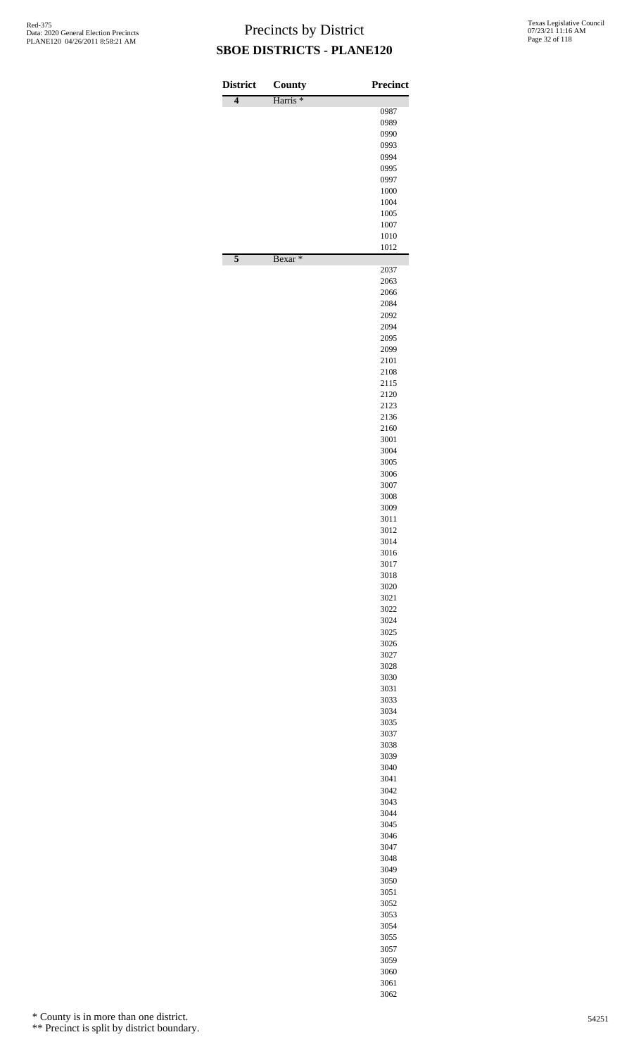# Precincts by District

## SBOE DISTRICTS - PLANE120

| District | County | Precinct |
|---|---|---|
| 4 | Harris * | |
| | | 0987 |
| | | 0989 |
| | | 0990 |
| | | 0993 |
| | | 0994 |
| | | 0995 |
| | | 0997 |
| | | 1000 |
| | | 1004 |
| | | 1005 |
| | | 1007 |
| | | 1010 |
| | | 1012 |
| 5 | Bexar * | |
| | | 2037 |
| | | 2063 |
| | | 2066 |
| | | 2084 |
| | | 2092 |
| | | 2094 |
| | | 2095 |
| | | 2099 |
| | | 2101 |
| | | 2108 |
| | | 2115 |
| | | 2120 |
| | | 2123 |
| | | 2136 |
| | | 2160 |
| | | 3001 |
| | | 3004 |
| | | 3005 |
| | | 3006 |
| | | 3007 |
| | | 3008 |
| | | 3009 |
| | | 3011 |
| | | 3012 |
| | | 3014 |
| | | 3016 |
| | | 3017 |
| | | 3018 |
| | | 3020 |
| | | 3021 |
| | | 3022 |
| | | 3024 |
| | | 3025 |
| | | 3026 |
| | | 3027 |
| | | 3028 |
| | | 3030 |
| | | 3031 |
| | | 3033 |
| | | 3034 |
| | | 3035 |
| | | 3037 |
| | | 3038 |
| | | 3039 |
| | | 3040 |
| | | 3041 |
| | | 3042 |
| | | 3043 |
| | | 3044 |
| | | 3045 |
| | | 3046 |
| | | 3047 |
| | | 3048 |
| | | 3049 |
| | | 3050 |
| | | 3051 |
| | | 3052 |
| | | 3053 |
| | | 3054 |
| | | 3055 |
| | | 3057 |
| | | 3059 |
| | | 3060 |
| | | 3061 |
| | | 3062 |

\* County is in more than one district.

\** Precinct is split by district boundary.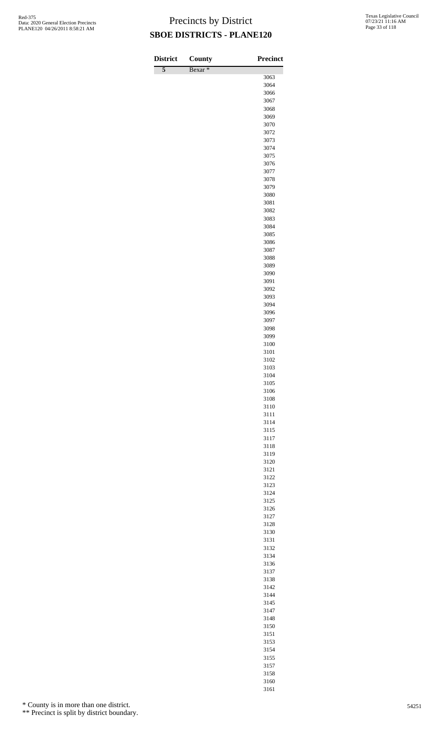# Precincts by District

## SBOE DISTRICTS - PLANE120

| District | County | Precinct |
|---|---|---|
| 5 | Bexar * | |
| | | 3063 |
| | | 3064 |
| | | 3066 |
| | | 3067 |
| | | 3068 |
| | | 3069 |
| | | 3070 |
| | | 3072 |
| | | 3073 |
| | | 3074 |
| | | 3075 |
| | | 3076 |
| | | 3077 |
| | | 3078 |
| | | 3079 |
| | | 3080 |
| | | 3081 |
| | | 3082 |
| | | 3083 |
| | | 3084 |
| | | 3085 |
| | | 3086 |
| | | 3087 |
| | | 3088 |
| | | 3089 |
| | | 3090 |
| | | 3091 |
| | | 3092 |
| | | 3093 |
| | | 3094 |
| | | 3096 |
| | | 3097 |
| | | 3098 |
| | | 3099 |
| | | 3100 |
| | | 3101 |
| | | 3102 |
| | | 3103 |
| | | 3104 |
| | | 3105 |
| | | 3106 |
| | | 3108 |
| | | 3110 |
| | | 3111 |
| | | 3114 |
| | | 3115 |
| | | 3117 |
| | | 3118 |
| | | 3119 |
| | | 3120 |
| | | 3121 |
| | | 3122 |
| | | 3123 |
| | | 3124 |
| | | 3125 |
| | | 3126 |
| | | 3127 |
| | | 3128 |
| | | 3130 |
| | | 3131 |
| | | 3132 |
| | | 3134 |
| | | 3136 |
| | | 3137 |
| | | 3138 |
| | | 3142 |
| | | 3144 |
| | | 3145 |
| | | 3147 |
| | | 3148 |
| | | 3150 |
| | | 3151 |
| | | 3153 |
| | | 3154 |
| | | 3155 |
| | | 3157 |
| | | 3158 |
| | | 3160 |
| | | 3161 |

\* County is in more than one district.

\*\* Precinct is split by district boundary.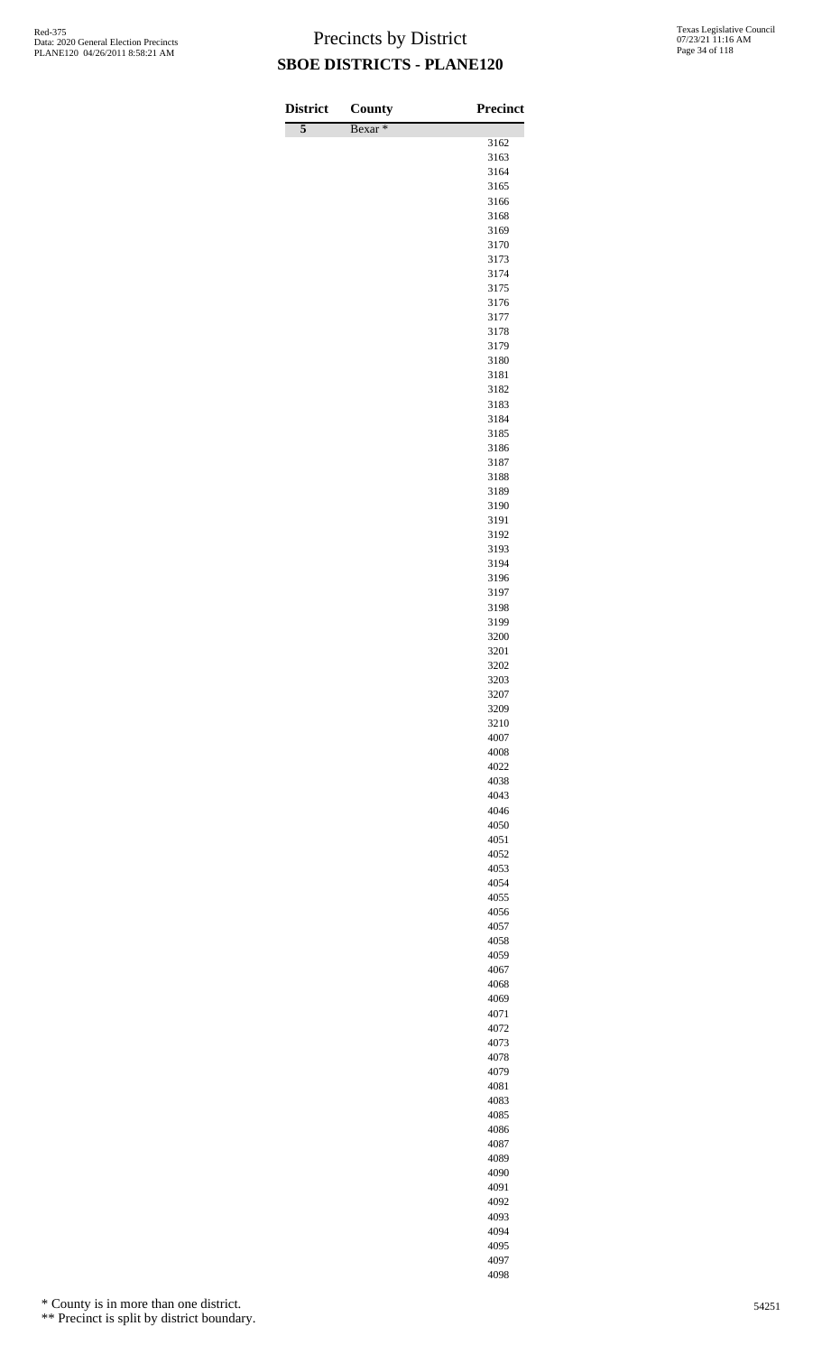# Precincts by District

## SBOE DISTRICTS - PLANE120

| District | County | Precinct |
|---|---|---|
| 5 | Bexar * | |
| | | 3162 |
| | | 3163 |
| | | 3164 |
| | | 3165 |
| | | 3166 |
| | | 3168 |
| | | 3169 |
| | | 3170 |
| | | 3173 |
| | | 3174 |
| | | 3175 |
| | | 3176 |
| | | 3177 |
| | | 3178 |
| | | 3179 |
| | | 3180 |
| | | 3181 |
| | | 3182 |
| | | 3183 |
| | | 3184 |
| | | 3185 |
| | | 3186 |
| | | 3187 |
| | | 3188 |
| | | 3189 |
| | | 3190 |
| | | 3191 |
| | | 3192 |
| | | 3193 |
| | | 3194 |
| | | 3196 |
| | | 3197 |
| | | 3198 |
| | | 3199 |
| | | 3200 |
| | | 3201 |
| | | 3202 |
| | | 3203 |
| | | 3207 |
| | | 3209 |
| | | 3210 |
| | | 4007 |
| | | 4008 |
| | | 4022 |
| | | 4038 |
| | | 4043 |
| | | 4046 |
| | | 4050 |
| | | 4051 |
| | | 4052 |
| | | 4053 |
| | | 4054 |
| | | 4055 |
| | | 4056 |
| | | 4057 |
| | | 4058 |
| | | 4059 |
| | | 4067 |
| | | 4068 |
| | | 4069 |
| | | 4071 |
| | | 4072 |
| | | 4073 |
| | | 4078 |
| | | 4079 |
| | | 4081 |
| | | 4083 |
| | | 4085 |
| | | 4086 |
| | | 4087 |
| | | 4089 |
| | | 4090 |
| | | 4091 |
| | | 4092 |
| | | 4093 |
| | | 4094 |
| | | 4095 |
| | | 4097 |
| | | 4098 |

\* County is in more than one district.

\** Precinct is split by district boundary.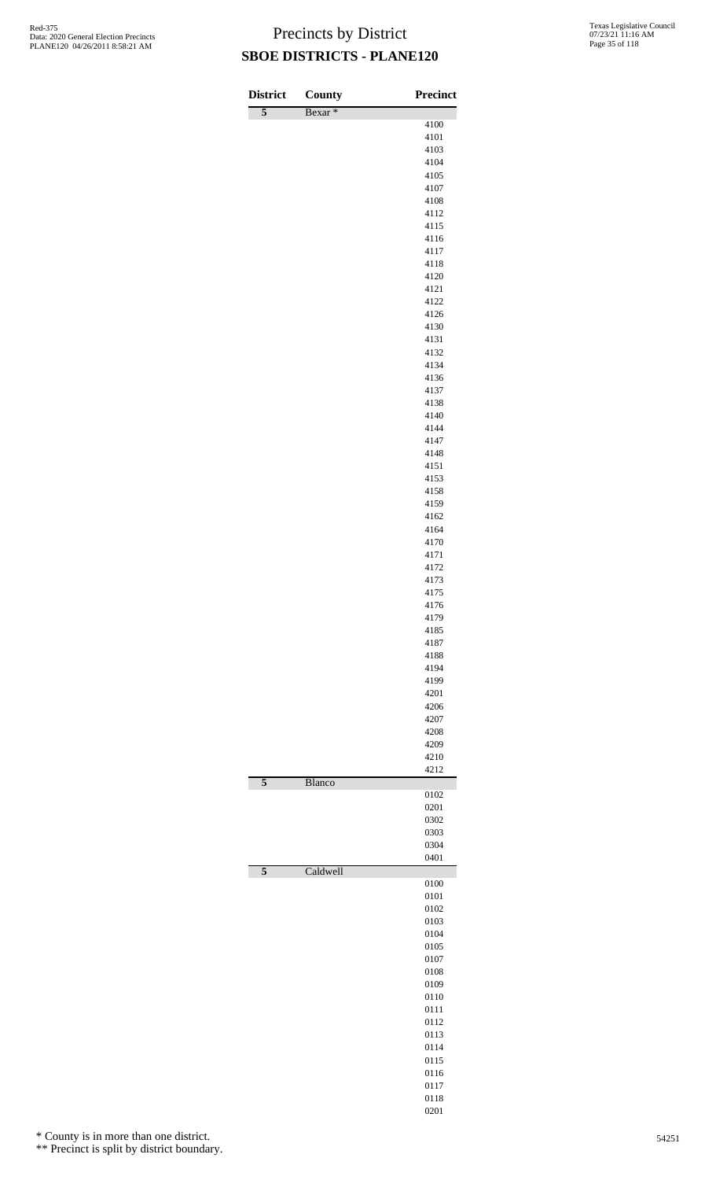# Precincts by District

## SBOE DISTRICTS - PLANE120

Red-375
Data: 2020 General Election Precincts
PLANE120 04/26/2011 8:58:21 AM

Texas Legislative Council
07/23/21 11:16 AM

| District | County | Precinct |
|---|---|---|
| 5 | Bexar * | |
| | | 4100 |
| | | 4101 |
| | | 4103 |
| | | 4104 |
| | | 4105 |
| | | 4107 |
| | | 4108 |
| | | 4112 |
| | | 4115 |
| | | 4116 |
| | | 4117 |
| | | 4118 |
| | | 4120 |
| | | 4121 |
| | | 4122 |
| | | 4126 |
| | | 4130 |
| | | 4131 |
| | | 4132 |
| | | 4134 |
| | | 4136 |
| | | 4137 |
| | | 4138 |
| | | 4140 |
| | | 4144 |
| | | 4147 |
| | | 4148 |
| | | 4151 |
| | | 4153 |
| | | 4158 |
| | | 4159 |
| | | 4162 |
| | | 4164 |
| | | 4170 |
| | | 4171 |
| | | 4172 |
| | | 4173 |
| | | 4175 |
| | | 4176 |
| | | 4179 |
| | | 4185 |
| | | 4187 |
| | | 4188 |
| | | 4194 |
| | | 4199 |
| | | 4201 |
| | | 4206 |
| | | 4207 |
| | | 4208 |
| | | 4209 |
| | | 4210 |
| | | 4212 |
| 5 | Blanco | |
| | | 0102 |
| | | 0201 |
| | | 0302 |
| | | 0303 |
| | | 0304 |
| | | 0401 |
| 5 | Caldwell | |
| | | 0100 |
| | | 0101 |
| | | 0102 |
| | | 0103 |
| | | 0104 |
| | | 0105 |
| | | 0107 |
| | | 0108 |
| | | 0109 |
| | | 0110 |
| | | 0111 |
| | | 0112 |
| | | 0113 |
| | | 0114 |
| | | 0115 |
| | | 0116 |
| | | 0117 |
| | | 0118 |
| | | 0201 |

\* County is in more than one district.

\*\* Precinct is split by district boundary.

54251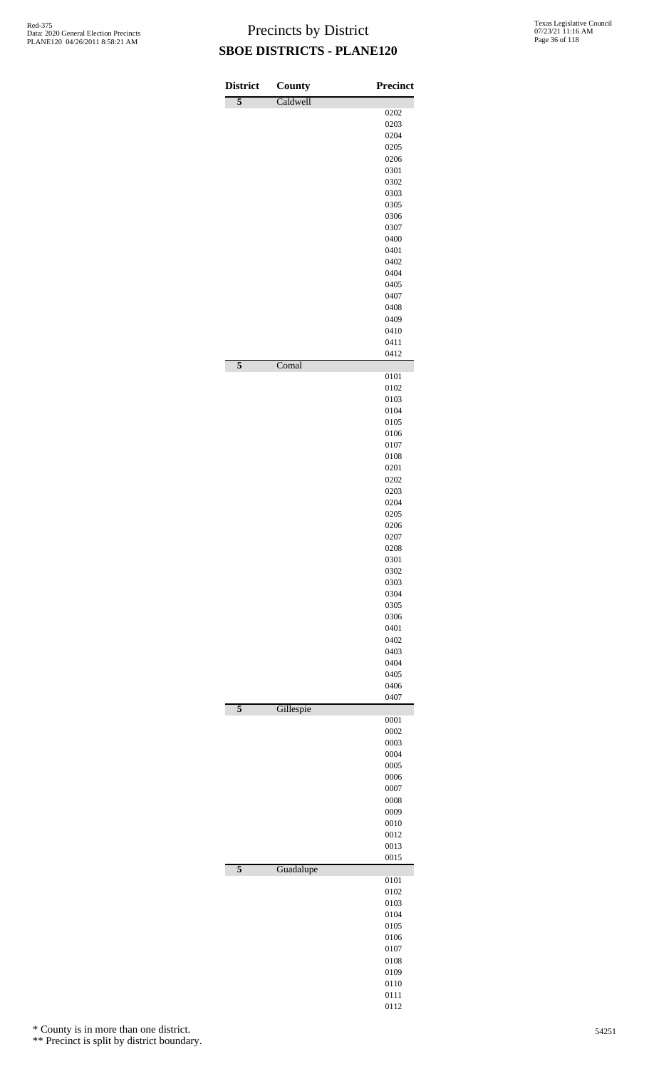# Precincts by District

## SBOE DISTRICTS - PLANE120

| District | County | Precinct |
|---|---|---|
| 5 | Caldwell | |
| | | 0202 |
| | | 0203 |
| | | 0204 |
| | | 0205 |
| | | 0206 |
| | | 0301 |
| | | 0302 |
| | | 0303 |
| | | 0305 |
| | | 0306 |
| | | 0307 |
| | | 0400 |
| | | 0401 |
| | | 0402 |
| | | 0404 |
| | | 0405 |
| | | 0407 |
| | | 0408 |
| | | 0409 |
| | | 0410 |
| | | 0411 |
| | | 0412 |
| 5 | Comal | |
| | | 0101 |
| | | 0102 |
| | | 0103 |
| | | 0104 |
| | | 0105 |
| | | 0106 |
| | | 0107 |
| | | 0108 |
| | | 0201 |
| | | 0202 |
| | | 0203 |
| | | 0204 |
| | | 0205 |
| | | 0206 |
| | | 0207 |
| | | 0208 |
| | | 0301 |
| | | 0302 |
| | | 0303 |
| | | 0304 |
| | | 0305 |
| | | 0306 |
| | | 0401 |
| | | 0402 |
| | | 0403 |
| | | 0404 |
| | | 0405 |
| | | 0406 |
| | | 0407 |
| 5 | Gillespie | |
| | | 0001 |
| | | 0002 |
| | | 0003 |
| | | 0004 |
| | | 0005 |
| | | 0006 |
| | | 0007 |
| | | 0008 |
| | | 0009 |
| | | 0010 |
| | | 0012 |
| | | 0013 |
| | | 0015 |
| 5 | Guadalupe | |
| | | 0101 |
| | | 0102 |
| | | 0103 |
| | | 0104 |
| | | 0105 |
| | | 0106 |
| | | 0107 |
| | | 0108 |
| | | 0109 |
| | | 0110 |
| | | 0111 |
| | | 0112 |

\* County is in more than one district.

\*\* Precinct is split by district boundary.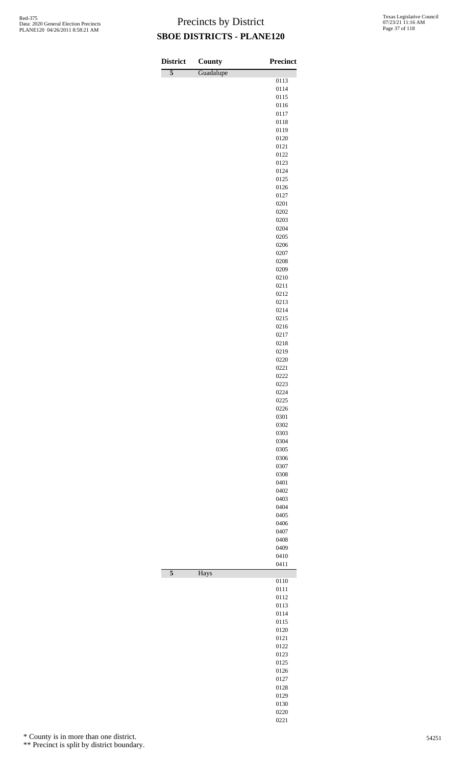# Precincts by District
## SBOE DISTRICTS - PLANE120

Red-375
Data: 2020 General Election Precincts
PLANE120 04/26/2011 8:58:21 AM

Texas Legislative Council
07/23/21 11:16 AM

| District | County | Precinct |
|---|---|---|
| 5 | Guadalupe | |
| | | 0113 |
| | | 0114 |
| | | 0115 |
| | | 0116 |
| | | 0117 |
| | | 0118 |
| | | 0119 |
| | | 0120 |
| | | 0121 |
| | | 0122 |
| | | 0123 |
| | | 0124 |
| | | 0125 |
| | | 0126 |
| | | 0127 |
| | | 0201 |
| | | 0202 |
| | | 0203 |
| | | 0204 |
| | | 0205 |
| | | 0206 |
| | | 0207 |
| | | 0208 |
| | | 0209 |
| | | 0210 |
| | | 0211 |
| | | 0212 |
| | | 0213 |
| | | 0214 |
| | | 0215 |
| | | 0216 |
| | | 0217 |
| | | 0218 |
| | | 0219 |
| | | 0220 |
| | | 0221 |
| | | 0222 |
| | | 0223 |
| | | 0224 |
| | | 0225 |
| | | 0226 |
| | | 0301 |
| | | 0302 |
| | | 0303 |
| | | 0304 |
| | | 0305 |
| | | 0306 |
| | | 0307 |
| | | 0308 |
| | | 0401 |
| | | 0402 |
| | | 0403 |
| | | 0404 |
| | | 0405 |
| | | 0406 |
| | | 0407 |
| | | 0408 |
| | | 0409 |
| | | 0410 |
| | | 0411 |
| 5 | Hays | |
| | | 0110 |
| | | 0111 |
| | | 0112 |
| | | 0113 |
| | | 0114 |
| | | 0115 |
| | | 0120 |
| | | 0121 |
| | | 0122 |
| | | 0123 |
| | | 0125 |
| | | 0126 |
| | | 0127 |
| | | 0128 |
| | | 0129 |
| | | 0130 |
| | | 0220 |
| | | 0221 |

\* County is in more than one district.

\*\* Precinct is split by district boundary.

54251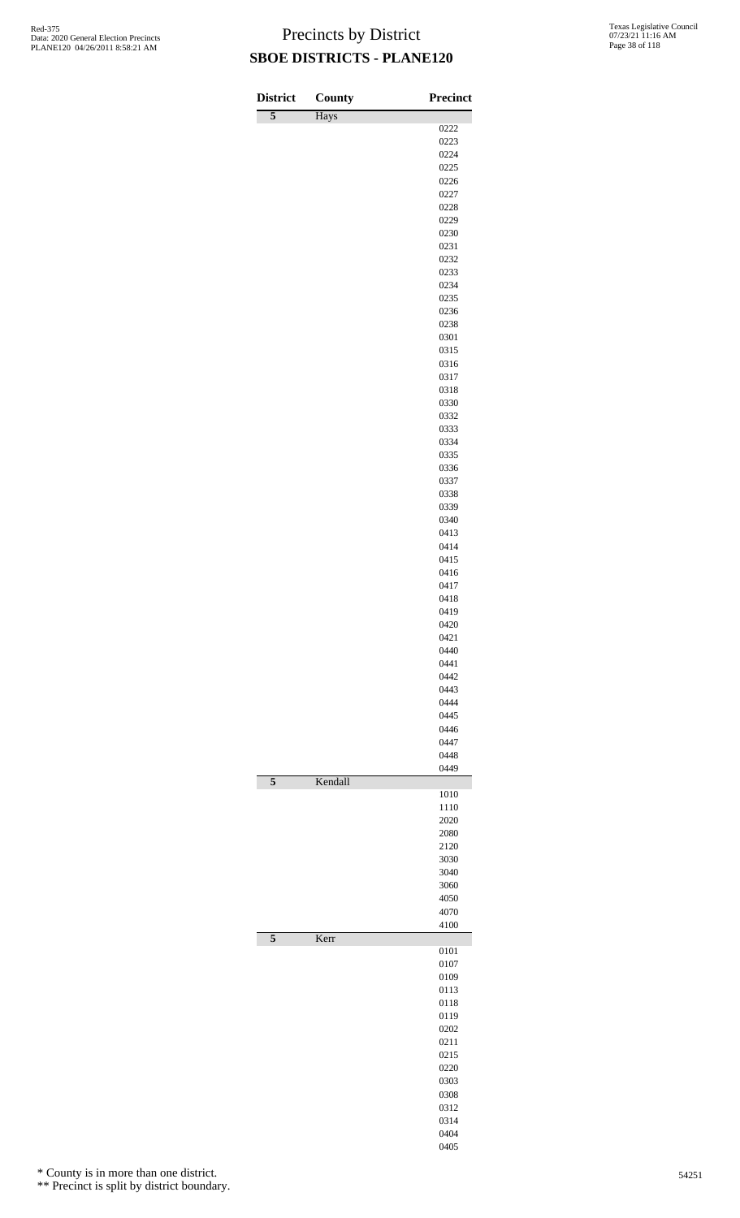# Precincts by District

## SBOE DISTRICTS - PLANE120

| District | County | Precinct |
|---|---|---|
| 5 | Hays | |
| | | 0222 |
| | | 0223 |
| | | 0224 |
| | | 0225 |
| | | 0226 |
| | | 0227 |
| | | 0228 |
| | | 0229 |
| | | 0230 |
| | | 0231 |
| | | 0232 |
| | | 0233 |
| | | 0234 |
| | | 0235 |
| | | 0236 |
| | | 0238 |
| | | 0301 |
| | | 0315 |
| | | 0316 |
| | | 0317 |
| | | 0318 |
| | | 0330 |
| | | 0332 |
| | | 0333 |
| | | 0334 |
| | | 0335 |
| | | 0336 |
| | | 0337 |
| | | 0338 |
| | | 0339 |
| | | 0340 |
| | | 0413 |
| | | 0414 |
| | | 0415 |
| | | 0416 |
| | | 0417 |
| | | 0418 |
| | | 0419 |
| | | 0420 |
| | | 0421 |
| | | 0440 |
| | | 0441 |
| | | 0442 |
| | | 0443 |
| | | 0444 |
| | | 0445 |
| | | 0446 |
| | | 0447 |
| | | 0448 |
| | | 0449 |
| 5 | Kendall | |
| | | 1010 |
| | | 1110 |
| | | 2020 |
| | | 2080 |
| | | 2120 |
| | | 3030 |
| | | 3040 |
| | | 3060 |
| | | 4050 |
| | | 4070 |
| | | 4100 |
| 5 | Kerr | |
| | | 0101 |
| | | 0107 |
| | | 0109 |
| | | 0113 |
| | | 0118 |
| | | 0119 |
| | | 0202 |
| | | 0211 |
| | | 0215 |
| | | 0220 |
| | | 0303 |
| | | 0308 |
| | | 0312 |
| | | 0314 |
| | | 0404 |
| | | 0405 |

\* County is in more than one district.

\*\* Precinct is split by district boundary.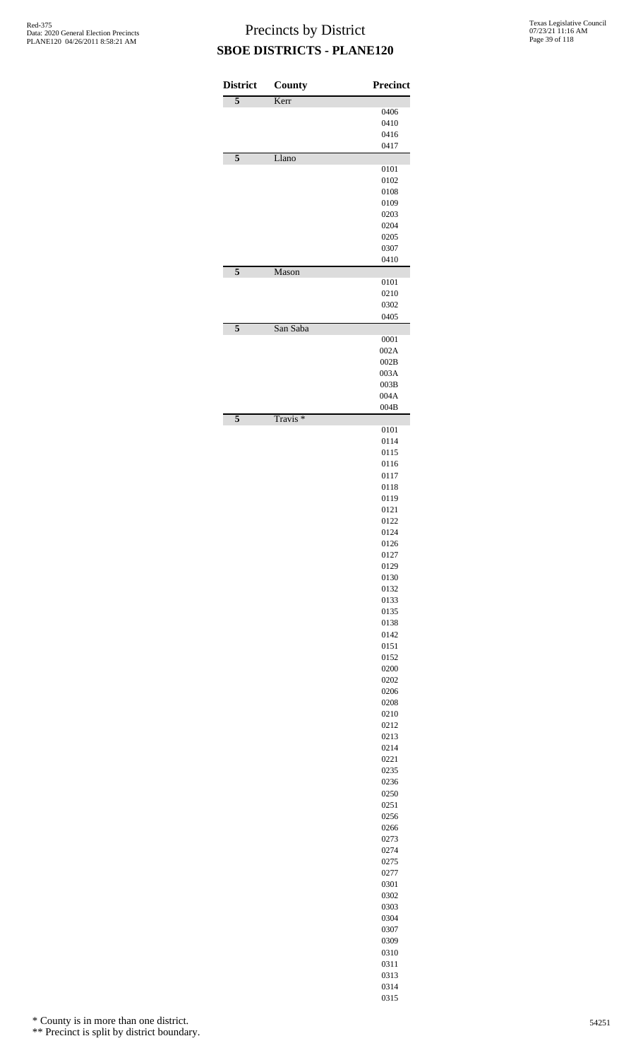# Precincts by District
## SBOE DISTRICTS - PLANE120

| District | County | Precinct |
|---|---|---|
| 5 | Kerr | |
| | | 0406 |
| | | 0410 |
| | | 0416 |
| | | 0417 |
| 5 | Llano | |
| | | 0101 |
| | | 0102 |
| | | 0108 |
| | | 0109 |
| | | 0203 |
| | | 0204 |
| | | 0205 |
| | | 0307 |
| | | 0410 |
| 5 | Mason | |
| | | 0101 |
| | | 0210 |
| | | 0302 |
| | | 0405 |
| 5 | San Saba | |
| | | 0001 |
| | | 002A |
| | | 002B |
| | | 003A |
| | | 003B |
| | | 004A |
| | | 004B |
| 5 | Travis * | |
| | | 0101 |
| | | 0114 |
| | | 0115 |
| | | 0116 |
| | | 0117 |
| | | 0118 |
| | | 0119 |
| | | 0121 |
| | | 0122 |
| | | 0124 |
| | | 0126 |
| | | 0127 |
| | | 0129 |
| | | 0130 |
| | | 0132 |
| | | 0133 |
| | | 0135 |
| | | 0138 |
| | | 0142 |
| | | 0151 |
| | | 0152 |
| | | 0200 |
| | | 0202 |
| | | 0206 |
| | | 0208 |
| | | 0210 |
| | | 0212 |
| | | 0213 |
| | | 0214 |
| | | 0221 |
| | | 0235 |
| | | 0236 |
| | | 0250 |
| | | 0251 |
| | | 0256 |
| | | 0266 |
| | | 0273 |
| | | 0274 |
| | | 0275 |
| | | 0277 |
| | | 0301 |
| | | 0302 |
| | | 0303 |
| | | 0304 |
| | | 0307 |
| | | 0309 |
| | | 0310 |
| | | 0311 |
| | | 0313 |
| | | 0314 |
| | | 0315 |

\* County is in more than one district.

\*\* Precinct is split by district boundary.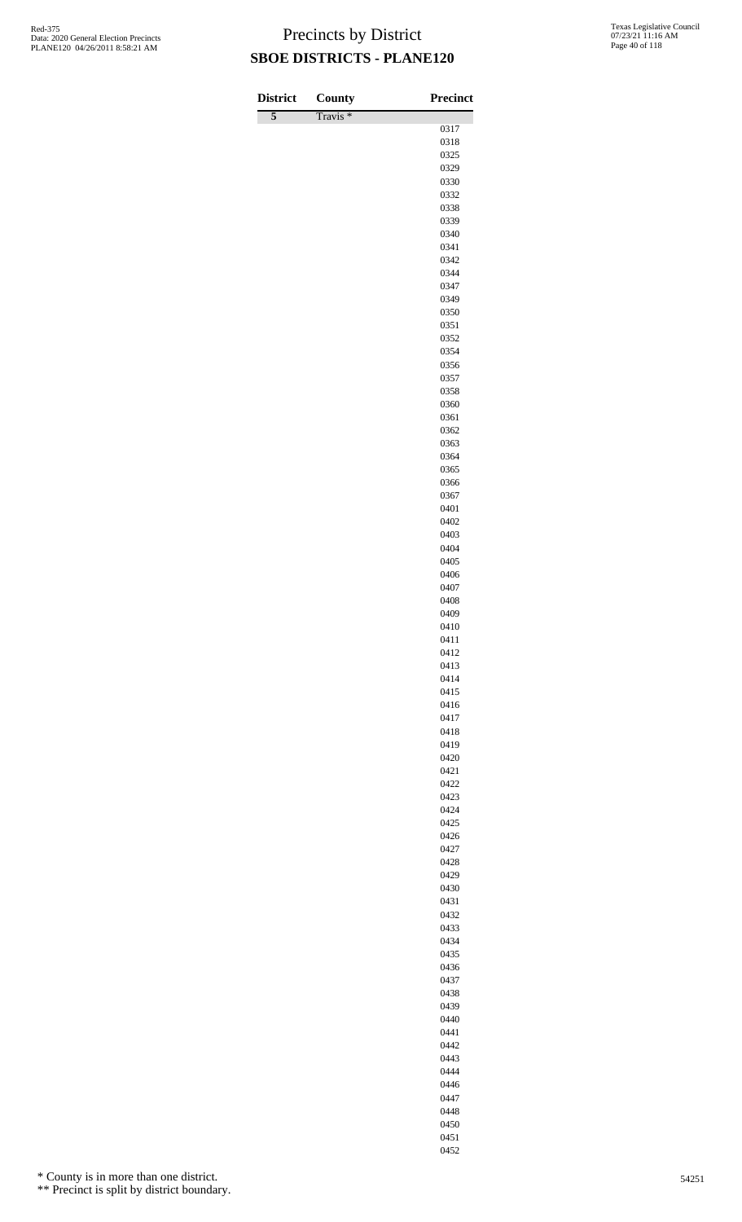# Precincts by District

## SBOE DISTRICTS - PLANE120

| District | County | Precinct |
|---|---|---|
| 5 | Travis * | |
| | | 0317 |
| | | 0318 |
| | | 0325 |
| | | 0329 |
| | | 0330 |
| | | 0332 |
| | | 0338 |
| | | 0339 |
| | | 0340 |
| | | 0341 |
| | | 0342 |
| | | 0344 |
| | | 0347 |
| | | 0349 |
| | | 0350 |
| | | 0351 |
| | | 0352 |
| | | 0354 |
| | | 0356 |
| | | 0357 |
| | | 0358 |
| | | 0360 |
| | | 0361 |
| | | 0362 |
| | | 0363 |
| | | 0364 |
| | | 0365 |
| | | 0366 |
| | | 0367 |
| | | 0401 |
| | | 0402 |
| | | 0403 |
| | | 0404 |
| | | 0405 |
| | | 0406 |
| | | 0407 |
| | | 0408 |
| | | 0409 |
| | | 0410 |
| | | 0411 |
| | | 0412 |
| | | 0413 |
| | | 0414 |
| | | 0415 |
| | | 0416 |
| | | 0417 |
| | | 0418 |
| | | 0419 |
| | | 0420 |
| | | 0421 |
| | | 0422 |
| | | 0423 |
| | | 0424 |
| | | 0425 |
| | | 0426 |
| | | 0427 |
| | | 0428 |
| | | 0429 |
| | | 0430 |
| | | 0431 |
| | | 0432 |
| | | 0433 |
| | | 0434 |
| | | 0435 |
| | | 0436 |
| | | 0437 |
| | | 0438 |
| | | 0439 |
| | | 0440 |
| | | 0441 |
| | | 0442 |
| | | 0443 |
| | | 0444 |
| | | 0446 |
| | | 0447 |
| | | 0448 |
| | | 0450 |
| | | 0451 |
| | | 0452 |

* County is in more than one district.

** Precinct is split by district boundary.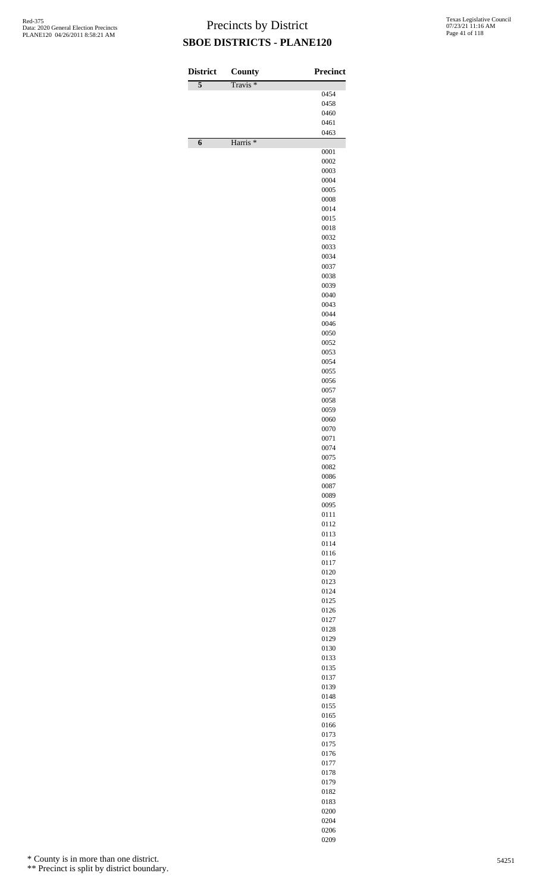# Precincts by District
## SBOE DISTRICTS - PLANE120

| District | County | Precinct |
|---|---|---|
| 5 | Travis * | |
| | | 0454 |
| | | 0458 |
| | | 0460 |
| | | 0461 |
| | | 0463 |
| 6 | Harris * | |
| | | 0001 |
| | | 0002 |
| | | 0003 |
| | | 0004 |
| | | 0005 |
| | | 0008 |
| | | 0014 |
| | | 0015 |
| | | 0018 |
| | | 0032 |
| | | 0033 |
| | | 0034 |
| | | 0037 |
| | | 0038 |
| | | 0039 |
| | | 0040 |
| | | 0043 |
| | | 0044 |
| | | 0046 |
| | | 0050 |
| | | 0052 |
| | | 0053 |
| | | 0054 |
| | | 0055 |
| | | 0056 |
| | | 0057 |
| | | 0058 |
| | | 0059 |
| | | 0060 |
| | | 0070 |
| | | 0071 |
| | | 0074 |
| | | 0075 |
| | | 0082 |
| | | 0086 |
| | | 0087 |
| | | 0089 |
| | | 0095 |
| | | 0111 |
| | | 0112 |
| | | 0113 |
| | | 0114 |
| | | 0116 |
| | | 0117 |
| | | 0120 |
| | | 0123 |
| | | 0124 |
| | | 0125 |
| | | 0126 |
| | | 0127 |
| | | 0128 |
| | | 0129 |
| | | 0130 |
| | | 0133 |
| | | 0135 |
| | | 0137 |
| | | 0139 |
| | | 0148 |
| | | 0155 |
| | | 0165 |
| | | 0166 |
| | | 0173 |
| | | 0175 |
| | | 0176 |
| | | 0177 |
| | | 0178 |
| | | 0179 |
| | | 0182 |
| | | 0183 |
| | | 0200 |
| | | 0204 |
| | | 0206 |
| | | 0209 |

\* County is in more than one district.

\*\* Precinct is split by district boundary.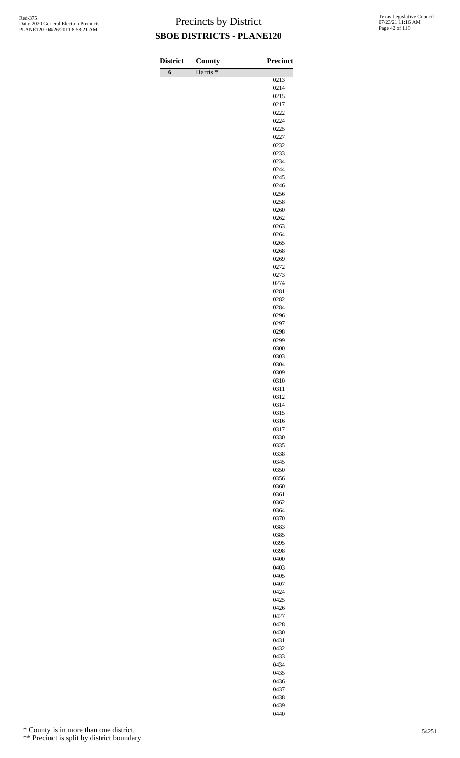# Precincts by District

## SBOE DISTRICTS - PLANE120

| District | County | Precinct |
|---|---|---|
| 6 | Harris * | |
| | | 0213 |
| | | 0214 |
| | | 0215 |
| | | 0217 |
| | | 0222 |
| | | 0224 |
| | | 0225 |
| | | 0227 |
| | | 0232 |
| | | 0233 |
| | | 0234 |
| | | 0244 |
| | | 0245 |
| | | 0246 |
| | | 0256 |
| | | 0258 |
| | | 0260 |
| | | 0262 |
| | | 0263 |
| | | 0264 |
| | | 0265 |
| | | 0268 |
| | | 0269 |
| | | 0272 |
| | | 0273 |
| | | 0274 |
| | | 0281 |
| | | 0282 |
| | | 0284 |
| | | 0296 |
| | | 0297 |
| | | 0298 |
| | | 0299 |
| | | 0300 |
| | | 0303 |
| | | 0304 |
| | | 0309 |
| | | 0310 |
| | | 0311 |
| | | 0312 |
| | | 0314 |
| | | 0315 |
| | | 0316 |
| | | 0317 |
| | | 0330 |
| | | 0335 |
| | | 0338 |
| | | 0345 |
| | | 0350 |
| | | 0356 |
| | | 0360 |
| | | 0361 |
| | | 0362 |
| | | 0364 |
| | | 0370 |
| | | 0383 |
| | | 0385 |
| | | 0395 |
| | | 0398 |
| | | 0400 |
| | | 0403 |
| | | 0405 |
| | | 0407 |
| | | 0424 |
| | | 0425 |
| | | 0426 |
| | | 0427 |
| | | 0428 |
| | | 0430 |
| | | 0431 |
| | | 0432 |
| | | 0433 |
| | | 0434 |
| | | 0435 |
| | | 0436 |
| | | 0437 |
| | | 0438 |
| | | 0439 |
| | | 0440 |

\* County is in more than one district.

\*\* Precinct is split by district boundary.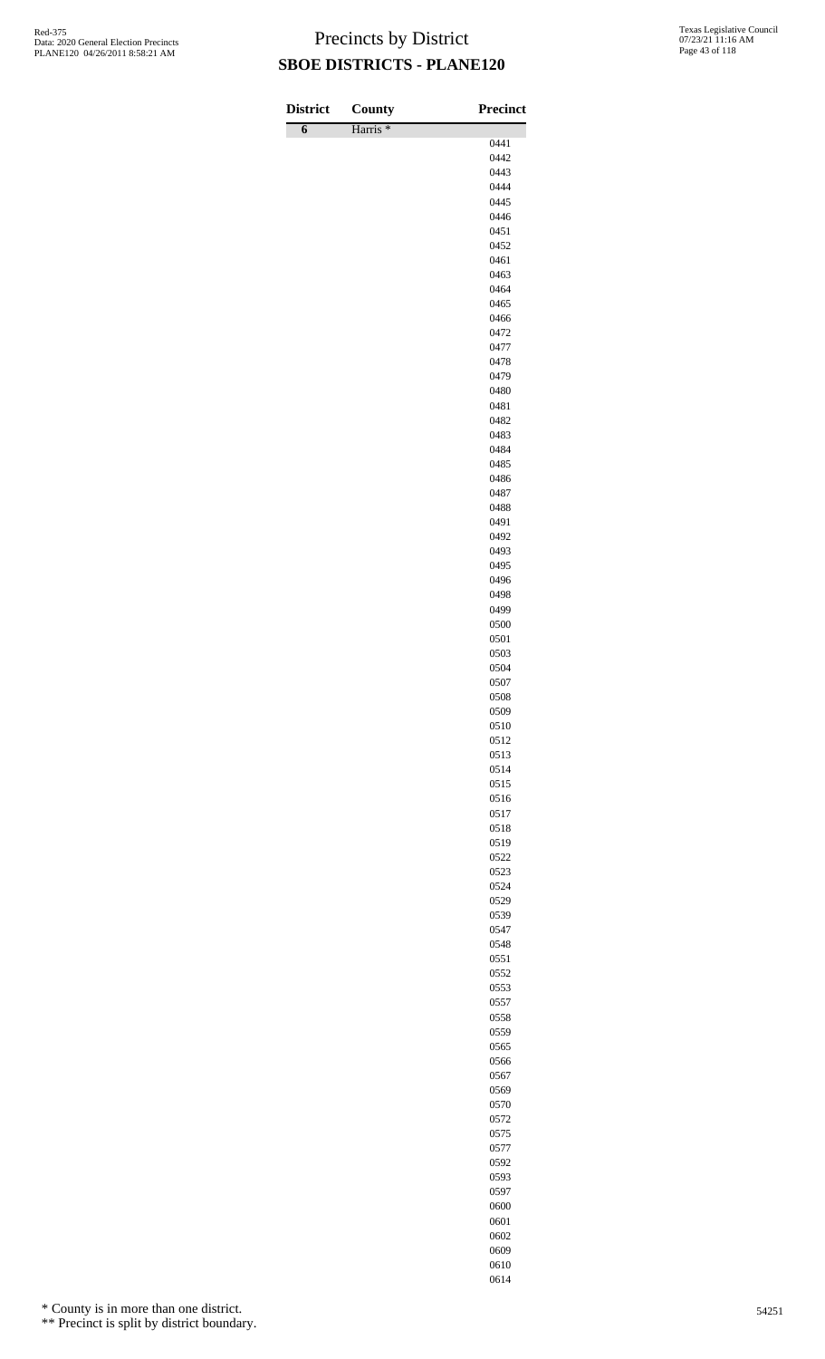# Precincts by District

## SBOE DISTRICTS - PLANE120

| District | County | Precinct |
|---|---|---|
| 6 | Harris * | |
| | | 0441 |
| | | 0442 |
| | | 0443 |
| | | 0444 |
| | | 0445 |
| | | 0446 |
| | | 0451 |
| | | 0452 |
| | | 0461 |
| | | 0463 |
| | | 0464 |
| | | 0465 |
| | | 0466 |
| | | 0472 |
| | | 0477 |
| | | 0478 |
| | | 0479 |
| | | 0480 |
| | | 0481 |
| | | 0482 |
| | | 0483 |
| | | 0484 |
| | | 0485 |
| | | 0486 |
| | | 0487 |
| | | 0488 |
| | | 0491 |
| | | 0492 |
| | | 0493 |
| | | 0495 |
| | | 0496 |
| | | 0498 |
| | | 0499 |
| | | 0500 |
| | | 0501 |
| | | 0503 |
| | | 0504 |
| | | 0507 |
| | | 0508 |
| | | 0509 |
| | | 0510 |
| | | 0512 |
| | | 0513 |
| | | 0514 |
| | | 0515 |
| | | 0516 |
| | | 0517 |
| | | 0518 |
| | | 0519 |
| | | 0522 |
| | | 0523 |
| | | 0524 |
| | | 0529 |
| | | 0539 |
| | | 0547 |
| | | 0548 |
| | | 0551 |
| | | 0552 |
| | | 0553 |
| | | 0557 |
| | | 0558 |
| | | 0559 |
| | | 0565 |
| | | 0566 |
| | | 0567 |
| | | 0569 |
| | | 0570 |
| | | 0572 |
| | | 0575 |
| | | 0577 |
| | | 0592 |
| | | 0593 |
| | | 0597 |
| | | 0600 |
| | | 0601 |
| | | 0602 |
| | | 0609 |
| | | 0610 |
| | | 0614 |

\* County is in more than one district.

\*\* Precinct is split by district boundary.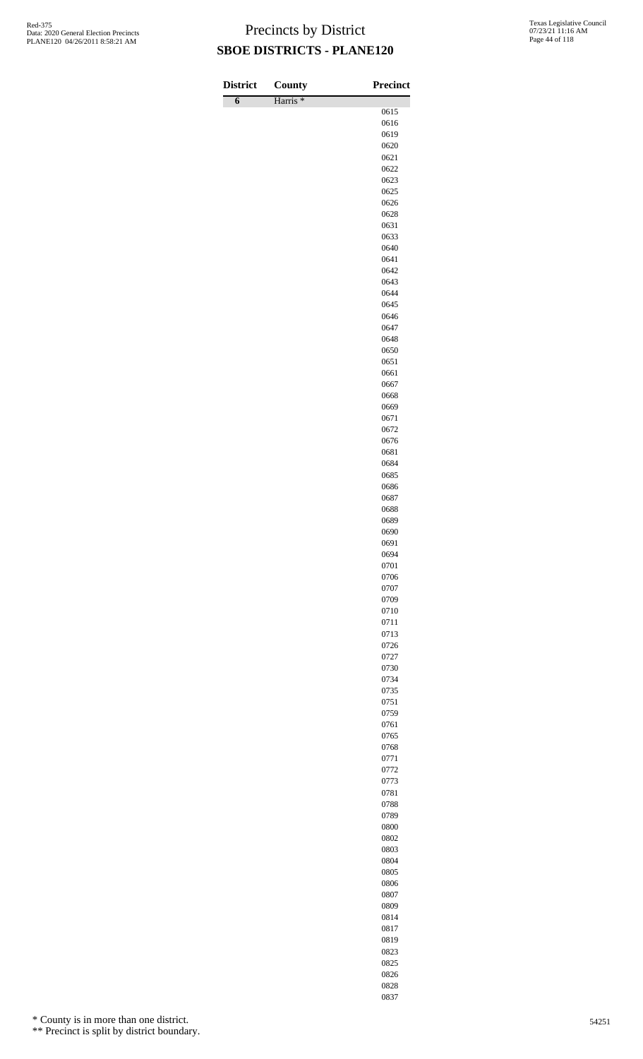# Precincts by District

## SBOE DISTRICTS - PLANE120

| District | County | Precinct |
|---|---|---|
| 6 | Harris * | |
| | | 0615 |
| | | 0616 |
| | | 0619 |
| | | 0620 |
| | | 0621 |
| | | 0622 |
| | | 0623 |
| | | 0625 |
| | | 0626 |
| | | 0628 |
| | | 0631 |
| | | 0633 |
| | | 0640 |
| | | 0641 |
| | | 0642 |
| | | 0643 |
| | | 0644 |
| | | 0645 |
| | | 0646 |
| | | 0647 |
| | | 0648 |
| | | 0650 |
| | | 0651 |
| | | 0661 |
| | | 0667 |
| | | 0668 |
| | | 0669 |
| | | 0671 |
| | | 0672 |
| | | 0676 |
| | | 0681 |
| | | 0684 |
| | | 0685 |
| | | 0686 |
| | | 0687 |
| | | 0688 |
| | | 0689 |
| | | 0690 |
| | | 0691 |
| | | 0694 |
| | | 0701 |
| | | 0706 |
| | | 0707 |
| | | 0709 |
| | | 0710 |
| | | 0711 |
| | | 0713 |
| | | 0726 |
| | | 0727 |
| | | 0730 |
| | | 0734 |
| | | 0735 |
| | | 0751 |
| | | 0759 |
| | | 0761 |
| | | 0765 |
| | | 0768 |
| | | 0771 |
| | | 0772 |
| | | 0773 |
| | | 0781 |
| | | 0788 |
| | | 0789 |
| | | 0800 |
| | | 0802 |
| | | 0803 |
| | | 0804 |
| | | 0805 |
| | | 0806 |
| | | 0807 |
| | | 0809 |
| | | 0814 |
| | | 0817 |
| | | 0819 |
| | | 0823 |
| | | 0825 |
| | | 0826 |
| | | 0828 |
| | | 0837 |

\* County is in more than one district.

\*\* Precinct is split by district boundary.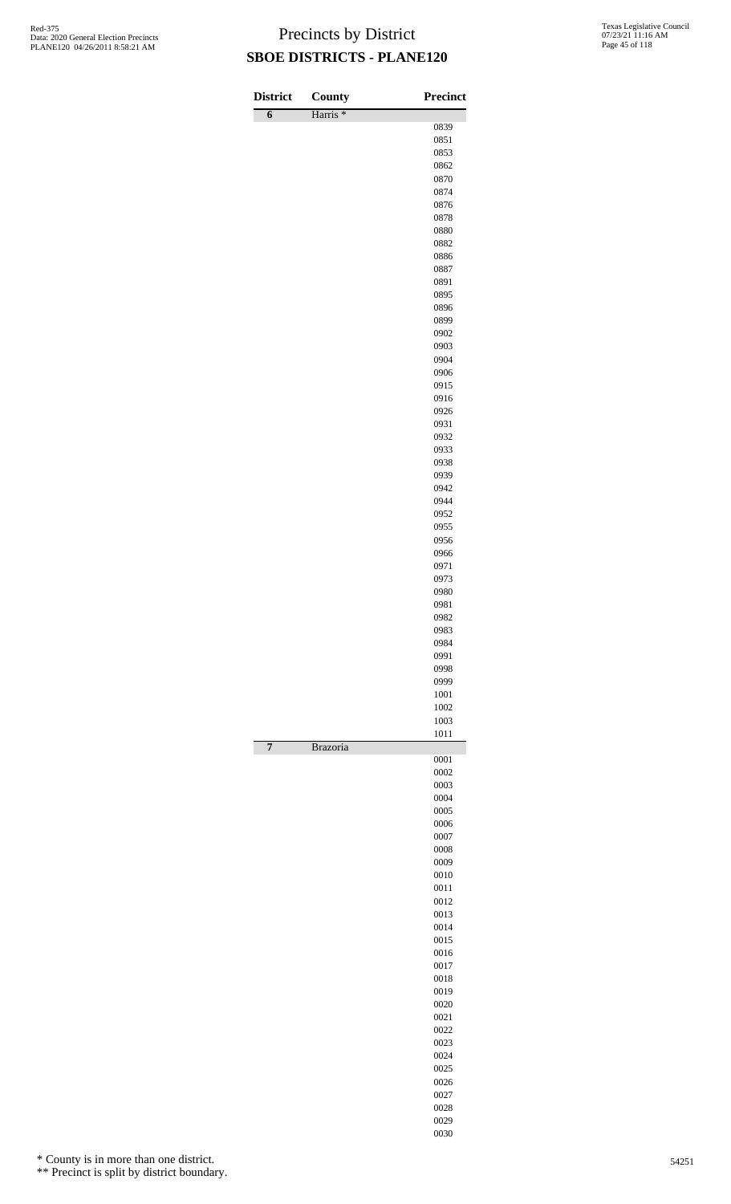# Precincts by District

## SBOE DISTRICTS - PLANE120

| District | County | Precinct |
|---|---|---|
| 6 | Harris * | |
| | | 0839 |
| | | 0851 |
| | | 0853 |
| | | 0862 |
| | | 0870 |
| | | 0874 |
| | | 0876 |
| | | 0878 |
| | | 0880 |
| | | 0882 |
| | | 0886 |
| | | 0887 |
| | | 0891 |
| | | 0895 |
| | | 0896 |
| | | 0899 |
| | | 0902 |
| | | 0903 |
| | | 0904 |
| | | 0906 |
| | | 0915 |
| | | 0916 |
| | | 0926 |
| | | 0931 |
| | | 0932 |
| | | 0933 |
| | | 0938 |
| | | 0939 |
| | | 0942 |
| | | 0944 |
| | | 0952 |
| | | 0955 |
| | | 0956 |
| | | 0966 |
| | | 0971 |
| | | 0973 |
| | | 0980 |
| | | 0981 |
| | | 0982 |
| | | 0983 |
| | | 0984 |
| | | 0991 |
| | | 0998 |
| | | 0999 |
| | | 1001 |
| | | 1002 |
| | | 1003 |
| | | 1011 |
| 7 | Brazoria | |
| | | 0001 |
| | | 0002 |
| | | 0003 |
| | | 0004 |
| | | 0005 |
| | | 0006 |
| | | 0007 |
| | | 0008 |
| | | 0009 |
| | | 0010 |
| | | 0011 |
| | | 0012 |
| | | 0013 |
| | | 0014 |
| | | 0015 |
| | | 0016 |
| | | 0017 |
| | | 0018 |
| | | 0019 |
| | | 0020 |
| | | 0021 |
| | | 0022 |
| | | 0023 |
| | | 0024 |
| | | 0025 |
| | | 0026 |
| | | 0027 |
| | | 0028 |
| | | 0029 |
| | | 0030 |

\* County is in more than one district.

\*\* Precinct is split by district boundary.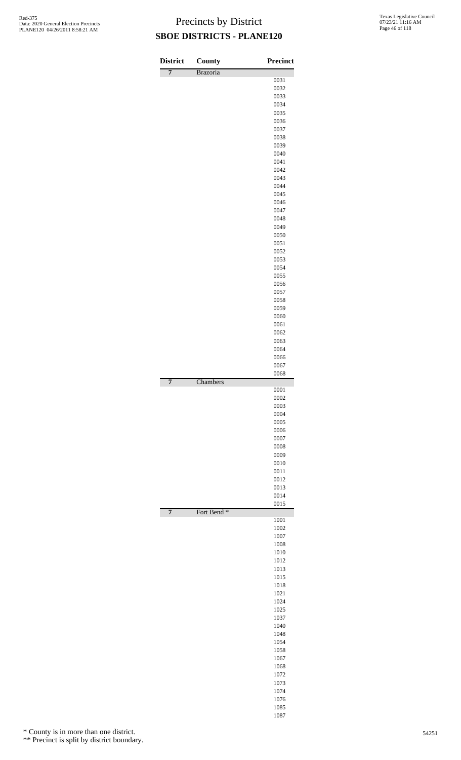# Precincts by District

## SBOE DISTRICTS - PLANE120

| District | County | Precinct |
|---|---|---|
| 7 | Brazoria | |
| | | 0031 |
| | | 0032 |
| | | 0033 |
| | | 0034 |
| | | 0035 |
| | | 0036 |
| | | 0037 |
| | | 0038 |
| | | 0039 |
| | | 0040 |
| | | 0041 |
| | | 0042 |
| | | 0043 |
| | | 0044 |
| | | 0045 |
| | | 0046 |
| | | 0047 |
| | | 0048 |
| | | 0049 |
| | | 0050 |
| | | 0051 |
| | | 0052 |
| | | 0053 |
| | | 0054 |
| | | 0055 |
| | | 0056 |
| | | 0057 |
| | | 0058 |
| | | 0059 |
| | | 0060 |
| | | 0061 |
| | | 0062 |
| | | 0063 |
| | | 0064 |
| | | 0066 |
| | | 0067 |
| | | 0068 |
| 7 | Chambers | |
| | | 0001 |
| | | 0002 |
| | | 0003 |
| | | 0004 |
| | | 0005 |
| | | 0006 |
| | | 0007 |
| | | 0008 |
| | | 0009 |
| | | 0010 |
| | | 0011 |
| | | 0012 |
| | | 0013 |
| | | 0014 |
| | | 0015 |
| 7 | Fort Bend * | |
| | | 1001 |
| | | 1002 |
| | | 1007 |
| | | 1008 |
| | | 1010 |
| | | 1012 |
| | | 1013 |
| | | 1015 |
| | | 1018 |
| | | 1021 |
| | | 1024 |
| | | 1025 |
| | | 1037 |
| | | 1040 |
| | | 1048 |
| | | 1054 |
| | | 1058 |
| | | 1067 |
| | | 1068 |
| | | 1072 |
| | | 1073 |
| | | 1074 |
| | | 1076 |
| | | 1085 |
| | | 1087 |

\* County is in more than one district.

\*\* Precinct is split by district boundary.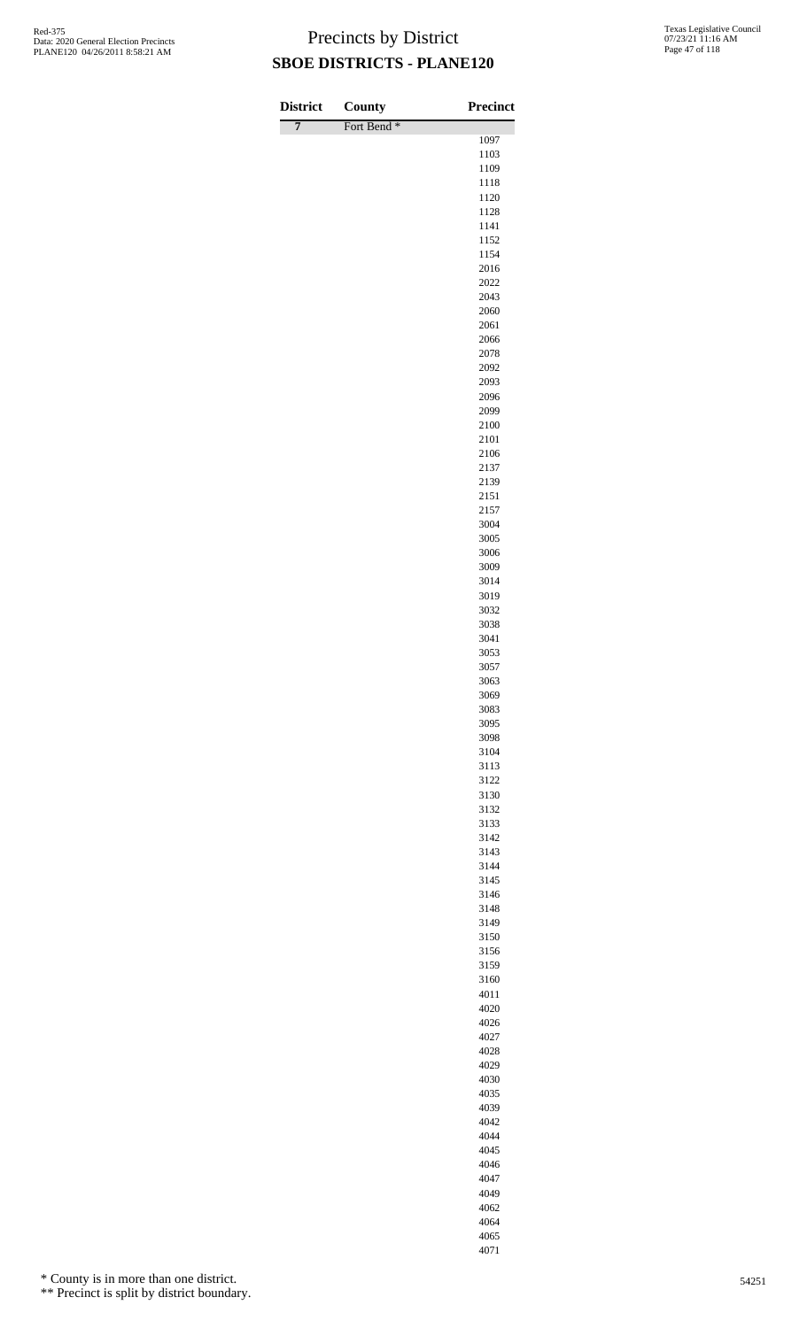# Precincts by District

## SBOE DISTRICTS - PLANE120

| District | County | Precinct |
|---|---|---|
| 7 | Fort Bend * | |
| | | 1097 |
| | | 1103 |
| | | 1109 |
| | | 1118 |
| | | 1120 |
| | | 1128 |
| | | 1141 |
| | | 1152 |
| | | 1154 |
| | | 2016 |
| | | 2022 |
| | | 2043 |
| | | 2060 |
| | | 2061 |
| | | 2066 |
| | | 2078 |
| | | 2092 |
| | | 2093 |
| | | 2096 |
| | | 2099 |
| | | 2100 |
| | | 2101 |
| | | 2106 |
| | | 2137 |
| | | 2139 |
| | | 2151 |
| | | 2157 |
| | | 3004 |
| | | 3005 |
| | | 3006 |
| | | 3009 |
| | | 3014 |
| | | 3019 |
| | | 3032 |
| | | 3038 |
| | | 3041 |
| | | 3053 |
| | | 3057 |
| | | 3063 |
| | | 3069 |
| | | 3083 |
| | | 3095 |
| | | 3098 |
| | | 3104 |
| | | 3113 |
| | | 3122 |
| | | 3130 |
| | | 3132 |
| | | 3133 |
| | | 3142 |
| | | 3143 |
| | | 3144 |
| | | 3145 |
| | | 3146 |
| | | 3148 |
| | | 3149 |
| | | 3150 |
| | | 3156 |
| | | 3159 |
| | | 3160 |
| | | 4011 |
| | | 4020 |
| | | 4026 |
| | | 4027 |
| | | 4028 |
| | | 4029 |
| | | 4030 |
| | | 4035 |
| | | 4039 |
| | | 4042 |
| | | 4044 |
| | | 4045 |
| | | 4046 |
| | | 4047 |
| | | 4049 |
| | | 4062 |
| | | 4064 |
| | | 4065 |
| | | 4071 |

\* County is in more than one district.

\** Precinct is split by district boundary.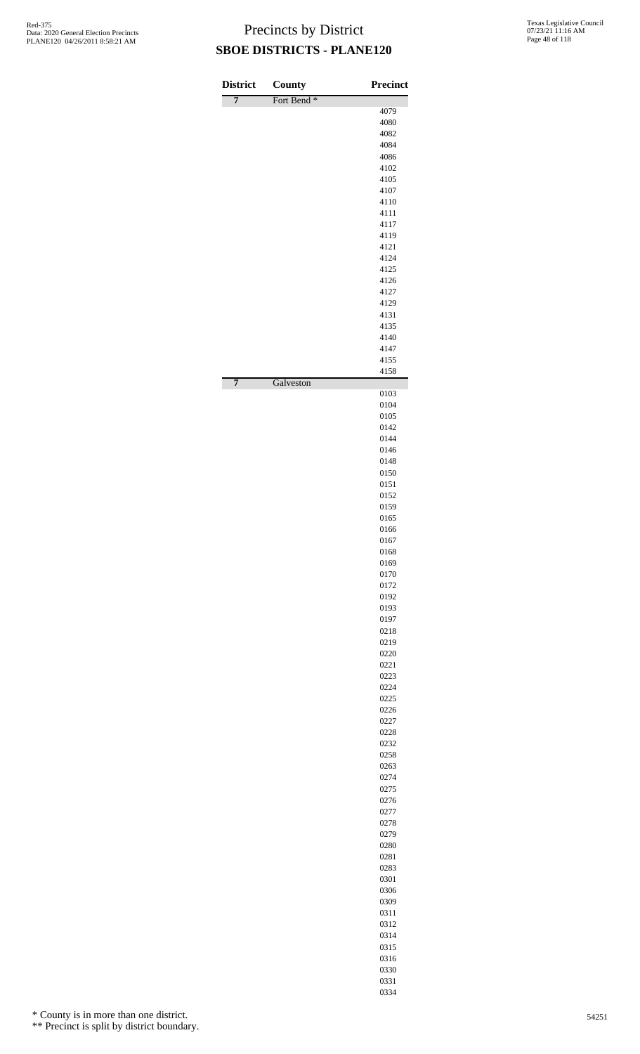# Precincts by District

## SBOE DISTRICTS - PLANE120

| District | County | Precinct |
|---|---|---|
| 7 | Fort Bend * | |
| | | 4079 |
| | | 4080 |
| | | 4082 |
| | | 4084 |
| | | 4086 |
| | | 4102 |
| | | 4105 |
| | | 4107 |
| | | 4110 |
| | | 4111 |
| | | 4117 |
| | | 4119 |
| | | 4121 |
| | | 4124 |
| | | 4125 |
| | | 4126 |
| | | 4127 |
| | | 4129 |
| | | 4131 |
| | | 4135 |
| | | 4140 |
| | | 4147 |
| | | 4155 |
| | | 4158 |
| 7 | Galveston | |
| | | 0103 |
| | | 0104 |
| | | 0105 |
| | | 0142 |
| | | 0144 |
| | | 0146 |
| | | 0148 |
| | | 0150 |
| | | 0151 |
| | | 0152 |
| | | 0159 |
| | | 0165 |
| | | 0166 |
| | | 0167 |
| | | 0168 |
| | | 0169 |
| | | 0170 |
| | | 0172 |
| | | 0192 |
| | | 0193 |
| | | 0197 |
| | | 0218 |
| | | 0219 |
| | | 0220 |
| | | 0221 |
| | | 0223 |
| | | 0224 |
| | | 0225 |
| | | 0226 |
| | | 0227 |
| | | 0228 |
| | | 0232 |
| | | 0258 |
| | | 0263 |
| | | 0274 |
| | | 0275 |
| | | 0276 |
| | | 0277 |
| | | 0278 |
| | | 0279 |
| | | 0280 |
| | | 0281 |
| | | 0283 |
| | | 0301 |
| | | 0306 |
| | | 0309 |
| | | 0311 |
| | | 0312 |
| | | 0314 |
| | | 0315 |
| | | 0316 |
| | | 0330 |
| | | 0331 |
| | | 0334 |

\* County is in more than one district.

\*\* Precinct is split by district boundary.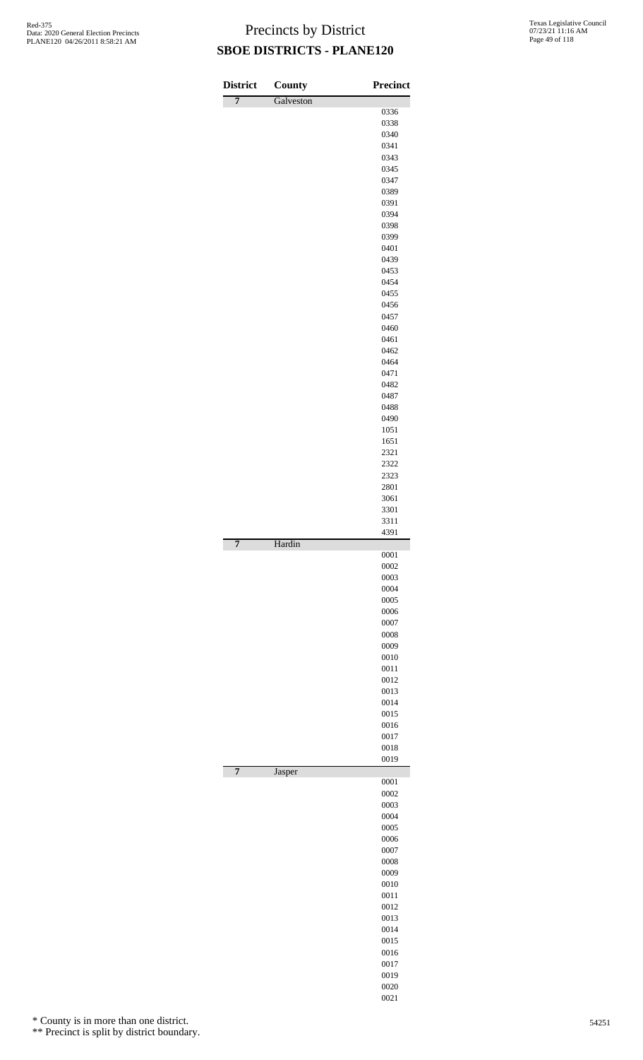# Precincts by District

## SBOE DISTRICTS - PLANE120

| District | County | Precinct |
|---|---|---|
| 7 | Galveston | |
| | | 0336 |
| | | 0338 |
| | | 0340 |
| | | 0341 |
| | | 0343 |
| | | 0345 |
| | | 0347 |
| | | 0389 |
| | | 0391 |
| | | 0394 |
| | | 0398 |
| | | 0399 |
| | | 0401 |
| | | 0439 |
| | | 0453 |
| | | 0454 |
| | | 0455 |
| | | 0456 |
| | | 0457 |
| | | 0460 |
| | | 0461 |
| | | 0462 |
| | | 0464 |
| | | 0471 |
| | | 0482 |
| | | 0487 |
| | | 0488 |
| | | 0490 |
| | | 1051 |
| | | 1651 |
| | | 2321 |
| | | 2322 |
| | | 2323 |
| | | 2801 |
| | | 3061 |
| | | 3301 |
| | | 3311 |
| | | 4391 |
| 7 | Hardin | |
| | | 0001 |
| | | 0002 |
| | | 0003 |
| | | 0004 |
| | | 0005 |
| | | 0006 |
| | | 0007 |
| | | 0008 |
| | | 0009 |
| | | 0010 |
| | | 0011 |
| | | 0012 |
| | | 0013 |
| | | 0014 |
| | | 0015 |
| | | 0016 |
| | | 0017 |
| | | 0018 |
| | | 0019 |
| 7 | Jasper | |
| | | 0001 |
| | | 0002 |
| | | 0003 |
| | | 0004 |
| | | 0005 |
| | | 0006 |
| | | 0007 |
| | | 0008 |
| | | 0009 |
| | | 0010 |
| | | 0011 |
| | | 0012 |
| | | 0013 |
| | | 0014 |
| | | 0015 |
| | | 0016 |
| | | 0017 |
| | | 0019 |
| | | 0020 |
| | | 0021 |

\* County is in more than one district.

\*\* Precinct is split by district boundary.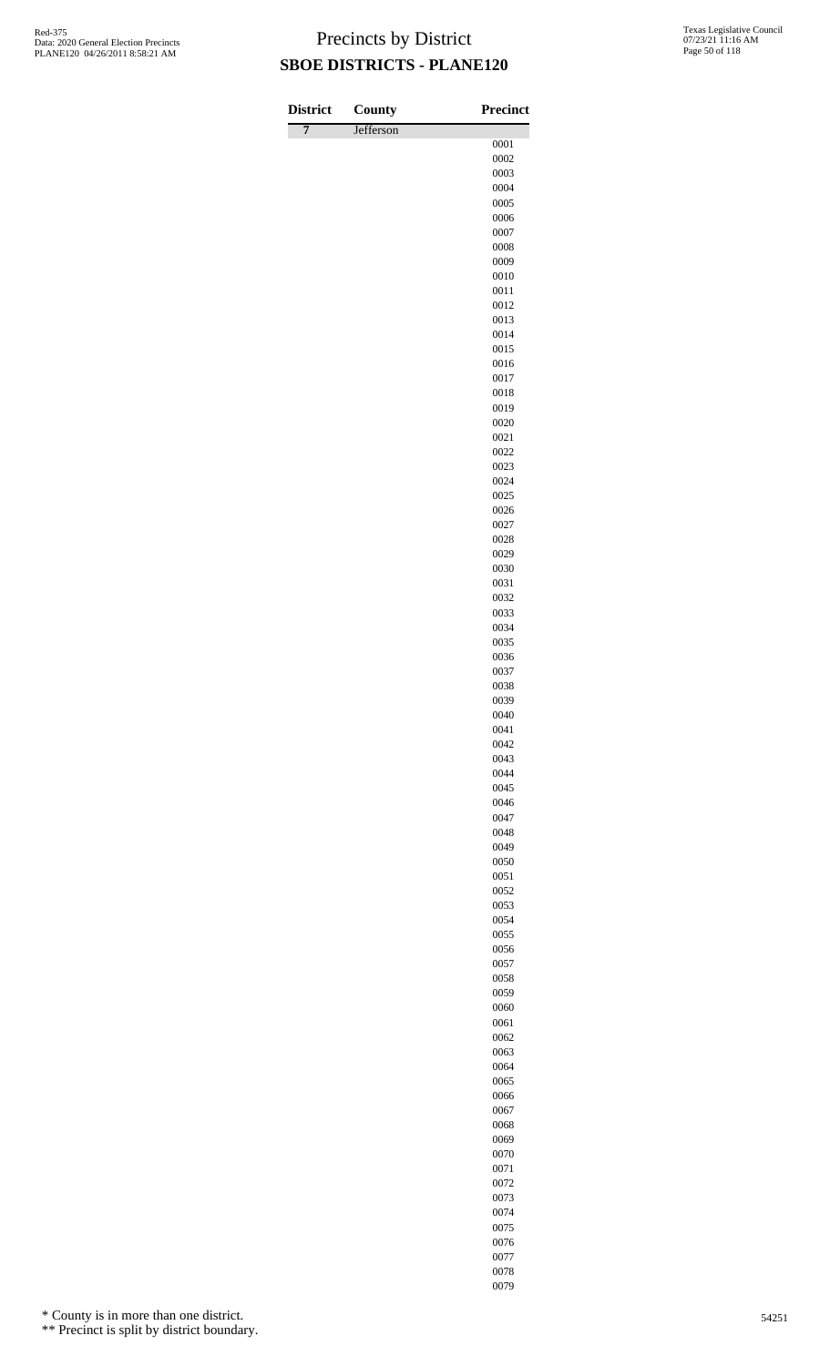# Precincts by District
## SBOE DISTRICTS - PLANE120

| District | County | Precinct |
|---|---|---|
| 7 | Jefferson | |
| | | 0001 |
| | | 0002 |
| | | 0003 |
| | | 0004 |
| | | 0005 |
| | | 0006 |
| | | 0007 |
| | | 0008 |
| | | 0009 |
| | | 0010 |
| | | 0011 |
| | | 0012 |
| | | 0013 |
| | | 0014 |
| | | 0015 |
| | | 0016 |
| | | 0017 |
| | | 0018 |
| | | 0019 |
| | | 0020 |
| | | 0021 |
| | | 0022 |
| | | 0023 |
| | | 0024 |
| | | 0025 |
| | | 0026 |
| | | 0027 |
| | | 0028 |
| | | 0029 |
| | | 0030 |
| | | 0031 |
| | | 0032 |
| | | 0033 |
| | | 0034 |
| | | 0035 |
| | | 0036 |
| | | 0037 |
| | | 0038 |
| | | 0039 |
| | | 0040 |
| | | 0041 |
| | | 0042 |
| | | 0043 |
| | | 0044 |
| | | 0045 |
| | | 0046 |
| | | 0047 |
| | | 0048 |
| | | 0049 |
| | | 0050 |
| | | 0051 |
| | | 0052 |
| | | 0053 |
| | | 0054 |
| | | 0055 |
| | | 0056 |
| | | 0057 |
| | | 0058 |
| | | 0059 |
| | | 0060 |
| | | 0061 |
| | | 0062 |
| | | 0063 |
| | | 0064 |
| | | 0065 |
| | | 0066 |
| | | 0067 |
| | | 0068 |
| | | 0069 |
| | | 0070 |
| | | 0071 |
| | | 0072 |
| | | 0073 |
| | | 0074 |
| | | 0075 |
| | | 0076 |
| | | 0077 |
| | | 0078 |
| | | 0079 |

\* County is in more than one district.

\*\* Precinct is split by district boundary.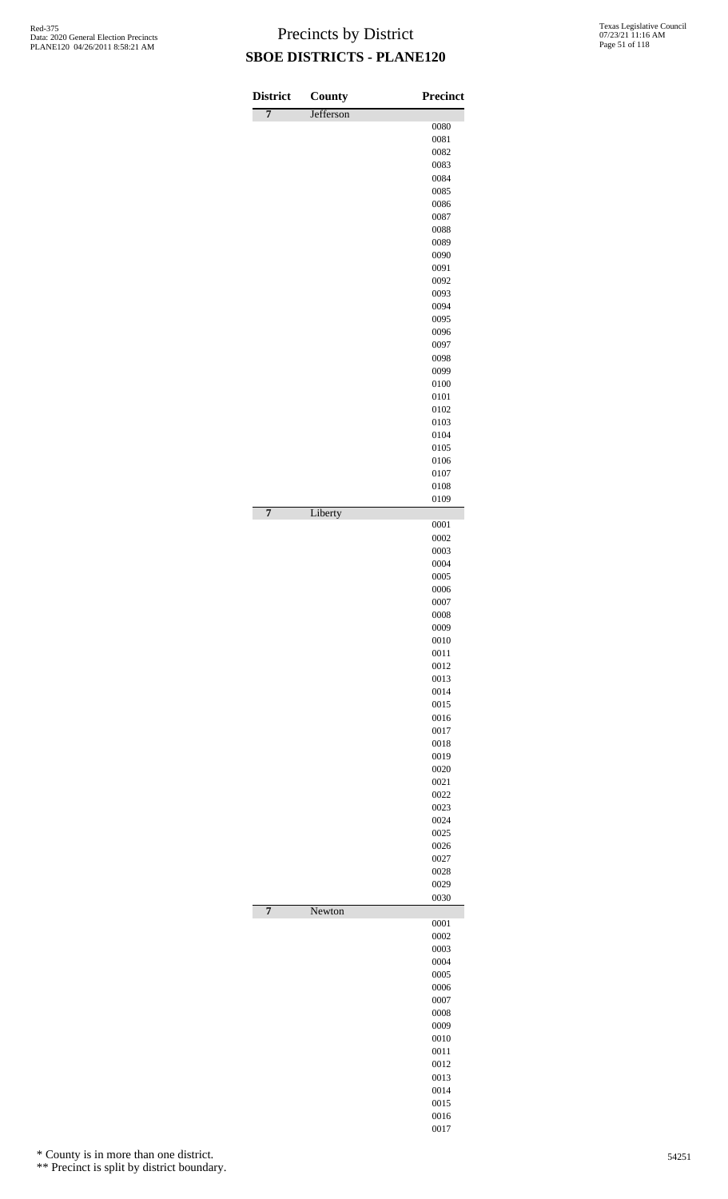# Precincts by District

## SBOE DISTRICTS - PLANE120

| District | County | Precinct |
|---|---|---|
| 7 | Jefferson | |
| | | 0080 |
| | | 0081 |
| | | 0082 |
| | | 0083 |
| | | 0084 |
| | | 0085 |
| | | 0086 |
| | | 0087 |
| | | 0088 |
| | | 0089 |
| | | 0090 |
| | | 0091 |
| | | 0092 |
| | | 0093 |
| | | 0094 |
| | | 0095 |
| | | 0096 |
| | | 0097 |
| | | 0098 |
| | | 0099 |
| | | 0100 |
| | | 0101 |
| | | 0102 |
| | | 0103 |
| | | 0104 |
| | | 0105 |
| | | 0106 |
| | | 0107 |
| | | 0108 |
| | | 0109 |
| 7 | Liberty | |
| | | 0001 |
| | | 0002 |
| | | 0003 |
| | | 0004 |
| | | 0005 |
| | | 0006 |
| | | 0007 |
| | | 0008 |
| | | 0009 |
| | | 0010 |
| | | 0011 |
| | | 0012 |
| | | 0013 |
| | | 0014 |
| | | 0015 |
| | | 0016 |
| | | 0017 |
| | | 0018 |
| | | 0019 |
| | | 0020 |
| | | 0021 |
| | | 0022 |
| | | 0023 |
| | | 0024 |
| | | 0025 |
| | | 0026 |
| | | 0027 |
| | | 0028 |
| | | 0029 |
| | | 0030 |
| 7 | Newton | |
| | | 0001 |
| | | 0002 |
| | | 0003 |
| | | 0004 |
| | | 0005 |
| | | 0006 |
| | | 0007 |
| | | 0008 |
| | | 0009 |
| | | 0010 |
| | | 0011 |
| | | 0012 |
| | | 0013 |
| | | 0014 |
| | | 0015 |
| | | 0016 |
| | | 0017 |

\* County is in more than one district.

\*\* Precinct is split by district boundary.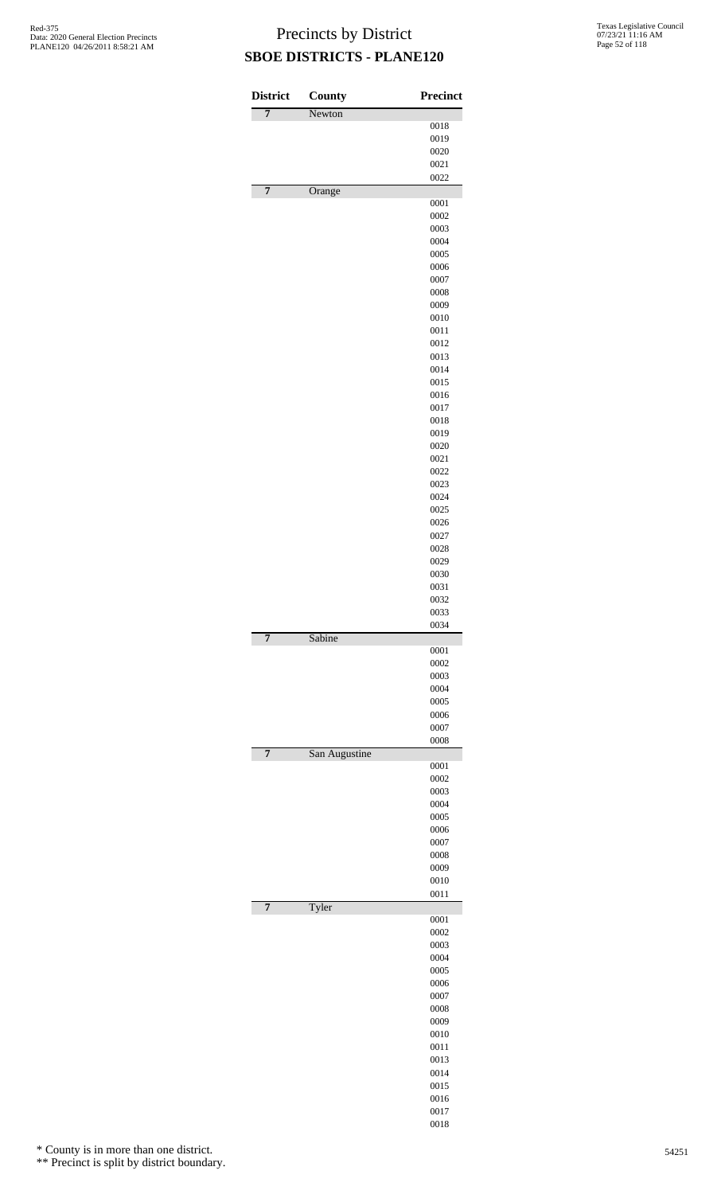# Precincts by District
## SBOE DISTRICTS - PLANE120

| District | County | Precinct |
|---|---|---|
| 7 | Newton | |
| | | 0018 |
| | | 0019 |
| | | 0020 |
| | | 0021 |
| | | 0022 |
| 7 | Orange | |
| | | 0001 |
| | | 0002 |
| | | 0003 |
| | | 0004 |
| | | 0005 |
| | | 0006 |
| | | 0007 |
| | | 0008 |
| | | 0009 |
| | | 0010 |
| | | 0011 |
| | | 0012 |
| | | 0013 |
| | | 0014 |
| | | 0015 |
| | | 0016 |
| | | 0017 |
| | | 0018 |
| | | 0019 |
| | | 0020 |
| | | 0021 |
| | | 0022 |
| | | 0023 |
| | | 0024 |
| | | 0025 |
| | | 0026 |
| | | 0027 |
| | | 0028 |
| | | 0029 |
| | | 0030 |
| | | 0031 |
| | | 0032 |
| | | 0033 |
| | | 0034 |
| 7 | Sabine | |
| | | 0001 |
| | | 0002 |
| | | 0003 |
| | | 0004 |
| | | 0005 |
| | | 0006 |
| | | 0007 |
| | | 0008 |
| 7 | San Augustine | |
| | | 0001 |
| | | 0002 |
| | | 0003 |
| | | 0004 |
| | | 0005 |
| | | 0006 |
| | | 0007 |
| | | 0008 |
| | | 0009 |
| | | 0010 |
| | | 0011 |
| 7 | Tyler | |
| | | 0001 |
| | | 0002 |
| | | 0003 |
| | | 0004 |
| | | 0005 |
| | | 0006 |
| | | 0007 |
| | | 0008 |
| | | 0009 |
| | | 0010 |
| | | 0011 |
| | | 0013 |
| | | 0014 |
| | | 0015 |
| | | 0016 |
| | | 0017 |
| | | 0018 |

\* County is in more than one district.

\*\* Precinct is split by district boundary.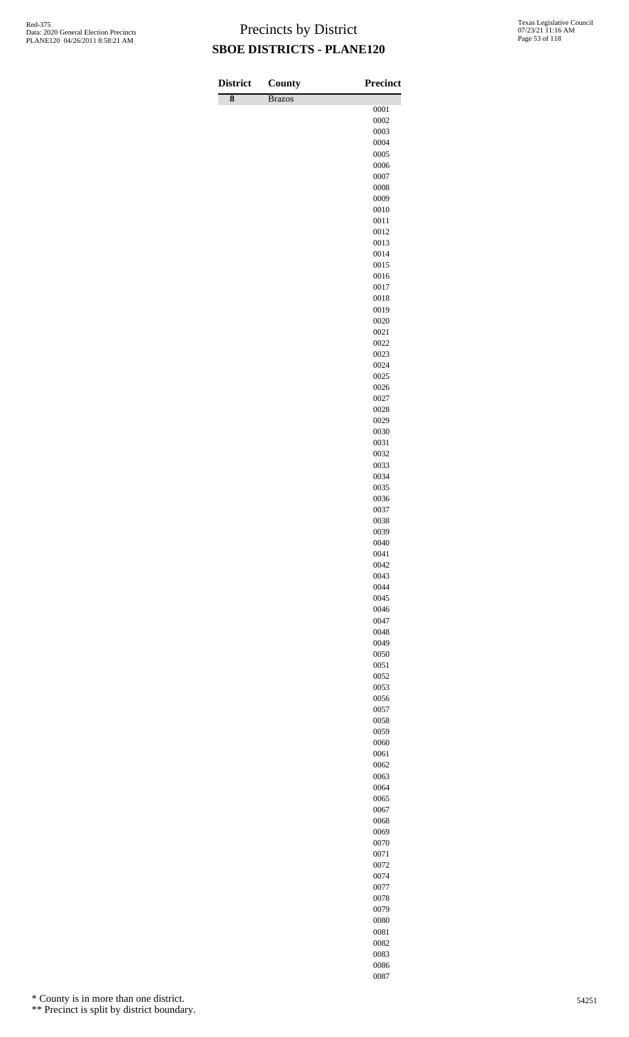# Precincts by District

## SBOE DISTRICTS - PLANE120

| District | County | Precinct |
|---|---|---|
| 8 | Brazos | |
| | | 0001 |
| | | 0002 |
| | | 0003 |
| | | 0004 |
| | | 0005 |
| | | 0006 |
| | | 0007 |
| | | 0008 |
| | | 0009 |
| | | 0010 |
| | | 0011 |
| | | 0012 |
| | | 0013 |
| | | 0014 |
| | | 0015 |
| | | 0016 |
| | | 0017 |
| | | 0018 |
| | | 0019 |
| | | 0020 |
| | | 0021 |
| | | 0022 |
| | | 0023 |
| | | 0024 |
| | | 0025 |
| | | 0026 |
| | | 0027 |
| | | 0028 |
| | | 0029 |
| | | 0030 |
| | | 0031 |
| | | 0032 |
| | | 0033 |
| | | 0034 |
| | | 0035 |
| | | 0036 |
| | | 0037 |
| | | 0038 |
| | | 0039 |
| | | 0040 |
| | | 0041 |
| | | 0042 |
| | | 0043 |
| | | 0044 |
| | | 0045 |
| | | 0046 |
| | | 0047 |
| | | 0048 |
| | | 0049 |
| | | 0050 |
| | | 0051 |
| | | 0052 |
| | | 0053 |
| | | 0056 |
| | | 0057 |
| | | 0058 |
| | | 0059 |
| | | 0060 |
| | | 0061 |
| | | 0062 |
| | | 0063 |
| | | 0064 |
| | | 0065 |
| | | 0067 |
| | | 0068 |
| | | 0069 |
| | | 0070 |
| | | 0071 |
| | | 0072 |
| | | 0074 |
| | | 0077 |
| | | 0078 |
| | | 0079 |
| | | 0080 |
| | | 0081 |
| | | 0082 |
| | | 0083 |
| | | 0086 |
| | | 0087 |

\* County is in more than one district.

\** Precinct is split by district boundary.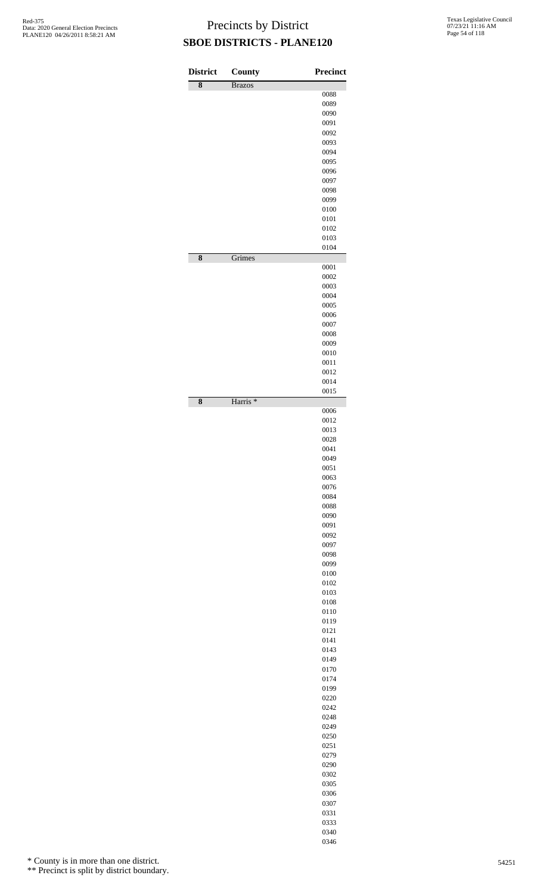# Precincts by District

## SBOE DISTRICTS - PLANE120

| District | County | Precinct |
|---|---|---|
| 8 | Brazos | |
| | | 0088 |
| | | 0089 |
| | | 0090 |
| | | 0091 |
| | | 0092 |
| | | 0093 |
| | | 0094 |
| | | 0095 |
| | | 0096 |
| | | 0097 |
| | | 0098 |
| | | 0099 |
| | | 0100 |
| | | 0101 |
| | | 0102 |
| | | 0103 |
| | | 0104 |
| 8 | Grimes | |
| | | 0001 |
| | | 0002 |
| | | 0003 |
| | | 0004 |
| | | 0005 |
| | | 0006 |
| | | 0007 |
| | | 0008 |
| | | 0009 |
| | | 0010 |
| | | 0011 |
| | | 0012 |
| | | 0014 |
| | | 0015 |
| 8 | Harris * | |
| | | 0006 |
| | | 0012 |
| | | 0013 |
| | | 0028 |
| | | 0041 |
| | | 0049 |
| | | 0051 |
| | | 0063 |
| | | 0076 |
| | | 0084 |
| | | 0088 |
| | | 0090 |
| | | 0091 |
| | | 0092 |
| | | 0097 |
| | | 0098 |
| | | 0099 |
| | | 0100 |
| | | 0102 |
| | | 0103 |
| | | 0108 |
| | | 0110 |
| | | 0119 |
| | | 0121 |
| | | 0141 |
| | | 0143 |
| | | 0149 |
| | | 0170 |
| | | 0174 |
| | | 0199 |
| | | 0220 |
| | | 0242 |
| | | 0248 |
| | | 0249 |
| | | 0250 |
| | | 0251 |
| | | 0279 |
| | | 0290 |
| | | 0302 |
| | | 0305 |
| | | 0306 |
| | | 0307 |
| | | 0331 |
| | | 0333 |
| | | 0340 |
| | | 0346 |

\* County is in more than one district.

\** Precinct is split by district boundary.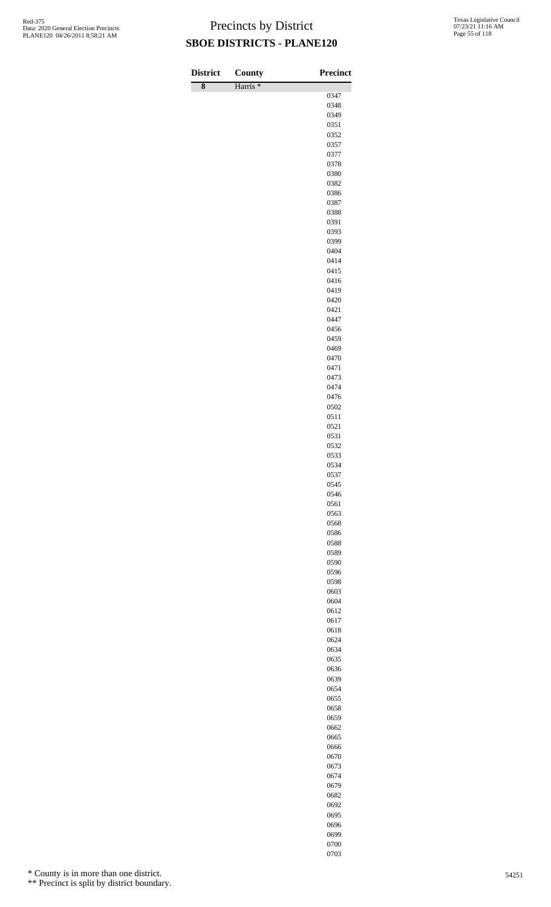# Precincts by District

## SBOE DISTRICTS - PLANE120

| District | County | Precinct |
|---|---|---|
| 8 | Harris * | |
| | | 0347 |
| | | 0348 |
| | | 0349 |
| | | 0351 |
| | | 0352 |
| | | 0357 |
| | | 0377 |
| | | 0378 |
| | | 0380 |
| | | 0382 |
| | | 0386 |
| | | 0387 |
| | | 0388 |
| | | 0391 |
| | | 0393 |
| | | 0399 |
| | | 0404 |
| | | 0414 |
| | | 0415 |
| | | 0416 |
| | | 0419 |
| | | 0420 |
| | | 0421 |
| | | 0447 |
| | | 0456 |
| | | 0459 |
| | | 0469 |
| | | 0470 |
| | | 0471 |
| | | 0473 |
| | | 0474 |
| | | 0476 |
| | | 0502 |
| | | 0511 |
| | | 0521 |
| | | 0531 |
| | | 0532 |
| | | 0533 |
| | | 0534 |
| | | 0537 |
| | | 0545 |
| | | 0546 |
| | | 0561 |
| | | 0563 |
| | | 0568 |
| | | 0586 |
| | | 0588 |
| | | 0589 |
| | | 0590 |
| | | 0596 |
| | | 0598 |
| | | 0603 |
| | | 0604 |
| | | 0612 |
| | | 0617 |
| | | 0618 |
| | | 0624 |
| | | 0634 |
| | | 0635 |
| | | 0636 |
| | | 0639 |
| | | 0654 |
| | | 0655 |
| | | 0658 |
| | | 0659 |
| | | 0662 |
| | | 0665 |
| | | 0666 |
| | | 0670 |
| | | 0673 |
| | | 0674 |
| | | 0679 |
| | | 0682 |
| | | 0692 |
| | | 0695 |
| | | 0696 |
| | | 0699 |
| | | 0700 |
| | | 0703 |

\* County is in more than one district.

\** Precinct is split by district boundary.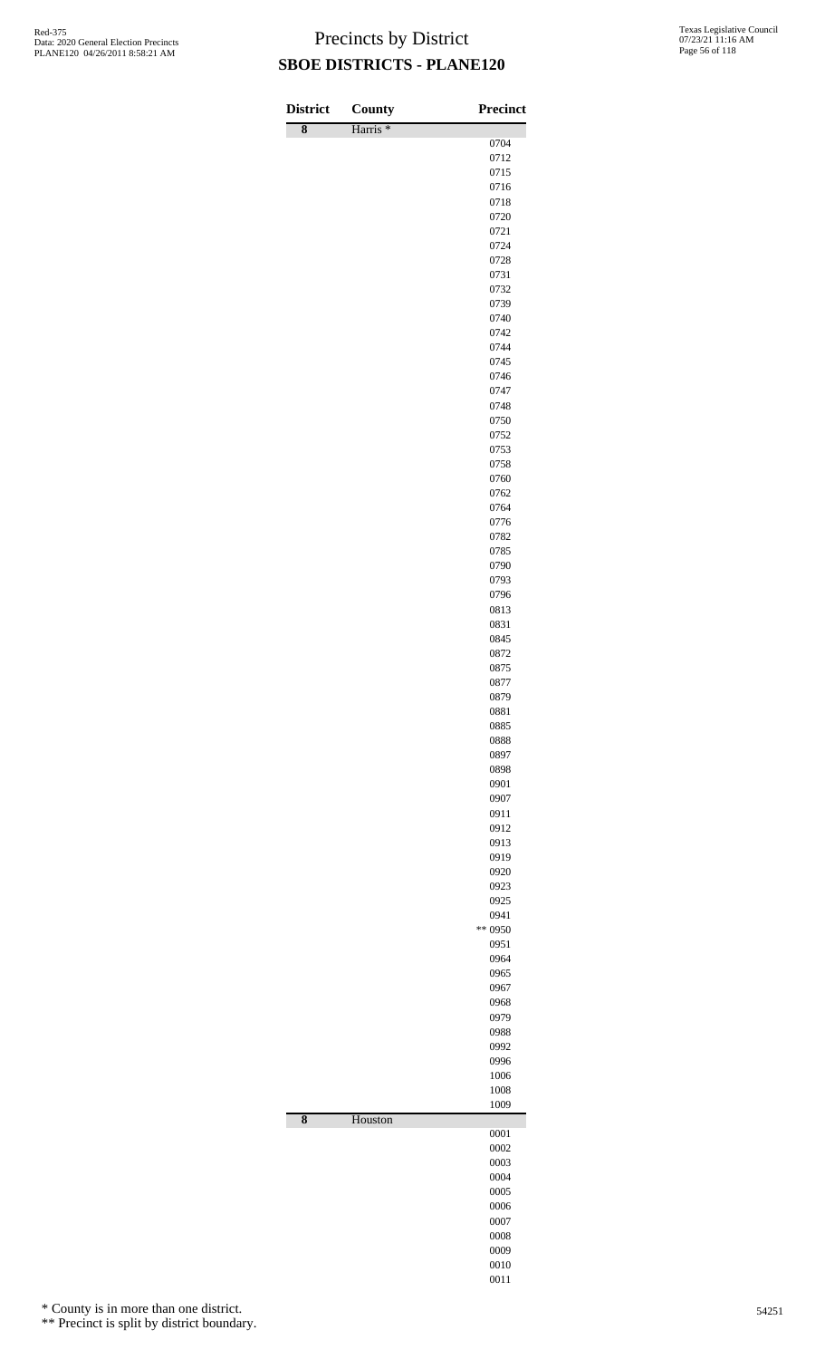# Precincts by District

## SBOE DISTRICTS - PLANE120

| District | County | Precinct |
|---|---|---|
| 8 | Harris * | |
| | | 0704 |
| | | 0712 |
| | | 0715 |
| | | 0716 |
| | | 0718 |
| | | 0720 |
| | | 0721 |
| | | 0724 |
| | | 0728 |
| | | 0731 |
| | | 0732 |
| | | 0739 |
| | | 0740 |
| | | 0742 |
| | | 0744 |
| | | 0745 |
| | | 0746 |
| | | 0747 |
| | | 0748 |
| | | 0750 |
| | | 0752 |
| | | 0753 |
| | | 0758 |
| | | 0760 |
| | | 0762 |
| | | 0764 |
| | | 0776 |
| | | 0782 |
| | | 0785 |
| | | 0790 |
| | | 0793 |
| | | 0796 |
| | | 0813 |
| | | 0831 |
| | | 0845 |
| | | 0872 |
| | | 0875 |
| | | 0877 |
| | | 0879 |
| | | 0881 |
| | | 0885 |
| | | 0888 |
| | | 0897 |
| | | 0898 |
| | | 0901 |
| | | 0907 |
| | | 0911 |
| | | 0912 |
| | | 0913 |
| | | 0919 |
| | | 0920 |
| | | 0923 |
| | | 0925 |
| | | 0941 |
| | | ** 0950 |
| | | 0951 |
| | | 0964 |
| | | 0965 |
| | | 0967 |
| | | 0968 |
| | | 0979 |
| | | 0988 |
| | | 0992 |
| | | 0996 |
| | | 1006 |
| | | 1008 |
| | | 1009 |
| 8 | Houston | |
| | | 0001 |
| | | 0002 |
| | | 0003 |
| | | 0004 |
| | | 0005 |
| | | 0006 |
| | | 0007 |
| | | 0008 |
| | | 0009 |
| | | 0010 |
| | | 0011 |

\* County is in more than one district.

\** Precinct is split by district boundary.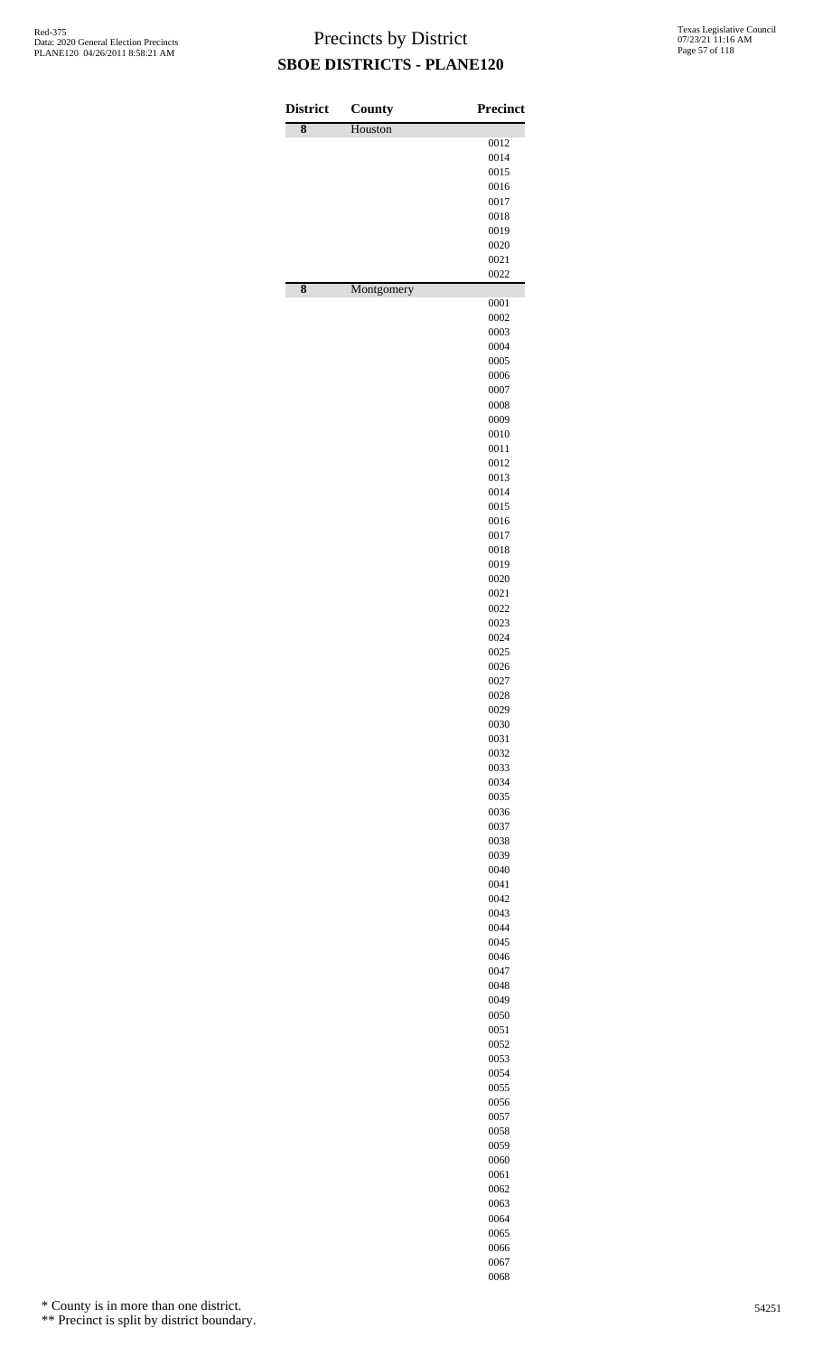# Precincts by District

## SBOE DISTRICTS - PLANE120

| District | County | Precinct |
|---|---|---|
| 8 | Houston | |
| | | 0012 |
| | | 0014 |
| | | 0015 |
| | | 0016 |
| | | 0017 |
| | | 0018 |
| | | 0019 |
| | | 0020 |
| | | 0021 |
| | | 0022 |
| 8 | Montgomery | |
| | | 0001 |
| | | 0002 |
| | | 0003 |
| | | 0004 |
| | | 0005 |
| | | 0006 |
| | | 0007 |
| | | 0008 |
| | | 0009 |
| | | 0010 |
| | | 0011 |
| | | 0012 |
| | | 0013 |
| | | 0014 |
| | | 0015 |
| | | 0016 |
| | | 0017 |
| | | 0018 |
| | | 0019 |
| | | 0020 |
| | | 0021 |
| | | 0022 |
| | | 0023 |
| | | 0024 |
| | | 0025 |
| | | 0026 |
| | | 0027 |
| | | 0028 |
| | | 0029 |
| | | 0030 |
| | | 0031 |
| | | 0032 |
| | | 0033 |
| | | 0034 |
| | | 0035 |
| | | 0036 |
| | | 0037 |
| | | 0038 |
| | | 0039 |
| | | 0040 |
| | | 0041 |
| | | 0042 |
| | | 0043 |
| | | 0044 |
| | | 0045 |
| | | 0046 |
| | | 0047 |
| | | 0048 |
| | | 0049 |
| | | 0050 |
| | | 0051 |
| | | 0052 |
| | | 0053 |
| | | 0054 |
| | | 0055 |
| | | 0056 |
| | | 0057 |
| | | 0058 |
| | | 0059 |
| | | 0060 |
| | | 0061 |
| | | 0062 |
| | | 0063 |
| | | 0064 |
| | | 0065 |
| | | 0066 |
| | | 0067 |
| | | 0068 |

\* County is in more than one district.

\*\* Precinct is split by district boundary.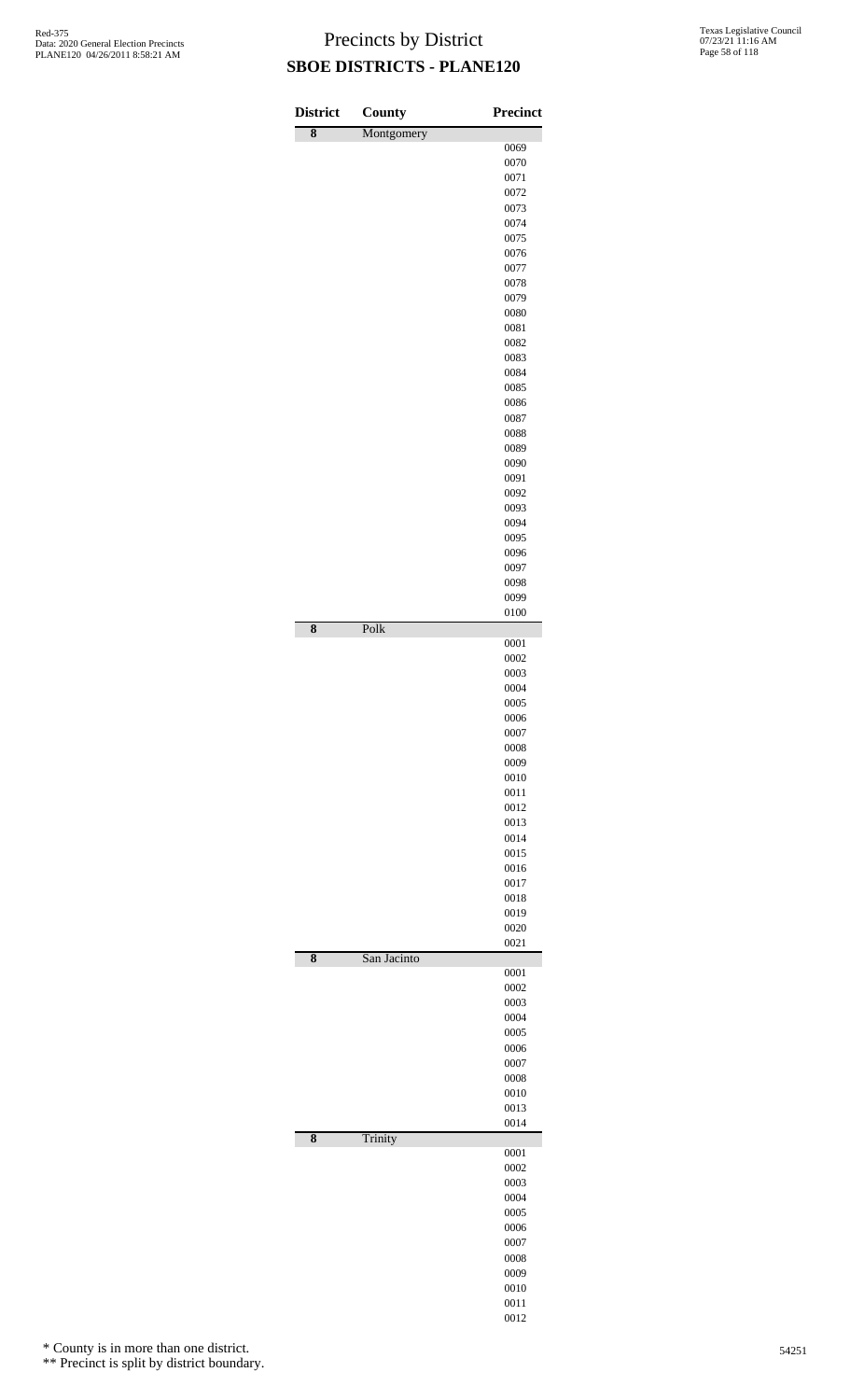# Precincts by District
## SBOE DISTRICTS - PLANE120

| District | County | Precinct |
|---|---|---|
| 8 | Montgomery | |
| | | 0069 |
| | | 0070 |
| | | 0071 |
| | | 0072 |
| | | 0073 |
| | | 0074 |
| | | 0075 |
| | | 0076 |
| | | 0077 |
| | | 0078 |
| | | 0079 |
| | | 0080 |
| | | 0081 |
| | | 0082 |
| | | 0083 |
| | | 0084 |
| | | 0085 |
| | | 0086 |
| | | 0087 |
| | | 0088 |
| | | 0089 |
| | | 0090 |
| | | 0091 |
| | | 0092 |
| | | 0093 |
| | | 0094 |
| | | 0095 |
| | | 0096 |
| | | 0097 |
| | | 0098 |
| | | 0099 |
| | | 0100 |
| 8 | Polk | |
| | | 0001 |
| | | 0002 |
| | | 0003 |
| | | 0004 |
| | | 0005 |
| | | 0006 |
| | | 0007 |
| | | 0008 |
| | | 0009 |
| | | 0010 |
| | | 0011 |
| | | 0012 |
| | | 0013 |
| | | 0014 |
| | | 0015 |
| | | 0016 |
| | | 0017 |
| | | 0018 |
| | | 0019 |
| | | 0020 |
| | | 0021 |
| 8 | San Jacinto | |
| | | 0001 |
| | | 0002 |
| | | 0003 |
| | | 0004 |
| | | 0005 |
| | | 0006 |
| | | 0007 |
| | | 0008 |
| | | 0010 |
| | | 0013 |
| | | 0014 |
| 8 | Trinity | |
| | | 0001 |
| | | 0002 |
| | | 0003 |
| | | 0004 |
| | | 0005 |
| | | 0006 |
| | | 0007 |
| | | 0008 |
| | | 0009 |
| | | 0010 |
| | | 0011 |
| | | 0012 |

\* County is in more than one district.

\*\* Precinct is split by district boundary.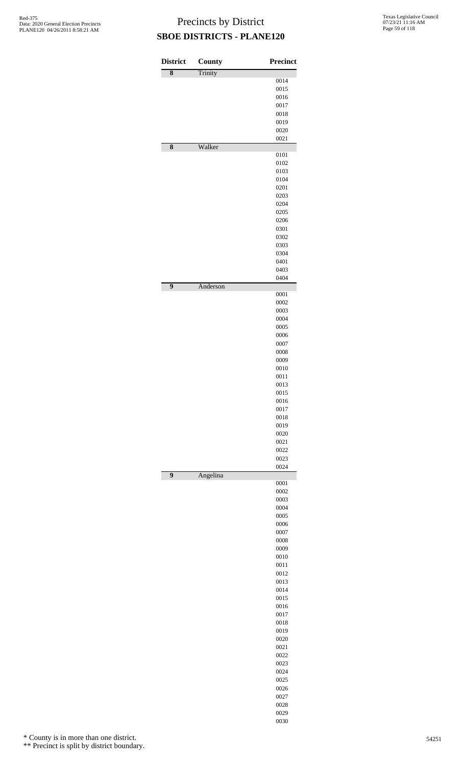# Precincts by District

## SBOE DISTRICTS - PLANE120

| District | County | Precinct |
|---|---|---|
| 8 | Trinity | |
| | | 0014 |
| | | 0015 |
| | | 0016 |
| | | 0017 |
| | | 0018 |
| | | 0019 |
| | | 0020 |
| | | 0021 |
| 8 | Walker | |
| | | 0101 |
| | | 0102 |
| | | 0103 |
| | | 0104 |
| | | 0201 |
| | | 0203 |
| | | 0204 |
| | | 0205 |
| | | 0206 |
| | | 0301 |
| | | 0302 |
| | | 0303 |
| | | 0304 |
| | | 0401 |
| | | 0403 |
| | | 0404 |
| 9 | Anderson | |
| | | 0001 |
| | | 0002 |
| | | 0003 |
| | | 0004 |
| | | 0005 |
| | | 0006 |
| | | 0007 |
| | | 0008 |
| | | 0009 |
| | | 0010 |
| | | 0011 |
| | | 0013 |
| | | 0015 |
| | | 0016 |
| | | 0017 |
| | | 0018 |
| | | 0019 |
| | | 0020 |
| | | 0021 |
| | | 0022 |
| | | 0023 |
| | | 0024 |
| 9 | Angelina | |
| | | 0001 |
| | | 0002 |
| | | 0003 |
| | | 0004 |
| | | 0005 |
| | | 0006 |
| | | 0007 |
| | | 0008 |
| | | 0009 |
| | | 0010 |
| | | 0011 |
| | | 0012 |
| | | 0013 |
| | | 0014 |
| | | 0015 |
| | | 0016 |
| | | 0017 |
| | | 0018 |
| | | 0019 |
| | | 0020 |
| | | 0021 |
| | | 0022 |
| | | 0023 |
| | | 0024 |
| | | 0025 |
| | | 0026 |
| | | 0027 |
| | | 0028 |
| | | 0029 |
| | | 0030 |

\* County is in more than one district.

\*\* Precinct is split by district boundary.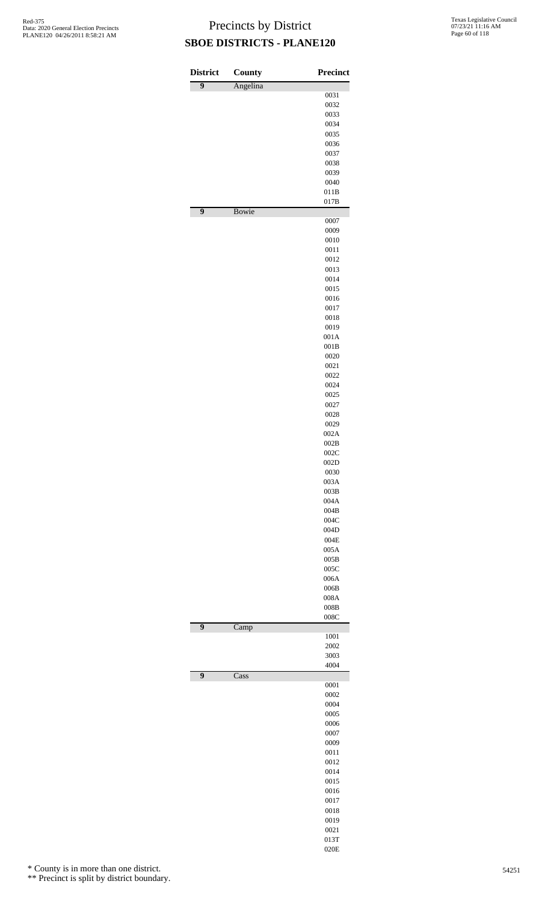# Precincts by District

## SBOE DISTRICTS - PLANE120

| District | County | Precinct |
|---|---|---|
| **9** | Angelina | |
| | | 0031 |
| | | 0032 |
| | | 0033 |
| | | 0034 |
| | | 0035 |
| | | 0036 |
| | | 0037 |
| | | 0038 |
| | | 0039 |
| | | 0040 |
| | | 011B |
| | | 017B |
| **9** | Bowie | |
| | | 0007 |
| | | 0009 |
| | | 0010 |
| | | 0011 |
| | | 0012 |
| | | 0013 |
| | | 0014 |
| | | 0015 |
| | | 0016 |
| | | 0017 |
| | | 0018 |
| | | 0019 |
| | | 001A |
| | | 001B |
| | | 0020 |
| | | 0021 |
| | | 0022 |
| | | 0024 |
| | | 0025 |
| | | 0027 |
| | | 0028 |
| | | 0029 |
| | | 002A |
| | | 002B |
| | | 002C |
| | | 002D |
| | | 0030 |
| | | 003A |
| | | 003B |
| | | 004A |
| | | 004B |
| | | 004C |
| | | 004D |
| | | 004E |
| | | 005A |
| | | 005B |
| | | 005C |
| | | 006A |
| | | 006B |
| | | 008A |
| | | 008B |
| | | 008C |
| **9** | Camp | |
| | | 1001 |
| | | 2002 |
| | | 3003 |
| | | 4004 |
| **9** | Cass | |
| | | 0001 |
| | | 0002 |
| | | 0004 |
| | | 0005 |
| | | 0006 |
| | | 0007 |
| | | 0009 |
| | | 0011 |
| | | 0012 |
| | | 0014 |
| | | 0015 |
| | | 0016 |
| | | 0017 |
| | | 0018 |
| | | 0019 |
| | | 0021 |
| | | 013T |
| | | 020E |

\* County is in more than one district.

\*\* Precinct is split by district boundary.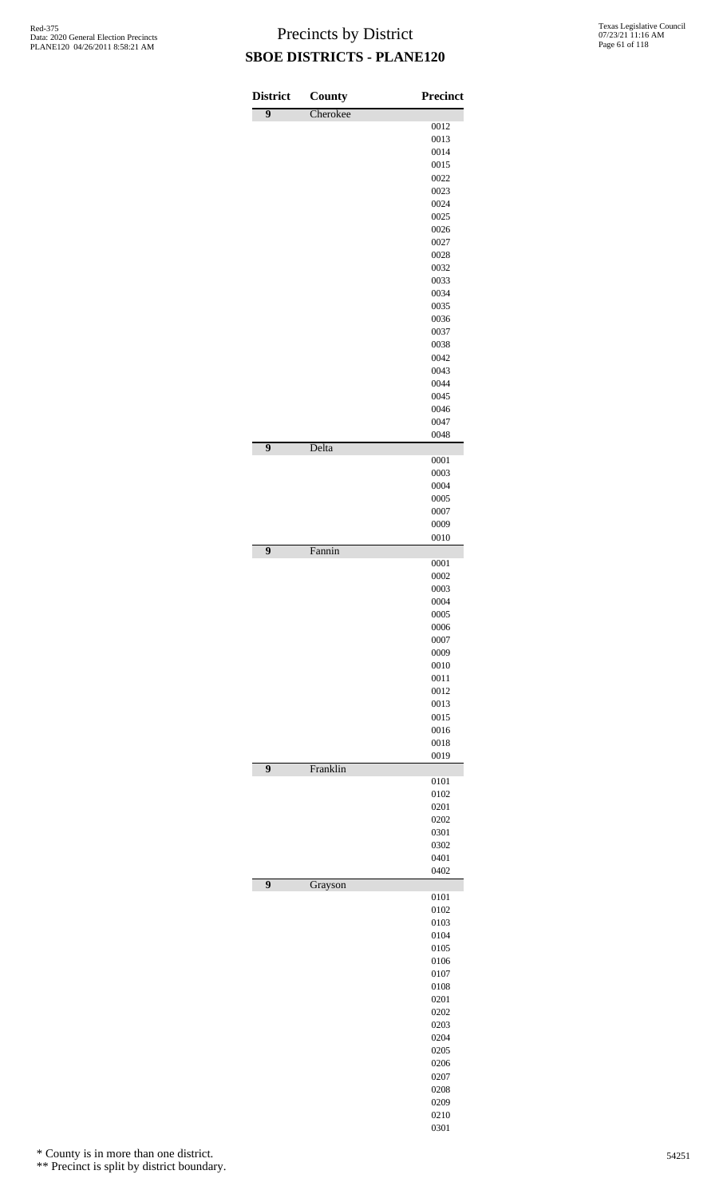# Precincts by District

## SBOE DISTRICTS - PLANE120

| District | County | Precinct |
|---|---|---|
| 9 | Cherokee | |
| | | 0012 |
| | | 0013 |
| | | 0014 |
| | | 0015 |
| | | 0022 |
| | | 0023 |
| | | 0024 |
| | | 0025 |
| | | 0026 |
| | | 0027 |
| | | 0028 |
| | | 0032 |
| | | 0033 |
| | | 0034 |
| | | 0035 |
| | | 0036 |
| | | 0037 |
| | | 0038 |
| | | 0042 |
| | | 0043 |
| | | 0044 |
| | | 0045 |
| | | 0046 |
| | | 0047 |
| | | 0048 |
| 9 | Delta | |
| | | 0001 |
| | | 0003 |
| | | 0004 |
| | | 0005 |
| | | 0007 |
| | | 0009 |
| | | 0010 |
| 9 | Fannin | |
| | | 0001 |
| | | 0002 |
| | | 0003 |
| | | 0004 |
| | | 0005 |
| | | 0006 |
| | | 0007 |
| | | 0009 |
| | | 0010 |
| | | 0011 |
| | | 0012 |
| | | 0013 |
| | | 0015 |
| | | 0016 |
| | | 0018 |
| | | 0019 |
| 9 | Franklin | |
| | | 0101 |
| | | 0102 |
| | | 0201 |
| | | 0202 |
| | | 0301 |
| | | 0302 |
| | | 0401 |
| | | 0402 |
| 9 | Grayson | |
| | | 0101 |
| | | 0102 |
| | | 0103 |
| | | 0104 |
| | | 0105 |
| | | 0106 |
| | | 0107 |
| | | 0108 |
| | | 0201 |
| | | 0202 |
| | | 0203 |
| | | 0204 |
| | | 0205 |
| | | 0206 |
| | | 0207 |
| | | 0208 |
| | | 0209 |
| | | 0210 |
| | | 0301 |

\* County is in more than one district.

\*\* Precinct is split by district boundary.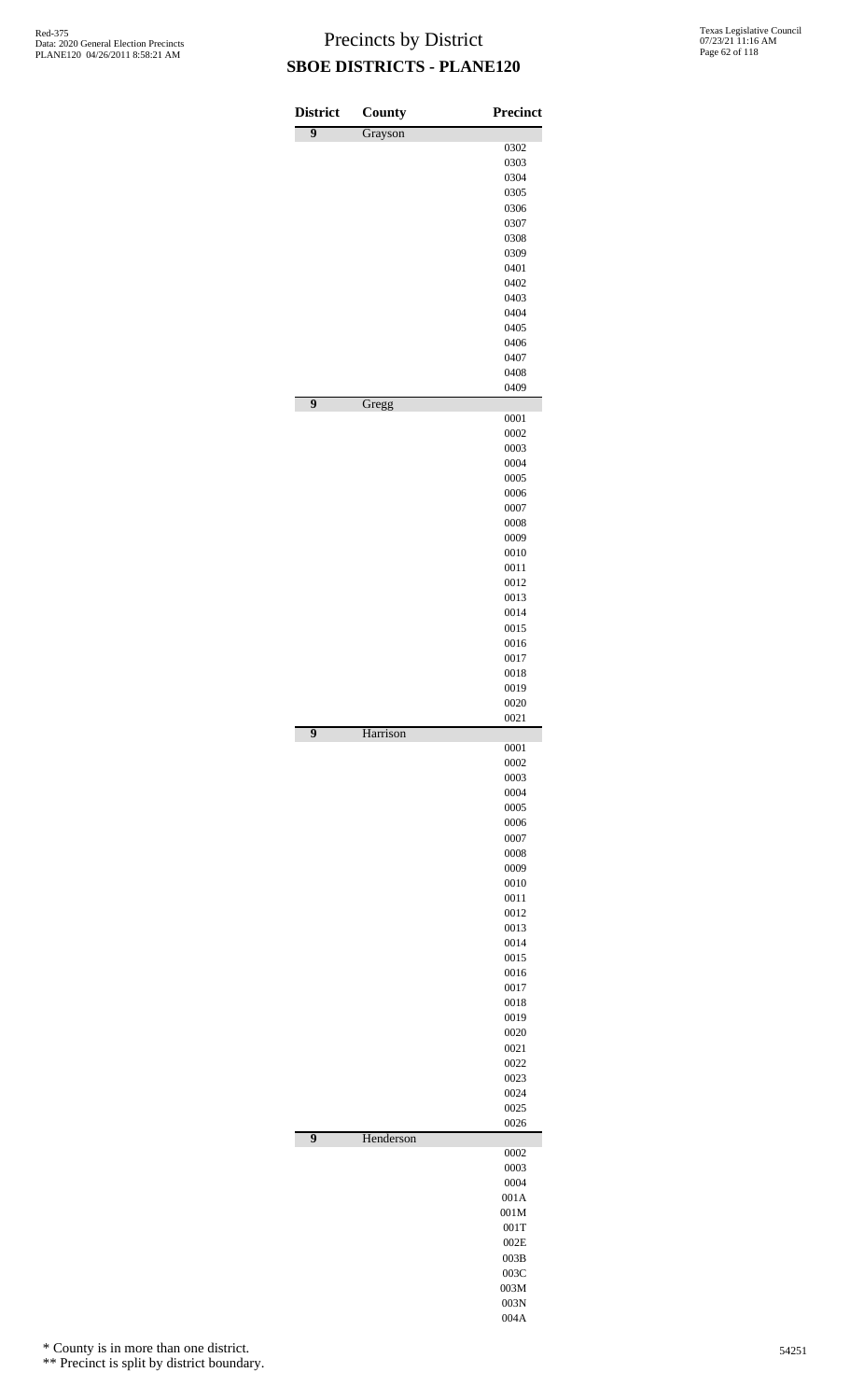# Precincts by District

## SBOE DISTRICTS - PLANE120

| District | County | Precinct |
|---|---|---|
| 9 | Grayson | |
| | | 0302 |
| | | 0303 |
| | | 0304 |
| | | 0305 |
| | | 0306 |
| | | 0307 |
| | | 0308 |
| | | 0309 |
| | | 0401 |
| | | 0402 |
| | | 0403 |
| | | 0404 |
| | | 0405 |
| | | 0406 |
| | | 0407 |
| | | 0408 |
| | | 0409 |
| 9 | Gregg | |
| | | 0001 |
| | | 0002 |
| | | 0003 |
| | | 0004 |
| | | 0005 |
| | | 0006 |
| | | 0007 |
| | | 0008 |
| | | 0009 |
| | | 0010 |
| | | 0011 |
| | | 0012 |
| | | 0013 |
| | | 0014 |
| | | 0015 |
| | | 0016 |
| | | 0017 |
| | | 0018 |
| | | 0019 |
| | | 0020 |
| | | 0021 |
| 9 | Harrison | |
| | | 0001 |
| | | 0002 |
| | | 0003 |
| | | 0004 |
| | | 0005 |
| | | 0006 |
| | | 0007 |
| | | 0008 |
| | | 0009 |
| | | 0010 |
| | | 0011 |
| | | 0012 |
| | | 0013 |
| | | 0014 |
| | | 0015 |
| | | 0016 |
| | | 0017 |
| | | 0018 |
| | | 0019 |
| | | 0020 |
| | | 0021 |
| | | 0022 |
| | | 0023 |
| | | 0024 |
| | | 0025 |
| | | 0026 |
| 9 | Henderson | |
| | | 0002 |
| | | 0003 |
| | | 0004 |
| | | 001A |
| | | 001M |
| | | 001T |
| | | 002E |
| | | 003B |
| | | 003C |
| | | 003M |
| | | 003N |
| | | 004A |

* County is in more than one district.

** Precinct is split by district boundary.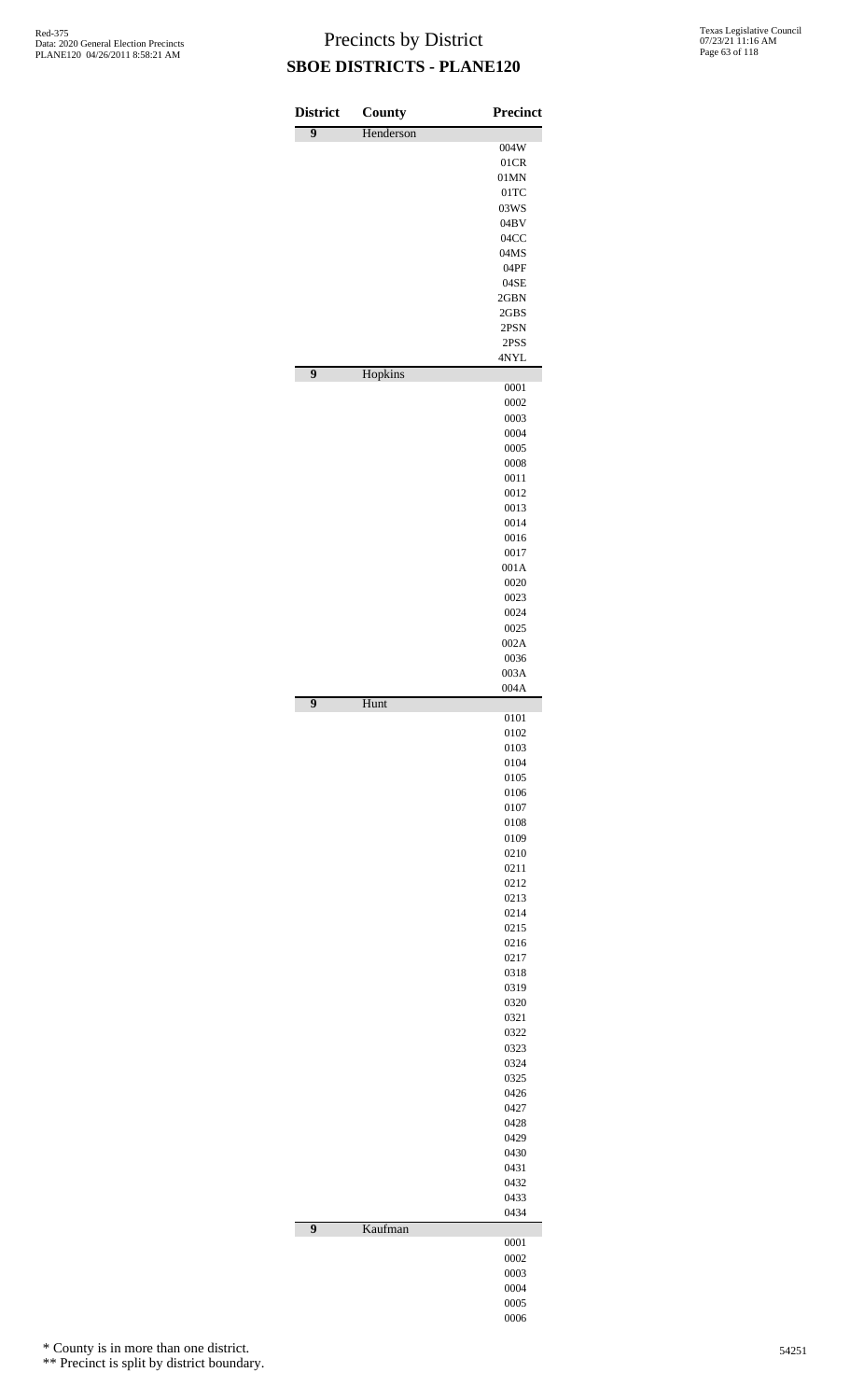# Precincts by District

## SBOE DISTRICTS - PLANE120

| District | County | Precinct |
|---|---|---|
| 9 | Henderson | |
| | | 004W |
| | | 01CR |
| | | 01MN |
| | | 01TC |
| | | 03WS |
| | | 04BV |
| | | 04CC |
| | | 04MS |
| | | 04PF |
| | | 04SE |
| | | 2GBN |
| | | 2GBS |
| | | 2PSN |
| | | 2PSS |
| | | 4NYL |
| 9 | Hopkins | |
| | | 0001 |
| | | 0002 |
| | | 0003 |
| | | 0004 |
| | | 0005 |
| | | 0008 |
| | | 0011 |
| | | 0012 |
| | | 0013 |
| | | 0014 |
| | | 0016 |
| | | 0017 |
| | | 001A |
| | | 0020 |
| | | 0023 |
| | | 0024 |
| | | 0025 |
| | | 002A |
| | | 0036 |
| | | 003A |
| | | 004A |
| 9 | Hunt | |
| | | 0101 |
| | | 0102 |
| | | 0103 |
| | | 0104 |
| | | 0105 |
| | | 0106 |
| | | 0107 |
| | | 0108 |
| | | 0109 |
| | | 0210 |
| | | 0211 |
| | | 0212 |
| | | 0213 |
| | | 0214 |
| | | 0215 |
| | | 0216 |
| | | 0217 |
| | | 0318 |
| | | 0319 |
| | | 0320 |
| | | 0321 |
| | | 0322 |
| | | 0323 |
| | | 0324 |
| | | 0325 |
| | | 0426 |
| | | 0427 |
| | | 0428 |
| | | 0429 |
| | | 0430 |
| | | 0431 |
| | | 0432 |
| | | 0433 |
| | | 0434 |
| 9 | Kaufman | |
| | | 0001 |
| | | 0002 |
| | | 0003 |
| | | 0004 |
| | | 0005 |
| | | 0006 |

\* County is in more than one district.

\*\* Precinct is split by district boundary.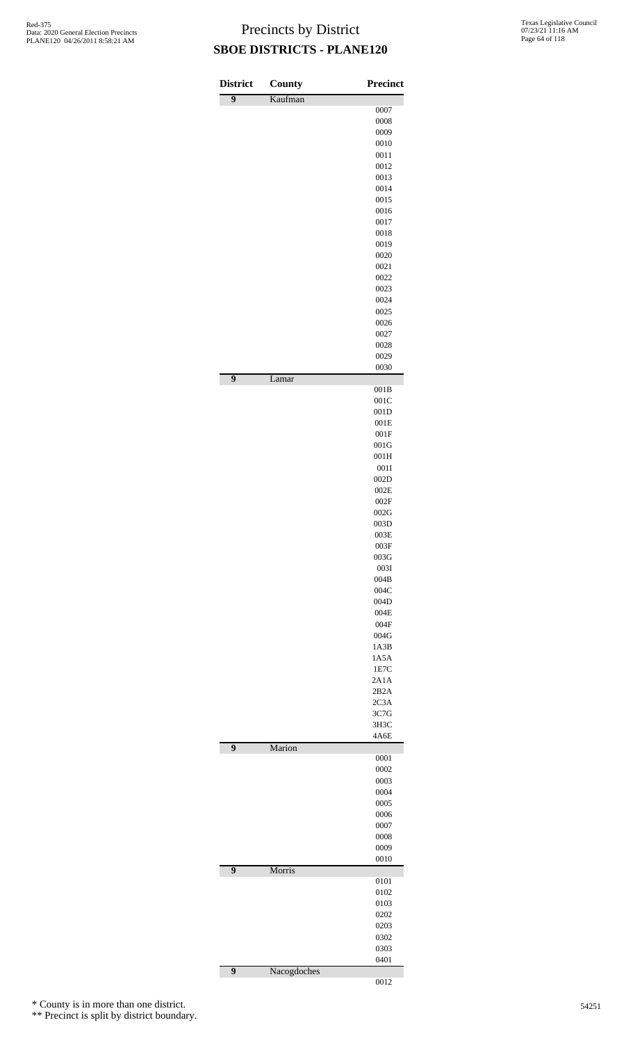# Precincts by District

## SBOE DISTRICTS - PLANE120

| District | County | Precinct |
|---|---|---|
| 9 | Kaufman | |
| | | 0007 |
| | | 0008 |
| | | 0009 |
| | | 0010 |
| | | 0011 |
| | | 0012 |
| | | 0013 |
| | | 0014 |
| | | 0015 |
| | | 0016 |
| | | 0017 |
| | | 0018 |
| | | 0019 |
| | | 0020 |
| | | 0021 |
| | | 0022 |
| | | 0023 |
| | | 0024 |
| | | 0025 |
| | | 0026 |
| | | 0027 |
| | | 0028 |
| | | 0029 |
| | | 0030 |
| 9 | Lamar | |
| | | 001B |
| | | 001C |
| | | 001D |
| | | 001E |
| | | 001F |
| | | 001G |
| | | 001H |
| | | 001I |
| | | 002D |
| | | 002E |
| | | 002F |
| | | 002G |
| | | 003D |
| | | 003E |
| | | 003F |
| | | 003G |
| | | 003I |
| | | 004B |
| | | 004C |
| | | 004D |
| | | 004E |
| | | 004F |
| | | 004G |
| | | 1A3B |
| | | 1A5A |
| | | 1E7C |
| | | 2A1A |
| | | 2B2A |
| | | 2C3A |
| | | 3C7G |
| | | 3H3C |
| | | 4A6E |
| 9 | Marion | |
| | | 0001 |
| | | 0002 |
| | | 0003 |
| | | 0004 |
| | | 0005 |
| | | 0006 |
| | | 0007 |
| | | 0008 |
| | | 0009 |
| | | 0010 |
| 9 | Morris | |
| | | 0101 |
| | | 0102 |
| | | 0103 |
| | | 0202 |
| | | 0203 |
| | | 0302 |
| | | 0303 |
| | | 0401 |
| 9 | Nacogdoches | |
| | | 0012 |

\* County is in more than one district.

\** Precinct is split by district boundary.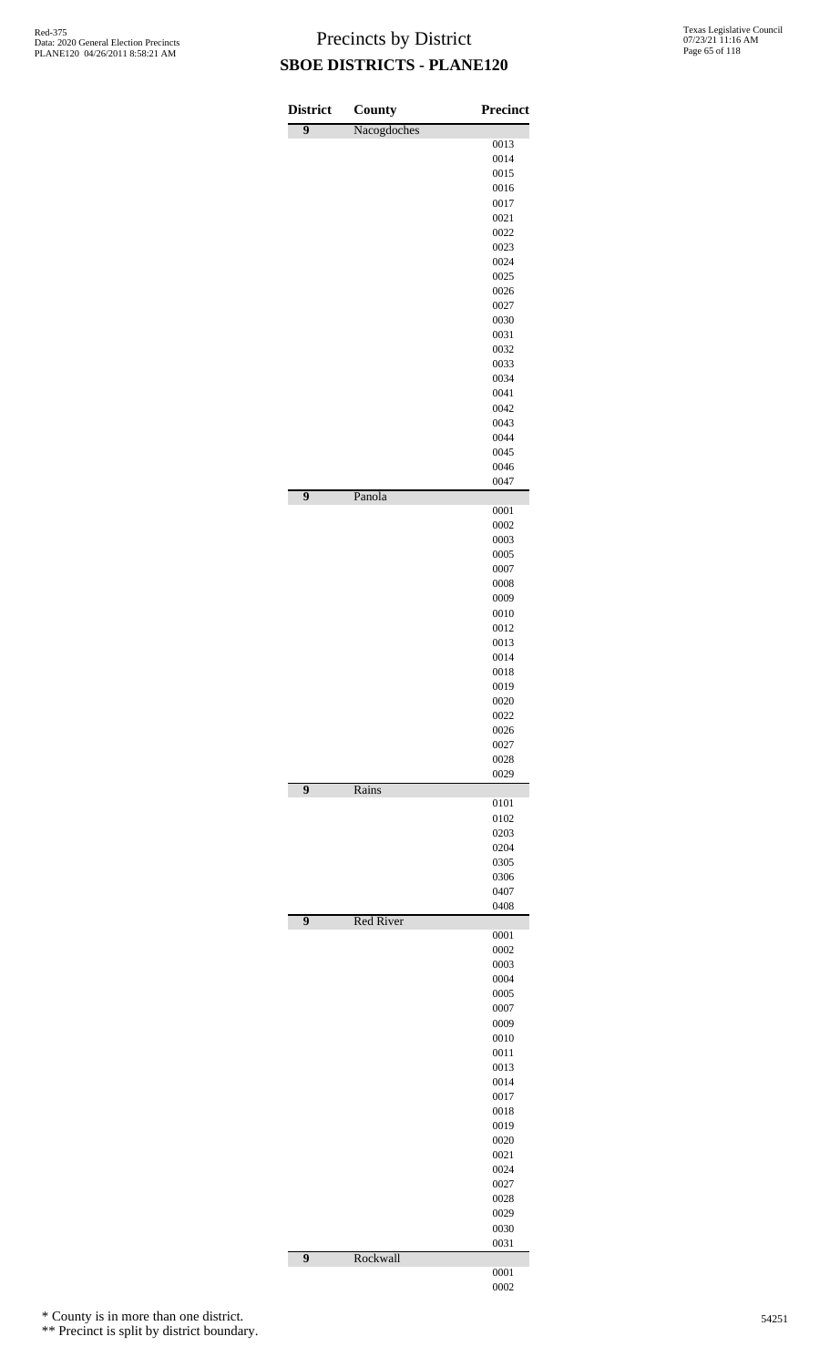# Precincts by District

## SBOE DISTRICTS - PLANE120

| District | County | Precinct |
|---|---|---|
| 9 | Nacogdoches | |
| | | 0013 |
| | | 0014 |
| | | 0015 |
| | | 0016 |
| | | 0017 |
| | | 0021 |
| | | 0022 |
| | | 0023 |
| | | 0024 |
| | | 0025 |
| | | 0026 |
| | | 0027 |
| | | 0030 |
| | | 0031 |
| | | 0032 |
| | | 0033 |
| | | 0034 |
| | | 0041 |
| | | 0042 |
| | | 0043 |
| | | 0044 |
| | | 0045 |
| | | 0046 |
| | | 0047 |
| 9 | Panola | |
| | | 0001 |
| | | 0002 |
| | | 0003 |
| | | 0005 |
| | | 0007 |
| | | 0008 |
| | | 0009 |
| | | 0010 |
| | | 0012 |
| | | 0013 |
| | | 0014 |
| | | 0018 |
| | | 0019 |
| | | 0020 |
| | | 0022 |
| | | 0026 |
| | | 0027 |
| | | 0028 |
| | | 0029 |
| 9 | Rains | |
| | | 0101 |
| | | 0102 |
| | | 0203 |
| | | 0204 |
| | | 0305 |
| | | 0306 |
| | | 0407 |
| | | 0408 |
| 9 | Red River | |
| | | 0001 |
| | | 0002 |
| | | 0003 |
| | | 0004 |
| | | 0005 |
| | | 0007 |
| | | 0009 |
| | | 0010 |
| | | 0011 |
| | | 0013 |
| | | 0014 |
| | | 0017 |
| | | 0018 |
| | | 0019 |
| | | 0020 |
| | | 0021 |
| | | 0024 |
| | | 0027 |
| | | 0028 |
| | | 0029 |
| | | 0030 |
| | | 0031 |
| 9 | Rockwall | |
| | | 0001 |
| | | 0002 |

\* County is in more than one district.

\*\* Precinct is split by district boundary.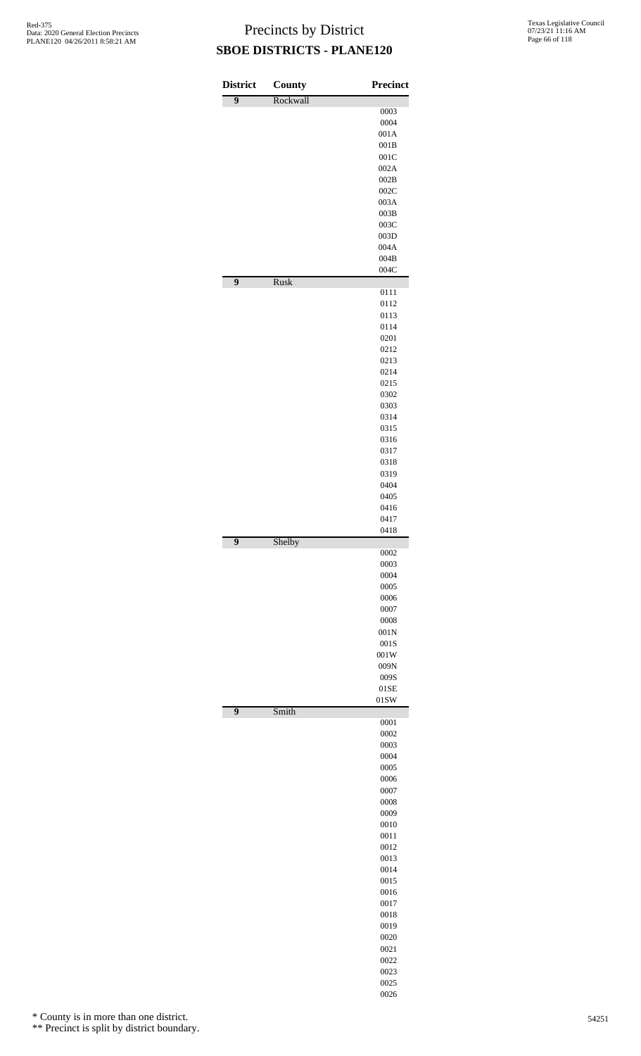# Precincts by District
## SBOE DISTRICTS - PLANE120

| District | County | Precinct |
|---|---|---|
| 9 | Rockwall | |
| | | 0003 |
| | | 0004 |
| | | 001A |
| | | 001B |
| | | 001C |
| | | 002A |
| | | 002B |
| | | 002C |
| | | 003A |
| | | 003B |
| | | 003C |
| | | 003D |
| | | 004A |
| | | 004B |
| | | 004C |
| 9 | Rusk | |
| | | 0111 |
| | | 0112 |
| | | 0113 |
| | | 0114 |
| | | 0201 |
| | | 0212 |
| | | 0213 |
| | | 0214 |
| | | 0215 |
| | | 0302 |
| | | 0303 |
| | | 0314 |
| | | 0315 |
| | | 0316 |
| | | 0317 |
| | | 0318 |
| | | 0319 |
| | | 0404 |
| | | 0405 |
| | | 0416 |
| | | 0417 |
| | | 0418 |
| 9 | Shelby | |
| | | 0002 |
| | | 0003 |
| | | 0004 |
| | | 0005 |
| | | 0006 |
| | | 0007 |
| | | 0008 |
| | | 001N |
| | | 001S |
| | | 001W |
| | | 009N |
| | | 009S |
| | | 01SE |
| | | 01SW |
| 9 | Smith | |
| | | 0001 |
| | | 0002 |
| | | 0003 |
| | | 0004 |
| | | 0005 |
| | | 0006 |
| | | 0007 |
| | | 0008 |
| | | 0009 |
| | | 0010 |
| | | 0011 |
| | | 0012 |
| | | 0013 |
| | | 0014 |
| | | 0015 |
| | | 0016 |
| | | 0017 |
| | | 0018 |
| | | 0019 |
| | | 0020 |
| | | 0021 |
| | | 0022 |
| | | 0023 |
| | | 0025 |
| | | 0026 |

\* County is in more than one district.

\*\* Precinct is split by district boundary.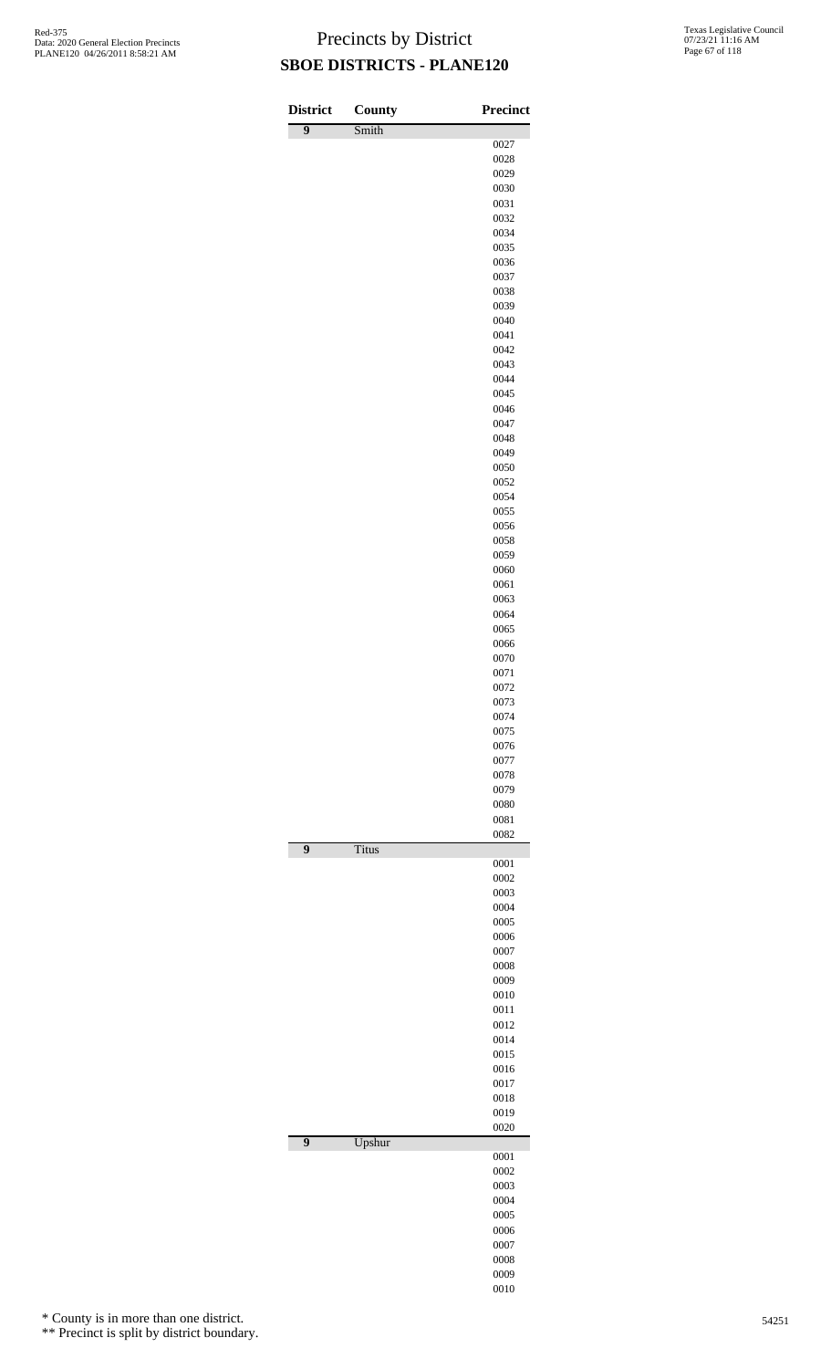# Precincts by District

## SBOE DISTRICTS - PLANE120

| District | County | Precinct |
|---|---|---|
| 9 | Smith | |
| | | 0027 |
| | | 0028 |
| | | 0029 |
| | | 0030 |
| | | 0031 |
| | | 0032 |
| | | 0034 |
| | | 0035 |
| | | 0036 |
| | | 0037 |
| | | 0038 |
| | | 0039 |
| | | 0040 |
| | | 0041 |
| | | 0042 |
| | | 0043 |
| | | 0044 |
| | | 0045 |
| | | 0046 |
| | | 0047 |
| | | 0048 |
| | | 0049 |
| | | 0050 |
| | | 0052 |
| | | 0054 |
| | | 0055 |
| | | 0056 |
| | | 0058 |
| | | 0059 |
| | | 0060 |
| | | 0061 |
| | | 0063 |
| | | 0064 |
| | | 0065 |
| | | 0066 |
| | | 0070 |
| | | 0071 |
| | | 0072 |
| | | 0073 |
| | | 0074 |
| | | 0075 |
| | | 0076 |
| | | 0077 |
| | | 0078 |
| | | 0079 |
| | | 0080 |
| | | 0081 |
| | | 0082 |
| 9 | Titus | |
| | | 0001 |
| | | 0002 |
| | | 0003 |
| | | 0004 |
| | | 0005 |
| | | 0006 |
| | | 0007 |
| | | 0008 |
| | | 0009 |
| | | 0010 |
| | | 0011 |
| | | 0012 |
| | | 0014 |
| | | 0015 |
| | | 0016 |
| | | 0017 |
| | | 0018 |
| | | 0019 |
| | | 0020 |
| 9 | Upshur | |
| | | 0001 |
| | | 0002 |
| | | 0003 |
| | | 0004 |
| | | 0005 |
| | | 0006 |
| | | 0007 |
| | | 0008 |
| | | 0009 |
| | | 0010 |

\* County is in more than one district.

\*\* Precinct is split by district boundary.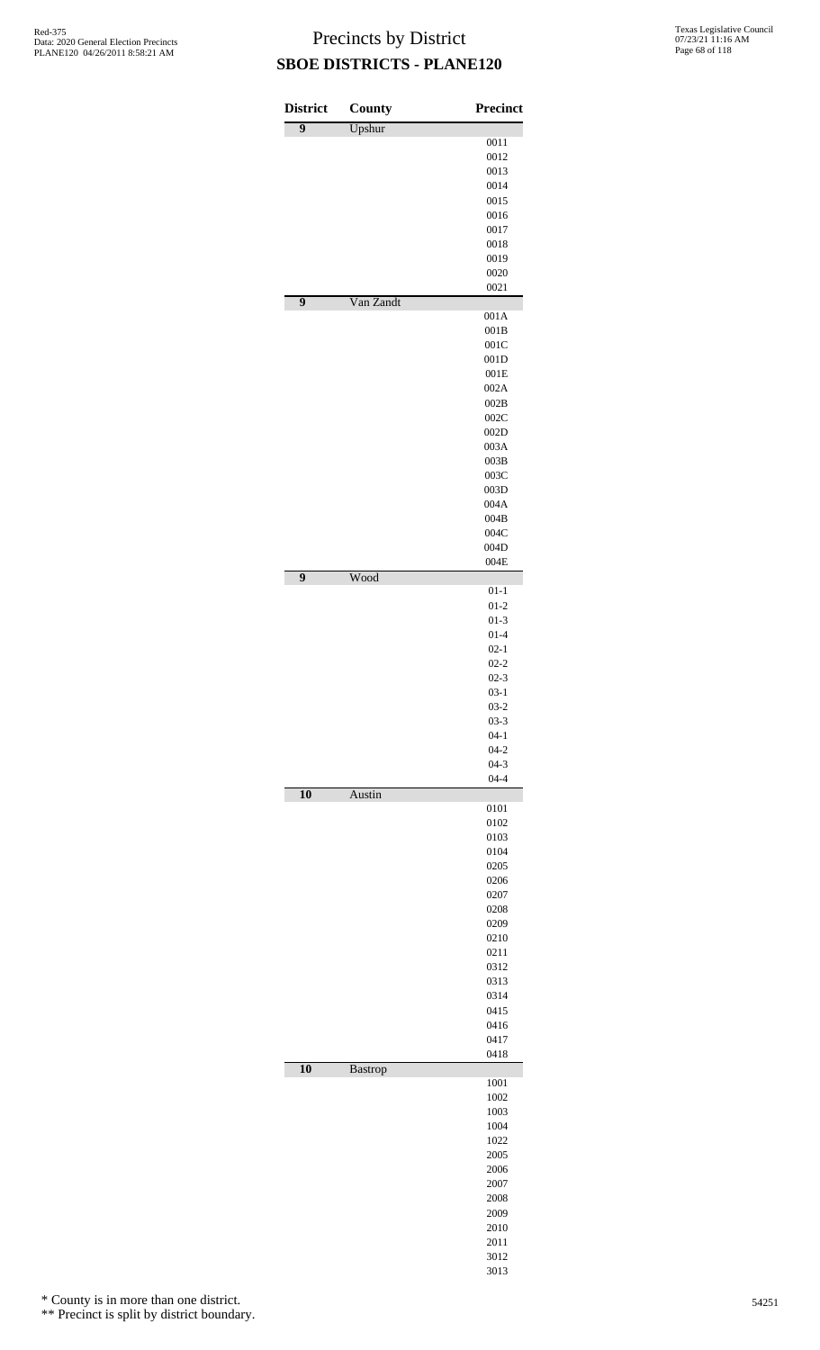# Precincts by District

## SBOE DISTRICTS - PLANE120

| District | County | Precinct |
|---|---|---|
| 9 | Upshur | |
| | | 0011 |
| | | 0012 |
| | | 0013 |
| | | 0014 |
| | | 0015 |
| | | 0016 |
| | | 0017 |
| | | 0018 |
| | | 0019 |
| | | 0020 |
| | | 0021 |
| 9 | Van Zandt | |
| | | 001A |
| | | 001B |
| | | 001C |
| | | 001D |
| | | 001E |
| | | 002A |
| | | 002B |
| | | 002C |
| | | 002D |
| | | 003A |
| | | 003B |
| | | 003C |
| | | 003D |
| | | 004A |
| | | 004B |
| | | 004C |
| | | 004D |
| | | 004E |
| 9 | Wood | |
| | | 01-1 |
| | | 01-2 |
| | | 01-3 |
| | | 01-4 |
| | | 02-1 |
| | | 02-2 |
| | | 02-3 |
| | | 03-1 |
| | | 03-2 |
| | | 03-3 |
| | | 04-1 |
| | | 04-2 |
| | | 04-3 |
| | | 04-4 |
| 10 | Austin | |
| | | 0101 |
| | | 0102 |
| | | 0103 |
| | | 0104 |
| | | 0205 |
| | | 0206 |
| | | 0207 |
| | | 0208 |
| | | 0209 |
| | | 0210 |
| | | 0211 |
| | | 0312 |
| | | 0313 |
| | | 0314 |
| | | 0415 |
| | | 0416 |
| | | 0417 |
| | | 0418 |
| 10 | Bastrop | |
| | | 1001 |
| | | 1002 |
| | | 1003 |
| | | 1004 |
| | | 1022 |
| | | 2005 |
| | | 2006 |
| | | 2007 |
| | | 2008 |
| | | 2009 |
| | | 2010 |
| | | 2011 |
| | | 3012 |
| | | 3013 |

\* County is in more than one district.

\*\* Precinct is split by district boundary.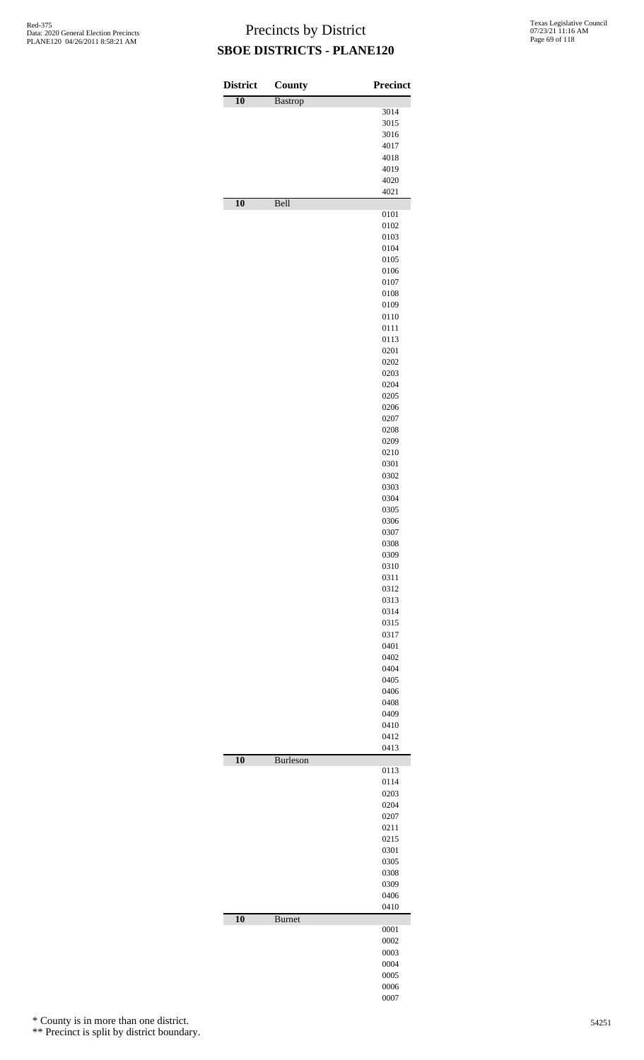# Precincts by District

## SBOE DISTRICTS - PLANE120

| District | County | Precinct |
|---|---|---|
| 10 | Bastrop | |
| | | 3014 |
| | | 3015 |
| | | 3016 |
| | | 4017 |
| | | 4018 |
| | | 4019 |
| | | 4020 |
| | | 4021 |
| 10 | Bell | |
| | | 0101 |
| | | 0102 |
| | | 0103 |
| | | 0104 |
| | | 0105 |
| | | 0106 |
| | | 0107 |
| | | 0108 |
| | | 0109 |
| | | 0110 |
| | | 0111 |
| | | 0113 |
| | | 0201 |
| | | 0202 |
| | | 0203 |
| | | 0204 |
| | | 0205 |
| | | 0206 |
| | | 0207 |
| | | 0208 |
| | | 0209 |
| | | 0210 |
| | | 0301 |
| | | 0302 |
| | | 0303 |
| | | 0304 |
| | | 0305 |
| | | 0306 |
| | | 0307 |
| | | 0308 |
| | | 0309 |
| | | 0310 |
| | | 0311 |
| | | 0312 |
| | | 0313 |
| | | 0314 |
| | | 0315 |
| | | 0317 |
| | | 0401 |
| | | 0402 |
| | | 0404 |
| | | 0405 |
| | | 0406 |
| | | 0408 |
| | | 0409 |
| | | 0410 |
| | | 0412 |
| | | 0413 |
| 10 | Burleson | |
| | | 0113 |
| | | 0114 |
| | | 0203 |
| | | 0204 |
| | | 0207 |
| | | 0211 |
| | | 0215 |
| | | 0301 |
| | | 0305 |
| | | 0308 |
| | | 0309 |
| | | 0406 |
| | | 0410 |
| 10 | Burnet | |
| | | 0001 |
| | | 0002 |
| | | 0003 |
| | | 0004 |
| | | 0005 |
| | | 0006 |
| | | 0007 |

\* County is in more than one district.

\*\* Precinct is split by district boundary.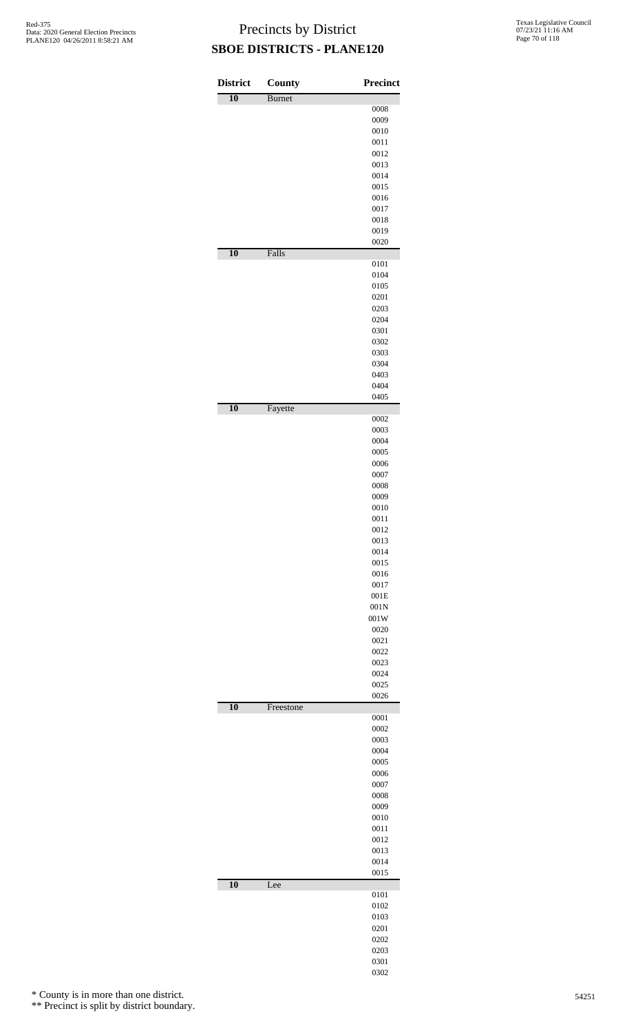# Precincts by District

## SBOE DISTRICTS - PLANE120

| District | County | Precinct |
|---|---|---|
| 10 | Burnet | |
| | | 0008 |
| | | 0009 |
| | | 0010 |
| | | 0011 |
| | | 0012 |
| | | 0013 |
| | | 0014 |
| | | 0015 |
| | | 0016 |
| | | 0017 |
| | | 0018 |
| | | 0019 |
| | | 0020 |
| 10 | Falls | |
| | | 0101 |
| | | 0104 |
| | | 0105 |
| | | 0201 |
| | | 0203 |
| | | 0204 |
| | | 0301 |
| | | 0302 |
| | | 0303 |
| | | 0304 |
| | | 0403 |
| | | 0404 |
| | | 0405 |
| 10 | Fayette | |
| | | 0002 |
| | | 0003 |
| | | 0004 |
| | | 0005 |
| | | 0006 |
| | | 0007 |
| | | 0008 |
| | | 0009 |
| | | 0010 |
| | | 0011 |
| | | 0012 |
| | | 0013 |
| | | 0014 |
| | | 0015 |
| | | 0016 |
| | | 0017 |
| | | 001E |
| | | 001N |
| | | 001W |
| | | 0020 |
| | | 0021 |
| | | 0022 |
| | | 0023 |
| | | 0024 |
| | | 0025 |
| | | 0026 |
| 10 | Freestone | |
| | | 0001 |
| | | 0002 |
| | | 0003 |
| | | 0004 |
| | | 0005 |
| | | 0006 |
| | | 0007 |
| | | 0008 |
| | | 0009 |
| | | 0010 |
| | | 0011 |
| | | 0012 |
| | | 0013 |
| | | 0014 |
| | | 0015 |
| 10 | Lee | |
| | | 0101 |
| | | 0102 |
| | | 0103 |
| | | 0201 |
| | | 0202 |
| | | 0203 |
| | | 0301 |
| | | 0302 |

\* County is in more than one district.

\*\* Precinct is split by district boundary.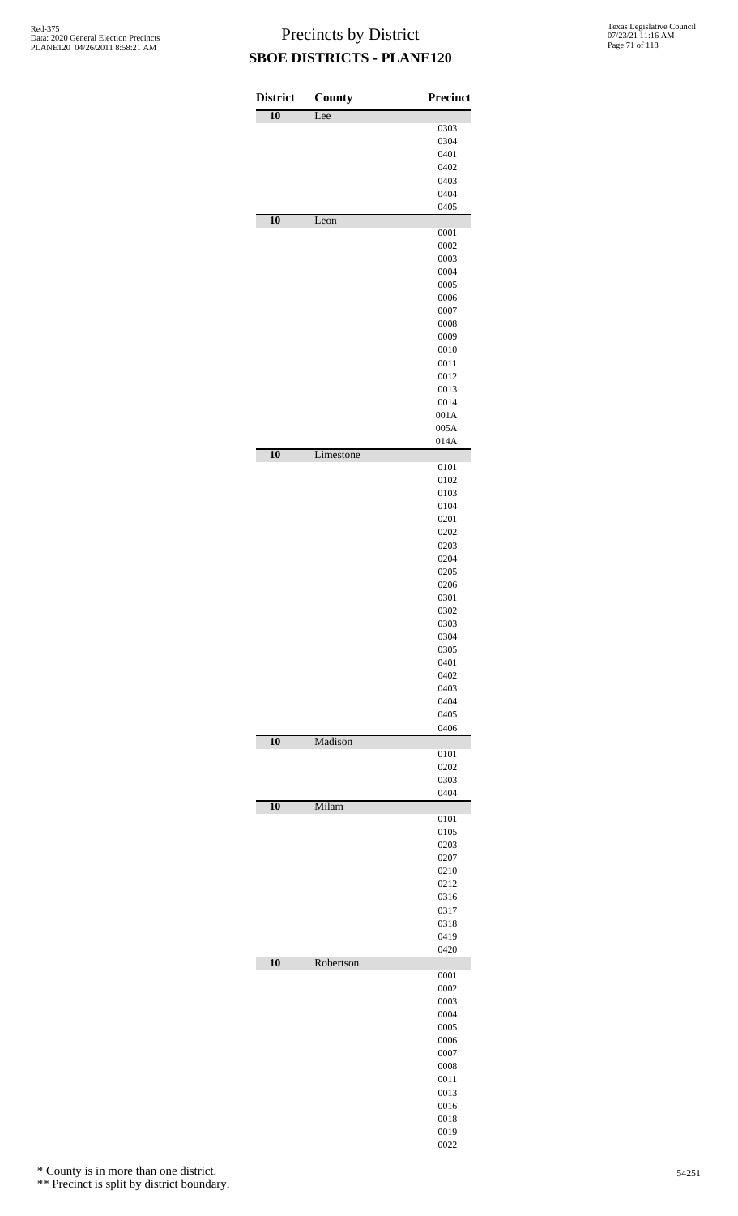# Precincts by District

## SBOE DISTRICTS - PLANE120

| District | County | Precinct |
|---|---|---|
| 10 | Lee | |
| | | 0303 |
| | | 0304 |
| | | 0401 |
| | | 0402 |
| | | 0403 |
| | | 0404 |
| | | 0405 |
| 10 | Leon | |
| | | 0001 |
| | | 0002 |
| | | 0003 |
| | | 0004 |
| | | 0005 |
| | | 0006 |
| | | 0007 |
| | | 0008 |
| | | 0009 |
| | | 0010 |
| | | 0011 |
| | | 0012 |
| | | 0013 |
| | | 0014 |
| | | 001A |
| | | 005A |
| | | 014A |
| 10 | Limestone | |
| | | 0101 |
| | | 0102 |
| | | 0103 |
| | | 0104 |
| | | 0201 |
| | | 0202 |
| | | 0203 |
| | | 0204 |
| | | 0205 |
| | | 0206 |
| | | 0301 |
| | | 0302 |
| | | 0303 |
| | | 0304 |
| | | 0305 |
| | | 0401 |
| | | 0402 |
| | | 0403 |
| | | 0404 |
| | | 0405 |
| | | 0406 |
| 10 | Madison | |
| | | 0101 |
| | | 0202 |
| | | 0303 |
| | | 0404 |
| 10 | Milam | |
| | | 0101 |
| | | 0105 |
| | | 0203 |
| | | 0207 |
| | | 0210 |
| | | 0212 |
| | | 0316 |
| | | 0317 |
| | | 0318 |
| | | 0419 |
| | | 0420 |
| 10 | Robertson | |
| | | 0001 |
| | | 0002 |
| | | 0003 |
| | | 0004 |
| | | 0005 |
| | | 0006 |
| | | 0007 |
| | | 0008 |
| | | 0011 |
| | | 0013 |
| | | 0016 |
| | | 0018 |
| | | 0019 |
| | | 0022 |

\* County is in more than one district.

\*\* Precinct is split by district boundary.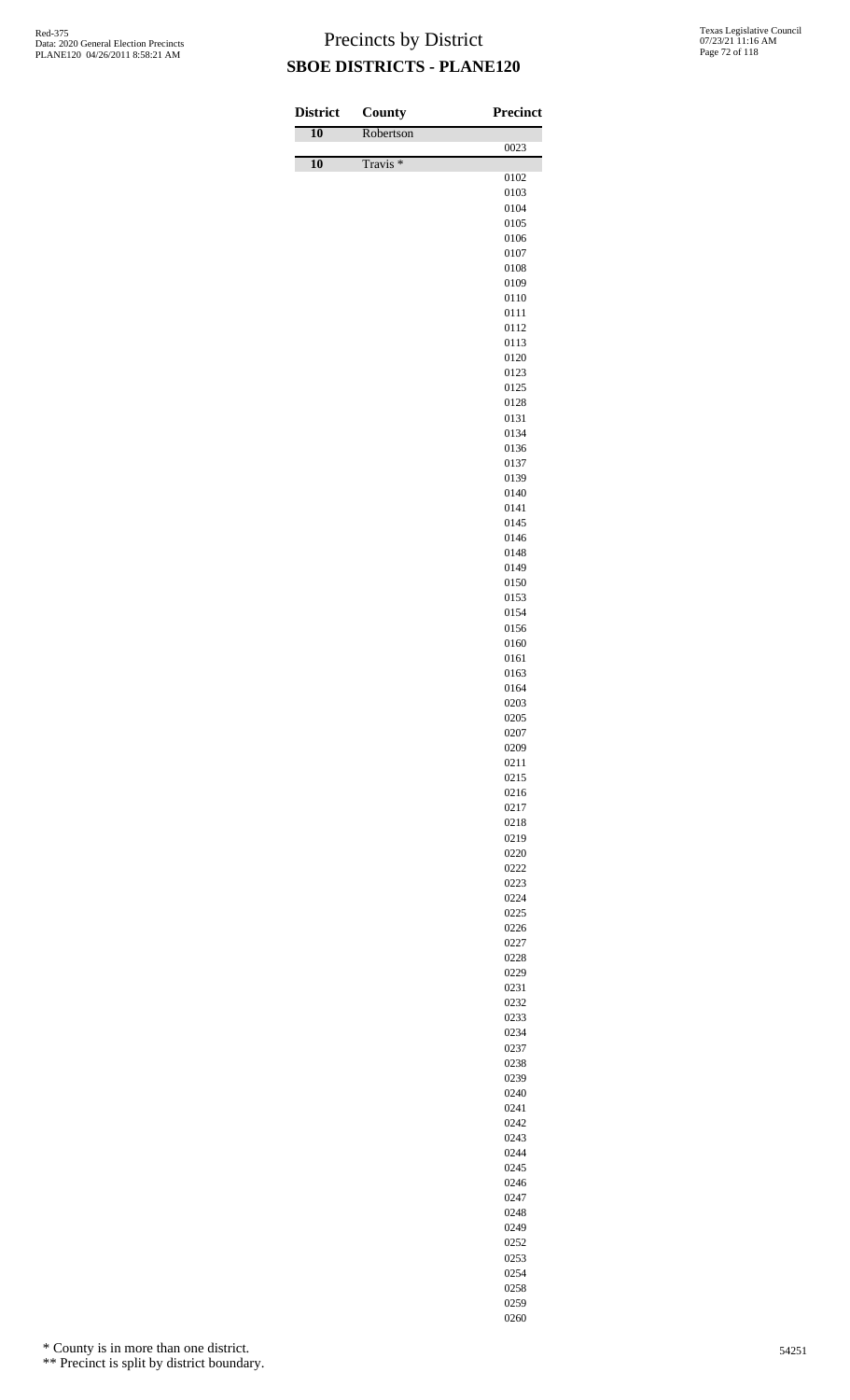# Precincts by District

## SBOE DISTRICTS - PLANE120

| District | County | Precinct |
|---|---|---|
| 10 | Robertson | |
| | | 0023 |
| 10 | Travis * | |
| | | 0102 |
| | | 0103 |
| | | 0104 |
| | | 0105 |
| | | 0106 |
| | | 0107 |
| | | 0108 |
| | | 0109 |
| | | 0110 |
| | | 0111 |
| | | 0112 |
| | | 0113 |
| | | 0120 |
| | | 0123 |
| | | 0125 |
| | | 0128 |
| | | 0131 |
| | | 0134 |
| | | 0136 |
| | | 0137 |
| | | 0139 |
| | | 0140 |
| | | 0141 |
| | | 0145 |
| | | 0146 |
| | | 0148 |
| | | 0149 |
| | | 0150 |
| | | 0153 |
| | | 0154 |
| | | 0156 |
| | | 0160 |
| | | 0161 |
| | | 0163 |
| | | 0164 |
| | | 0203 |
| | | 0205 |
| | | 0207 |
| | | 0209 |
| | | 0211 |
| | | 0215 |
| | | 0216 |
| | | 0217 |
| | | 0218 |
| | | 0219 |
| | | 0220 |
| | | 0222 |
| | | 0223 |
| | | 0224 |
| | | 0225 |
| | | 0226 |
| | | 0227 |
| | | 0228 |
| | | 0229 |
| | | 0231 |
| | | 0232 |
| | | 0233 |
| | | 0234 |
| | | 0237 |
| | | 0238 |
| | | 0239 |
| | | 0240 |
| | | 0241 |
| | | 0242 |
| | | 0243 |
| | | 0244 |
| | | 0245 |
| | | 0246 |
| | | 0247 |
| | | 0248 |
| | | 0249 |
| | | 0252 |
| | | 0253 |
| | | 0254 |
| | | 0258 |
| | | 0259 |
| | | 0260 |

\* County is in more than one district.

\*\* Precinct is split by district boundary.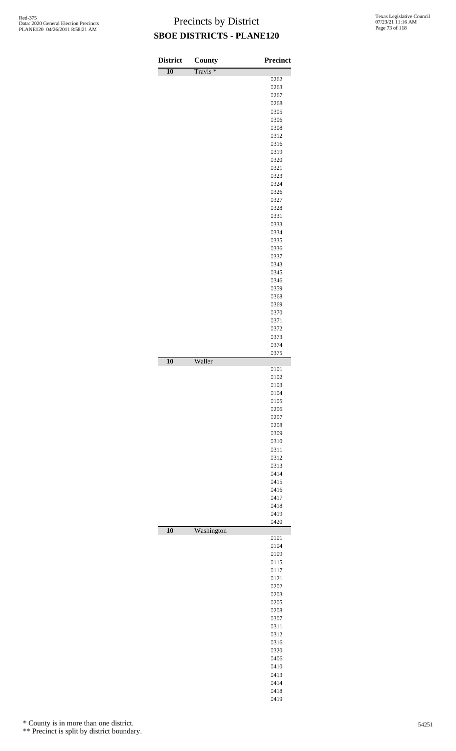# Precincts by District

## SBOE DISTRICTS - PLANE120

| District | County | Precinct |
|---|---|---|
| 10 | Travis * | |
| | | 0262 |
| | | 0263 |
| | | 0267 |
| | | 0268 |
| | | 0305 |
| | | 0306 |
| | | 0308 |
| | | 0312 |
| | | 0316 |
| | | 0319 |
| | | 0320 |
| | | 0321 |
| | | 0323 |
| | | 0324 |
| | | 0326 |
| | | 0327 |
| | | 0328 |
| | | 0331 |
| | | 0333 |
| | | 0334 |
| | | 0335 |
| | | 0336 |
| | | 0337 |
| | | 0343 |
| | | 0345 |
| | | 0346 |
| | | 0359 |
| | | 0368 |
| | | 0369 |
| | | 0370 |
| | | 0371 |
| | | 0372 |
| | | 0373 |
| | | 0374 |
| | | 0375 |
| 10 | Waller | |
| | | 0101 |
| | | 0102 |
| | | 0103 |
| | | 0104 |
| | | 0105 |
| | | 0206 |
| | | 0207 |
| | | 0208 |
| | | 0309 |
| | | 0310 |
| | | 0311 |
| | | 0312 |
| | | 0313 |
| | | 0414 |
| | | 0415 |
| | | 0416 |
| | | 0417 |
| | | 0418 |
| | | 0419 |
| | | 0420 |
| 10 | Washington | |
| | | 0101 |
| | | 0104 |
| | | 0109 |
| | | 0115 |
| | | 0117 |
| | | 0121 |
| | | 0202 |
| | | 0203 |
| | | 0205 |
| | | 0208 |
| | | 0307 |
| | | 0311 |
| | | 0312 |
| | | 0316 |
| | | 0320 |
| | | 0406 |
| | | 0410 |
| | | 0413 |
| | | 0414 |
| | | 0418 |
| | | 0419 |

\* County is in more than one district.

\*\* Precinct is split by district boundary.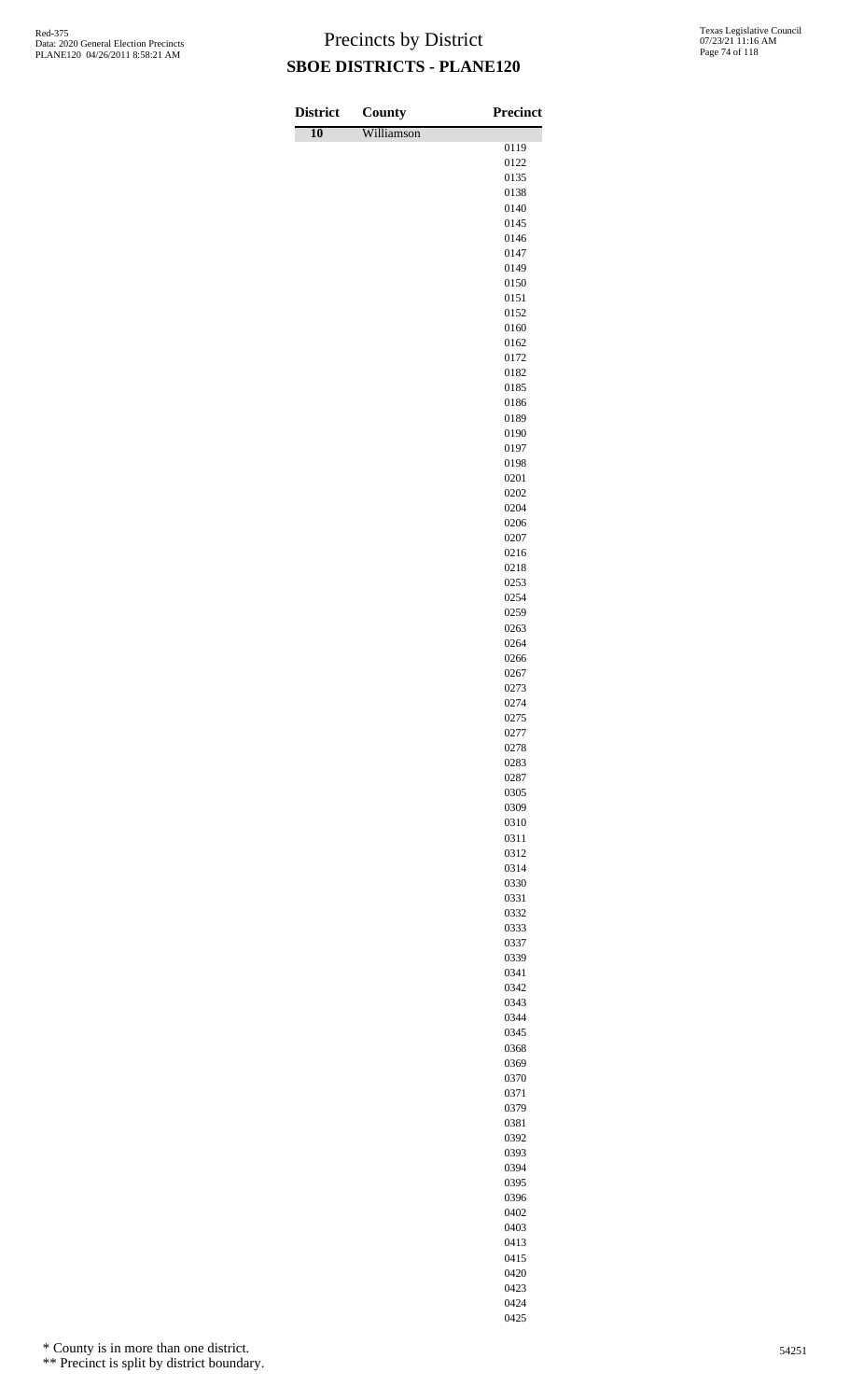# Precincts by District

## SBOE DISTRICTS - PLANE120

| District | County | Precinct |
|---|---|---|
| 10 | Williamson | |
| | | 0119 |
| | | 0122 |
| | | 0135 |
| | | 0138 |
| | | 0140 |
| | | 0145 |
| | | 0146 |
| | | 0147 |
| | | 0149 |
| | | 0150 |
| | | 0151 |
| | | 0152 |
| | | 0160 |
| | | 0162 |
| | | 0172 |
| | | 0182 |
| | | 0185 |
| | | 0186 |
| | | 0189 |
| | | 0190 |
| | | 0197 |
| | | 0198 |
| | | 0201 |
| | | 0202 |
| | | 0204 |
| | | 0206 |
| | | 0207 |
| | | 0216 |
| | | 0218 |
| | | 0253 |
| | | 0254 |
| | | 0259 |
| | | 0263 |
| | | 0264 |
| | | 0266 |
| | | 0267 |
| | | 0273 |
| | | 0274 |
| | | 0275 |
| | | 0277 |
| | | 0278 |
| | | 0283 |
| | | 0287 |
| | | 0305 |
| | | 0309 |
| | | 0310 |
| | | 0311 |
| | | 0312 |
| | | 0314 |
| | | 0330 |
| | | 0331 |
| | | 0332 |
| | | 0333 |
| | | 0337 |
| | | 0339 |
| | | 0341 |
| | | 0342 |
| | | 0343 |
| | | 0344 |
| | | 0345 |
| | | 0368 |
| | | 0369 |
| | | 0370 |
| | | 0371 |
| | | 0379 |
| | | 0381 |
| | | 0392 |
| | | 0393 |
| | | 0394 |
| | | 0395 |
| | | 0396 |
| | | 0402 |
| | | 0403 |
| | | 0413 |
| | | 0415 |
| | | 0420 |
| | | 0423 |
| | | 0424 |
| | | 0425 |

\* County is in more than one district.

\*\* Precinct is split by district boundary.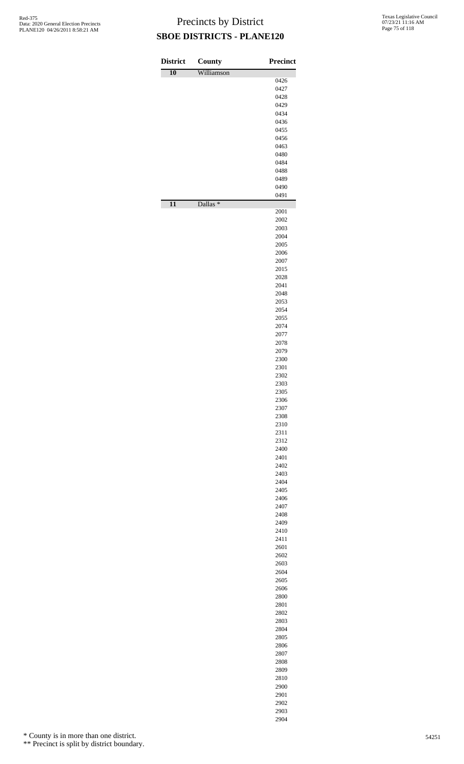# Precincts by District

## SBOE DISTRICTS - PLANE120

| District | County | Precinct |
|---|---|---|
| 10 | Williamson | |
| | | 0426 |
| | | 0427 |
| | | 0428 |
| | | 0429 |
| | | 0434 |
| | | 0436 |
| | | 0455 |
| | | 0456 |
| | | 0463 |
| | | 0480 |
| | | 0484 |
| | | 0488 |
| | | 0489 |
| | | 0490 |
| | | 0491 |
| 11 | Dallas * | |
| | | 2001 |
| | | 2002 |
| | | 2003 |
| | | 2004 |
| | | 2005 |
| | | 2006 |
| | | 2007 |
| | | 2015 |
| | | 2028 |
| | | 2041 |
| | | 2048 |
| | | 2053 |
| | | 2054 |
| | | 2055 |
| | | 2074 |
| | | 2077 |
| | | 2078 |
| | | 2079 |
| | | 2300 |
| | | 2301 |
| | | 2302 |
| | | 2303 |
| | | 2305 |
| | | 2306 |
| | | 2307 |
| | | 2308 |
| | | 2310 |
| | | 2311 |
| | | 2312 |
| | | 2400 |
| | | 2401 |
| | | 2402 |
| | | 2403 |
| | | 2404 |
| | | 2405 |
| | | 2406 |
| | | 2407 |
| | | 2408 |
| | | 2409 |
| | | 2410 |
| | | 2411 |
| | | 2601 |
| | | 2602 |
| | | 2603 |
| | | 2604 |
| | | 2605 |
| | | 2606 |
| | | 2800 |
| | | 2801 |
| | | 2802 |
| | | 2803 |
| | | 2804 |
| | | 2805 |
| | | 2806 |
| | | 2807 |
| | | 2808 |
| | | 2809 |
| | | 2810 |
| | | 2900 |
| | | 2901 |
| | | 2902 |
| | | 2903 |
| | | 2904 |

\* County is in more than one district.

\*\* Precinct is split by district boundary.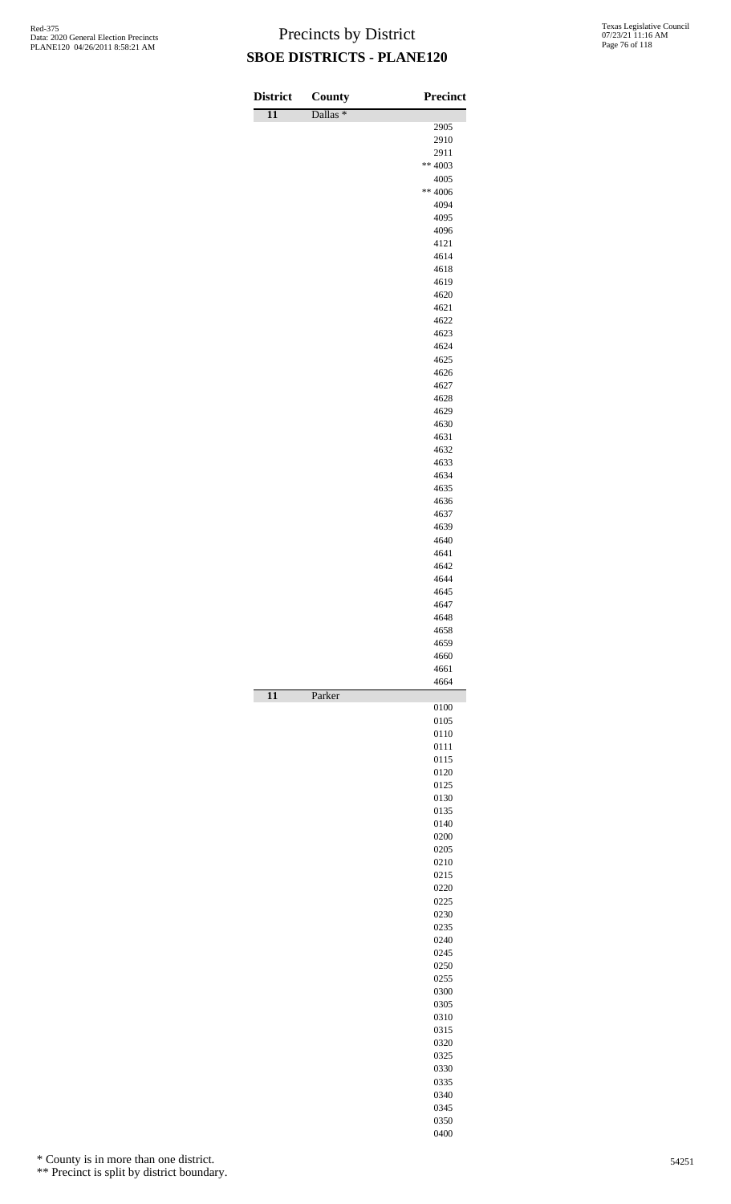# Precincts by District

## SBOE DISTRICTS - PLANE120

| District | County | Precinct |
|---|---|---|
| 11 | Dallas * | |
| | | 2905 |
| | | 2910 |
| | | 2911 |
| | | ** 4003 |
| | | 4005 |
| | | ** 4006 |
| | | 4094 |
| | | 4095 |
| | | 4096 |
| | | 4121 |
| | | 4614 |
| | | 4618 |
| | | 4619 |
| | | 4620 |
| | | 4621 |
| | | 4622 |
| | | 4623 |
| | | 4624 |
| | | 4625 |
| | | 4626 |
| | | 4627 |
| | | 4628 |
| | | 4629 |
| | | 4630 |
| | | 4631 |
| | | 4632 |
| | | 4633 |
| | | 4634 |
| | | 4635 |
| | | 4636 |
| | | 4637 |
| | | 4639 |
| | | 4640 |
| | | 4641 |
| | | 4642 |
| | | 4644 |
| | | 4645 |
| | | 4647 |
| | | 4648 |
| | | 4658 |
| | | 4659 |
| | | 4660 |
| | | 4661 |
| | | 4664 |
| 11 | Parker | |
| | | 0100 |
| | | 0105 |
| | | 0110 |
| | | 0111 |
| | | 0115 |
| | | 0120 |
| | | 0125 |
| | | 0130 |
| | | 0135 |
| | | 0140 |
| | | 0200 |
| | | 0205 |
| | | 0210 |
| | | 0215 |
| | | 0220 |
| | | 0225 |
| | | 0230 |
| | | 0235 |
| | | 0240 |
| | | 0245 |
| | | 0250 |
| | | 0255 |
| | | 0300 |
| | | 0305 |
| | | 0310 |
| | | 0315 |
| | | 0320 |
| | | 0325 |
| | | 0330 |
| | | 0335 |
| | | 0340 |
| | | 0345 |
| | | 0350 |
| | | 0400 |

\* County is in more than one district.

\*\* Precinct is split by district boundary.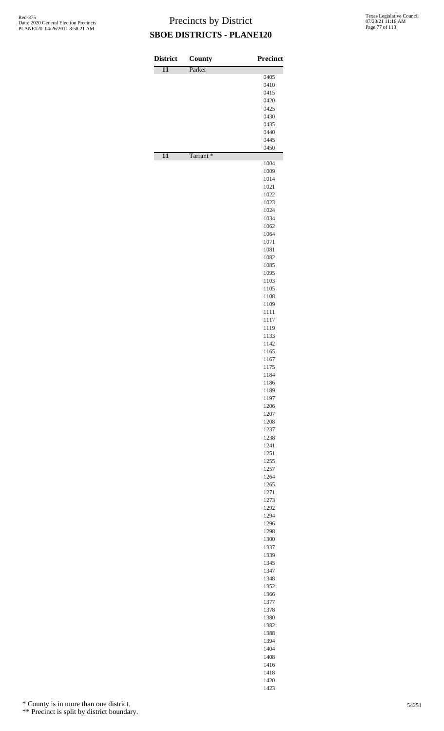# Precincts by District

## SBOE DISTRICTS - PLANE120

| District | County | Precinct |
|---|---|---|
| 11 | Parker | |
| | | 0405 |
| | | 0410 |
| | | 0415 |
| | | 0420 |
| | | 0425 |
| | | 0430 |
| | | 0435 |
| | | 0440 |
| | | 0445 |
| | | 0450 |
| 11 | Tarrant * | |
| | | 1004 |
| | | 1009 |
| | | 1014 |
| | | 1021 |
| | | 1022 |
| | | 1023 |
| | | 1024 |
| | | 1034 |
| | | 1062 |
| | | 1064 |
| | | 1071 |
| | | 1081 |
| | | 1082 |
| | | 1085 |
| | | 1095 |
| | | 1103 |
| | | 1105 |
| | | 1108 |
| | | 1109 |
| | | 1111 |
| | | 1117 |
| | | 1119 |
| | | 1133 |
| | | 1142 |
| | | 1165 |
| | | 1167 |
| | | 1175 |
| | | 1184 |
| | | 1186 |
| | | 1189 |
| | | 1197 |
| | | 1206 |
| | | 1207 |
| | | 1208 |
| | | 1237 |
| | | 1238 |
| | | 1241 |
| | | 1251 |
| | | 1255 |
| | | 1257 |
| | | 1264 |
| | | 1265 |
| | | 1271 |
| | | 1273 |
| | | 1292 |
| | | 1294 |
| | | 1296 |
| | | 1298 |
| | | 1300 |
| | | 1337 |
| | | 1339 |
| | | 1345 |
| | | 1347 |
| | | 1348 |
| | | 1352 |
| | | 1366 |
| | | 1377 |
| | | 1378 |
| | | 1380 |
| | | 1382 |
| | | 1388 |
| | | 1394 |
| | | 1404 |
| | | 1408 |
| | | 1416 |
| | | 1418 |
| | | 1420 |
| | | 1423 |

\* County is in more than one district.

\*\* Precinct is split by district boundary.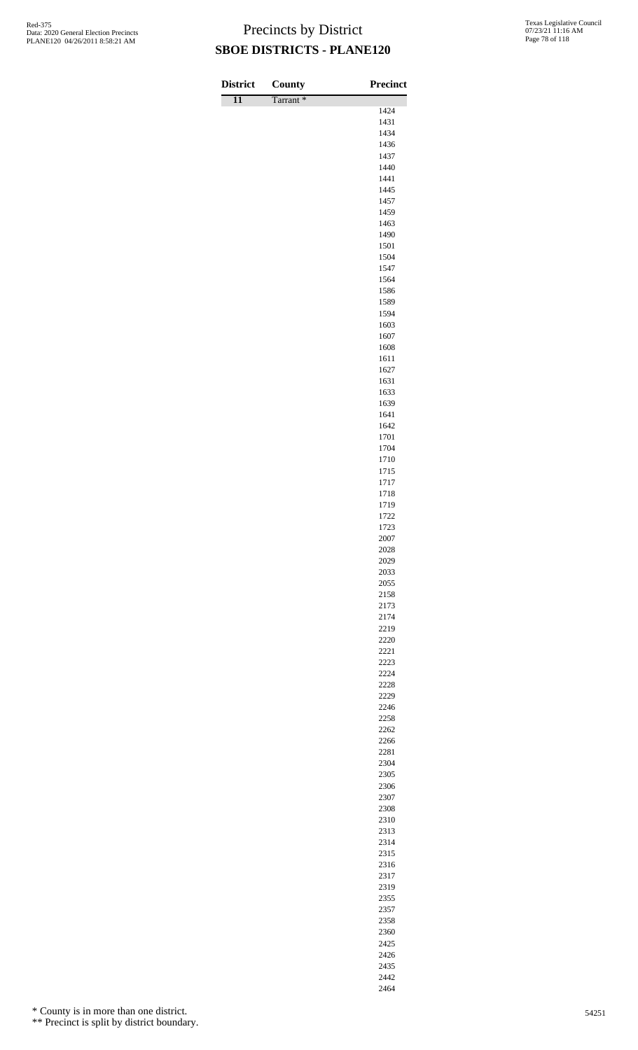# Precincts by District

## SBOE DISTRICTS - PLANE120

| District | County | Precinct |
|---|---|---|
| 11 | Tarrant * | |
| | | 1424 |
| | | 1431 |
| | | 1434 |
| | | 1436 |
| | | 1437 |
| | | 1440 |
| | | 1441 |
| | | 1445 |
| | | 1457 |
| | | 1459 |
| | | 1463 |
| | | 1490 |
| | | 1501 |
| | | 1504 |
| | | 1547 |
| | | 1564 |
| | | 1586 |
| | | 1589 |
| | | 1594 |
| | | 1603 |
| | | 1607 |
| | | 1608 |
| | | 1611 |
| | | 1627 |
| | | 1631 |
| | | 1633 |
| | | 1639 |
| | | 1641 |
| | | 1642 |
| | | 1701 |
| | | 1704 |
| | | 1710 |
| | | 1715 |
| | | 1717 |
| | | 1718 |
| | | 1719 |
| | | 1722 |
| | | 1723 |
| | | 2007 |
| | | 2028 |
| | | 2029 |
| | | 2033 |
| | | 2055 |
| | | 2158 |
| | | 2173 |
| | | 2174 |
| | | 2219 |
| | | 2220 |
| | | 2221 |
| | | 2223 |
| | | 2224 |
| | | 2228 |
| | | 2229 |
| | | 2246 |
| | | 2258 |
| | | 2262 |
| | | 2266 |
| | | 2281 |
| | | 2304 |
| | | 2305 |
| | | 2306 |
| | | 2307 |
| | | 2308 |
| | | 2310 |
| | | 2313 |
| | | 2314 |
| | | 2315 |
| | | 2316 |
| | | 2317 |
| | | 2319 |
| | | 2355 |
| | | 2357 |
| | | 2358 |
| | | 2360 |
| | | 2425 |
| | | 2426 |
| | | 2435 |
| | | 2442 |
| | | 2464 |

\* County is in more than one district.

\*\* Precinct is split by district boundary.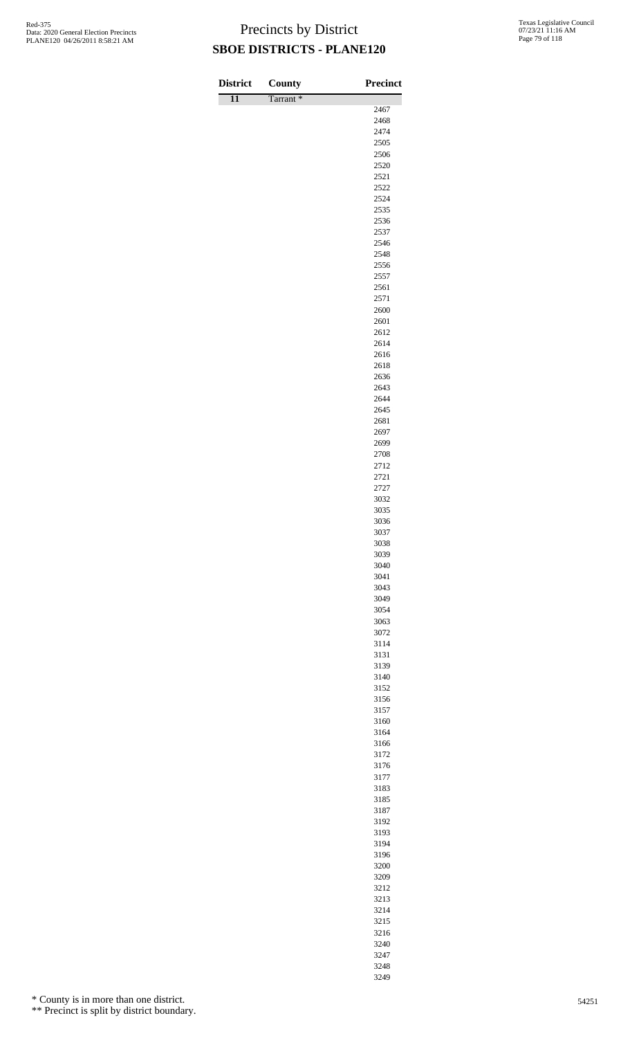# Precincts by District

## SBOE DISTRICTS - PLANE120

| District | County | Precinct |
|---|---|---|
| 11 | Tarrant * | |
| | | 2467 |
| | | 2468 |
| | | 2474 |
| | | 2505 |
| | | 2506 |
| | | 2520 |
| | | 2521 |
| | | 2522 |
| | | 2524 |
| | | 2535 |
| | | 2536 |
| | | 2537 |
| | | 2546 |
| | | 2548 |
| | | 2556 |
| | | 2557 |
| | | 2561 |
| | | 2571 |
| | | 2600 |
| | | 2601 |
| | | 2612 |
| | | 2614 |
| | | 2616 |
| | | 2618 |
| | | 2636 |
| | | 2643 |
| | | 2644 |
| | | 2645 |
| | | 2681 |
| | | 2697 |
| | | 2699 |
| | | 2708 |
| | | 2712 |
| | | 2721 |
| | | 2727 |
| | | 3032 |
| | | 3035 |
| | | 3036 |
| | | 3037 |
| | | 3038 |
| | | 3039 |
| | | 3040 |
| | | 3041 |
| | | 3043 |
| | | 3049 |
| | | 3054 |
| | | 3063 |
| | | 3072 |
| | | 3114 |
| | | 3131 |
| | | 3139 |
| | | 3140 |
| | | 3152 |
| | | 3156 |
| | | 3157 |
| | | 3160 |
| | | 3164 |
| | | 3166 |
| | | 3172 |
| | | 3176 |
| | | 3177 |
| | | 3183 |
| | | 3185 |
| | | 3187 |
| | | 3192 |
| | | 3193 |
| | | 3194 |
| | | 3196 |
| | | 3200 |
| | | 3209 |
| | | 3212 |
| | | 3213 |
| | | 3214 |
| | | 3215 |
| | | 3216 |
| | | 3240 |
| | | 3247 |
| | | 3248 |
| | | 3249 |

\* County is in more than one district.

\*\* Precinct is split by district boundary.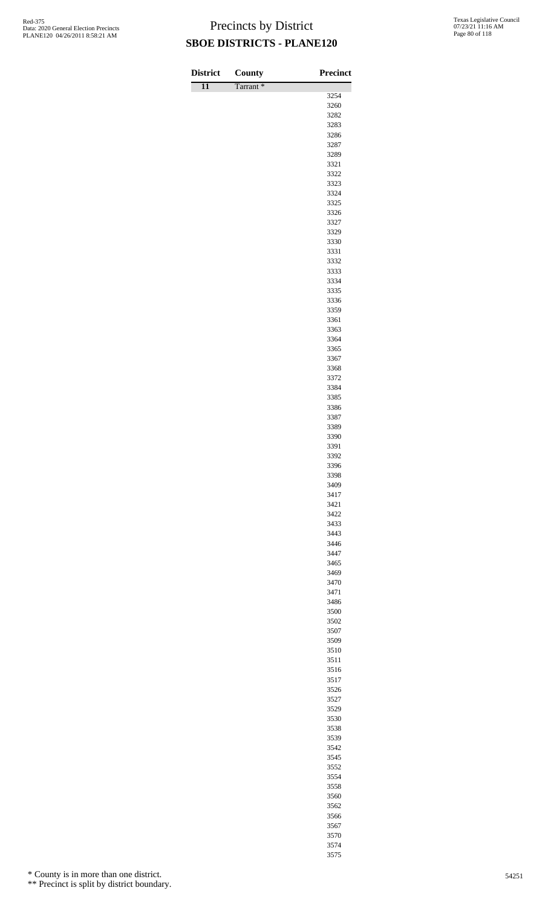# Precincts by District

## SBOE DISTRICTS - PLANE120

| District | County | Precinct |
|---|---|---|
| 11 | Tarrant * | |
| | | 3254 |
| | | 3260 |
| | | 3282 |
| | | 3283 |
| | | 3286 |
| | | 3287 |
| | | 3289 |
| | | 3321 |
| | | 3322 |
| | | 3323 |
| | | 3324 |
| | | 3325 |
| | | 3326 |
| | | 3327 |
| | | 3329 |
| | | 3330 |
| | | 3331 |
| | | 3332 |
| | | 3333 |
| | | 3334 |
| | | 3335 |
| | | 3336 |
| | | 3359 |
| | | 3361 |
| | | 3363 |
| | | 3364 |
| | | 3365 |
| | | 3367 |
| | | 3368 |
| | | 3372 |
| | | 3384 |
| | | 3385 |
| | | 3386 |
| | | 3387 |
| | | 3389 |
| | | 3390 |
| | | 3391 |
| | | 3392 |
| | | 3396 |
| | | 3398 |
| | | 3409 |
| | | 3417 |
| | | 3421 |
| | | 3422 |
| | | 3433 |
| | | 3443 |
| | | 3446 |
| | | 3447 |
| | | 3465 |
| | | 3469 |
| | | 3470 |
| | | 3471 |
| | | 3486 |
| | | 3500 |
| | | 3502 |
| | | 3507 |
| | | 3509 |
| | | 3510 |
| | | 3511 |
| | | 3516 |
| | | 3517 |
| | | 3526 |
| | | 3527 |
| | | 3529 |
| | | 3530 |
| | | 3538 |
| | | 3539 |
| | | 3542 |
| | | 3545 |
| | | 3552 |
| | | 3554 |
| | | 3558 |
| | | 3560 |
| | | 3562 |
| | | 3566 |
| | | 3567 |
| | | 3570 |
| | | 3574 |
| | | 3575 |

\* County is in more than one district.

\*\* Precinct is split by district boundary.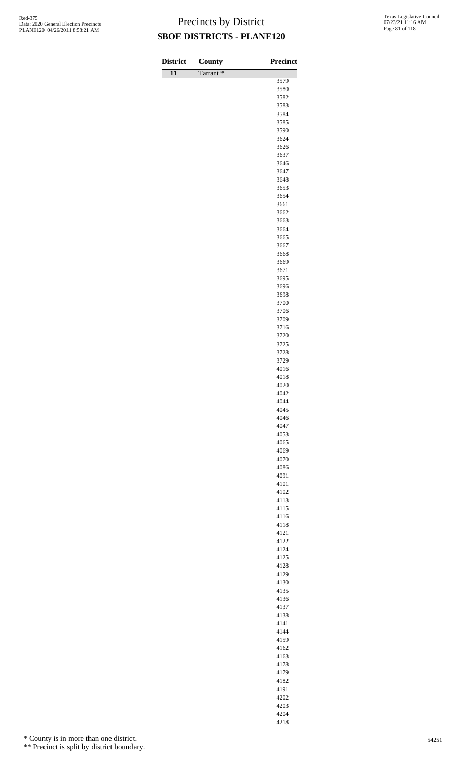# Precincts by District

## SBOE DISTRICTS - PLANE120

| District | County | Precinct |
|---|---|---|
| 11 | Tarrant * | |
| | | 3579 |
| | | 3580 |
| | | 3582 |
| | | 3583 |
| | | 3584 |
| | | 3585 |
| | | 3590 |
| | | 3624 |
| | | 3626 |
| | | 3637 |
| | | 3646 |
| | | 3647 |
| | | 3648 |
| | | 3653 |
| | | 3654 |
| | | 3661 |
| | | 3662 |
| | | 3663 |
| | | 3664 |
| | | 3665 |
| | | 3667 |
| | | 3668 |
| | | 3669 |
| | | 3671 |
| | | 3695 |
| | | 3696 |
| | | 3698 |
| | | 3700 |
| | | 3706 |
| | | 3709 |
| | | 3716 |
| | | 3720 |
| | | 3725 |
| | | 3728 |
| | | 3729 |
| | | 4016 |
| | | 4018 |
| | | 4020 |
| | | 4042 |
| | | 4044 |
| | | 4045 |
| | | 4046 |
| | | 4047 |
| | | 4053 |
| | | 4065 |
| | | 4069 |
| | | 4070 |
| | | 4086 |
| | | 4091 |
| | | 4101 |
| | | 4102 |
| | | 4113 |
| | | 4115 |
| | | 4116 |
| | | 4118 |
| | | 4121 |
| | | 4122 |
| | | 4124 |
| | | 4125 |
| | | 4128 |
| | | 4129 |
| | | 4130 |
| | | 4135 |
| | | 4136 |
| | | 4137 |
| | | 4138 |
| | | 4141 |
| | | 4144 |
| | | 4159 |
| | | 4162 |
| | | 4163 |
| | | 4178 |
| | | 4179 |
| | | 4182 |
| | | 4191 |
| | | 4202 |
| | | 4203 |
| | | 4204 |
| | | 4218 |

\* County is in more than one district.

\*\* Precinct is split by district boundary.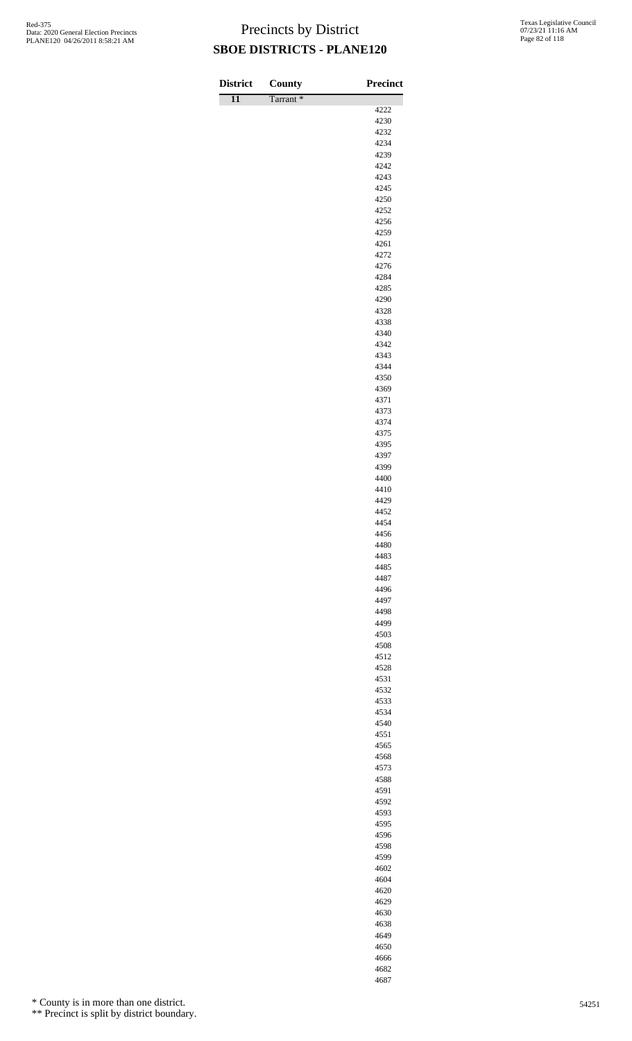# Precincts by District

## SBOE DISTRICTS - PLANE120

| District | County | Precinct |
|---|---|---|
| 11 | Tarrant * | |
| | | 4222 |
| | | 4230 |
| | | 4232 |
| | | 4234 |
| | | 4239 |
| | | 4242 |
| | | 4243 |
| | | 4245 |
| | | 4250 |
| | | 4252 |
| | | 4256 |
| | | 4259 |
| | | 4261 |
| | | 4272 |
| | | 4276 |
| | | 4284 |
| | | 4285 |
| | | 4290 |
| | | 4328 |
| | | 4338 |
| | | 4340 |
| | | 4342 |
| | | 4343 |
| | | 4344 |
| | | 4350 |
| | | 4369 |
| | | 4371 |
| | | 4373 |
| | | 4374 |
| | | 4375 |
| | | 4395 |
| | | 4397 |
| | | 4399 |
| | | 4400 |
| | | 4410 |
| | | 4429 |
| | | 4452 |
| | | 4454 |
| | | 4456 |
| | | 4480 |
| | | 4483 |
| | | 4485 |
| | | 4487 |
| | | 4496 |
| | | 4497 |
| | | 4498 |
| | | 4499 |
| | | 4503 |
| | | 4508 |
| | | 4512 |
| | | 4528 |
| | | 4531 |
| | | 4532 |
| | | 4533 |
| | | 4534 |
| | | 4540 |
| | | 4551 |
| | | 4565 |
| | | 4568 |
| | | 4573 |
| | | 4588 |
| | | 4591 |
| | | 4592 |
| | | 4593 |
| | | 4595 |
| | | 4596 |
| | | 4598 |
| | | 4599 |
| | | 4602 |
| | | 4604 |
| | | 4620 |
| | | 4629 |
| | | 4630 |
| | | 4638 |
| | | 4649 |
| | | 4650 |
| | | 4666 |
| | | 4682 |
| | | 4687 |

\* County is in more than one district.

\*\* Precinct is split by district boundary.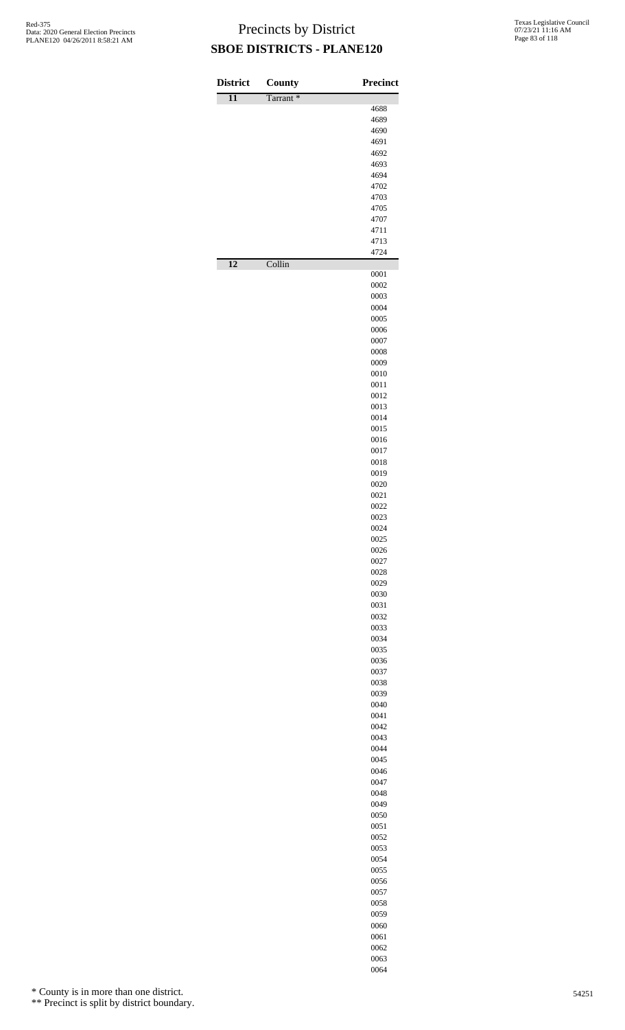# Precincts by District

## SBOE DISTRICTS - PLANE120

| District | County | Precinct |
|---|---|---|
| 11 | Tarrant * | |
| | | 4688 |
| | | 4689 |
| | | 4690 |
| | | 4691 |
| | | 4692 |
| | | 4693 |
| | | 4694 |
| | | 4702 |
| | | 4703 |
| | | 4705 |
| | | 4707 |
| | | 4711 |
| | | 4713 |
| | | 4724 |
| 12 | Collin | |
| | | 0001 |
| | | 0002 |
| | | 0003 |
| | | 0004 |
| | | 0005 |
| | | 0006 |
| | | 0007 |
| | | 0008 |
| | | 0009 |
| | | 0010 |
| | | 0011 |
| | | 0012 |
| | | 0013 |
| | | 0014 |
| | | 0015 |
| | | 0016 |
| | | 0017 |
| | | 0018 |
| | | 0019 |
| | | 0020 |
| | | 0021 |
| | | 0022 |
| | | 0023 |
| | | 0024 |
| | | 0025 |
| | | 0026 |
| | | 0027 |
| | | 0028 |
| | | 0029 |
| | | 0030 |
| | | 0031 |
| | | 0032 |
| | | 0033 |
| | | 0034 |
| | | 0035 |
| | | 0036 |
| | | 0037 |
| | | 0038 |
| | | 0039 |
| | | 0040 |
| | | 0041 |
| | | 0042 |
| | | 0043 |
| | | 0044 |
| | | 0045 |
| | | 0046 |
| | | 0047 |
| | | 0048 |
| | | 0049 |
| | | 0050 |
| | | 0051 |
| | | 0052 |
| | | 0053 |
| | | 0054 |
| | | 0055 |
| | | 0056 |
| | | 0057 |
| | | 0058 |
| | | 0059 |
| | | 0060 |
| | | 0061 |
| | | 0062 |
| | | 0063 |
| | | 0064 |

\* County is in more than one district.

\*\* Precinct is split by district boundary.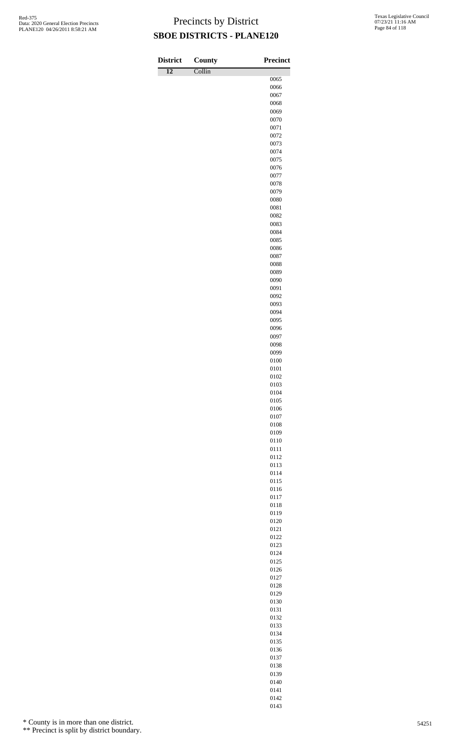# Precincts by District

## SBOE DISTRICTS - PLANE120

| District | County | Precinct |
|---|---|---|
| 12 | Collin | |
| | | 0065 |
| | | 0066 |
| | | 0067 |
| | | 0068 |
| | | 0069 |
| | | 0070 |
| | | 0071 |
| | | 0072 |
| | | 0073 |
| | | 0074 |
| | | 0075 |
| | | 0076 |
| | | 0077 |
| | | 0078 |
| | | 0079 |
| | | 0080 |
| | | 0081 |
| | | 0082 |
| | | 0083 |
| | | 0084 |
| | | 0085 |
| | | 0086 |
| | | 0087 |
| | | 0088 |
| | | 0089 |
| | | 0090 |
| | | 0091 |
| | | 0092 |
| | | 0093 |
| | | 0094 |
| | | 0095 |
| | | 0096 |
| | | 0097 |
| | | 0098 |
| | | 0099 |
| | | 0100 |
| | | 0101 |
| | | 0102 |
| | | 0103 |
| | | 0104 |
| | | 0105 |
| | | 0106 |
| | | 0107 |
| | | 0108 |
| | | 0109 |
| | | 0110 |
| | | 0111 |
| | | 0112 |
| | | 0113 |
| | | 0114 |
| | | 0115 |
| | | 0116 |
| | | 0117 |
| | | 0118 |
| | | 0119 |
| | | 0120 |
| | | 0121 |
| | | 0122 |
| | | 0123 |
| | | 0124 |
| | | 0125 |
| | | 0126 |
| | | 0127 |
| | | 0128 |
| | | 0129 |
| | | 0130 |
| | | 0131 |
| | | 0132 |
| | | 0133 |
| | | 0134 |
| | | 0135 |
| | | 0136 |
| | | 0137 |
| | | 0138 |
| | | 0139 |
| | | 0140 |
| | | 0141 |
| | | 0142 |
| | | 0143 |

\* County is in more than one district.

\** Precinct is split by district boundary.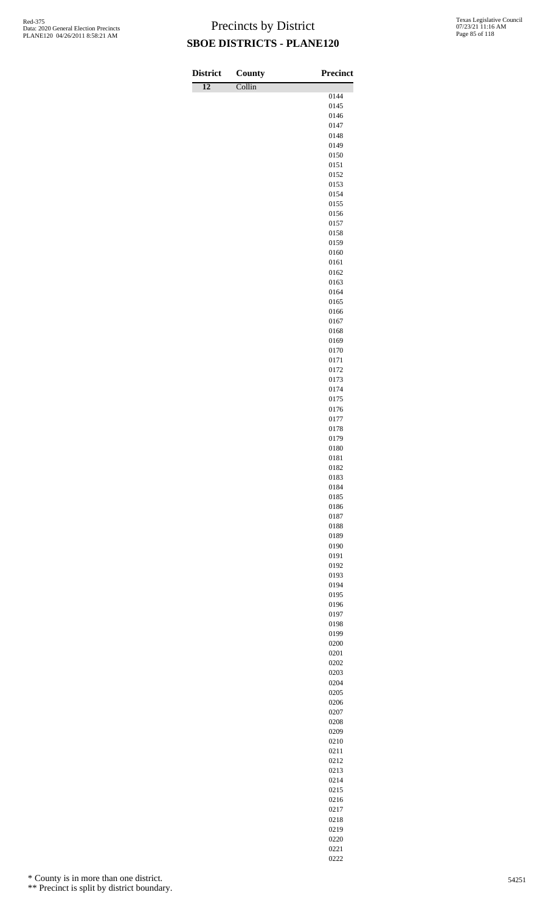# Precincts by District

## SBOE DISTRICTS - PLANE120

| District | County | Precinct |
|---|---|---|
| 12 | Collin | |
| | | 0144 |
| | | 0145 |
| | | 0146 |
| | | 0147 |
| | | 0148 |
| | | 0149 |
| | | 0150 |
| | | 0151 |
| | | 0152 |
| | | 0153 |
| | | 0154 |
| | | 0155 |
| | | 0156 |
| | | 0157 |
| | | 0158 |
| | | 0159 |
| | | 0160 |
| | | 0161 |
| | | 0162 |
| | | 0163 |
| | | 0164 |
| | | 0165 |
| | | 0166 |
| | | 0167 |
| | | 0168 |
| | | 0169 |
| | | 0170 |
| | | 0171 |
| | | 0172 |
| | | 0173 |
| | | 0174 |
| | | 0175 |
| | | 0176 |
| | | 0177 |
| | | 0178 |
| | | 0179 |
| | | 0180 |
| | | 0181 |
| | | 0182 |
| | | 0183 |
| | | 0184 |
| | | 0185 |
| | | 0186 |
| | | 0187 |
| | | 0188 |
| | | 0189 |
| | | 0190 |
| | | 0191 |
| | | 0192 |
| | | 0193 |
| | | 0194 |
| | | 0195 |
| | | 0196 |
| | | 0197 |
| | | 0198 |
| | | 0199 |
| | | 0200 |
| | | 0201 |
| | | 0202 |
| | | 0203 |
| | | 0204 |
| | | 0205 |
| | | 0206 |
| | | 0207 |
| | | 0208 |
| | | 0209 |
| | | 0210 |
| | | 0211 |
| | | 0212 |
| | | 0213 |
| | | 0214 |
| | | 0215 |
| | | 0216 |
| | | 0217 |
| | | 0218 |
| | | 0219 |
| | | 0220 |
| | | 0221 |
| | | 0222 |

* County is in more than one district.

** Precinct is split by district boundary.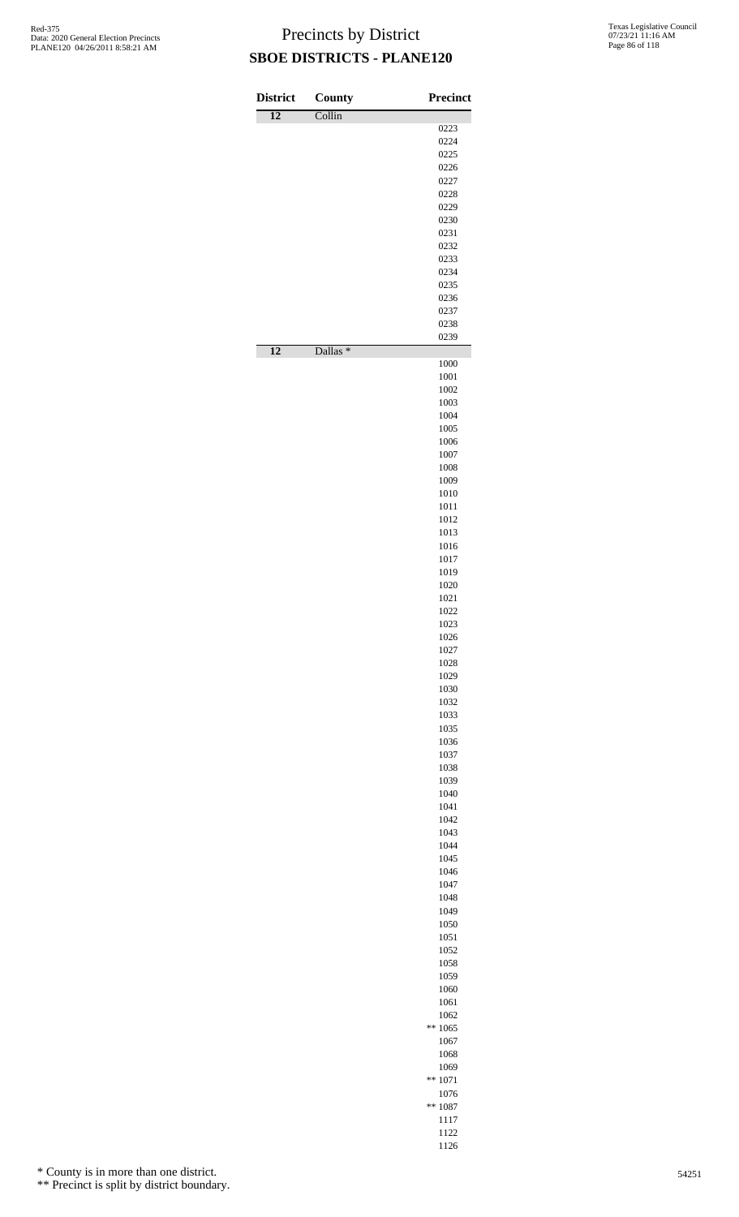# Precincts by District

## SBOE DISTRICTS - PLANE120

| District | County | Precinct |
|---|---|---|
| 12 | Collin | |
| | | 0223 |
| | | 0224 |
| | | 0225 |
| | | 0226 |
| | | 0227 |
| | | 0228 |
| | | 0229 |
| | | 0230 |
| | | 0231 |
| | | 0232 |
| | | 0233 |
| | | 0234 |
| | | 0235 |
| | | 0236 |
| | | 0237 |
| | | 0238 |
| | | 0239 |
| 12 | Dallas * | |
| | | 1000 |
| | | 1001 |
| | | 1002 |
| | | 1003 |
| | | 1004 |
| | | 1005 |
| | | 1006 |
| | | 1007 |
| | | 1008 |
| | | 1009 |
| | | 1010 |
| | | 1011 |
| | | 1012 |
| | | 1013 |
| | | 1016 |
| | | 1017 |
| | | 1019 |
| | | 1020 |
| | | 1021 |
| | | 1022 |
| | | 1023 |
| | | 1026 |
| | | 1027 |
| | | 1028 |
| | | 1029 |
| | | 1030 |
| | | 1032 |
| | | 1033 |
| | | 1035 |
| | | 1036 |
| | | 1037 |
| | | 1038 |
| | | 1039 |
| | | 1040 |
| | | 1041 |
| | | 1042 |
| | | 1043 |
| | | 1044 |
| | | 1045 |
| | | 1046 |
| | | 1047 |
| | | 1048 |
| | | 1049 |
| | | 1050 |
| | | 1051 |
| | | 1052 |
| | | 1058 |
| | | 1059 |
| | | 1060 |
| | | 1061 |
| | | 1062 |
| | | ** 1065 |
| | | 1067 |
| | | 1068 |
| | | 1069 |
| | | ** 1071 |
| | | 1076 |
| | | ** 1087 |
| | | 1117 |
| | | 1122 |
| | | 1126 |

\* County is in more than one district.

\*\* Precinct is split by district boundary.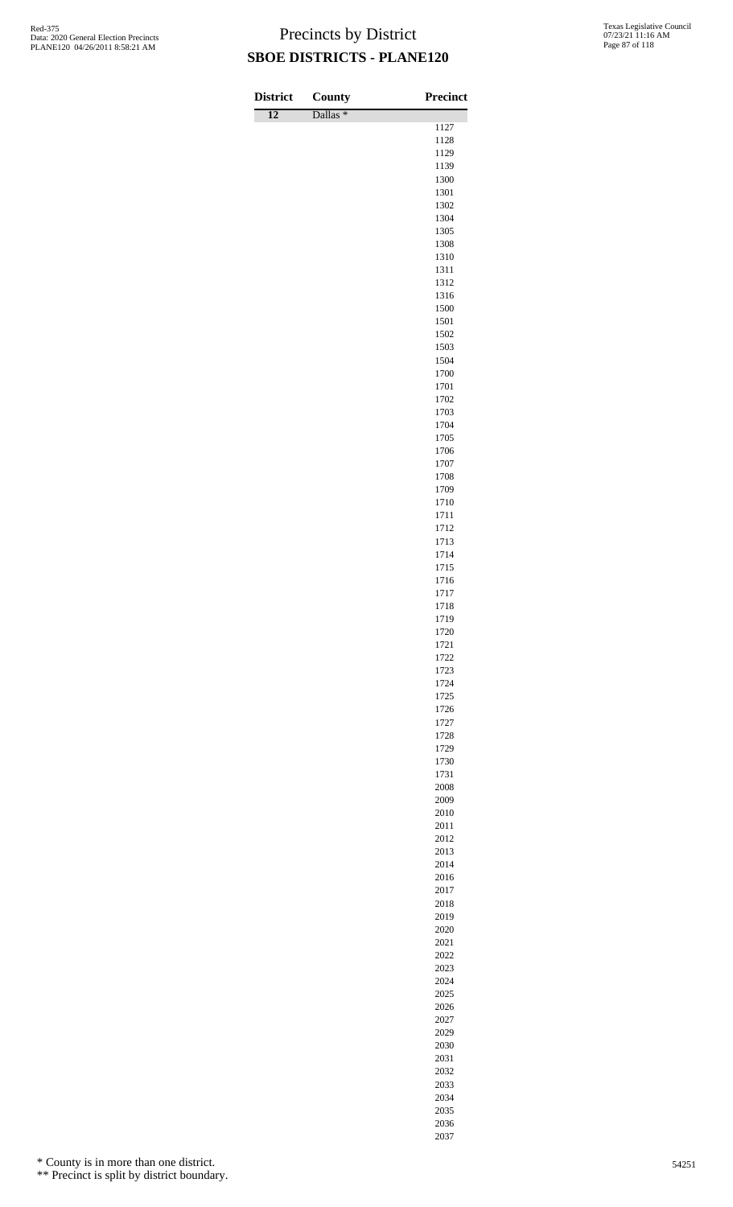# Precincts by District

## SBOE DISTRICTS - PLANE120

| District | County | Precinct |
|---|---|---|
| 12 | Dallas * | |
| | | 1127 |
| | | 1128 |
| | | 1129 |
| | | 1139 |
| | | 1300 |
| | | 1301 |
| | | 1302 |
| | | 1304 |
| | | 1305 |
| | | 1308 |
| | | 1310 |
| | | 1311 |
| | | 1312 |
| | | 1316 |
| | | 1500 |
| | | 1501 |
| | | 1502 |
| | | 1503 |
| | | 1504 |
| | | 1700 |
| | | 1701 |
| | | 1702 |
| | | 1703 |
| | | 1704 |
| | | 1705 |
| | | 1706 |
| | | 1707 |
| | | 1708 |
| | | 1709 |
| | | 1710 |
| | | 1711 |
| | | 1712 |
| | | 1713 |
| | | 1714 |
| | | 1715 |
| | | 1716 |
| | | 1717 |
| | | 1718 |
| | | 1719 |
| | | 1720 |
| | | 1721 |
| | | 1722 |
| | | 1723 |
| | | 1724 |
| | | 1725 |
| | | 1726 |
| | | 1727 |
| | | 1728 |
| | | 1729 |
| | | 1730 |
| | | 1731 |
| | | 2008 |
| | | 2009 |
| | | 2010 |
| | | 2011 |
| | | 2012 |
| | | 2013 |
| | | 2014 |
| | | 2016 |
| | | 2017 |
| | | 2018 |
| | | 2019 |
| | | 2020 |
| | | 2021 |
| | | 2022 |
| | | 2023 |
| | | 2024 |
| | | 2025 |
| | | 2026 |
| | | 2027 |
| | | 2029 |
| | | 2030 |
| | | 2031 |
| | | 2032 |
| | | 2033 |
| | | 2034 |
| | | 2035 |
| | | 2036 |
| | | 2037 |

\* County is in more than one district.

\*\* Precinct is split by district boundary.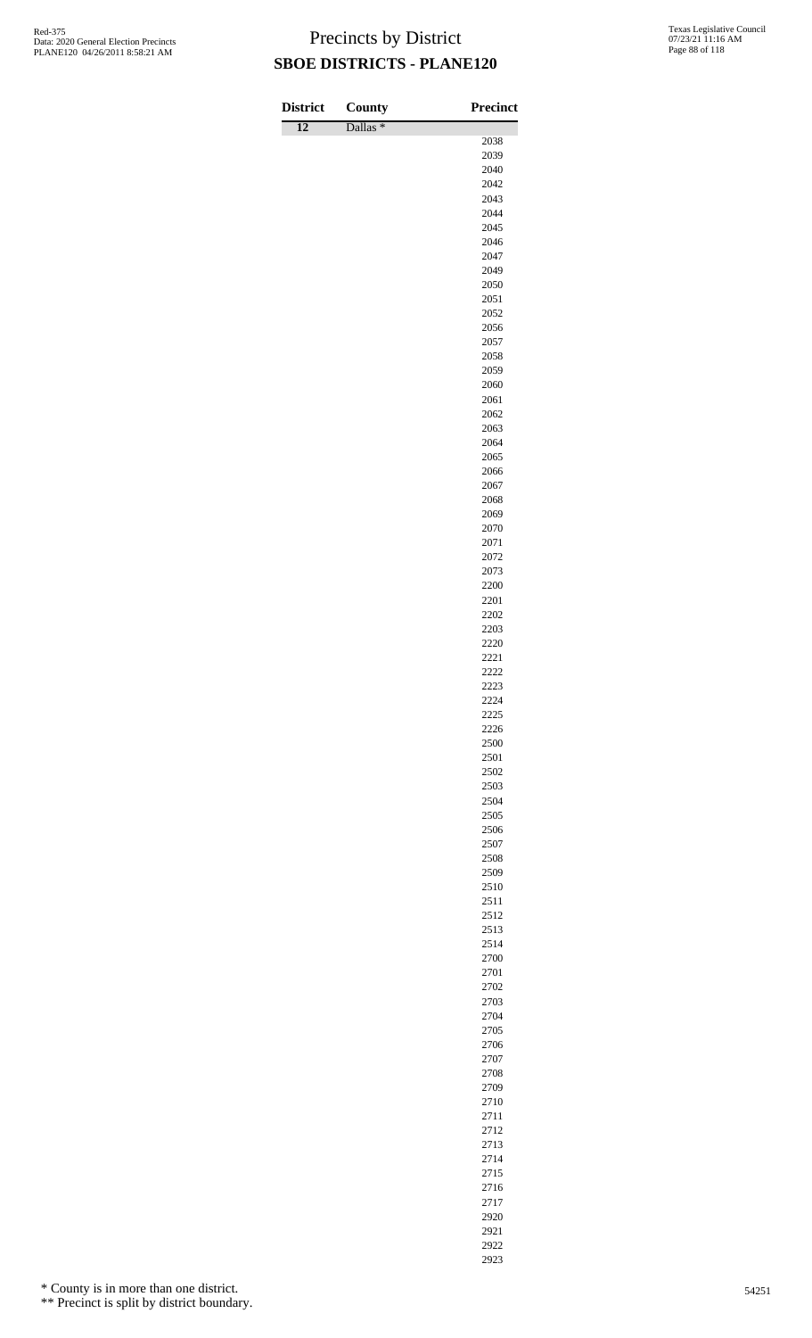# Precincts by District

## SBOE DISTRICTS - PLANE120

Red-375
Data: 2020 General Election Precincts
PLANE120 04/26/2011 8:58:21 AM

Texas Legislative Council
07/23/21 11:16 AM

| District | County | Precinct |
|---|---|---|
| 12 | Dallas * | |
| | | 2038 |
| | | 2039 |
| | | 2040 |
| | | 2042 |
| | | 2043 |
| | | 2044 |
| | | 2045 |
| | | 2046 |
| | | 2047 |
| | | 2049 |
| | | 2050 |
| | | 2051 |
| | | 2052 |
| | | 2056 |
| | | 2057 |
| | | 2058 |
| | | 2059 |
| | | 2060 |
| | | 2061 |
| | | 2062 |
| | | 2063 |
| | | 2064 |
| | | 2065 |
| | | 2066 |
| | | 2067 |
| | | 2068 |
| | | 2069 |
| | | 2070 |
| | | 2071 |
| | | 2072 |
| | | 2073 |
| | | 2200 |
| | | 2201 |
| | | 2202 |
| | | 2203 |
| | | 2220 |
| | | 2221 |
| | | 2222 |
| | | 2223 |
| | | 2224 |
| | | 2225 |
| | | 2226 |
| | | 2500 |
| | | 2501 |
| | | 2502 |
| | | 2503 |
| | | 2504 |
| | | 2505 |
| | | 2506 |
| | | 2507 |
| | | 2508 |
| | | 2509 |
| | | 2510 |
| | | 2511 |
| | | 2512 |
| | | 2513 |
| | | 2514 |
| | | 2700 |
| | | 2701 |
| | | 2702 |
| | | 2703 |
| | | 2704 |
| | | 2705 |
| | | 2706 |
| | | 2707 |
| | | 2708 |
| | | 2709 |
| | | 2710 |
| | | 2711 |
| | | 2712 |
| | | 2713 |
| | | 2714 |
| | | 2715 |
| | | 2716 |
| | | 2717 |
| | | 2920 |
| | | 2921 |
| | | 2922 |
| | | 2923 |

\* County is in more than one district.

\*\* Precinct is split by district boundary.

54251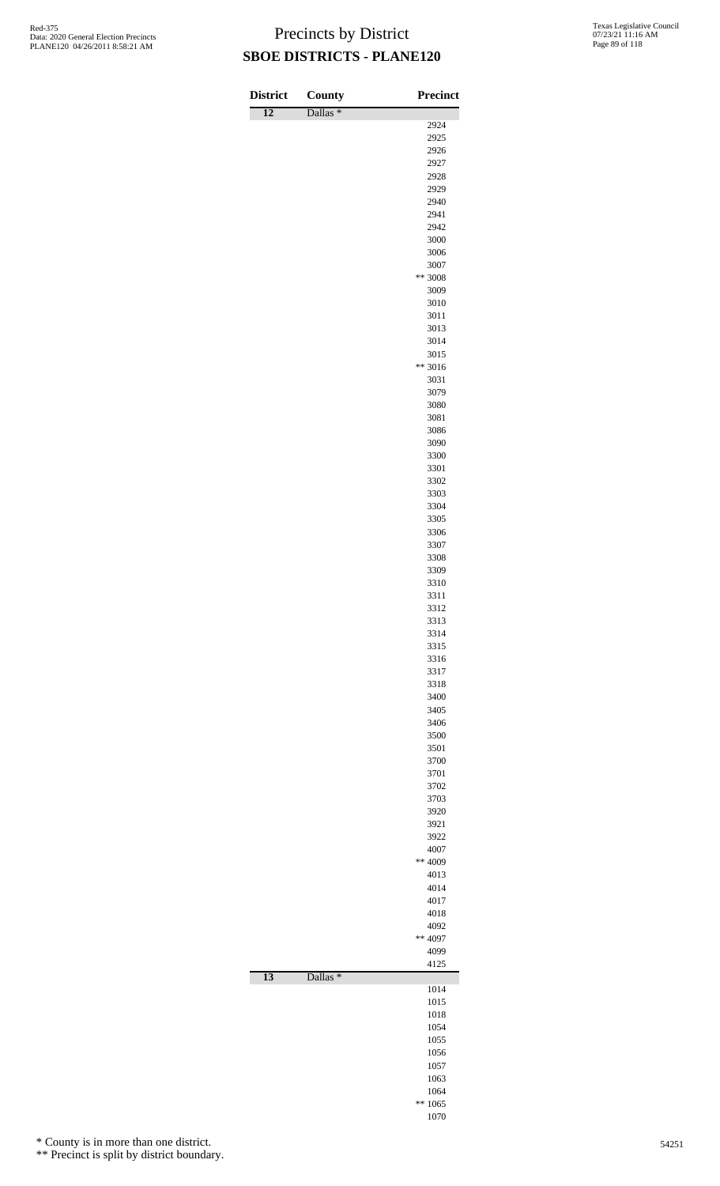# Precincts by District

## SBOE DISTRICTS - PLANE120

| District | County | Precinct |
|---|---|---|
| 12 | Dallas * | |
| | | 2924 |
| | | 2925 |
| | | 2926 |
| | | 2927 |
| | | 2928 |
| | | 2929 |
| | | 2940 |
| | | 2941 |
| | | 2942 |
| | | 3000 |
| | | 3006 |
| | | 3007 |
| | | ** 3008 |
| | | 3009 |
| | | 3010 |
| | | 3011 |
| | | 3013 |
| | | 3014 |
| | | 3015 |
| | | ** 3016 |
| | | 3031 |
| | | 3079 |
| | | 3080 |
| | | 3081 |
| | | 3086 |
| | | 3090 |
| | | 3300 |
| | | 3301 |
| | | 3302 |
| | | 3303 |
| | | 3304 |
| | | 3305 |
| | | 3306 |
| | | 3307 |
| | | 3308 |
| | | 3309 |
| | | 3310 |
| | | 3311 |
| | | 3312 |
| | | 3313 |
| | | 3314 |
| | | 3315 |
| | | 3316 |
| | | 3317 |
| | | 3318 |
| | | 3400 |
| | | 3405 |
| | | 3406 |
| | | 3500 |
| | | 3501 |
| | | 3700 |
| | | 3701 |
| | | 3702 |
| | | 3703 |
| | | 3920 |
| | | 3921 |
| | | 3922 |
| | | 4007 |
| | | ** 4009 |
| | | 4013 |
| | | 4014 |
| | | 4017 |
| | | 4018 |
| | | 4092 |
| | | ** 4097 |
| | | 4099 |
| | | 4125 |
| 13 | Dallas * | |
| | | 1014 |
| | | 1015 |
| | | 1018 |
| | | 1054 |
| | | 1055 |
| | | 1056 |
| | | 1057 |
| | | 1063 |
| | | 1064 |
| | | ** 1065 |
| | | 1070 |

\* County is in more than one district.

\*\* Precinct is split by district boundary.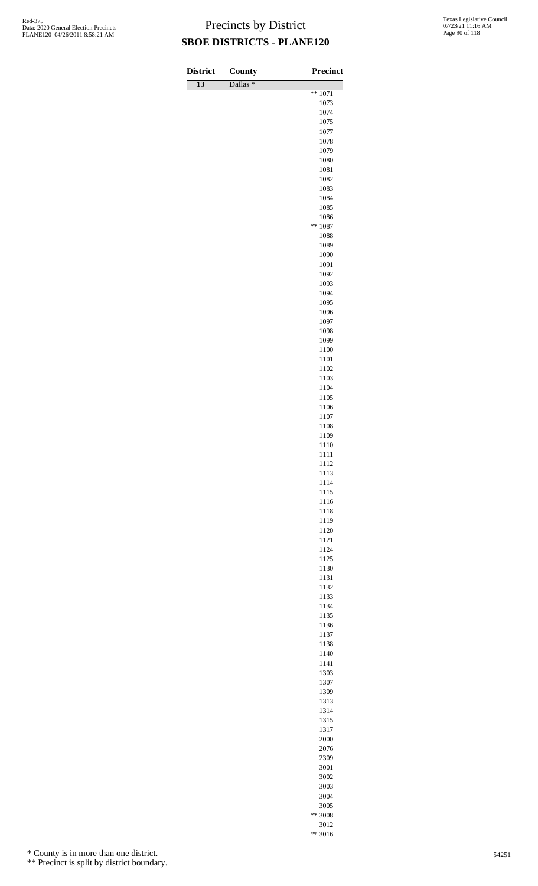# Precincts by District

## SBOE DISTRICTS - PLANE120

| District | County | Precinct |
|---|---|---|
| 13 | Dallas * | |
| | | ** 1071 |
| | | 1073 |
| | | 1074 |
| | | 1075 |
| | | 1077 |
| | | 1078 |
| | | 1079 |
| | | 1080 |
| | | 1081 |
| | | 1082 |
| | | 1083 |
| | | 1084 |
| | | 1085 |
| | | 1086 |
| | | ** 1087 |
| | | 1088 |
| | | 1089 |
| | | 1090 |
| | | 1091 |
| | | 1092 |
| | | 1093 |
| | | 1094 |
| | | 1095 |
| | | 1096 |
| | | 1097 |
| | | 1098 |
| | | 1099 |
| | | 1100 |
| | | 1101 |
| | | 1102 |
| | | 1103 |
| | | 1104 |
| | | 1105 |
| | | 1106 |
| | | 1107 |
| | | 1108 |
| | | 1109 |
| | | 1110 |
| | | 1111 |
| | | 1112 |
| | | 1113 |
| | | 1114 |
| | | 1115 |
| | | 1116 |
| | | 1118 |
| | | 1119 |
| | | 1120 |
| | | 1121 |
| | | 1124 |
| | | 1125 |
| | | 1130 |
| | | 1131 |
| | | 1132 |
| | | 1133 |
| | | 1134 |
| | | 1135 |
| | | 1136 |
| | | 1137 |
| | | 1138 |
| | | 1140 |
| | | 1141 |
| | | 1303 |
| | | 1307 |
| | | 1309 |
| | | 1313 |
| | | 1314 |
| | | 1315 |
| | | 1317 |
| | | 2000 |
| | | 2076 |
| | | 2309 |
| | | 3001 |
| | | 3002 |
| | | 3003 |
| | | 3004 |
| | | 3005 |
| | | ** 3008 |
| | | 3012 |
| | | ** 3016 |

\* County is in more than one district.

\** Precinct is split by district boundary.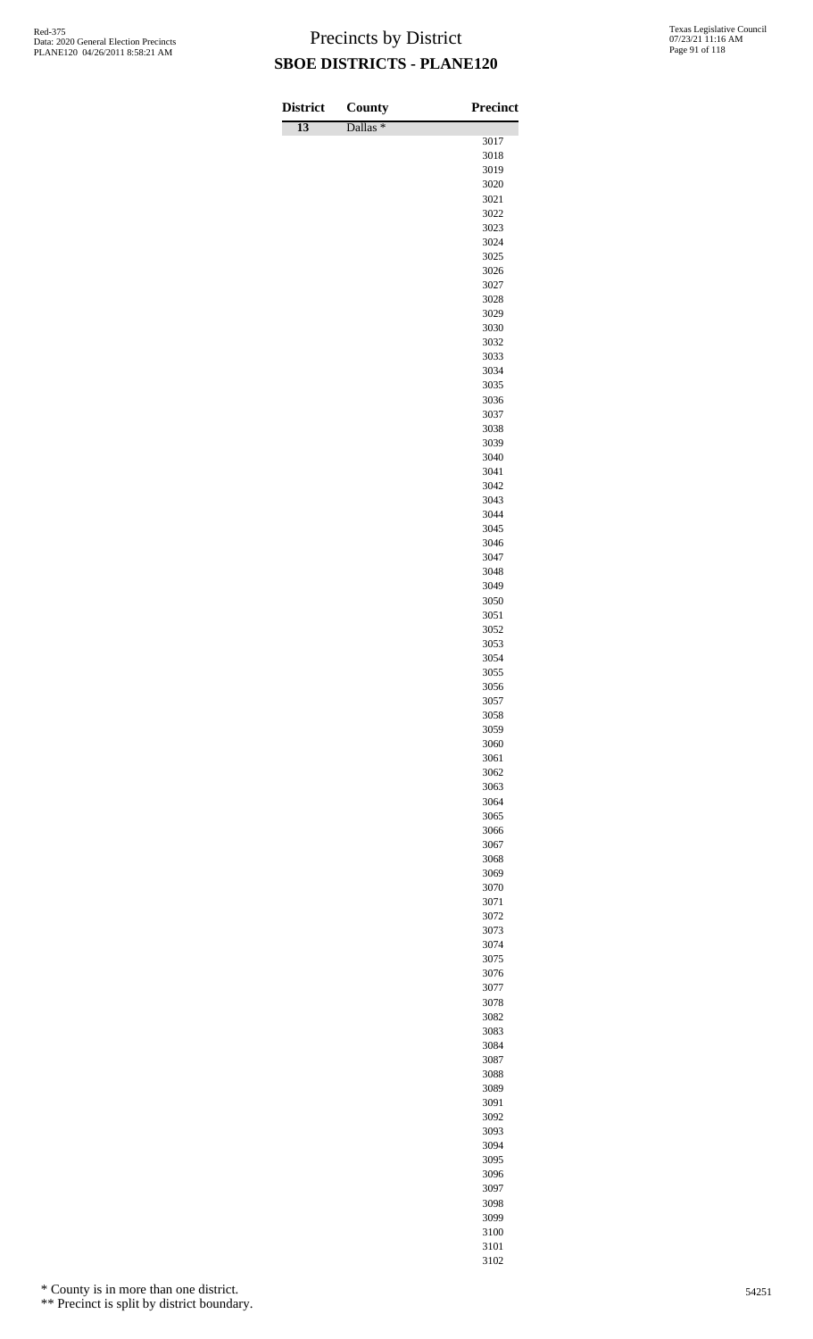# Precincts by District

## SBOE DISTRICTS - PLANE120

| District | County | Precinct |
|---|---|---|
| 13 | Dallas * | |
| | | 3017 |
| | | 3018 |
| | | 3019 |
| | | 3020 |
| | | 3021 |
| | | 3022 |
| | | 3023 |
| | | 3024 |
| | | 3025 |
| | | 3026 |
| | | 3027 |
| | | 3028 |
| | | 3029 |
| | | 3030 |
| | | 3032 |
| | | 3033 |
| | | 3034 |
| | | 3035 |
| | | 3036 |
| | | 3037 |
| | | 3038 |
| | | 3039 |
| | | 3040 |
| | | 3041 |
| | | 3042 |
| | | 3043 |
| | | 3044 |
| | | 3045 |
| | | 3046 |
| | | 3047 |
| | | 3048 |
| | | 3049 |
| | | 3050 |
| | | 3051 |
| | | 3052 |
| | | 3053 |
| | | 3054 |
| | | 3055 |
| | | 3056 |
| | | 3057 |
| | | 3058 |
| | | 3059 |
| | | 3060 |
| | | 3061 |
| | | 3062 |
| | | 3063 |
| | | 3064 |
| | | 3065 |
| | | 3066 |
| | | 3067 |
| | | 3068 |
| | | 3069 |
| | | 3070 |
| | | 3071 |
| | | 3072 |
| | | 3073 |
| | | 3074 |
| | | 3075 |
| | | 3076 |
| | | 3077 |
| | | 3078 |
| | | 3082 |
| | | 3083 |
| | | 3084 |
| | | 3087 |
| | | 3088 |
| | | 3089 |
| | | 3091 |
| | | 3092 |
| | | 3093 |
| | | 3094 |
| | | 3095 |
| | | 3096 |
| | | 3097 |
| | | 3098 |
| | | 3099 |
| | | 3100 |
| | | 3101 |
| | | 3102 |

\* County is in more than one district.

\*\* Precinct is split by district boundary.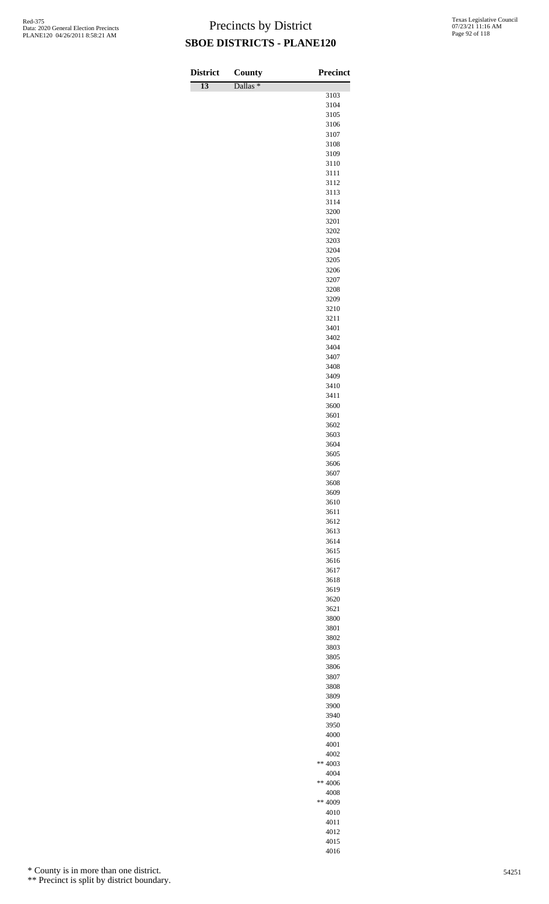# Precincts by District

## SBOE DISTRICTS - PLANE120

| District | County | Precinct |
|---|---|---|
| 13 | Dallas * | |
| | | 3103 |
| | | 3104 |
| | | 3105 |
| | | 3106 |
| | | 3107 |
| | | 3108 |
| | | 3109 |
| | | 3110 |
| | | 3111 |
| | | 3112 |
| | | 3113 |
| | | 3114 |
| | | 3200 |
| | | 3201 |
| | | 3202 |
| | | 3203 |
| | | 3204 |
| | | 3205 |
| | | 3206 |
| | | 3207 |
| | | 3208 |
| | | 3209 |
| | | 3210 |
| | | 3211 |
| | | 3401 |
| | | 3402 |
| | | 3404 |
| | | 3407 |
| | | 3408 |
| | | 3409 |
| | | 3410 |
| | | 3411 |
| | | 3600 |
| | | 3601 |
| | | 3602 |
| | | 3603 |
| | | 3604 |
| | | 3605 |
| | | 3606 |
| | | 3607 |
| | | 3608 |
| | | 3609 |
| | | 3610 |
| | | 3611 |
| | | 3612 |
| | | 3613 |
| | | 3614 |
| | | 3615 |
| | | 3616 |
| | | 3617 |
| | | 3618 |
| | | 3619 |
| | | 3620 |
| | | 3621 |
| | | 3800 |
| | | 3801 |
| | | 3802 |
| | | 3803 |
| | | 3805 |
| | | 3806 |
| | | 3807 |
| | | 3808 |
| | | 3809 |
| | | 3900 |
| | | 3940 |
| | | 3950 |
| | | 4000 |
| | | 4001 |
| | | 4002 |
| | | ** 4003 |
| | | 4004 |
| | | ** 4006 |
| | | 4008 |
| | | ** 4009 |
| | | 4010 |
| | | 4011 |
| | | 4012 |
| | | 4015 |
| | | 4016 |

\* County is in more than one district.

\*\* Precinct is split by district boundary.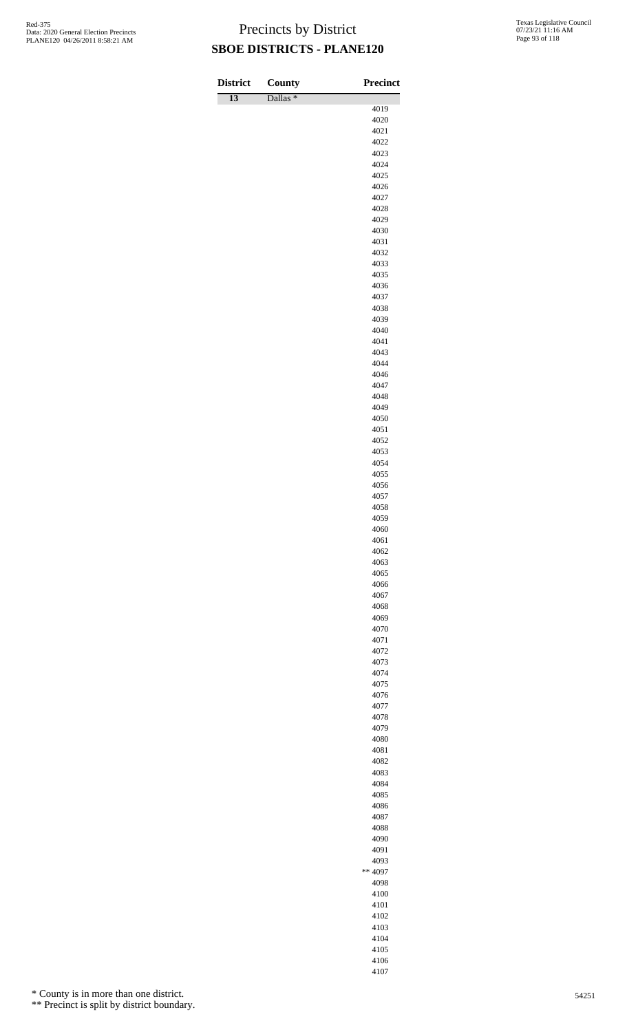# Precincts by District

## SBOE DISTRICTS - PLANE120

| District | County | Precinct |
|---|---|---|
| 13 | Dallas * | |
| | | 4019 |
| | | 4020 |
| | | 4021 |
| | | 4022 |
| | | 4023 |
| | | 4024 |
| | | 4025 |
| | | 4026 |
| | | 4027 |
| | | 4028 |
| | | 4029 |
| | | 4030 |
| | | 4031 |
| | | 4032 |
| | | 4033 |
| | | 4035 |
| | | 4036 |
| | | 4037 |
| | | 4038 |
| | | 4039 |
| | | 4040 |
| | | 4041 |
| | | 4043 |
| | | 4044 |
| | | 4046 |
| | | 4047 |
| | | 4048 |
| | | 4049 |
| | | 4050 |
| | | 4051 |
| | | 4052 |
| | | 4053 |
| | | 4054 |
| | | 4055 |
| | | 4056 |
| | | 4057 |
| | | 4058 |
| | | 4059 |
| | | 4060 |
| | | 4061 |
| | | 4062 |
| | | 4063 |
| | | 4065 |
| | | 4066 |
| | | 4067 |
| | | 4068 |
| | | 4069 |
| | | 4070 |
| | | 4071 |
| | | 4072 |
| | | 4073 |
| | | 4074 |
| | | 4075 |
| | | 4076 |
| | | 4077 |
| | | 4078 |
| | | 4079 |
| | | 4080 |
| | | 4081 |
| | | 4082 |
| | | 4083 |
| | | 4084 |
| | | 4085 |
| | | 4086 |
| | | 4087 |
| | | 4088 |
| | | 4090 |
| | | 4091 |
| | | 4093 |
| | | ** 4097 |
| | | 4098 |
| | | 4100 |
| | | 4101 |
| | | 4102 |
| | | 4103 |
| | | 4104 |
| | | 4105 |
| | | 4106 |
| | | 4107 |

\* County is in more than one district.

\*\* Precinct is split by district boundary.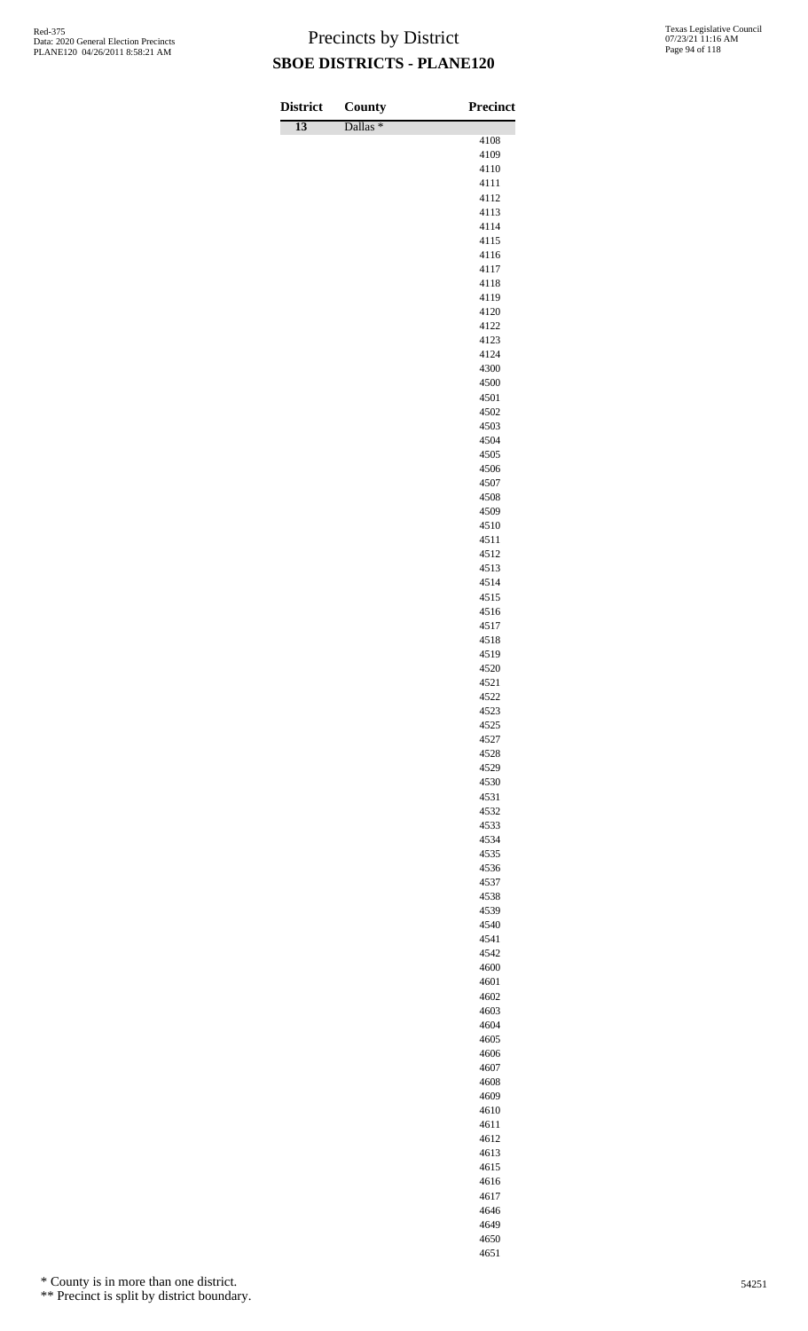# Precincts by District

## SBOE DISTRICTS - PLANE120

| District | County | Precinct |
|---|---|---|
| 13 | Dallas * | |
| | | 4108 |
| | | 4109 |
| | | 4110 |
| | | 4111 |
| | | 4112 |
| | | 4113 |
| | | 4114 |
| | | 4115 |
| | | 4116 |
| | | 4117 |
| | | 4118 |
| | | 4119 |
| | | 4120 |
| | | 4122 |
| | | 4123 |
| | | 4124 |
| | | 4300 |
| | | 4500 |
| | | 4501 |
| | | 4502 |
| | | 4503 |
| | | 4504 |
| | | 4505 |
| | | 4506 |
| | | 4507 |
| | | 4508 |
| | | 4509 |
| | | 4510 |
| | | 4511 |
| | | 4512 |
| | | 4513 |
| | | 4514 |
| | | 4515 |
| | | 4516 |
| | | 4517 |
| | | 4518 |
| | | 4519 |
| | | 4520 |
| | | 4521 |
| | | 4522 |
| | | 4523 |
| | | 4525 |
| | | 4527 |
| | | 4528 |
| | | 4529 |
| | | 4530 |
| | | 4531 |
| | | 4532 |
| | | 4533 |
| | | 4534 |
| | | 4535 |
| | | 4536 |
| | | 4537 |
| | | 4538 |
| | | 4539 |
| | | 4540 |
| | | 4541 |
| | | 4542 |
| | | 4600 |
| | | 4601 |
| | | 4602 |
| | | 4603 |
| | | 4604 |
| | | 4605 |
| | | 4606 |
| | | 4607 |
| | | 4608 |
| | | 4609 |
| | | 4610 |
| | | 4611 |
| | | 4612 |
| | | 4613 |
| | | 4615 |
| | | 4616 |
| | | 4617 |
| | | 4646 |
| | | 4649 |
| | | 4650 |
| | | 4651 |

\* County is in more than one district.

\*\* Precinct is split by district boundary.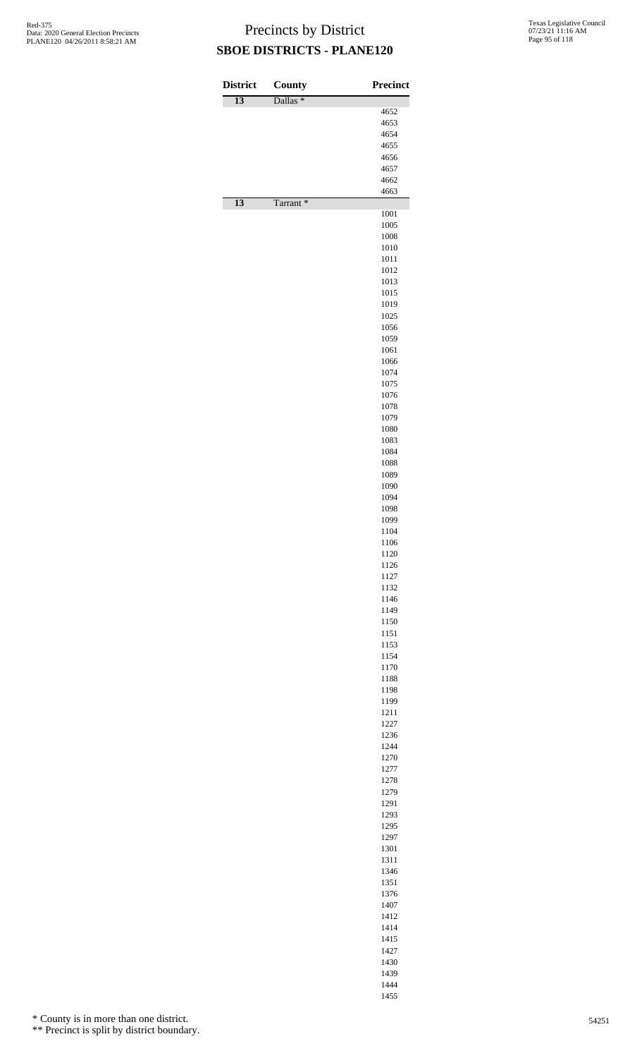# Precincts by District

## SBOE DISTRICTS - PLANE120

| District | County | Precinct |
|---|---|---|
| 13 | Dallas * | |
| | | 4652 |
| | | 4653 |
| | | 4654 |
| | | 4655 |
| | | 4656 |
| | | 4657 |
| | | 4662 |
| | | 4663 |
| 13 | Tarrant * | |
| | | 1001 |
| | | 1005 |
| | | 1008 |
| | | 1010 |
| | | 1011 |
| | | 1012 |
| | | 1013 |
| | | 1015 |
| | | 1019 |
| | | 1025 |
| | | 1056 |
| | | 1059 |
| | | 1061 |
| | | 1066 |
| | | 1074 |
| | | 1075 |
| | | 1076 |
| | | 1078 |
| | | 1079 |
| | | 1080 |
| | | 1083 |
| | | 1084 |
| | | 1088 |
| | | 1089 |
| | | 1090 |
| | | 1094 |
| | | 1098 |
| | | 1099 |
| | | 1104 |
| | | 1106 |
| | | 1120 |
| | | 1126 |
| | | 1127 |
| | | 1132 |
| | | 1146 |
| | | 1149 |
| | | 1150 |
| | | 1151 |
| | | 1153 |
| | | 1154 |
| | | 1170 |
| | | 1188 |
| | | 1198 |
| | | 1199 |
| | | 1211 |
| | | 1227 |
| | | 1236 |
| | | 1244 |
| | | 1270 |
| | | 1277 |
| | | 1278 |
| | | 1279 |
| | | 1291 |
| | | 1293 |
| | | 1295 |
| | | 1297 |
| | | 1301 |
| | | 1311 |
| | | 1346 |
| | | 1351 |
| | | 1376 |
| | | 1407 |
| | | 1412 |
| | | 1414 |
| | | 1415 |
| | | 1427 |
| | | 1430 |
| | | 1439 |
| | | 1444 |
| | | 1455 |

\* County is in more than one district.

\*\* Precinct is split by district boundary.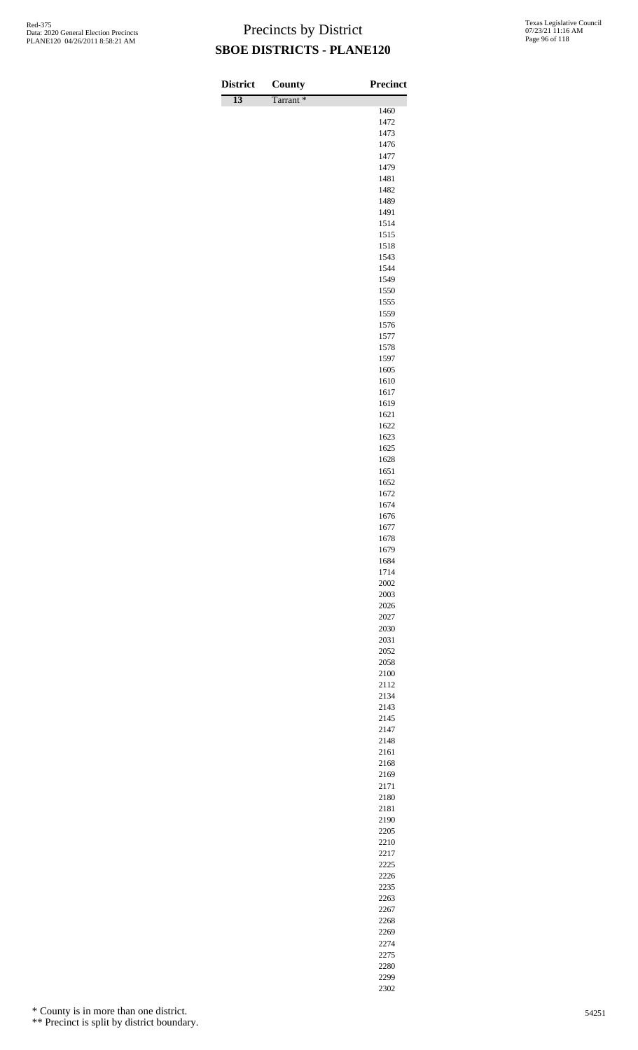# Precincts by District
## SBOE DISTRICTS - PLANE120

| District | County | Precinct |
|---|---|---|
| 13 | Tarrant * | |
| | | 1460 |
| | | 1472 |
| | | 1473 |
| | | 1476 |
| | | 1477 |
| | | 1479 |
| | | 1481 |
| | | 1482 |
| | | 1489 |
| | | 1491 |
| | | 1514 |
| | | 1515 |
| | | 1518 |
| | | 1543 |
| | | 1544 |
| | | 1549 |
| | | 1550 |
| | | 1555 |
| | | 1559 |
| | | 1576 |
| | | 1577 |
| | | 1578 |
| | | 1597 |
| | | 1605 |
| | | 1610 |
| | | 1617 |
| | | 1619 |
| | | 1621 |
| | | 1622 |
| | | 1623 |
| | | 1625 |
| | | 1628 |
| | | 1651 |
| | | 1652 |
| | | 1672 |
| | | 1674 |
| | | 1676 |
| | | 1677 |
| | | 1678 |
| | | 1679 |
| | | 1684 |
| | | 1714 |
| | | 2002 |
| | | 2003 |
| | | 2026 |
| | | 2027 |
| | | 2030 |
| | | 2031 |
| | | 2052 |
| | | 2058 |
| | | 2100 |
| | | 2112 |
| | | 2134 |
| | | 2143 |
| | | 2145 |
| | | 2147 |
| | | 2148 |
| | | 2161 |
| | | 2168 |
| | | 2169 |
| | | 2171 |
| | | 2180 |
| | | 2181 |
| | | 2190 |
| | | 2205 |
| | | 2210 |
| | | 2217 |
| | | 2225 |
| | | 2226 |
| | | 2235 |
| | | 2263 |
| | | 2267 |
| | | 2268 |
| | | 2269 |
| | | 2274 |
| | | 2275 |
| | | 2280 |
| | | 2299 |
| | | 2302 |

\* County is in more than one district.

\*\* Precinct is split by district boundary.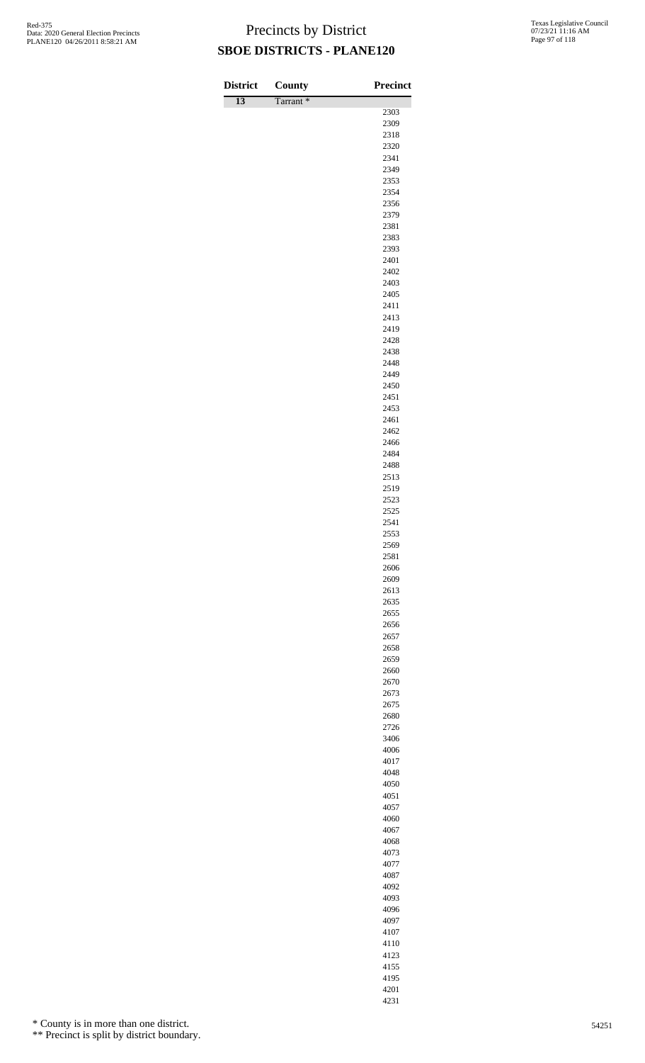# Precincts by District

## SBOE DISTRICTS - PLANE120

| District | County | Precinct |
|---|---|---|
| 13 | Tarrant * | |
| | | 2303 |
| | | 2309 |
| | | 2318 |
| | | 2320 |
| | | 2341 |
| | | 2349 |
| | | 2353 |
| | | 2354 |
| | | 2356 |
| | | 2379 |
| | | 2381 |
| | | 2383 |
| | | 2393 |
| | | 2401 |
| | | 2402 |
| | | 2403 |
| | | 2405 |
| | | 2411 |
| | | 2413 |
| | | 2419 |
| | | 2428 |
| | | 2438 |
| | | 2448 |
| | | 2449 |
| | | 2450 |
| | | 2451 |
| | | 2453 |
| | | 2461 |
| | | 2462 |
| | | 2466 |
| | | 2484 |
| | | 2488 |
| | | 2513 |
| | | 2519 |
| | | 2523 |
| | | 2525 |
| | | 2541 |
| | | 2553 |
| | | 2569 |
| | | 2581 |
| | | 2606 |
| | | 2609 |
| | | 2613 |
| | | 2635 |
| | | 2655 |
| | | 2656 |
| | | 2657 |
| | | 2658 |
| | | 2659 |
| | | 2660 |
| | | 2670 |
| | | 2673 |
| | | 2675 |
| | | 2680 |
| | | 2726 |
| | | 3406 |
| | | 4006 |
| | | 4017 |
| | | 4048 |
| | | 4050 |
| | | 4051 |
| | | 4057 |
| | | 4060 |
| | | 4067 |
| | | 4068 |
| | | 4073 |
| | | 4077 |
| | | 4087 |
| | | 4092 |
| | | 4093 |
| | | 4096 |
| | | 4097 |
| | | 4107 |
| | | 4110 |
| | | 4123 |
| | | 4155 |
| | | 4195 |
| | | 4201 |
| | | 4231 |

* County is in more than one district.

** Precinct is split by district boundary.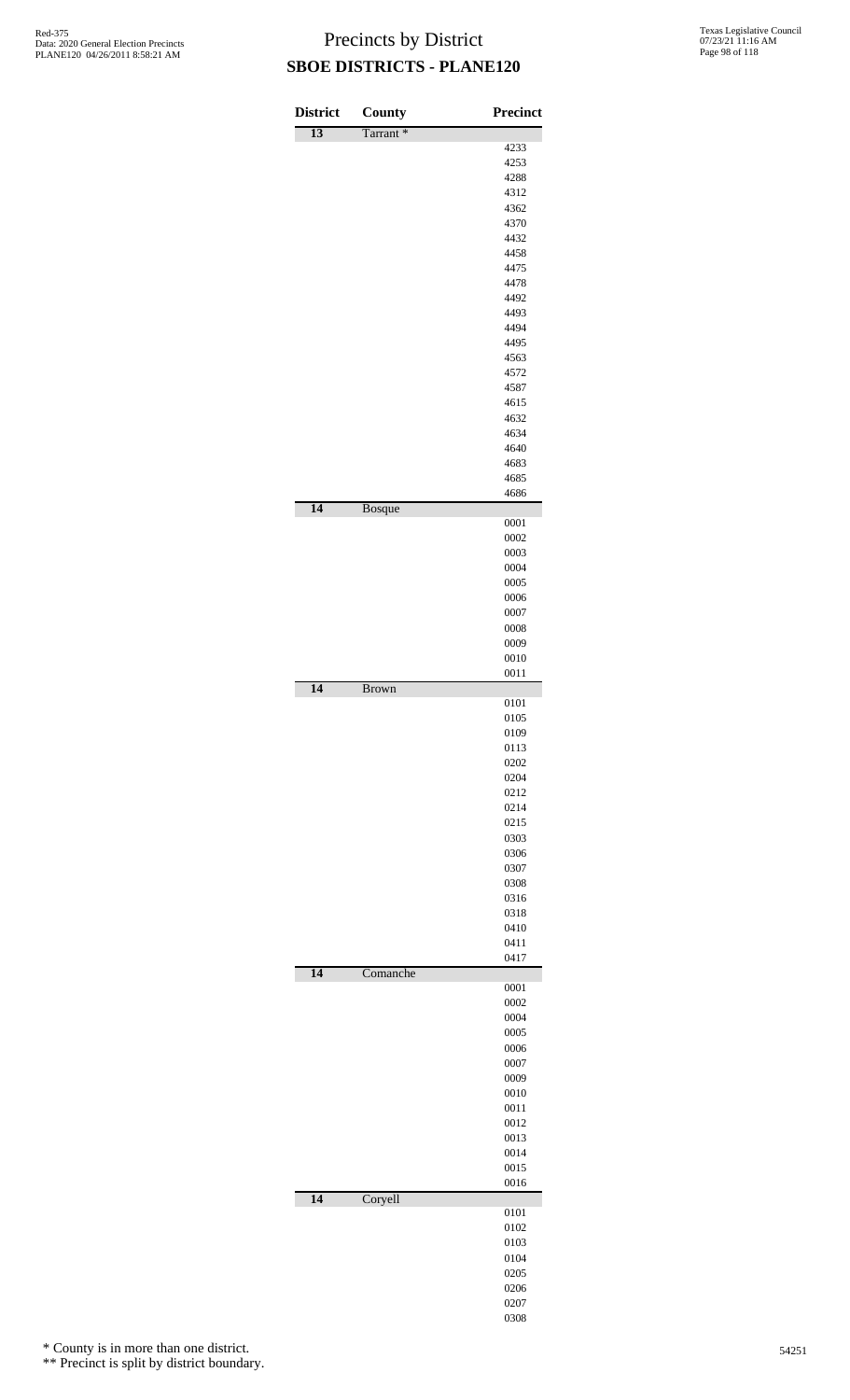# Precincts by District

## SBOE DISTRICTS - PLANE120

| District | County | Precinct |
| --- | --- | --- |
| 13 | Tarrant * | |
| | | 4233 |
| | | 4253 |
| | | 4288 |
| | | 4312 |
| | | 4362 |
| | | 4370 |
| | | 4432 |
| | | 4458 |
| | | 4475 |
| | | 4478 |
| | | 4492 |
| | | 4493 |
| | | 4494 |
| | | 4495 |
| | | 4563 |
| | | 4572 |
| | | 4587 |
| | | 4615 |
| | | 4632 |
| | | 4634 |
| | | 4640 |
| | | 4683 |
| | | 4685 |
| | | 4686 |
| 14 | Bosque | |
| | | 0001 |
| | | 0002 |
| | | 0003 |
| | | 0004 |
| | | 0005 |
| | | 0006 |
| | | 0007 |
| | | 0008 |
| | | 0009 |
| | | 0010 |
| | | 0011 |
| 14 | Brown | |
| | | 0101 |
| | | 0105 |
| | | 0109 |
| | | 0113 |
| | | 0202 |
| | | 0204 |
| | | 0212 |
| | | 0214 |
| | | 0215 |
| | | 0303 |
| | | 0306 |
| | | 0307 |
| | | 0308 |
| | | 0316 |
| | | 0318 |
| | | 0410 |
| | | 0411 |
| | | 0417 |
| 14 | Comanche | |
| | | 0001 |
| | | 0002 |
| | | 0004 |
| | | 0005 |
| | | 0006 |
| | | 0007 |
| | | 0009 |
| | | 0010 |
| | | 0011 |
| | | 0012 |
| | | 0013 |
| | | 0014 |
| | | 0015 |
| | | 0016 |
| 14 | Coryell | |
| | | 0101 |
| | | 0102 |
| | | 0103 |
| | | 0104 |
| | | 0205 |
| | | 0206 |
| | | 0207 |
| | | 0308 |

\* County is in more than one district.

\*\* Precinct is split by district boundary.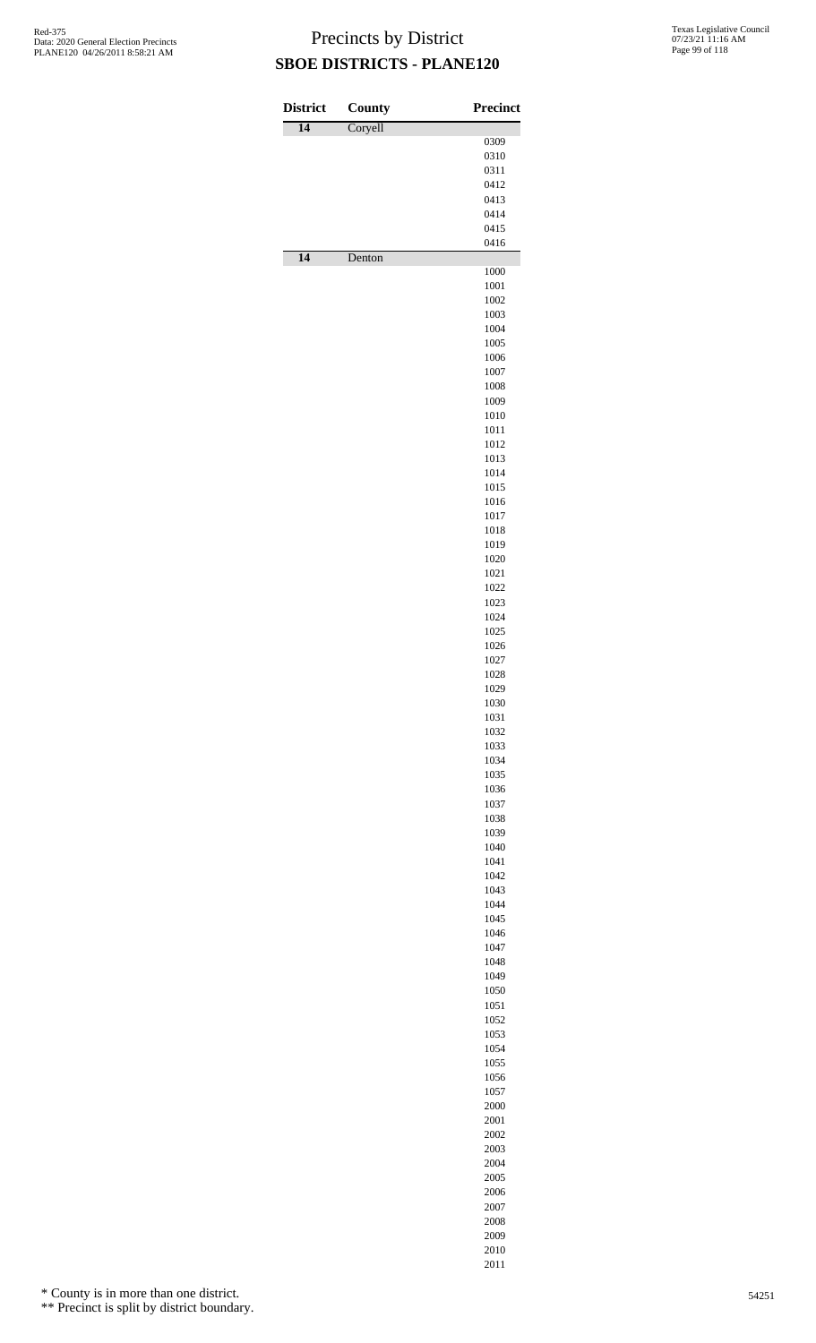# Precincts by District

## SBOE DISTRICTS - PLANE120

| District | County | Precinct |
|---|---|---|
| 14 | Coryell | |
| | | 0309 |
| | | 0310 |
| | | 0311 |
| | | 0412 |
| | | 0413 |
| | | 0414 |
| | | 0415 |
| | | 0416 |
| 14 | Denton | |
| | | 1000 |
| | | 1001 |
| | | 1002 |
| | | 1003 |
| | | 1004 |
| | | 1005 |
| | | 1006 |
| | | 1007 |
| | | 1008 |
| | | 1009 |
| | | 1010 |
| | | 1011 |
| | | 1012 |
| | | 1013 |
| | | 1014 |
| | | 1015 |
| | | 1016 |
| | | 1017 |
| | | 1018 |
| | | 1019 |
| | | 1020 |
| | | 1021 |
| | | 1022 |
| | | 1023 |
| | | 1024 |
| | | 1025 |
| | | 1026 |
| | | 1027 |
| | | 1028 |
| | | 1029 |
| | | 1030 |
| | | 1031 |
| | | 1032 |
| | | 1033 |
| | | 1034 |
| | | 1035 |
| | | 1036 |
| | | 1037 |
| | | 1038 |
| | | 1039 |
| | | 1040 |
| | | 1041 |
| | | 1042 |
| | | 1043 |
| | | 1044 |
| | | 1045 |
| | | 1046 |
| | | 1047 |
| | | 1048 |
| | | 1049 |
| | | 1050 |
| | | 1051 |
| | | 1052 |
| | | 1053 |
| | | 1054 |
| | | 1055 |
| | | 1056 |
| | | 1057 |
| | | 2000 |
| | | 2001 |
| | | 2002 |
| | | 2003 |
| | | 2004 |
| | | 2005 |
| | | 2006 |
| | | 2007 |
| | | 2008 |
| | | 2009 |
| | | 2010 |
| | | 2011 |

\* County is in more than one district.

\*\* Precinct is split by district boundary.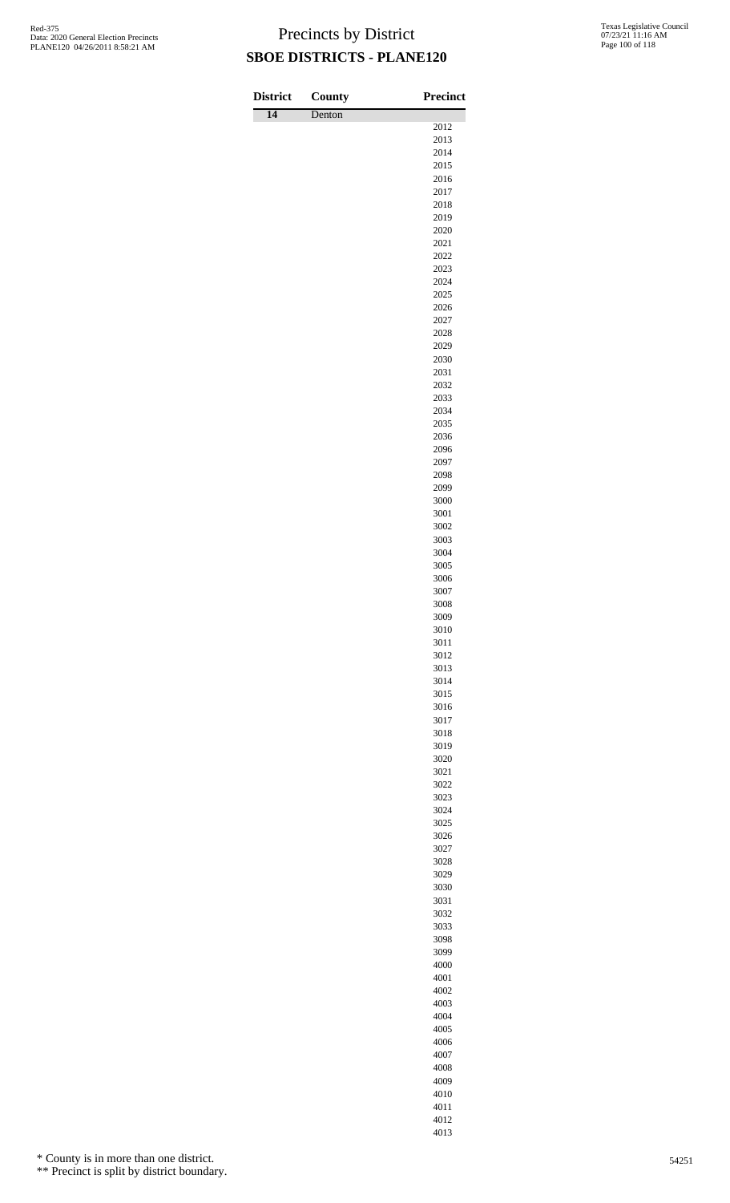# Precincts by District

## SBOE DISTRICTS - PLANE120

| District | County | Precinct |
|---|---|---|
| 14 | Denton | |
| | | 2012 |
| | | 2013 |
| | | 2014 |
| | | 2015 |
| | | 2016 |
| | | 2017 |
| | | 2018 |
| | | 2019 |
| | | 2020 |
| | | 2021 |
| | | 2022 |
| | | 2023 |
| | | 2024 |
| | | 2025 |
| | | 2026 |
| | | 2027 |
| | | 2028 |
| | | 2029 |
| | | 2030 |
| | | 2031 |
| | | 2032 |
| | | 2033 |
| | | 2034 |
| | | 2035 |
| | | 2036 |
| | | 2096 |
| | | 2097 |
| | | 2098 |
| | | 2099 |
| | | 3000 |
| | | 3001 |
| | | 3002 |
| | | 3003 |
| | | 3004 |
| | | 3005 |
| | | 3006 |
| | | 3007 |
| | | 3008 |
| | | 3009 |
| | | 3010 |
| | | 3011 |
| | | 3012 |
| | | 3013 |
| | | 3014 |
| | | 3015 |
| | | 3016 |
| | | 3017 |
| | | 3018 |
| | | 3019 |
| | | 3020 |
| | | 3021 |
| | | 3022 |
| | | 3023 |
| | | 3024 |
| | | 3025 |
| | | 3026 |
| | | 3027 |
| | | 3028 |
| | | 3029 |
| | | 3030 |
| | | 3031 |
| | | 3032 |
| | | 3033 |
| | | 3098 |
| | | 3099 |
| | | 4000 |
| | | 4001 |
| | | 4002 |
| | | 4003 |
| | | 4004 |
| | | 4005 |
| | | 4006 |
| | | 4007 |
| | | 4008 |
| | | 4009 |
| | | 4010 |
| | | 4011 |
| | | 4012 |
| | | 4013 |

\* County is in more than one district.

\*\* Precinct is split by district boundary.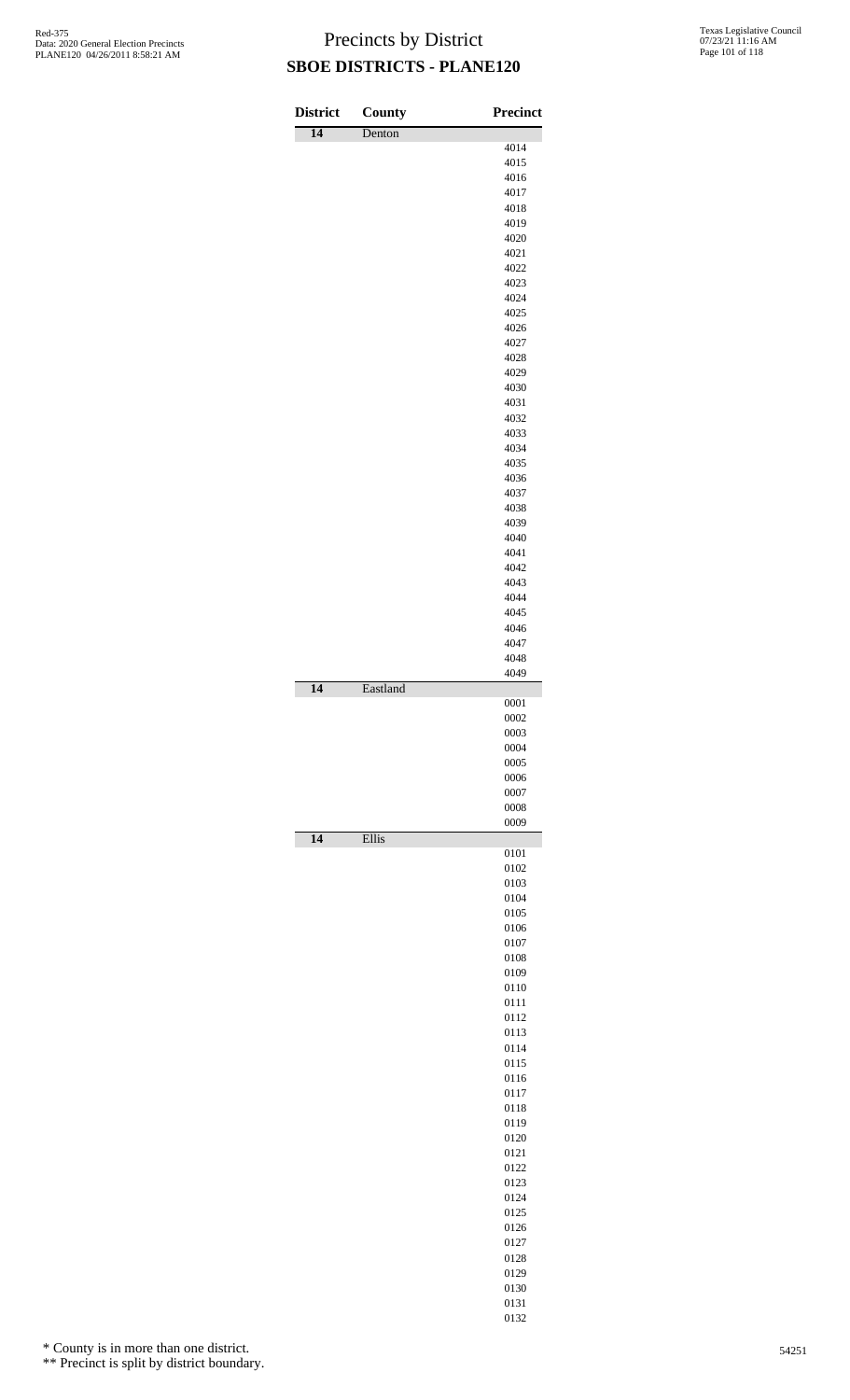# Precincts by District

## SBOE DISTRICTS - PLANE120

| District | County | Precinct |
|---|---|---|
| 14 | Denton | |
| | | 4014 |
| | | 4015 |
| | | 4016 |
| | | 4017 |
| | | 4018 |
| | | 4019 |
| | | 4020 |
| | | 4021 |
| | | 4022 |
| | | 4023 |
| | | 4024 |
| | | 4025 |
| | | 4026 |
| | | 4027 |
| | | 4028 |
| | | 4029 |
| | | 4030 |
| | | 4031 |
| | | 4032 |
| | | 4033 |
| | | 4034 |
| | | 4035 |
| | | 4036 |
| | | 4037 |
| | | 4038 |
| | | 4039 |
| | | 4040 |
| | | 4041 |
| | | 4042 |
| | | 4043 |
| | | 4044 |
| | | 4045 |
| | | 4046 |
| | | 4047 |
| | | 4048 |
| | | 4049 |
| 14 | Eastland | |
| | | 0001 |
| | | 0002 |
| | | 0003 |
| | | 0004 |
| | | 0005 |
| | | 0006 |
| | | 0007 |
| | | 0008 |
| | | 0009 |
| 14 | Ellis | |
| | | 0101 |
| | | 0102 |
| | | 0103 |
| | | 0104 |
| | | 0105 |
| | | 0106 |
| | | 0107 |
| | | 0108 |
| | | 0109 |
| | | 0110 |
| | | 0111 |
| | | 0112 |
| | | 0113 |
| | | 0114 |
| | | 0115 |
| | | 0116 |
| | | 0117 |
| | | 0118 |
| | | 0119 |
| | | 0120 |
| | | 0121 |
| | | 0122 |
| | | 0123 |
| | | 0124 |
| | | 0125 |
| | | 0126 |
| | | 0127 |
| | | 0128 |
| | | 0129 |
| | | 0130 |
| | | 0131 |
| | | 0132 |

\* County is in more than one district.

\*\* Precinct is split by district boundary.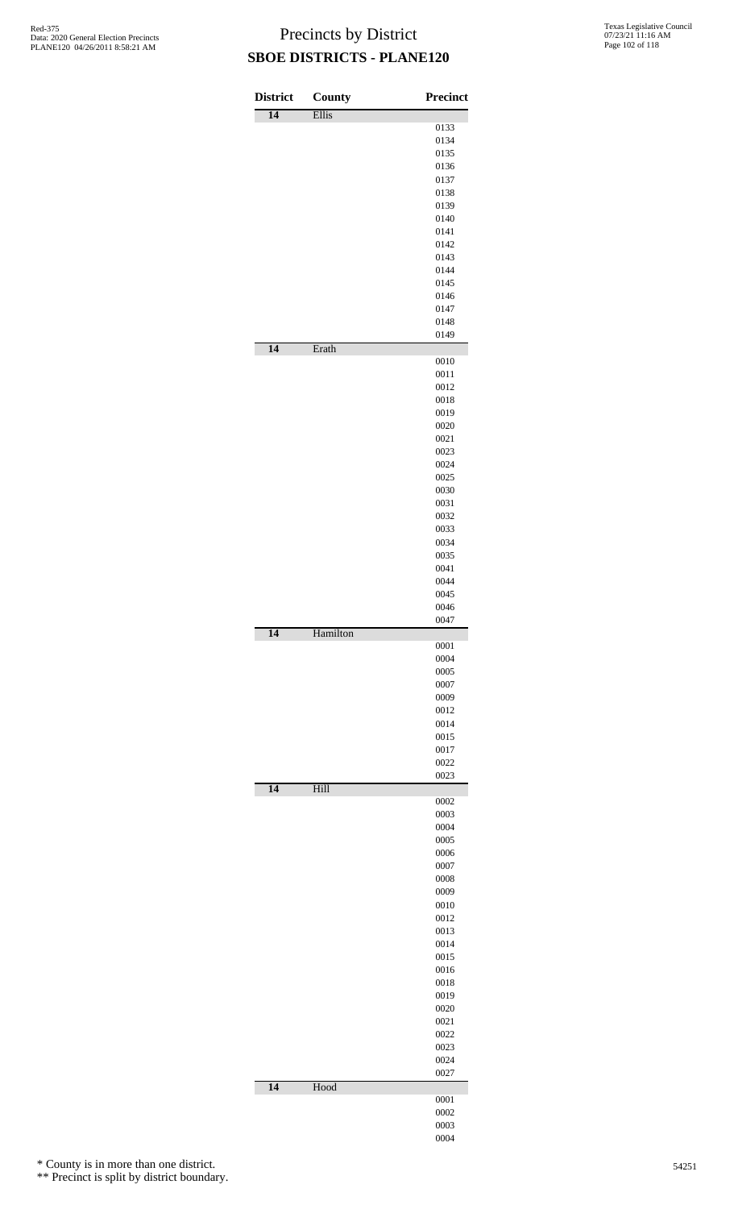# Precincts by District

## SBOE DISTRICTS - PLANE120

| District | County | Precinct |
|---|---|---|
| 14 | Ellis | |
| | | 0133 |
| | | 0134 |
| | | 0135 |
| | | 0136 |
| | | 0137 |
| | | 0138 |
| | | 0139 |
| | | 0140 |
| | | 0141 |
| | | 0142 |
| | | 0143 |
| | | 0144 |
| | | 0145 |
| | | 0146 |
| | | 0147 |
| | | 0148 |
| | | 0149 |
| 14 | Erath | |
| | | 0010 |
| | | 0011 |
| | | 0012 |
| | | 0018 |
| | | 0019 |
| | | 0020 |
| | | 0021 |
| | | 0023 |
| | | 0024 |
| | | 0025 |
| | | 0030 |
| | | 0031 |
| | | 0032 |
| | | 0033 |
| | | 0034 |
| | | 0035 |
| | | 0041 |
| | | 0044 |
| | | 0045 |
| | | 0046 |
| | | 0047 |
| 14 | Hamilton | |
| | | 0001 |
| | | 0004 |
| | | 0005 |
| | | 0007 |
| | | 0009 |
| | | 0012 |
| | | 0014 |
| | | 0015 |
| | | 0017 |
| | | 0022 |
| | | 0023 |
| 14 | Hill | |
| | | 0002 |
| | | 0003 |
| | | 0004 |
| | | 0005 |
| | | 0006 |
| | | 0007 |
| | | 0008 |
| | | 0009 |
| | | 0010 |
| | | 0012 |
| | | 0013 |
| | | 0014 |
| | | 0015 |
| | | 0016 |
| | | 0018 |
| | | 0019 |
| | | 0020 |
| | | 0021 |
| | | 0022 |
| | | 0023 |
| | | 0024 |
| | | 0027 |
| 14 | Hood | |
| | | 0001 |
| | | 0002 |
| | | 0003 |
| | | 0004 |

\* County is in more than one district.

\*\* Precinct is split by district boundary.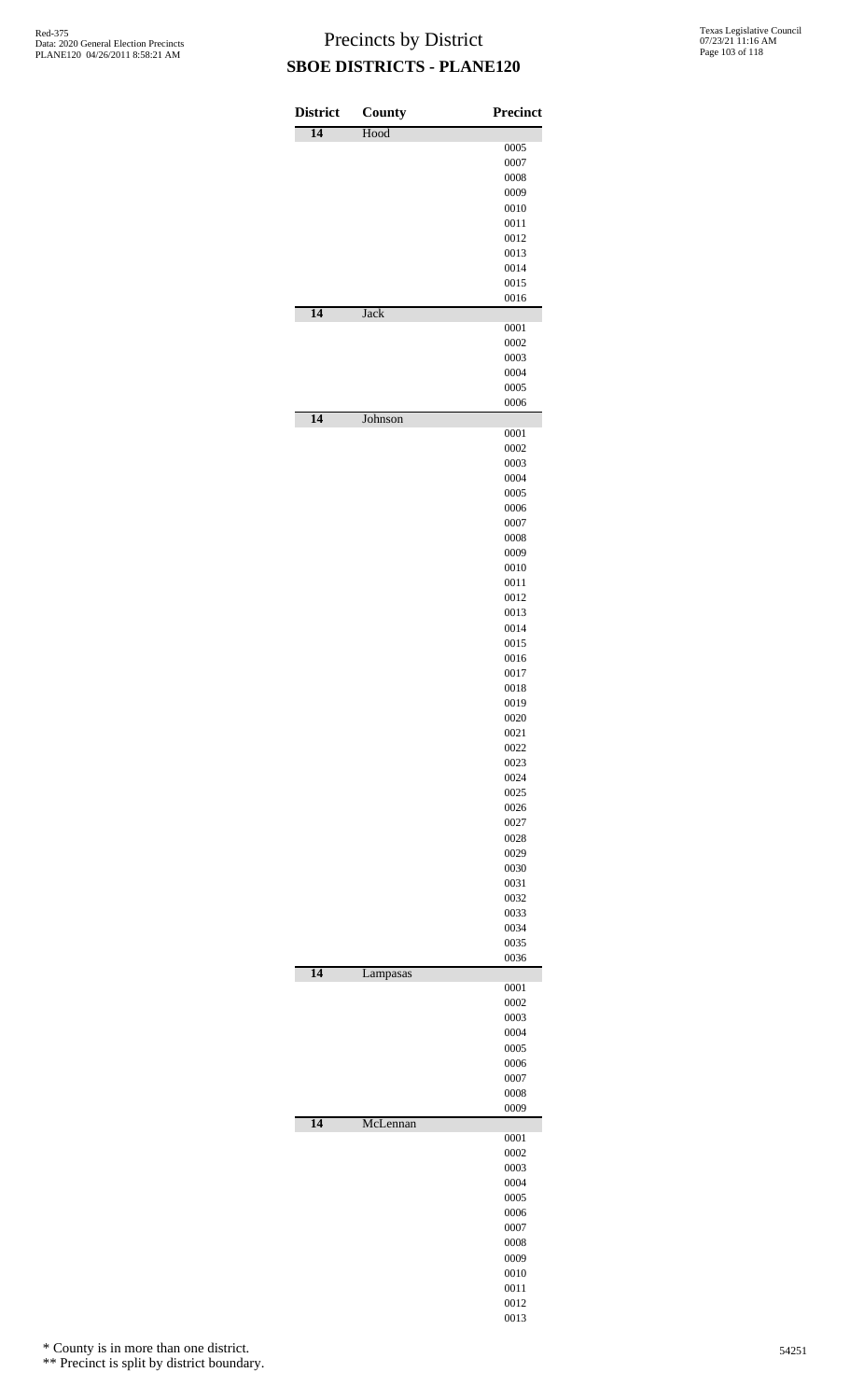# Precincts by District
## SBOE DISTRICTS - PLANE120

| District | County | Precinct |
|---|---|---|
| 14 | Hood | |
| | | 0005 |
| | | 0007 |
| | | 0008 |
| | | 0009 |
| | | 0010 |
| | | 0011 |
| | | 0012 |
| | | 0013 |
| | | 0014 |
| | | 0015 |
| | | 0016 |
| 14 | Jack | |
| | | 0001 |
| | | 0002 |
| | | 0003 |
| | | 0004 |
| | | 0005 |
| | | 0006 |
| 14 | Johnson | |
| | | 0001 |
| | | 0002 |
| | | 0003 |
| | | 0004 |
| | | 0005 |
| | | 0006 |
| | | 0007 |
| | | 0008 |
| | | 0009 |
| | | 0010 |
| | | 0011 |
| | | 0012 |
| | | 0013 |
| | | 0014 |
| | | 0015 |
| | | 0016 |
| | | 0017 |
| | | 0018 |
| | | 0019 |
| | | 0020 |
| | | 0021 |
| | | 0022 |
| | | 0023 |
| | | 0024 |
| | | 0025 |
| | | 0026 |
| | | 0027 |
| | | 0028 |
| | | 0029 |
| | | 0030 |
| | | 0031 |
| | | 0032 |
| | | 0033 |
| | | 0034 |
| | | 0035 |
| | | 0036 |
| 14 | Lampasas | |
| | | 0001 |
| | | 0002 |
| | | 0003 |
| | | 0004 |
| | | 0005 |
| | | 0006 |
| | | 0007 |
| | | 0008 |
| | | 0009 |
| 14 | McLennan | |
| | | 0001 |
| | | 0002 |
| | | 0003 |
| | | 0004 |
| | | 0005 |
| | | 0006 |
| | | 0007 |
| | | 0008 |
| | | 0009 |
| | | 0010 |
| | | 0011 |
| | | 0012 |
| | | 0013 |

\* County is in more than one district.

\*\* Precinct is split by district boundary.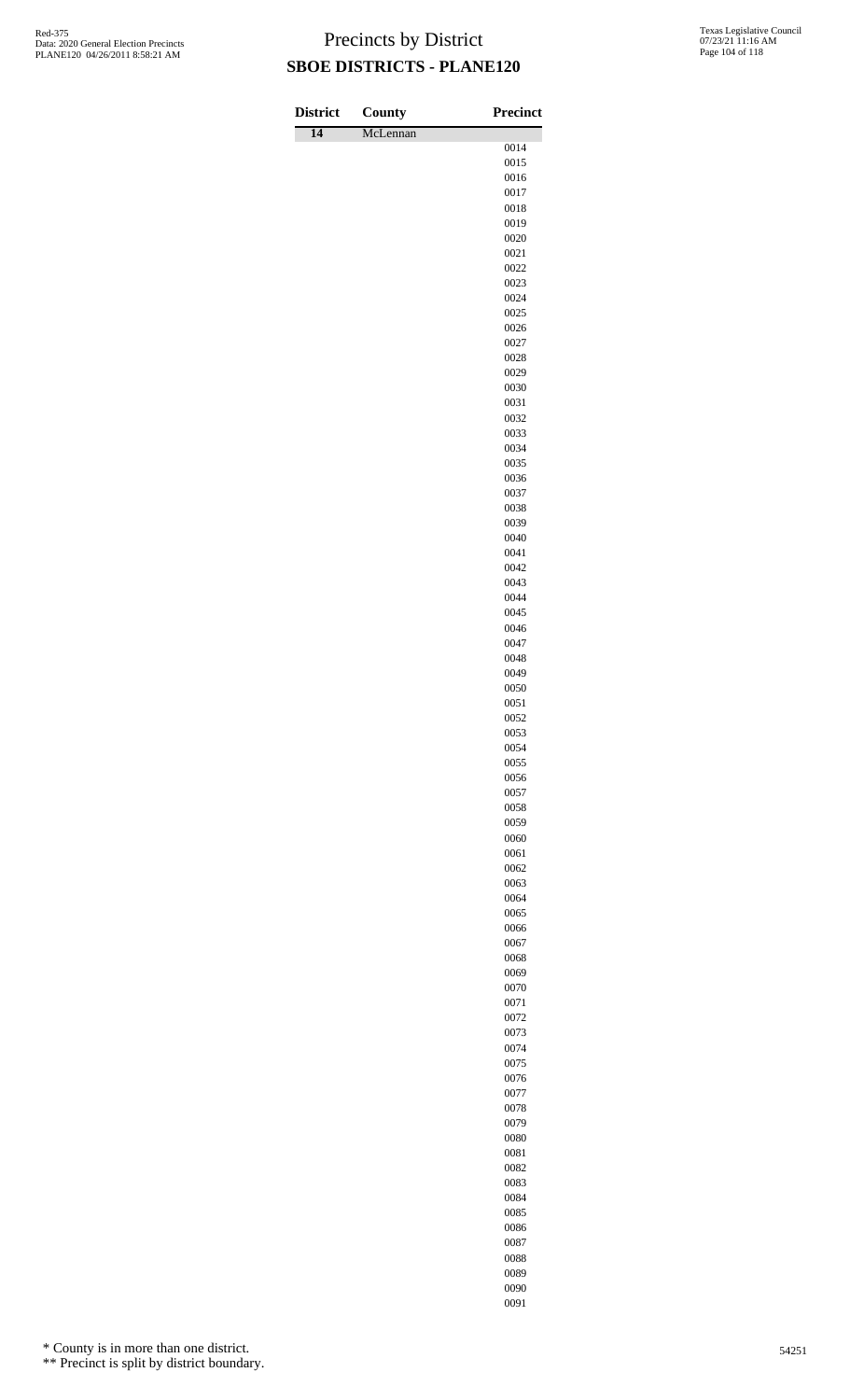# Precincts by District

## SBOE DISTRICTS - PLANE120

| District | County | Precinct |
|---|---|---|
| 14 | McLennan | |
| | | 0014 |
| | | 0015 |
| | | 0016 |
| | | 0017 |
| | | 0018 |
| | | 0019 |
| | | 0020 |
| | | 0021 |
| | | 0022 |
| | | 0023 |
| | | 0024 |
| | | 0025 |
| | | 0026 |
| | | 0027 |
| | | 0028 |
| | | 0029 |
| | | 0030 |
| | | 0031 |
| | | 0032 |
| | | 0033 |
| | | 0034 |
| | | 0035 |
| | | 0036 |
| | | 0037 |
| | | 0038 |
| | | 0039 |
| | | 0040 |
| | | 0041 |
| | | 0042 |
| | | 0043 |
| | | 0044 |
| | | 0045 |
| | | 0046 |
| | | 0047 |
| | | 0048 |
| | | 0049 |
| | | 0050 |
| | | 0051 |
| | | 0052 |
| | | 0053 |
| | | 0054 |
| | | 0055 |
| | | 0056 |
| | | 0057 |
| | | 0058 |
| | | 0059 |
| | | 0060 |
| | | 0061 |
| | | 0062 |
| | | 0063 |
| | | 0064 |
| | | 0065 |
| | | 0066 |
| | | 0067 |
| | | 0068 |
| | | 0069 |
| | | 0070 |
| | | 0071 |
| | | 0072 |
| | | 0073 |
| | | 0074 |
| | | 0075 |
| | | 0076 |
| | | 0077 |
| | | 0078 |
| | | 0079 |
| | | 0080 |
| | | 0081 |
| | | 0082 |
| | | 0083 |
| | | 0084 |
| | | 0085 |
| | | 0086 |
| | | 0087 |
| | | 0088 |
| | | 0089 |
| | | 0090 |
| | | 0091 |

\* County is in more than one district.

\*\* Precinct is split by district boundary.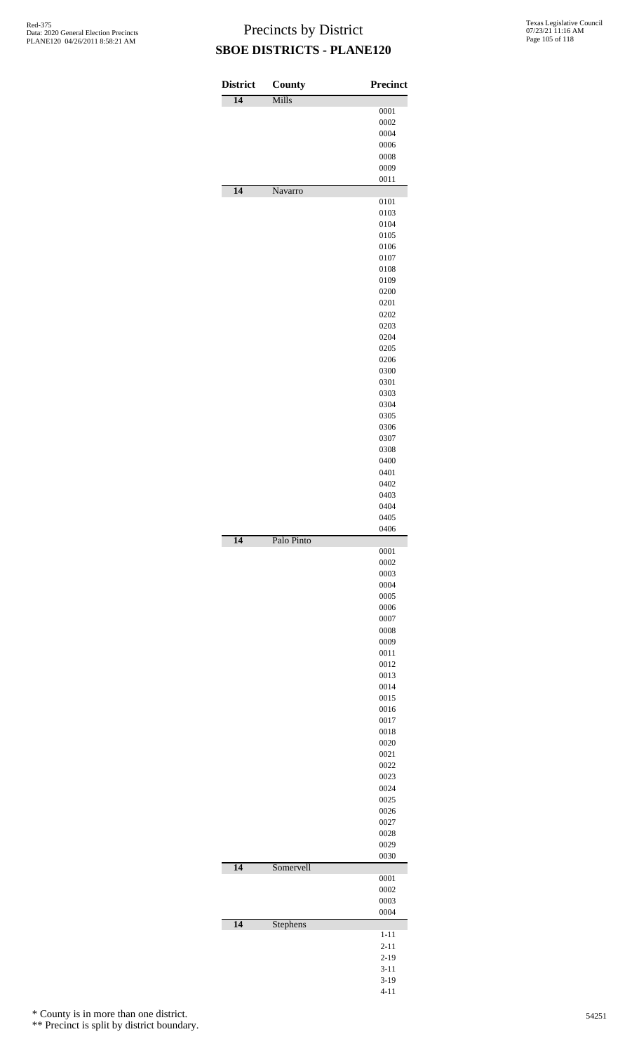# Precincts by District

## SBOE DISTRICTS - PLANE120

| District | County | Precinct |
|---|---|---|
| 14 | Mills | |
| | | 0001 |
| | | 0002 |
| | | 0004 |
| | | 0006 |
| | | 0008 |
| | | 0009 |
| | | 0011 |
| 14 | Navarro | |
| | | 0101 |
| | | 0103 |
| | | 0104 |
| | | 0105 |
| | | 0106 |
| | | 0107 |
| | | 0108 |
| | | 0109 |
| | | 0200 |
| | | 0201 |
| | | 0202 |
| | | 0203 |
| | | 0204 |
| | | 0205 |
| | | 0206 |
| | | 0300 |
| | | 0301 |
| | | 0303 |
| | | 0304 |
| | | 0305 |
| | | 0306 |
| | | 0307 |
| | | 0308 |
| | | 0400 |
| | | 0401 |
| | | 0402 |
| | | 0403 |
| | | 0404 |
| | | 0405 |
| | | 0406 |
| 14 | Palo Pinto | |
| | | 0001 |
| | | 0002 |
| | | 0003 |
| | | 0004 |
| | | 0005 |
| | | 0006 |
| | | 0007 |
| | | 0008 |
| | | 0009 |
| | | 0011 |
| | | 0012 |
| | | 0013 |
| | | 0014 |
| | | 0015 |
| | | 0016 |
| | | 0017 |
| | | 0018 |
| | | 0020 |
| | | 0021 |
| | | 0022 |
| | | 0023 |
| | | 0024 |
| | | 0025 |
| | | 0026 |
| | | 0027 |
| | | 0028 |
| | | 0029 |
| | | 0030 |
| 14 | Somervell | |
| | | 0001 |
| | | 0002 |
| | | 0003 |
| | | 0004 |
| 14 | Stephens | |
| | | 1-11 |
| | | 2-11 |
| | | 2-19 |
| | | 3-11 |
| | | 3-19 |
| | | 4-11 |

\* County is in more than one district.

\*\* Precinct is split by district boundary.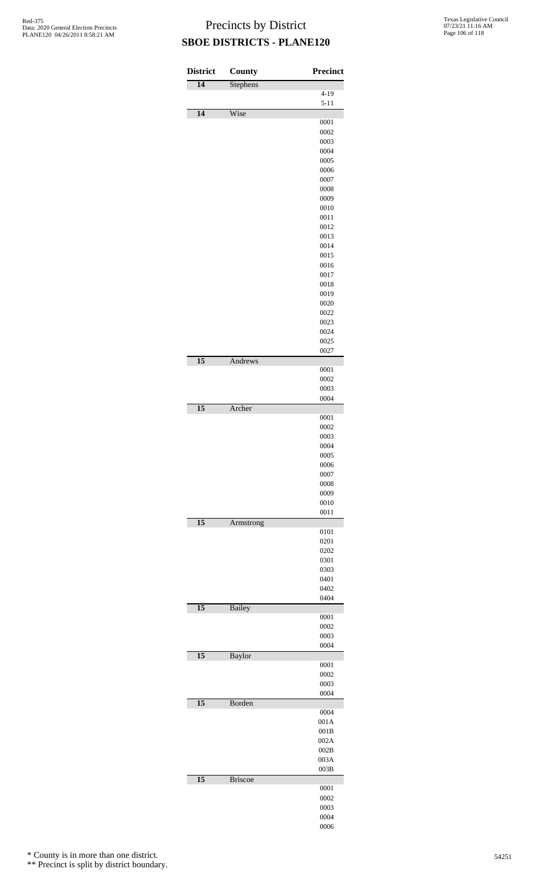# Precincts by District
## SBOE DISTRICTS - PLANE120

| District | County | Precinct |
|---|---|---|
| 14 | Stephens | |
| | | 4-19 |
| | | 5-11 |
| 14 | Wise | |
| | | 0001 |
| | | 0002 |
| | | 0003 |
| | | 0004 |
| | | 0005 |
| | | 0006 |
| | | 0007 |
| | | 0008 |
| | | 0009 |
| | | 0010 |
| | | 0011 |
| | | 0012 |
| | | 0013 |
| | | 0014 |
| | | 0015 |
| | | 0016 |
| | | 0017 |
| | | 0018 |
| | | 0019 |
| | | 0020 |
| | | 0022 |
| | | 0023 |
| | | 0024 |
| | | 0025 |
| | | 0027 |
| 15 | Andrews | |
| | | 0001 |
| | | 0002 |
| | | 0003 |
| | | 0004 |
| 15 | Archer | |
| | | 0001 |
| | | 0002 |
| | | 0003 |
| | | 0004 |
| | | 0005 |
| | | 0006 |
| | | 0007 |
| | | 0008 |
| | | 0009 |
| | | 0010 |
| | | 0011 |
| 15 | Armstrong | |
| | | 0101 |
| | | 0201 |
| | | 0202 |
| | | 0301 |
| | | 0303 |
| | | 0401 |
| | | 0402 |
| | | 0404 |
| 15 | Bailey | |
| | | 0001 |
| | | 0002 |
| | | 0003 |
| | | 0004 |
| 15 | Baylor | |
| | | 0001 |
| | | 0002 |
| | | 0003 |
| | | 0004 |
| 15 | Borden | |
| | | 0004 |
| | | 001A |
| | | 001B |
| | | 002A |
| | | 002B |
| | | 003A |
| | | 003B |
| 15 | Briscoe | |
| | | 0001 |
| | | 0002 |
| | | 0003 |
| | | 0004 |
| | | 0006 |

\* County is in more than one district.

\*\* Precinct is split by district boundary.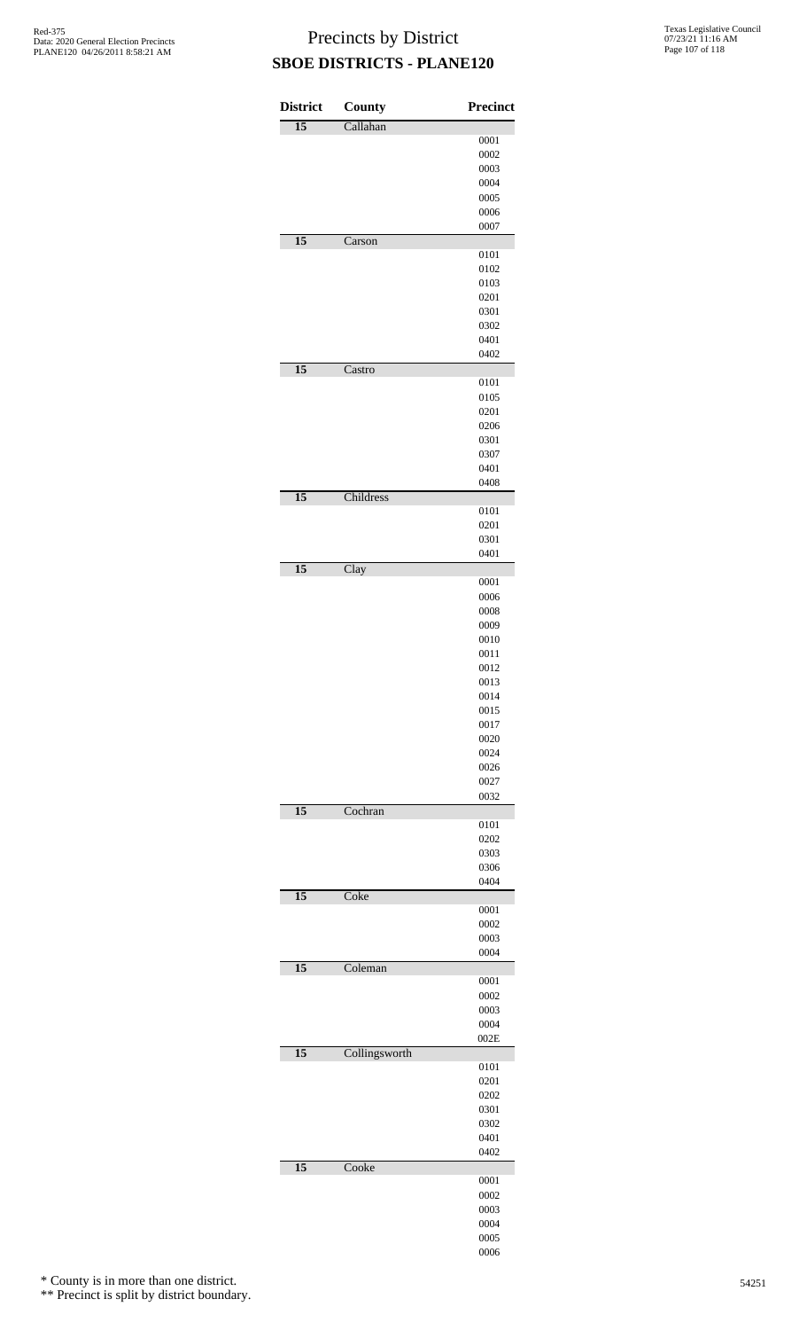# Precincts by District
## SBOE DISTRICTS - PLANE120

| District | County | Precinct |
|---|---|---|
| 15 | Callahan | |
| | | 0001 |
| | | 0002 |
| | | 0003 |
| | | 0004 |
| | | 0005 |
| | | 0006 |
| | | 0007 |
| 15 | Carson | |
| | | 0101 |
| | | 0102 |
| | | 0103 |
| | | 0201 |
| | | 0301 |
| | | 0302 |
| | | 0401 |
| | | 0402 |
| 15 | Castro | |
| | | 0101 |
| | | 0105 |
| | | 0201 |
| | | 0206 |
| | | 0301 |
| | | 0307 |
| | | 0401 |
| | | 0408 |
| 15 | Childress | |
| | | 0101 |
| | | 0201 |
| | | 0301 |
| | | 0401 |
| 15 | Clay | |
| | | 0001 |
| | | 0006 |
| | | 0008 |
| | | 0009 |
| | | 0010 |
| | | 0011 |
| | | 0012 |
| | | 0013 |
| | | 0014 |
| | | 0015 |
| | | 0017 |
| | | 0020 |
| | | 0024 |
| | | 0026 |
| | | 0027 |
| | | 0032 |
| 15 | Cochran | |
| | | 0101 |
| | | 0202 |
| | | 0303 |
| | | 0306 |
| | | 0404 |
| 15 | Coke | |
| | | 0001 |
| | | 0002 |
| | | 0003 |
| | | 0004 |
| 15 | Coleman | |
| | | 0001 |
| | | 0002 |
| | | 0003 |
| | | 0004 |
| | | 002E |
| 15 | Collingsworth | |
| | | 0101 |
| | | 0201 |
| | | 0202 |
| | | 0301 |
| | | 0302 |
| | | 0401 |
| | | 0402 |
| 15 | Cooke | |
| | | 0001 |
| | | 0002 |
| | | 0003 |
| | | 0004 |
| | | 0005 |
| | | 0006 |

\* County is in more than one district.

\*\* Precinct is split by district boundary.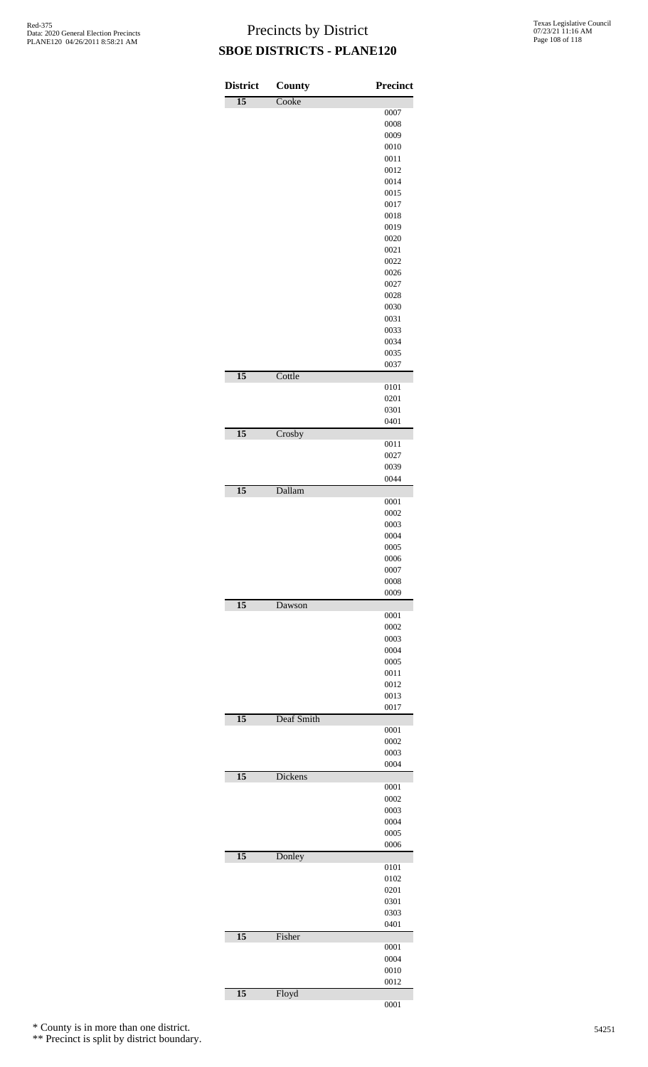# Precincts by District
## SBOE DISTRICTS - PLANE120

| District | County | Precinct |
|---|---|---|
| 15 | Cooke | |
| | | 0007 |
| | | 0008 |
| | | 0009 |
| | | 0010 |
| | | 0011 |
| | | 0012 |
| | | 0014 |
| | | 0015 |
| | | 0017 |
| | | 0018 |
| | | 0019 |
| | | 0020 |
| | | 0021 |
| | | 0022 |
| | | 0026 |
| | | 0027 |
| | | 0028 |
| | | 0030 |
| | | 0031 |
| | | 0033 |
| | | 0034 |
| | | 0035 |
| | | 0037 |
| 15 | Cottle | |
| | | 0101 |
| | | 0201 |
| | | 0301 |
| | | 0401 |
| 15 | Crosby | |
| | | 0011 |
| | | 0027 |
| | | 0039 |
| | | 0044 |
| 15 | Dallam | |
| | | 0001 |
| | | 0002 |
| | | 0003 |
| | | 0004 |
| | | 0005 |
| | | 0006 |
| | | 0007 |
| | | 0008 |
| | | 0009 |
| 15 | Dawson | |
| | | 0001 |
| | | 0002 |
| | | 0003 |
| | | 0004 |
| | | 0005 |
| | | 0011 |
| | | 0012 |
| | | 0013 |
| | | 0017 |
| 15 | Deaf Smith | |
| | | 0001 |
| | | 0002 |
| | | 0003 |
| | | 0004 |
| 15 | Dickens | |
| | | 0001 |
| | | 0002 |
| | | 0003 |
| | | 0004 |
| | | 0005 |
| | | 0006 |
| 15 | Donley | |
| | | 0101 |
| | | 0102 |
| | | 0201 |
| | | 0301 |
| | | 0303 |
| | | 0401 |
| 15 | Fisher | |
| | | 0001 |
| | | 0004 |
| | | 0010 |
| | | 0012 |
| 15 | Floyd | |
| | | 0001 |

\* County is in more than one district.

\*\* Precinct is split by district boundary.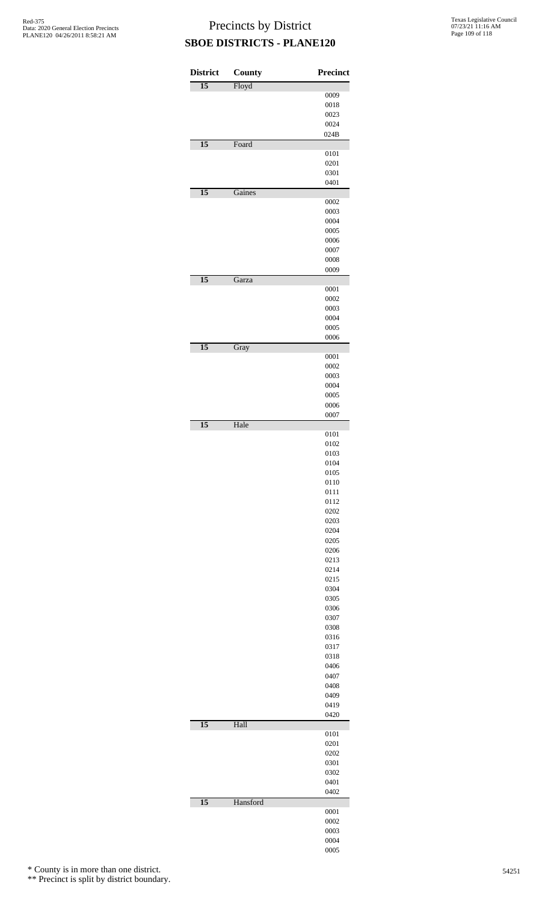# Precincts by District
## SBOE DISTRICTS - PLANE120

Red-375
Data: 2020 General Election Precincts
PLANE120 04/26/2011 8:58:21 AM

Texas Legislative Council
07/23/21 11:16 AM

| District | County | Precinct |
|---|---|---|
| 15 | Floyd | |
| | | 0009 |
| | | 0018 |
| | | 0023 |
| | | 0024 |
| | | 024B |
| 15 | Foard | |
| | | 0101 |
| | | 0201 |
| | | 0301 |
| | | 0401 |
| 15 | Gaines | |
| | | 0002 |
| | | 0003 |
| | | 0004 |
| | | 0005 |
| | | 0006 |
| | | 0007 |
| | | 0008 |
| | | 0009 |
| 15 | Garza | |
| | | 0001 |
| | | 0002 |
| | | 0003 |
| | | 0004 |
| | | 0005 |
| | | 0006 |
| 15 | Gray | |
| | | 0001 |
| | | 0002 |
| | | 0003 |
| | | 0004 |
| | | 0005 |
| | | 0006 |
| | | 0007 |
| 15 | Hale | |
| | | 0101 |
| | | 0102 |
| | | 0103 |
| | | 0104 |
| | | 0105 |
| | | 0110 |
| | | 0111 |
| | | 0112 |
| | | 0202 |
| | | 0203 |
| | | 0204 |
| | | 0205 |
| | | 0206 |
| | | 0213 |
| | | 0214 |
| | | 0215 |
| | | 0304 |
| | | 0305 |
| | | 0306 |
| | | 0307 |
| | | 0308 |
| | | 0316 |
| | | 0317 |
| | | 0318 |
| | | 0406 |
| | | 0407 |
| | | 0408 |
| | | 0409 |
| | | 0419 |
| | | 0420 |
| 15 | Hall | |
| | | 0101 |
| | | 0201 |
| | | 0202 |
| | | 0301 |
| | | 0302 |
| | | 0401 |
| | | 0402 |
| 15 | Hansford | |
| | | 0001 |
| | | 0002 |
| | | 0003 |
| | | 0004 |
| | | 0005 |

\* County is in more than one district.
\*\* Precinct is split by district boundary.

54251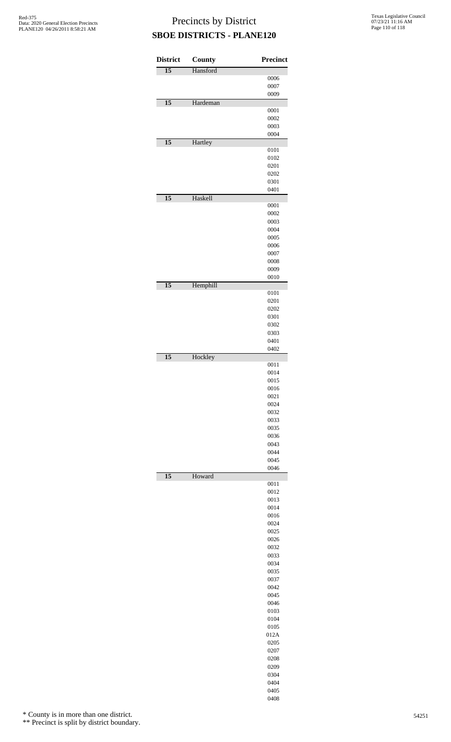# Precincts by District

## SBOE DISTRICTS - PLANE120

| District | County | Precinct |
|---|---|---|
| 15 | Hansford | |
| | | 0006 |
| | | 0007 |
| | | 0009 |
| 15 | Hardeman | |
| | | 0001 |
| | | 0002 |
| | | 0003 |
| | | 0004 |
| 15 | Hartley | |
| | | 0101 |
| | | 0102 |
| | | 0201 |
| | | 0202 |
| | | 0301 |
| | | 0401 |
| 15 | Haskell | |
| | | 0001 |
| | | 0002 |
| | | 0003 |
| | | 0004 |
| | | 0005 |
| | | 0006 |
| | | 0007 |
| | | 0008 |
| | | 0009 |
| | | 0010 |
| 15 | Hemphill | |
| | | 0101 |
| | | 0201 |
| | | 0202 |
| | | 0301 |
| | | 0302 |
| | | 0303 |
| | | 0401 |
| | | 0402 |
| 15 | Hockley | |
| | | 0011 |
| | | 0014 |
| | | 0015 |
| | | 0016 |
| | | 0021 |
| | | 0024 |
| | | 0032 |
| | | 0033 |
| | | 0035 |
| | | 0036 |
| | | 0043 |
| | | 0044 |
| | | 0045 |
| | | 0046 |
| 15 | Howard | |
| | | 0011 |
| | | 0012 |
| | | 0013 |
| | | 0014 |
| | | 0016 |
| | | 0024 |
| | | 0025 |
| | | 0026 |
| | | 0032 |
| | | 0033 |
| | | 0034 |
| | | 0035 |
| | | 0037 |
| | | 0042 |
| | | 0045 |
| | | 0046 |
| | | 0103 |
| | | 0104 |
| | | 0105 |
| | | 012A |
| | | 0205 |
| | | 0207 |
| | | 0208 |
| | | 0209 |
| | | 0304 |
| | | 0404 |
| | | 0405 |
| | | 0408 |

\* County is in more than one district.

\*\* Precinct is split by district boundary.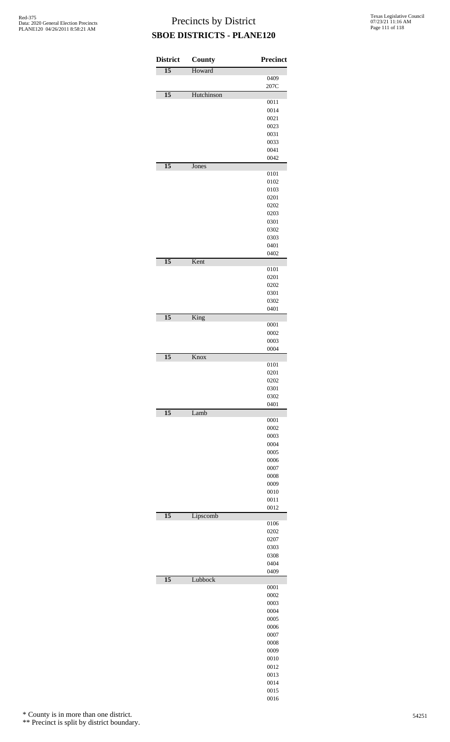# Precincts by District

## SBOE DISTRICTS - PLANE120

| District | County | Precinct |
|---|---|---|
| 15 | Howard | |
| | | 0409 |
| | | 207C |
| 15 | Hutchinson | |
| | | 0011 |
| | | 0014 |
| | | 0021 |
| | | 0023 |
| | | 0031 |
| | | 0033 |
| | | 0041 |
| | | 0042 |
| 15 | Jones | |
| | | 0101 |
| | | 0102 |
| | | 0103 |
| | | 0201 |
| | | 0202 |
| | | 0203 |
| | | 0301 |
| | | 0302 |
| | | 0303 |
| | | 0401 |
| | | 0402 |
| 15 | Kent | |
| | | 0101 |
| | | 0201 |
| | | 0202 |
| | | 0301 |
| | | 0302 |
| | | 0401 |
| 15 | King | |
| | | 0001 |
| | | 0002 |
| | | 0003 |
| | | 0004 |
| 15 | Knox | |
| | | 0101 |
| | | 0201 |
| | | 0202 |
| | | 0301 |
| | | 0302 |
| | | 0401 |
| 15 | Lamb | |
| | | 0001 |
| | | 0002 |
| | | 0003 |
| | | 0004 |
| | | 0005 |
| | | 0006 |
| | | 0007 |
| | | 0008 |
| | | 0009 |
| | | 0010 |
| | | 0011 |
| | | 0012 |
| 15 | Lipscomb | |
| | | 0106 |
| | | 0202 |
| | | 0207 |
| | | 0303 |
| | | 0308 |
| | | 0404 |
| | | 0409 |
| 15 | Lubbock | |
| | | 0001 |
| | | 0002 |
| | | 0003 |
| | | 0004 |
| | | 0005 |
| | | 0006 |
| | | 0007 |
| | | 0008 |
| | | 0009 |
| | | 0010 |
| | | 0012 |
| | | 0013 |
| | | 0014 |
| | | 0015 |
| | | 0016 |

\* County is in more than one district.

\*\* Precinct is split by district boundary.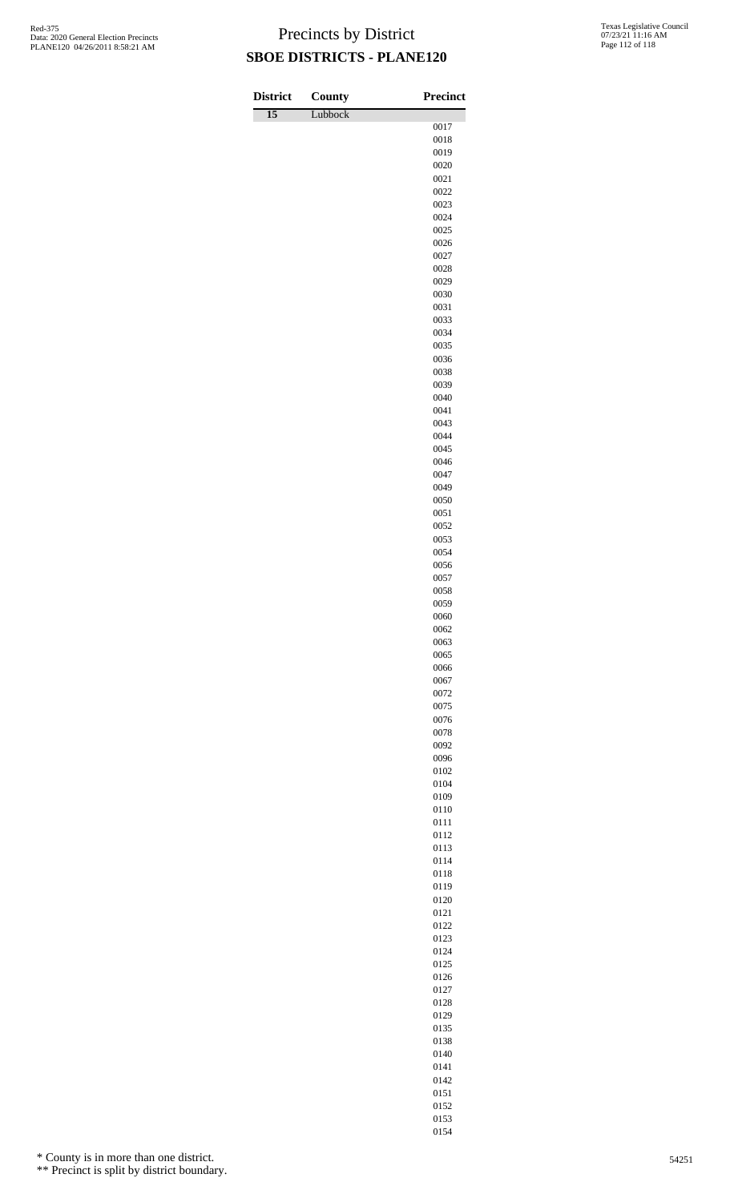# Precincts by District

## SBOE DISTRICTS - PLANE120

Red-375
Data: 2020 General Election Precincts
PLANE120 04/26/2011 8:58:21 AM

Texas Legislative Council
07/23/21 11:16 AM

| District | County | Precinct |
|---|---|---|
| 15 | Lubbock | |
| | | 0017 |
| | | 0018 |
| | | 0019 |
| | | 0020 |
| | | 0021 |
| | | 0022 |
| | | 0023 |
| | | 0024 |
| | | 0025 |
| | | 0026 |
| | | 0027 |
| | | 0028 |
| | | 0029 |
| | | 0030 |
| | | 0031 |
| | | 0033 |
| | | 0034 |
| | | 0035 |
| | | 0036 |
| | | 0038 |
| | | 0039 |
| | | 0040 |
| | | 0041 |
| | | 0043 |
| | | 0044 |
| | | 0045 |
| | | 0046 |
| | | 0047 |
| | | 0049 |
| | | 0050 |
| | | 0051 |
| | | 0052 |
| | | 0053 |
| | | 0054 |
| | | 0056 |
| | | 0057 |
| | | 0058 |
| | | 0059 |
| | | 0060 |
| | | 0062 |
| | | 0063 |
| | | 0065 |
| | | 0066 |
| | | 0067 |
| | | 0072 |
| | | 0075 |
| | | 0076 |
| | | 0078 |
| | | 0092 |
| | | 0096 |
| | | 0102 |
| | | 0104 |
| | | 0109 |
| | | 0110 |
| | | 0111 |
| | | 0112 |
| | | 0113 |
| | | 0114 |
| | | 0118 |
| | | 0119 |
| | | 0120 |
| | | 0121 |
| | | 0122 |
| | | 0123 |
| | | 0124 |
| | | 0125 |
| | | 0126 |
| | | 0127 |
| | | 0128 |
| | | 0129 |
| | | 0135 |
| | | 0138 |
| | | 0140 |
| | | 0141 |
| | | 0142 |
| | | 0151 |
| | | 0152 |
| | | 0153 |
| | | 0154 |

\* County is in more than one district.

\** Precinct is split by district boundary.

54251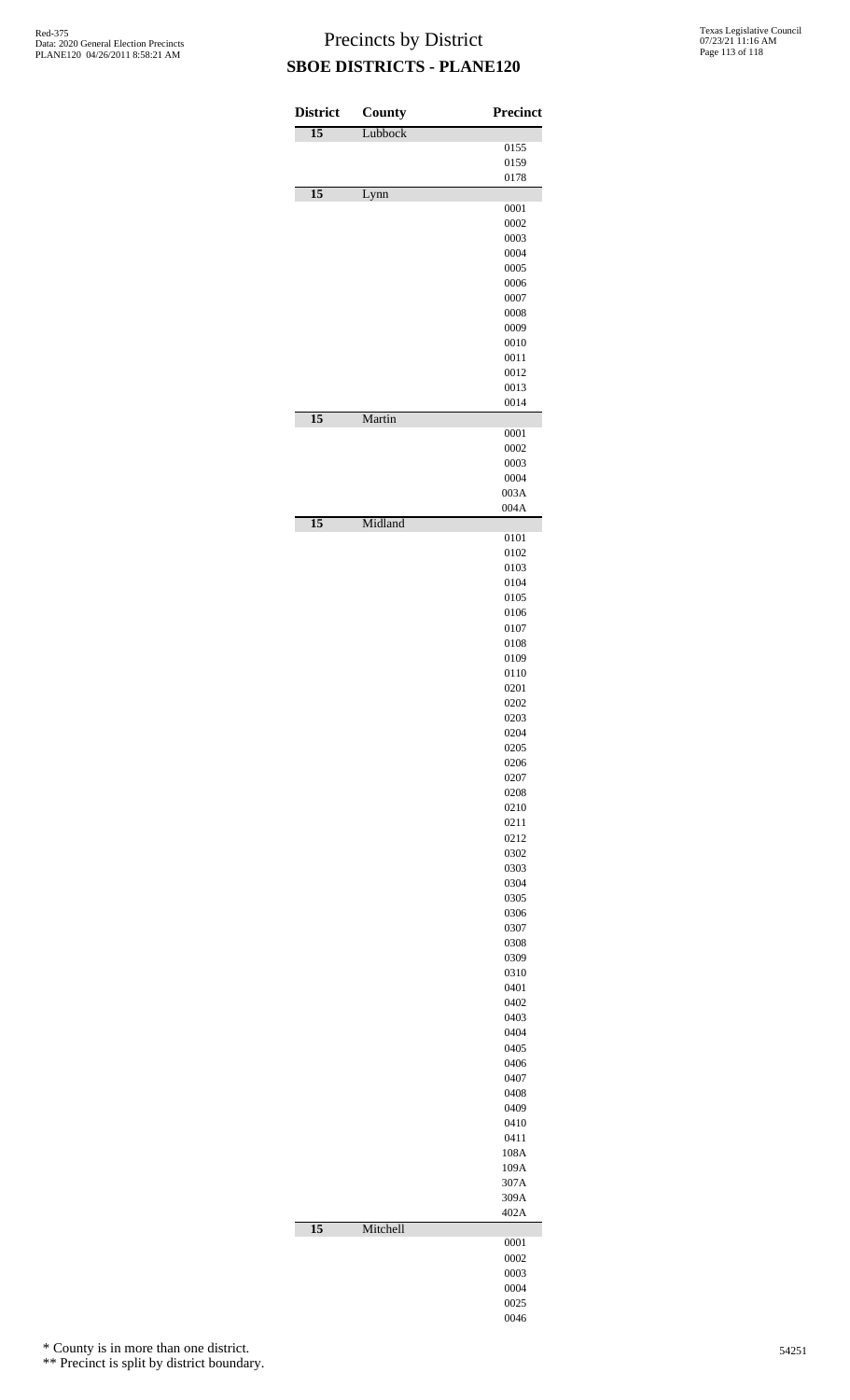# Precincts by District
## SBOE DISTRICTS - PLANE120

| District | County | Precinct |
|---|---|---|
| 15 | Lubbock | |
| | | 0155 |
| | | 0159 |
| | | 0178 |
| 15 | Lynn | |
| | | 0001 |
| | | 0002 |
| | | 0003 |
| | | 0004 |
| | | 0005 |
| | | 0006 |
| | | 0007 |
| | | 0008 |
| | | 0009 |
| | | 0010 |
| | | 0011 |
| | | 0012 |
| | | 0013 |
| | | 0014 |
| 15 | Martin | |
| | | 0001 |
| | | 0002 |
| | | 0003 |
| | | 0004 |
| | | 003A |
| | | 004A |
| 15 | Midland | |
| | | 0101 |
| | | 0102 |
| | | 0103 |
| | | 0104 |
| | | 0105 |
| | | 0106 |
| | | 0107 |
| | | 0108 |
| | | 0109 |
| | | 0110 |
| | | 0201 |
| | | 0202 |
| | | 0203 |
| | | 0204 |
| | | 0205 |
| | | 0206 |
| | | 0207 |
| | | 0208 |
| | | 0210 |
| | | 0211 |
| | | 0212 |
| | | 0302 |
| | | 0303 |
| | | 0304 |
| | | 0305 |
| | | 0306 |
| | | 0307 |
| | | 0308 |
| | | 0309 |
| | | 0310 |
| | | 0401 |
| | | 0402 |
| | | 0403 |
| | | 0404 |
| | | 0405 |
| | | 0406 |
| | | 0407 |
| | | 0408 |
| | | 0409 |
| | | 0410 |
| | | 0411 |
| | | 108A |
| | | 109A |
| | | 307A |
| | | 309A |
| | | 402A |
| 15 | Mitchell | |
| | | 0001 |
| | | 0002 |
| | | 0003 |
| | | 0004 |
| | | 0025 |
| | | 0046 |

\* County is in more than one district.

\*\* Precinct is split by district boundary.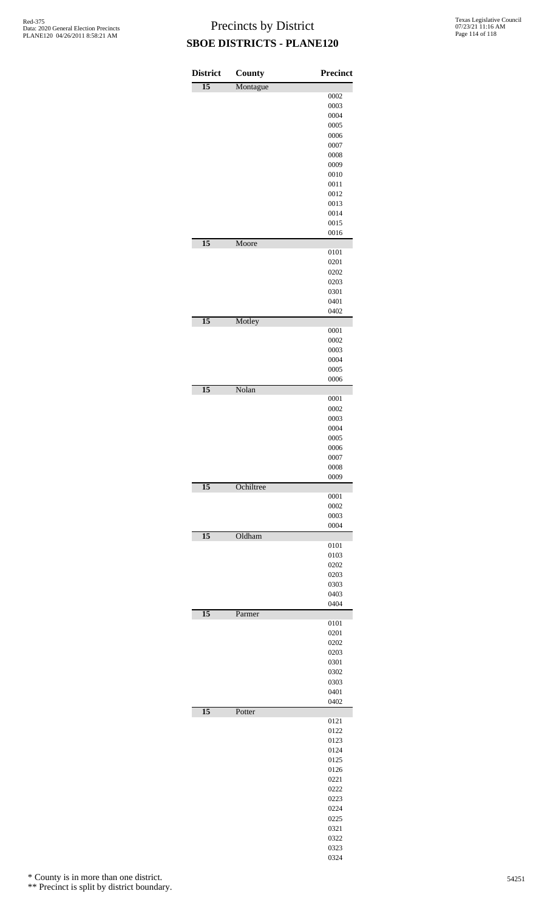# Precincts by District
## SBOE DISTRICTS - PLANE120

| District | County | Precinct |
|---|---|---|
| 15 | Montague | |
| | | 0002 |
| | | 0003 |
| | | 0004 |
| | | 0005 |
| | | 0006 |
| | | 0007 |
| | | 0008 |
| | | 0009 |
| | | 0010 |
| | | 0011 |
| | | 0012 |
| | | 0013 |
| | | 0014 |
| | | 0015 |
| | | 0016 |
| 15 | Moore | |
| | | 0101 |
| | | 0201 |
| | | 0202 |
| | | 0203 |
| | | 0301 |
| | | 0401 |
| | | 0402 |
| 15 | Motley | |
| | | 0001 |
| | | 0002 |
| | | 0003 |
| | | 0004 |
| | | 0005 |
| | | 0006 |
| 15 | Nolan | |
| | | 0001 |
| | | 0002 |
| | | 0003 |
| | | 0004 |
| | | 0005 |
| | | 0006 |
| | | 0007 |
| | | 0008 |
| | | 0009 |
| 15 | Ochiltree | |
| | | 0001 |
| | | 0002 |
| | | 0003 |
| | | 0004 |
| 15 | Oldham | |
| | | 0101 |
| | | 0103 |
| | | 0202 |
| | | 0203 |
| | | 0303 |
| | | 0403 |
| | | 0404 |
| 15 | Parmer | |
| | | 0101 |
| | | 0201 |
| | | 0202 |
| | | 0203 |
| | | 0301 |
| | | 0302 |
| | | 0303 |
| | | 0401 |
| | | 0402 |
| 15 | Potter | |
| | | 0121 |
| | | 0122 |
| | | 0123 |
| | | 0124 |
| | | 0125 |
| | | 0126 |
| | | 0221 |
| | | 0222 |
| | | 0223 |
| | | 0224 |
| | | 0225 |
| | | 0321 |
| | | 0322 |
| | | 0323 |
| | | 0324 |

\* County is in more than one district.

\*\* Precinct is split by district boundary.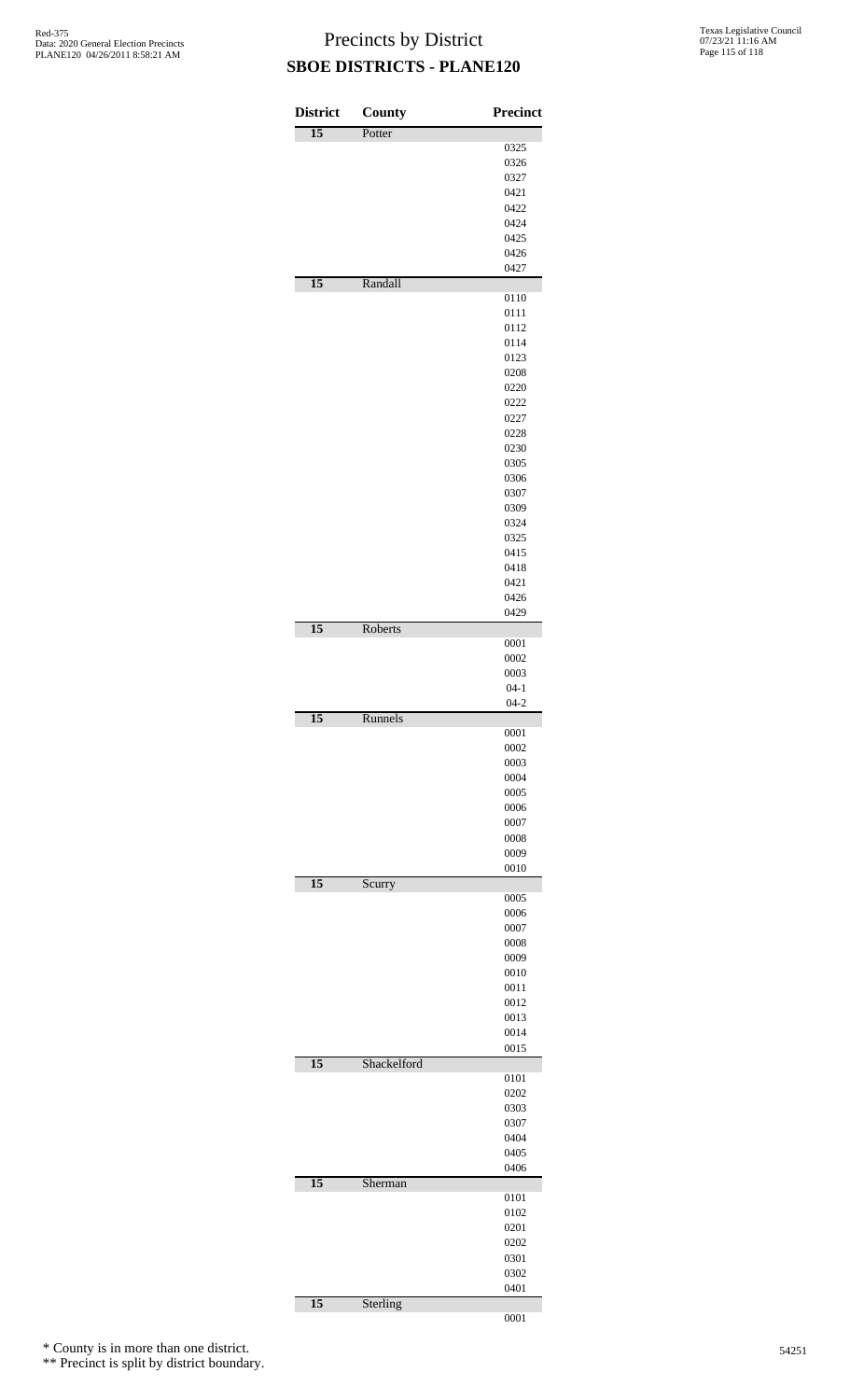# Precincts by District
## SBOE DISTRICTS - PLANE120

Red-375
Data: 2020 General Election Precincts
PLANE120 04/26/2011 8:58:21 AM

Texas Legislative Council
07/23/21 11:16 AM

| District | County | Precinct |
|---|---|---|
| 15 | Potter | |
| | | 0325 |
| | | 0326 |
| | | 0327 |
| | | 0421 |
| | | 0422 |
| | | 0424 |
| | | 0425 |
| | | 0426 |
| | | 0427 |
| 15 | Randall | |
| | | 0110 |
| | | 0111 |
| | | 0112 |
| | | 0114 |
| | | 0123 |
| | | 0208 |
| | | 0220 |
| | | 0222 |
| | | 0227 |
| | | 0228 |
| | | 0230 |
| | | 0305 |
| | | 0306 |
| | | 0307 |
| | | 0309 |
| | | 0324 |
| | | 0325 |
| | | 0415 |
| | | 0418 |
| | | 0421 |
| | | 0426 |
| | | 0429 |
| 15 | Roberts | |
| | | 0001 |
| | | 0002 |
| | | 0003 |
| | | 04-1 |
| | | 04-2 |
| 15 | Runnels | |
| | | 0001 |
| | | 0002 |
| | | 0003 |
| | | 0004 |
| | | 0005 |
| | | 0006 |
| | | 0007 |
| | | 0008 |
| | | 0009 |
| | | 0010 |
| 15 | Scurry | |
| | | 0005 |
| | | 0006 |
| | | 0007 |
| | | 0008 |
| | | 0009 |
| | | 0010 |
| | | 0011 |
| | | 0012 |
| | | 0013 |
| | | 0014 |
| | | 0015 |
| 15 | Shackelford | |
| | | 0101 |
| | | 0202 |
| | | 0303 |
| | | 0307 |
| | | 0404 |
| | | 0405 |
| | | 0406 |
| 15 | Sherman | |
| | | 0101 |
| | | 0102 |
| | | 0201 |
| | | 0202 |
| | | 0301 |
| | | 0302 |
| | | 0401 |
| 15 | Sterling | |
| | | 0001 |

\* County is in more than one district.
\*\* Precinct is split by district boundary.

54251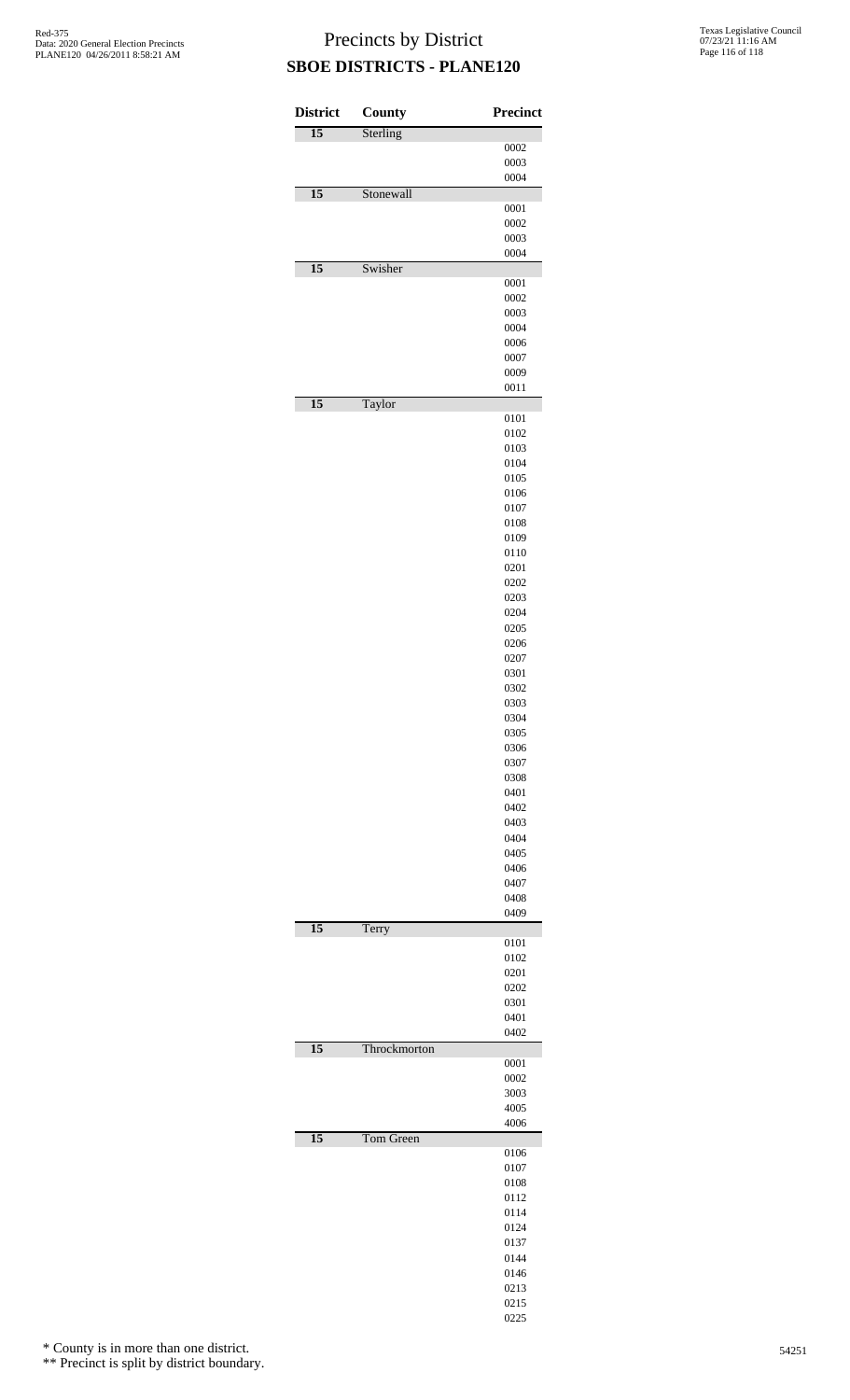# Precincts by District

## SBOE DISTRICTS - PLANE120

| District | County | Precinct |
|---|---|---|
| 15 | Sterling | |
| | | 0002 |
| | | 0003 |
| | | 0004 |
| 15 | Stonewall | |
| | | 0001 |
| | | 0002 |
| | | 0003 |
| | | 0004 |
| 15 | Swisher | |
| | | 0001 |
| | | 0002 |
| | | 0003 |
| | | 0004 |
| | | 0006 |
| | | 0007 |
| | | 0009 |
| | | 0011 |
| 15 | Taylor | |
| | | 0101 |
| | | 0102 |
| | | 0103 |
| | | 0104 |
| | | 0105 |
| | | 0106 |
| | | 0107 |
| | | 0108 |
| | | 0109 |
| | | 0110 |
| | | 0201 |
| | | 0202 |
| | | 0203 |
| | | 0204 |
| | | 0205 |
| | | 0206 |
| | | 0207 |
| | | 0301 |
| | | 0302 |
| | | 0303 |
| | | 0304 |
| | | 0305 |
| | | 0306 |
| | | 0307 |
| | | 0308 |
| | | 0401 |
| | | 0402 |
| | | 0403 |
| | | 0404 |
| | | 0405 |
| | | 0406 |
| | | 0407 |
| | | 0408 |
| | | 0409 |
| 15 | Terry | |
| | | 0101 |
| | | 0102 |
| | | 0201 |
| | | 0202 |
| | | 0301 |
| | | 0401 |
| | | 0402 |
| 15 | Throckmorton | |
| | | 0001 |
| | | 0002 |
| | | 3003 |
| | | 4005 |
| | | 4006 |
| 15 | Tom Green | |
| | | 0106 |
| | | 0107 |
| | | 0108 |
| | | 0112 |
| | | 0114 |
| | | 0124 |
| | | 0137 |
| | | 0144 |
| | | 0146 |
| | | 0213 |
| | | 0215 |
| | | 0225 |

\* County is in more than one district.

\** Precinct is split by district boundary.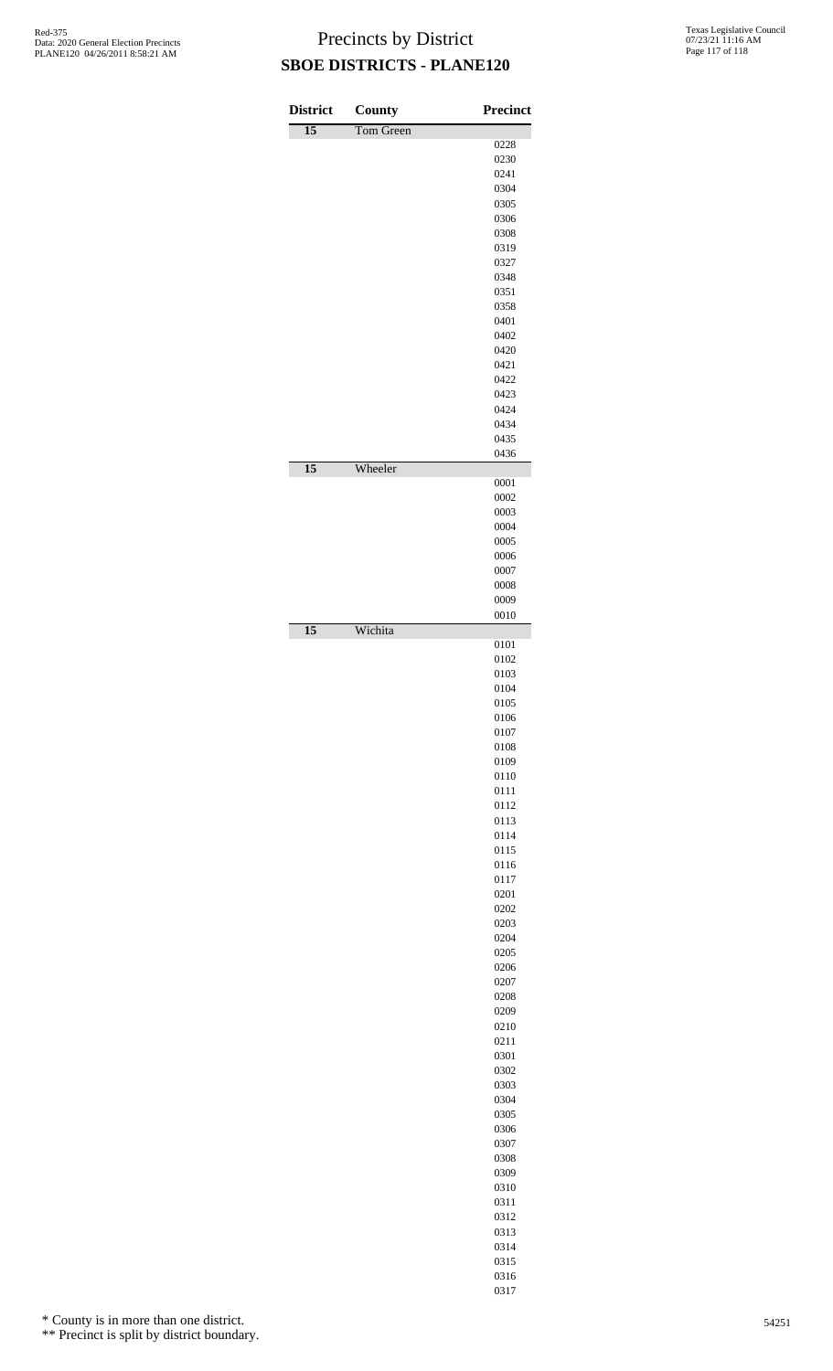# Precincts by District
## SBOE DISTRICTS - PLANE120

| District | County | Precinct |
|---|---|---|
| 15 | Tom Green | |
| | | 0228 |
| | | 0230 |
| | | 0241 |
| | | 0304 |
| | | 0305 |
| | | 0306 |
| | | 0308 |
| | | 0319 |
| | | 0327 |
| | | 0348 |
| | | 0351 |
| | | 0358 |
| | | 0401 |
| | | 0402 |
| | | 0420 |
| | | 0421 |
| | | 0422 |
| | | 0423 |
| | | 0424 |
| | | 0434 |
| | | 0435 |
| | | 0436 |
| 15 | Wheeler | |
| | | 0001 |
| | | 0002 |
| | | 0003 |
| | | 0004 |
| | | 0005 |
| | | 0006 |
| | | 0007 |
| | | 0008 |
| | | 0009 |
| | | 0010 |
| 15 | Wichita | |
| | | 0101 |
| | | 0102 |
| | | 0103 |
| | | 0104 |
| | | 0105 |
| | | 0106 |
| | | 0107 |
| | | 0108 |
| | | 0109 |
| | | 0110 |
| | | 0111 |
| | | 0112 |
| | | 0113 |
| | | 0114 |
| | | 0115 |
| | | 0116 |
| | | 0117 |
| | | 0201 |
| | | 0202 |
| | | 0203 |
| | | 0204 |
| | | 0205 |
| | | 0206 |
| | | 0207 |
| | | 0208 |
| | | 0209 |
| | | 0210 |
| | | 0211 |
| | | 0301 |
| | | 0302 |
| | | 0303 |
| | | 0304 |
| | | 0305 |
| | | 0306 |
| | | 0307 |
| | | 0308 |
| | | 0309 |
| | | 0310 |
| | | 0311 |
| | | 0312 |
| | | 0313 |
| | | 0314 |
| | | 0315 |
| | | 0316 |
| | | 0317 |

\* County is in more than one district.

\*\* Precinct is split by district boundary.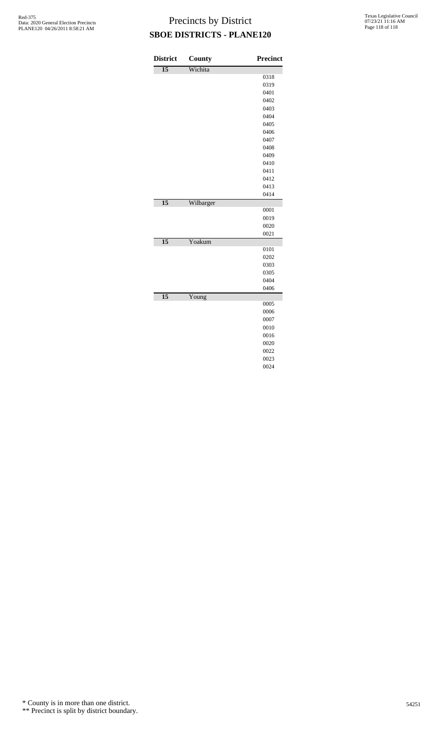# Precincts by District

## SBOE DISTRICTS - PLANE120

| District | County | Precinct |
|---|---|---|
| 15 | Wichita | |
| | | 0318 |
| | | 0319 |
| | | 0401 |
| | | 0402 |
| | | 0403 |
| | | 0404 |
| | | 0405 |
| | | 0406 |
| | | 0407 |
| | | 0408 |
| | | 0409 |
| | | 0410 |
| | | 0411 |
| | | 0412 |
| | | 0413 |
| | | 0414 |
| 15 | Wilbarger | |
| | | 0001 |
| | | 0019 |
| | | 0020 |
| | | 0021 |
| 15 | Yoakum | |
| | | 0101 |
| | | 0202 |
| | | 0303 |
| | | 0305 |
| | | 0404 |
| | | 0406 |
| 15 | Young | |
| | | 0005 |
| | | 0006 |
| | | 0007 |
| | | 0010 |
| | | 0016 |
| | | 0020 |
| | | 0022 |
| | | 0023 |
| | | 0024 |

* County is in more than one district.

** Precinct is split by district boundary.